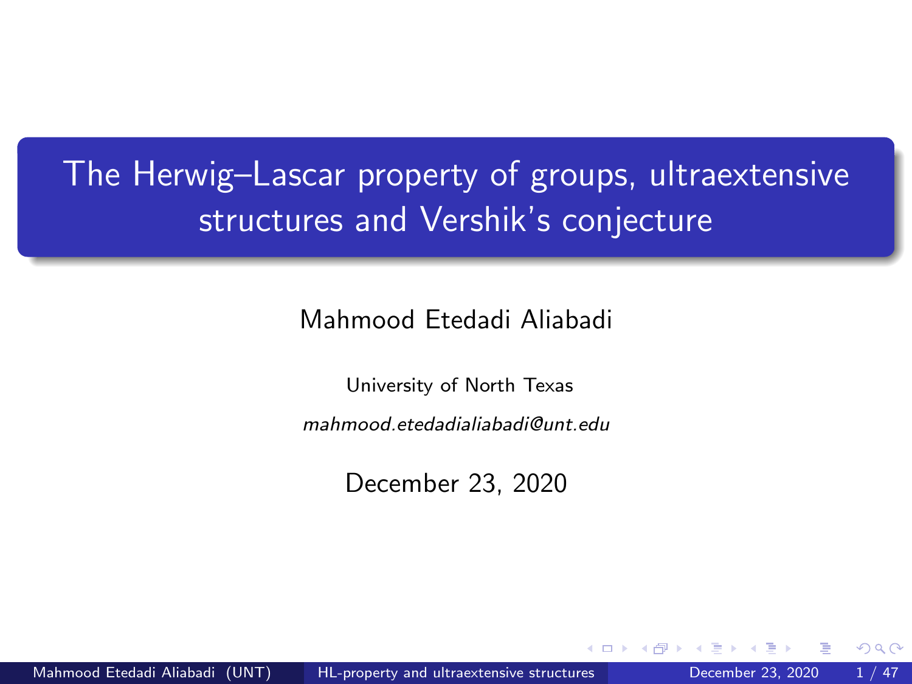# The Herwig–Lascar property of groups, ultraextensive structures and Vershik's conjecture

Mahmood Etedadi Aliabadi

University of North Texas

*mahmood.etedadialiabadi@unt.edu*

December 23, 2020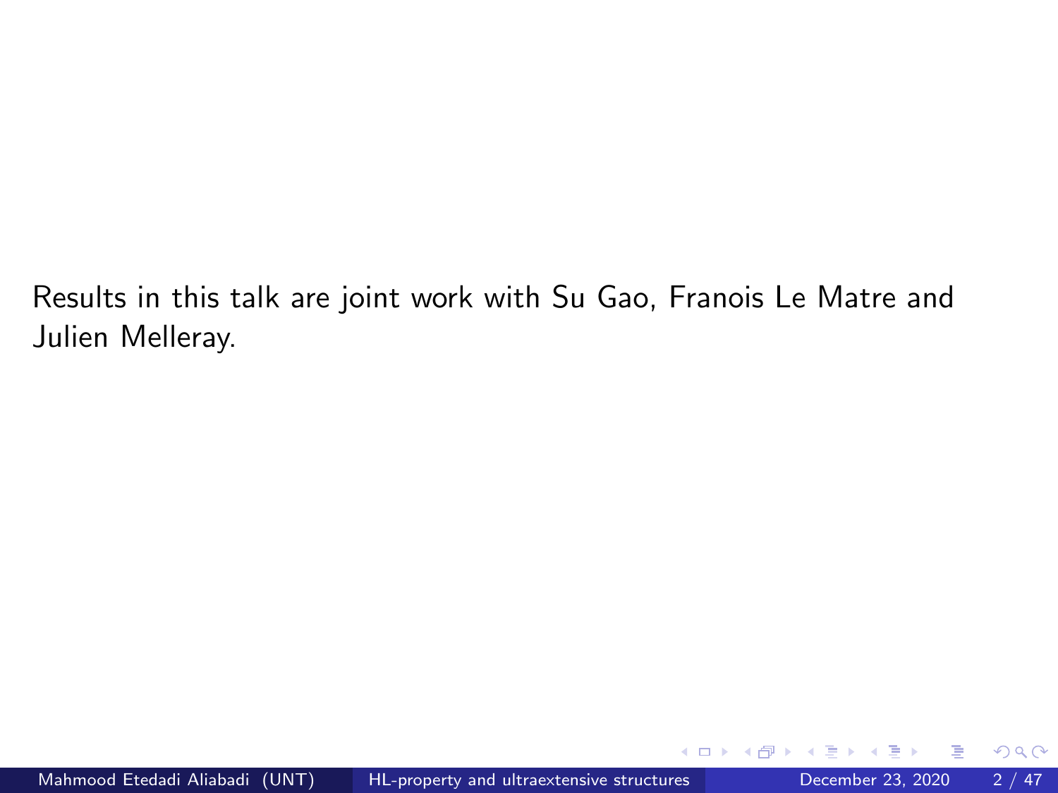Results in this talk are joint work with Su Gao, Franois Le Matre and Julien Melleray.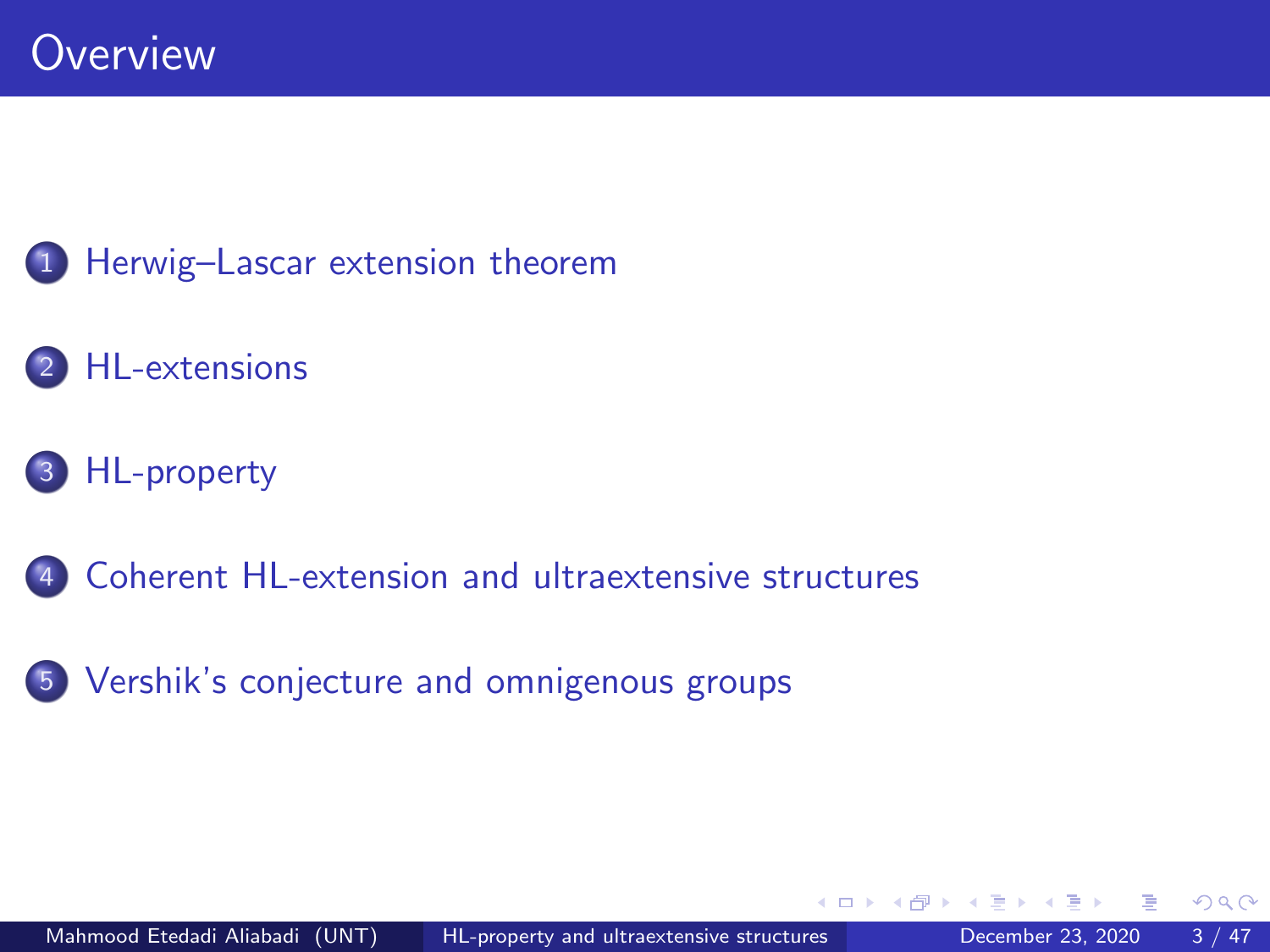# Overview

1. Herwig–Lascar extension theorem
2. HL-extensions
3. HL-property
4. Coherent HL-extension and ultraextensive structures
5. Vershik's conjecture and omnigenous groups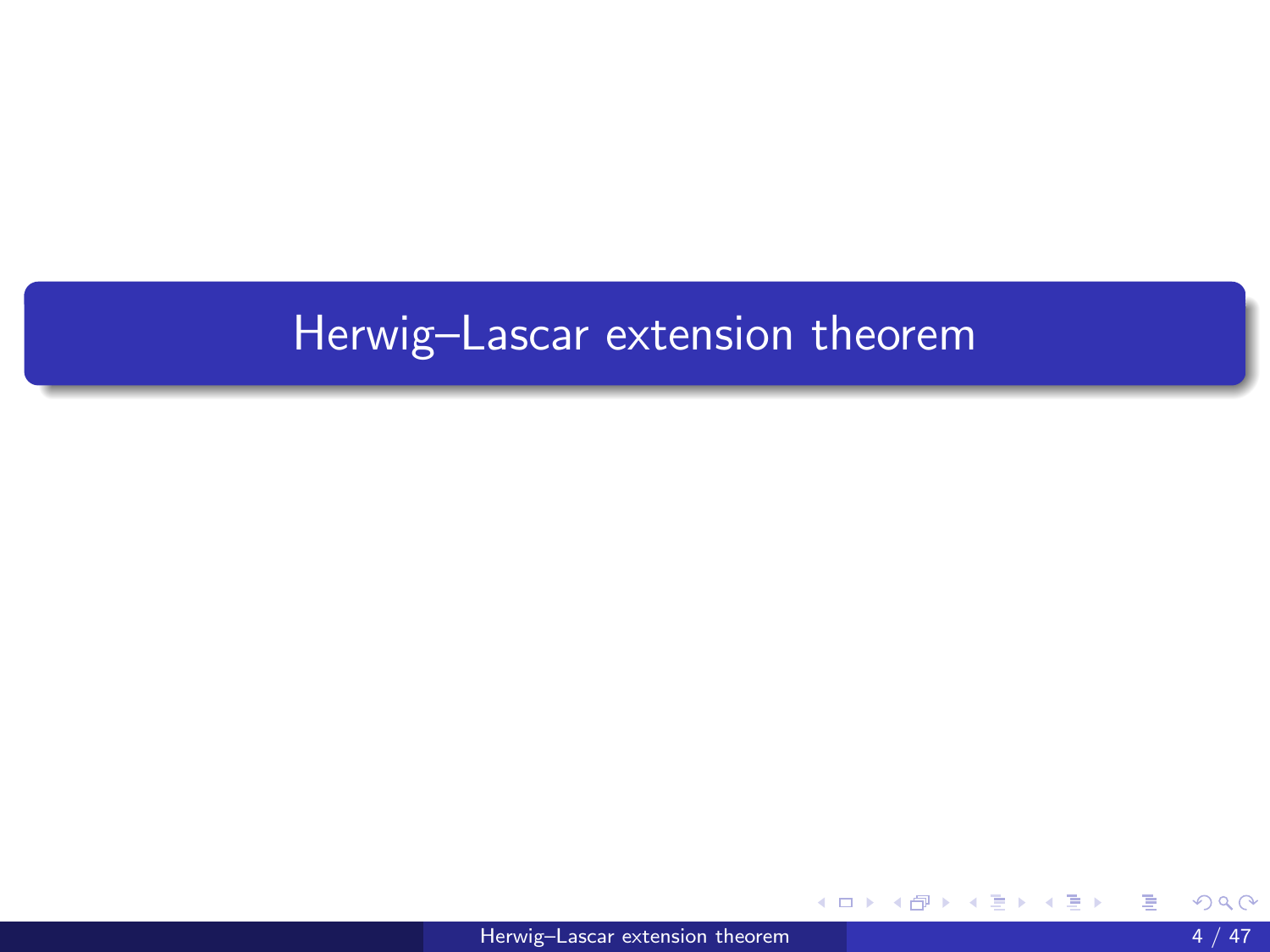# Herwig–Lascar extension theorem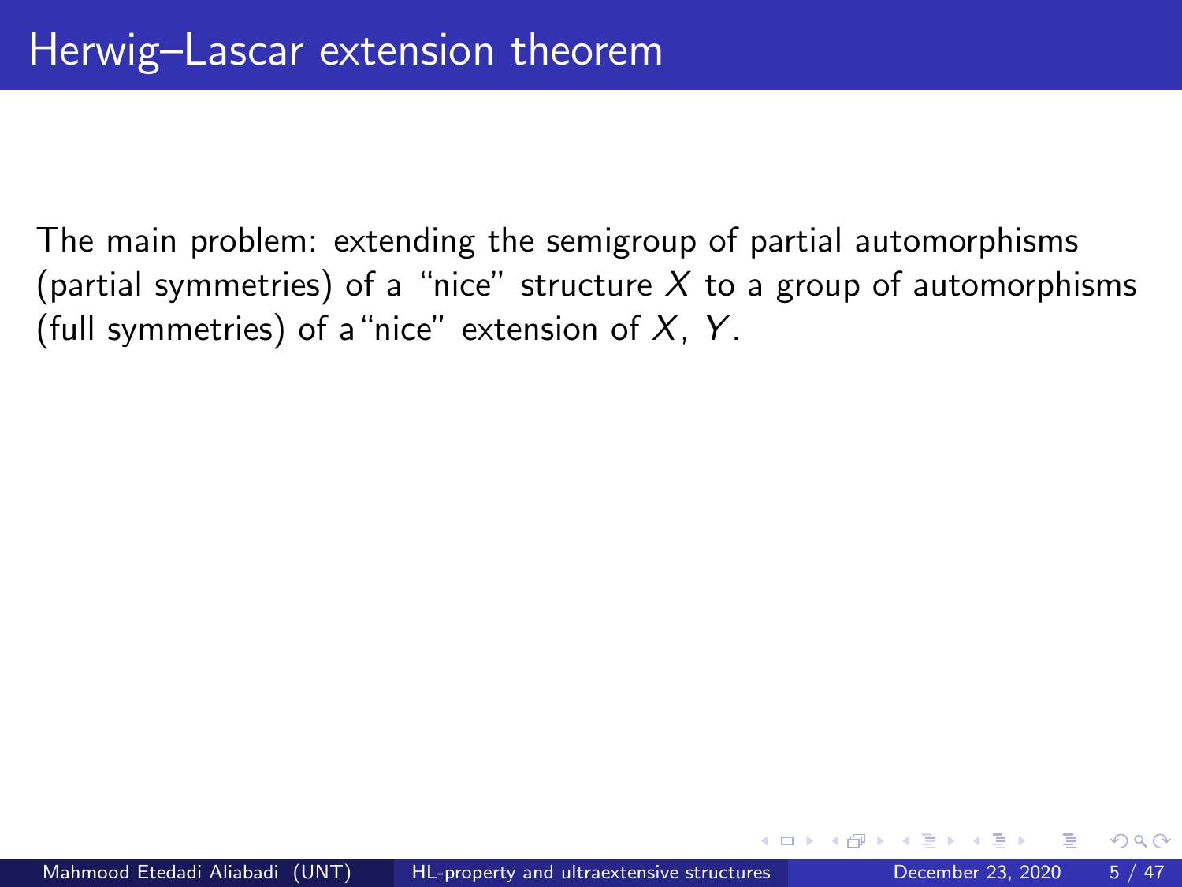# Herwig–Lascar extension theorem

The main problem: extending the semigroup of partial automorphisms (partial symmetries) of a "nice" structure $X$ to a group of automorphisms (full symmetries) of a "nice" extension of $X$, $Y$.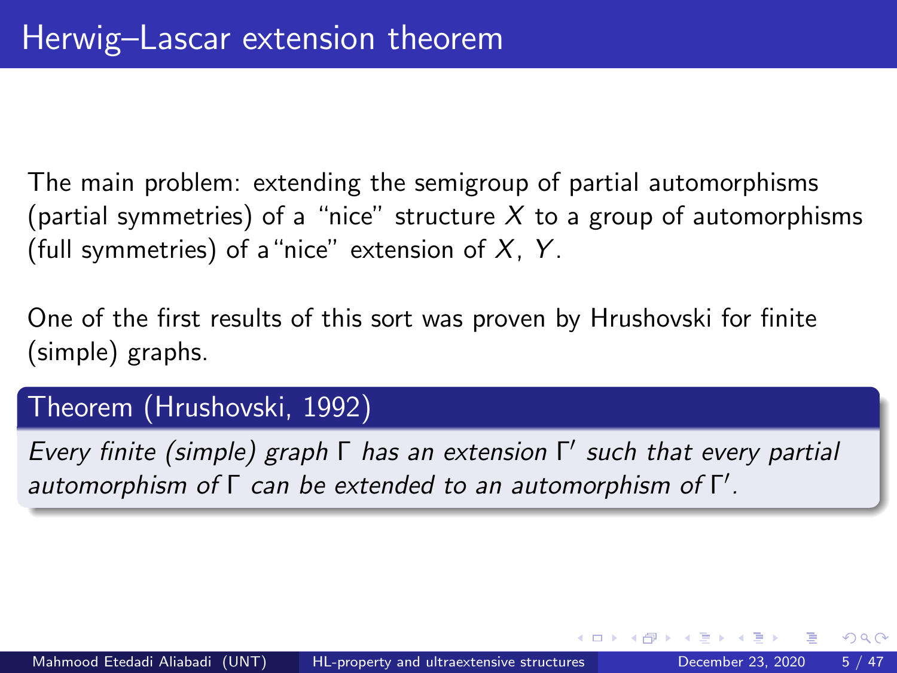# Herwig–Lascar extension theorem

The main problem: extending the semigroup of partial automorphisms (partial symmetries) of a "nice" structure $X$ to a group of automorphisms (full symmetries) of a "nice" extension of $X$, $Y$.

One of the first results of this sort was proven by Hrushovski for finite (simple) graphs.

**Theorem (Hrushovski, 1992)**

*Every finite (simple) graph $\Gamma$ has an extension $\Gamma'$ such that every partial automorphism of $\Gamma$ can be extended to an automorphism of $\Gamma'$.*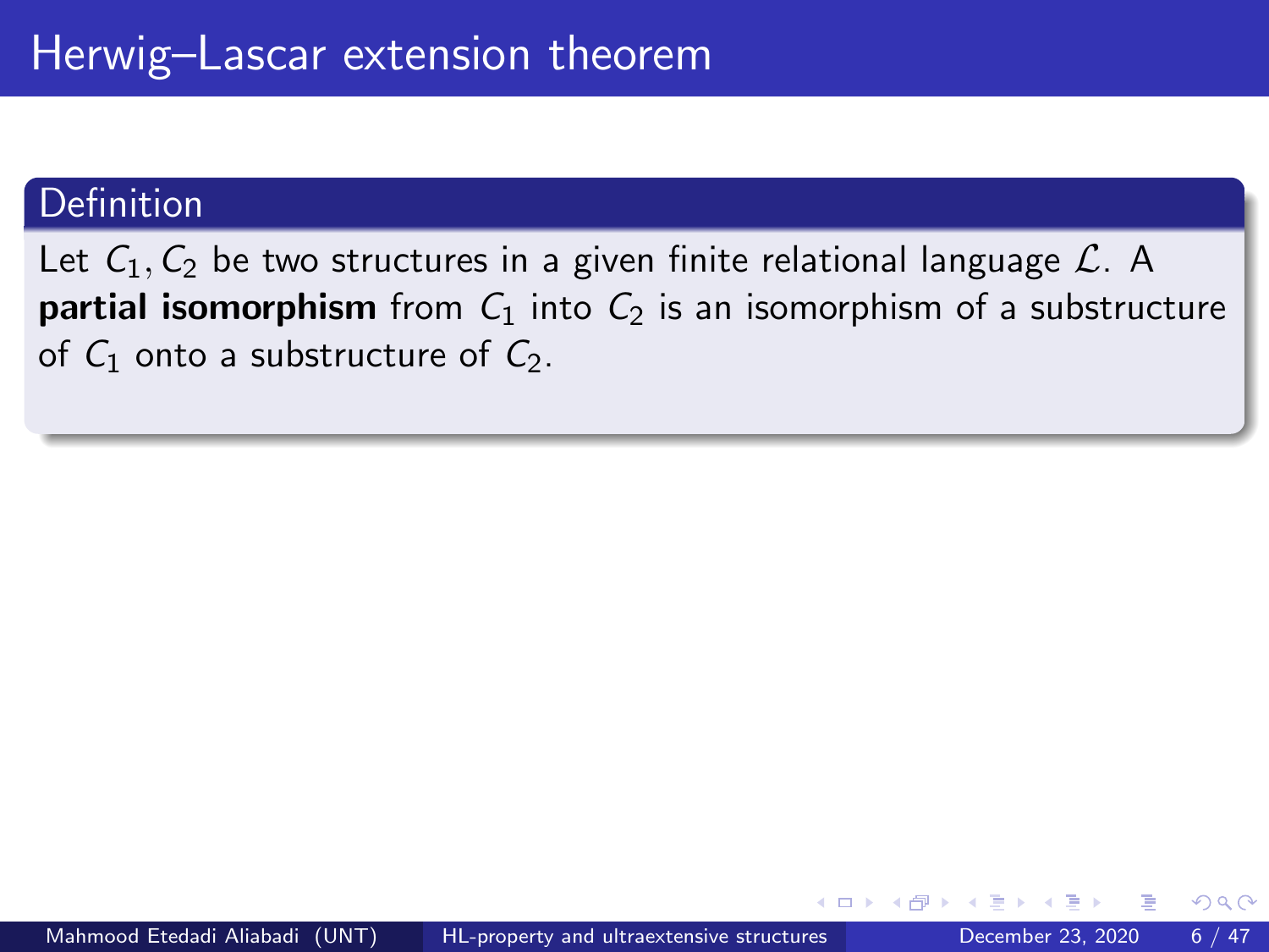# Herwig–Lascar extension theorem

**Definition**

Let $C_1, C_2$ be two structures in a given finite relational language $\mathcal{L}$. A **partial isomorphism** from $C_1$ into $C_2$ is an isomorphism of a substructure of $C_1$ onto a substructure of $C_2$.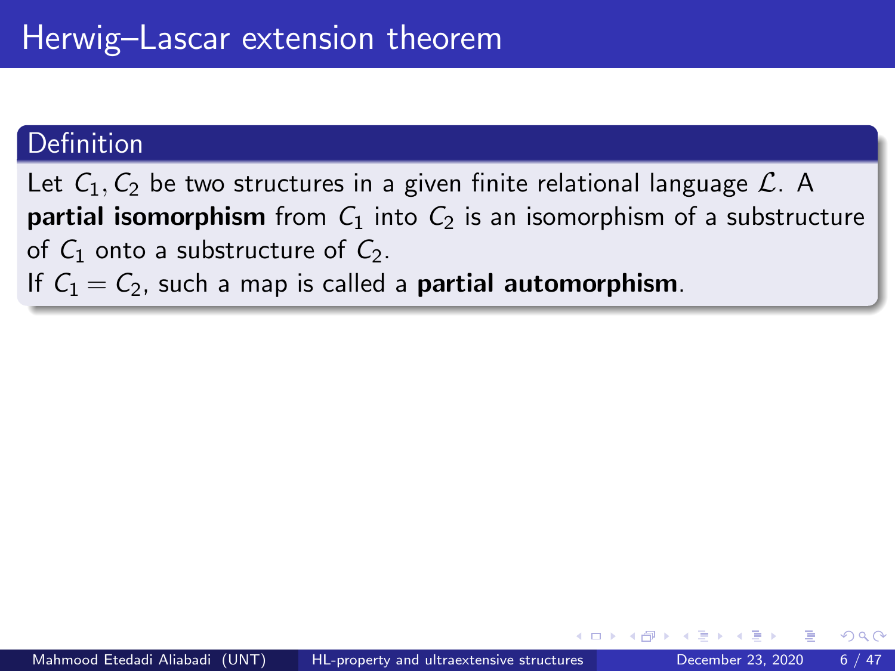# Herwig–Lascar extension theorem

**Definition**

Let $C_1, C_2$ be two structures in a given finite relational language $\mathcal{L}$. A **partial isomorphism** from $C_1$ into $C_2$ is an isomorphism of a substructure of $C_1$ onto a substructure of $C_2$.

If $C_1 = C_2$, such a map is called a **partial automorphism**.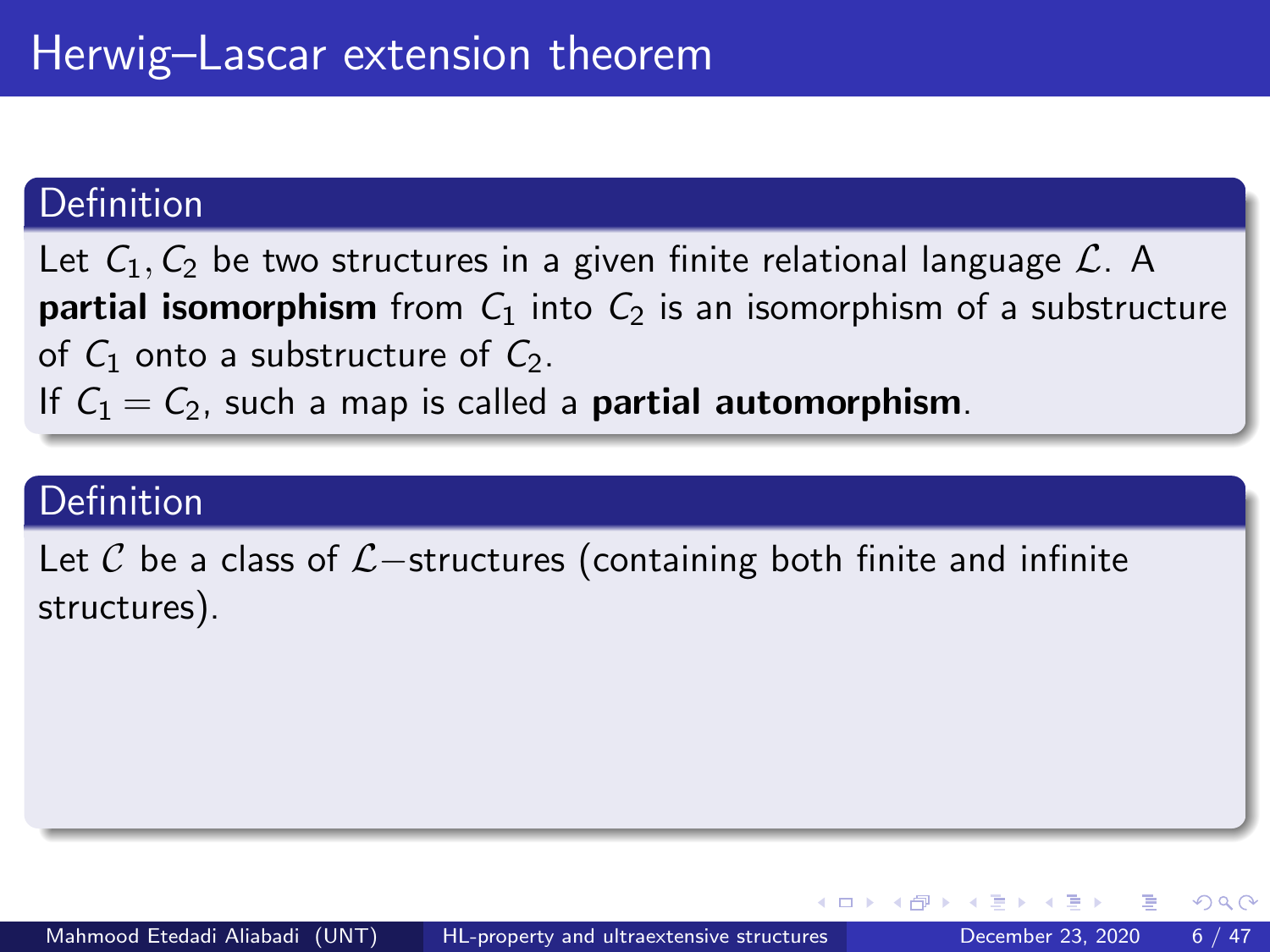# Herwig–Lascar extension theorem

**Definition**

Let $C_1, C_2$ be two structures in a given finite relational language $\mathcal{L}$. A **partial isomorphism** from $C_1$ into $C_2$ is an isomorphism of a substructure of $C_1$ onto a substructure of $C_2$.

If $C_1 = C_2$, such a map is called a **partial automorphism**.

**Definition**

Let $\mathcal{C}$ be a class of $\mathcal{L}-$structures (containing both finite and infinite structures).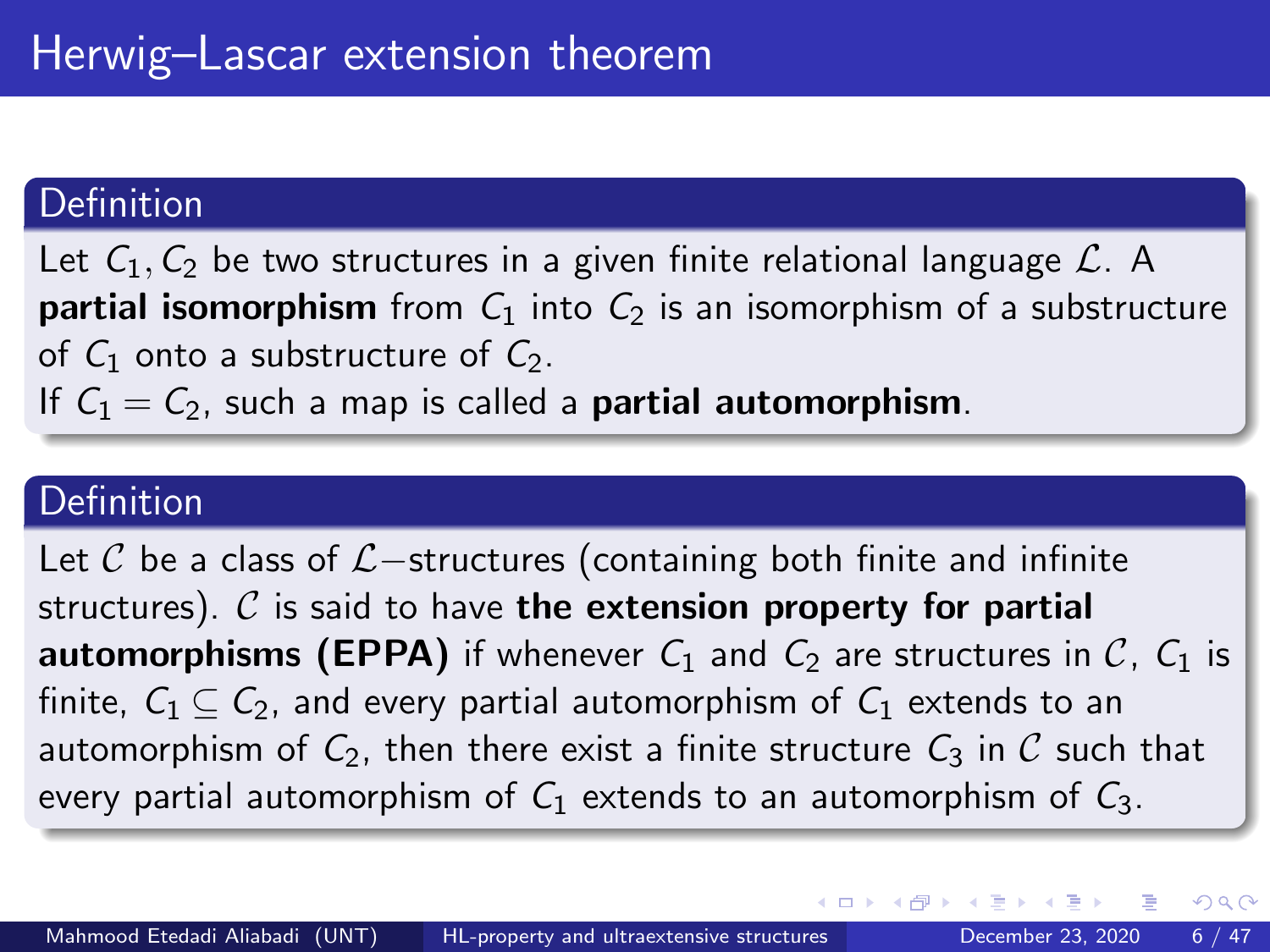# Herwig–Lascar extension theorem

**Definition**

Let $C_1, C_2$ be two structures in a given finite relational language $\mathcal{L}$. A **partial isomorphism** from $C_1$ into $C_2$ is an isomorphism of a substructure of $C_1$ onto a substructure of $C_2$.

If $C_1 = C_2$, such a map is called a **partial automorphism**.

**Definition**

Let $\mathcal{C}$ be a class of $\mathcal{L}-$structures (containing both finite and infinite structures). $\mathcal{C}$ is said to have **the extension property for partial automorphisms (EPPA)** if whenever $C_1$ and $C_2$ are structures in $\mathcal{C}$, $C_1$ is finite, $C_1 \subseteq C_2$, and every partial automorphism of $C_1$ extends to an automorphism of $C_2$, then there exist a finite structure $C_3$ in $\mathcal{C}$ such that every partial automorphism of $C_1$ extends to an automorphism of $C_3$.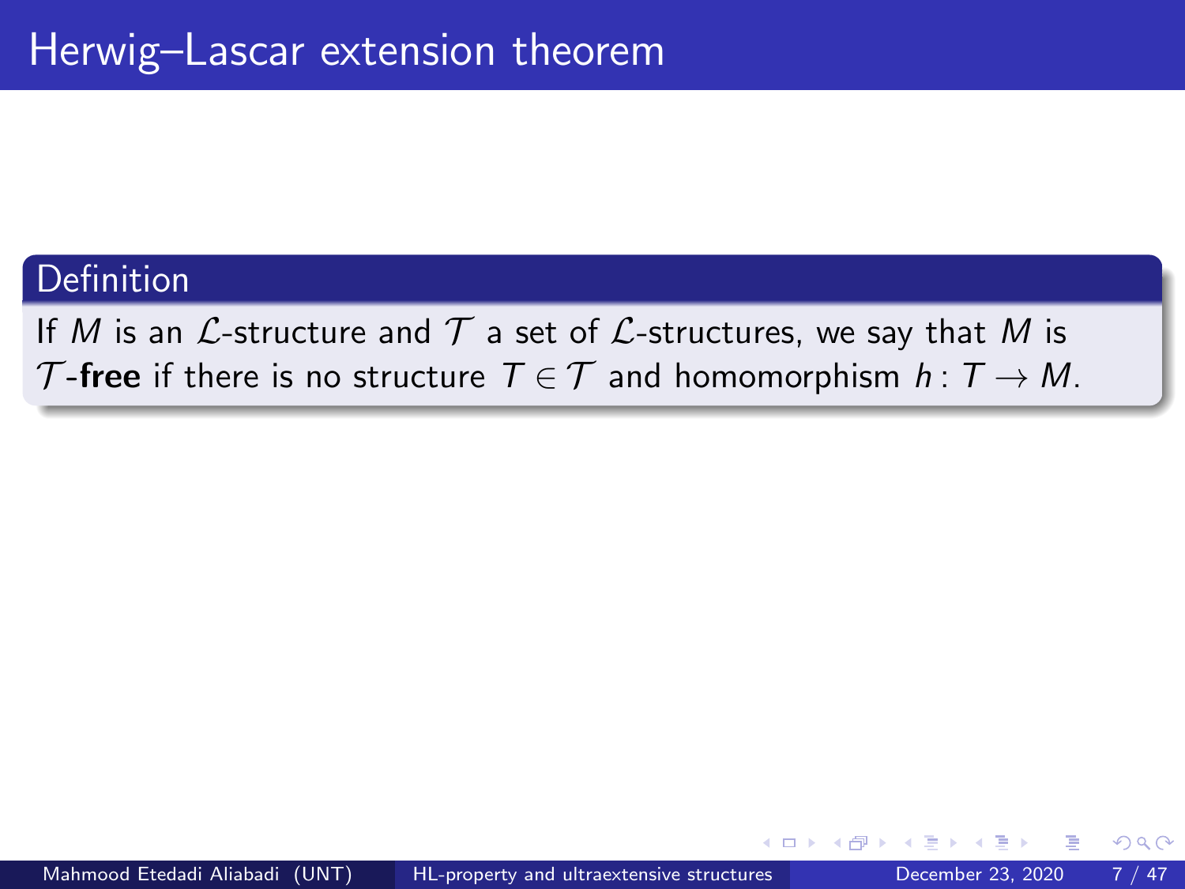# Herwig–Lascar extension theorem

**Definition**

If $M$ is an $\mathcal{L}$-structure and $\mathcal{T}$ a set of $\mathcal{L}$-structures, we say that $M$ is $\mathcal{T}$-**free** if there is no structure $T \in \mathcal{T}$ and homomorphism $h\colon T \to M$.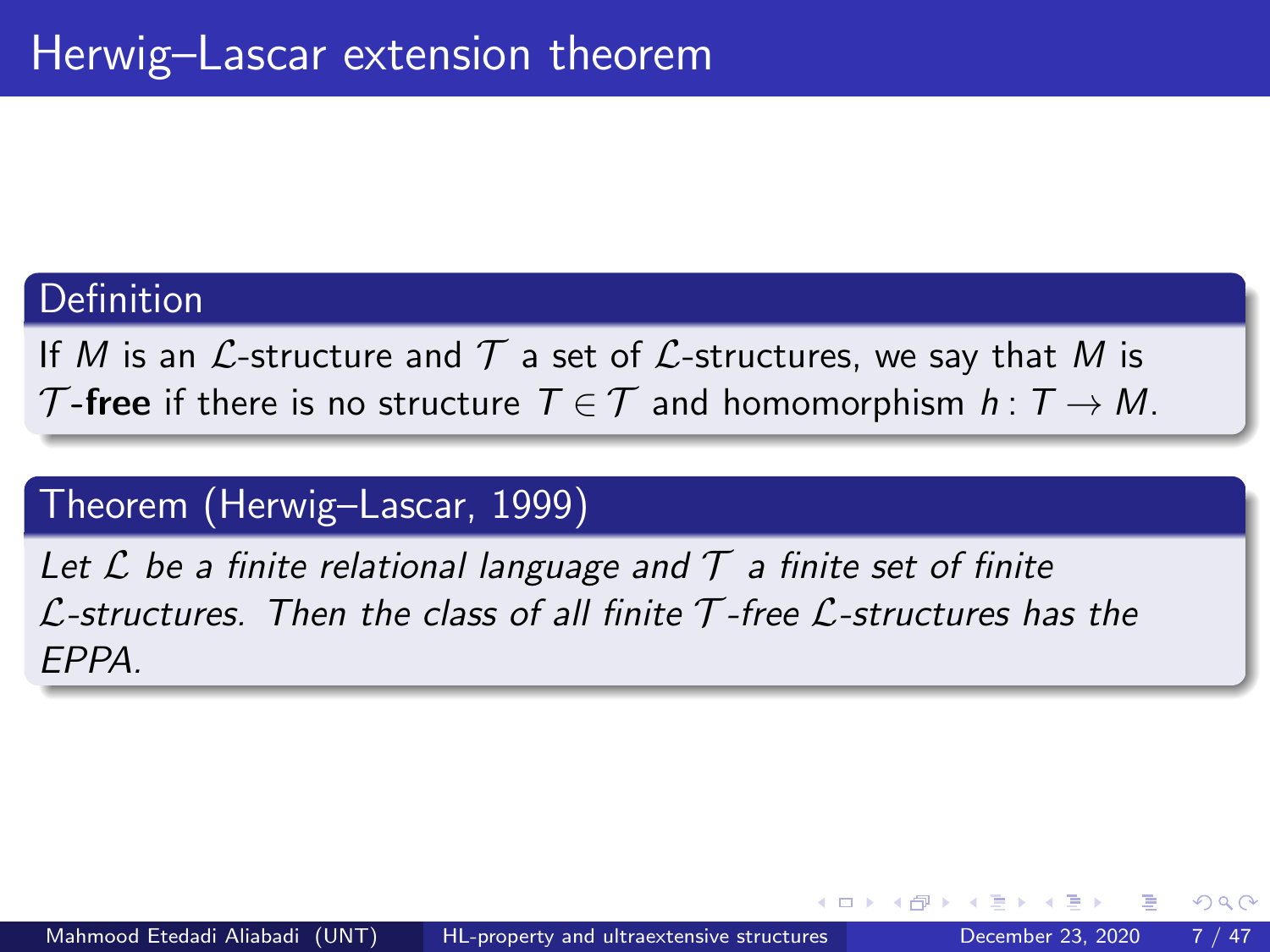# Herwig–Lascar extension theorem

**Definition**

If $M$ is an $\mathcal{L}$-structure and $\mathcal{T}$ a set of $\mathcal{L}$-structures, we say that $M$ is $\mathcal{T}$-**free** if there is no structure $T \in \mathcal{T}$ and homomorphism $h : T \to M$.

**Theorem (Herwig–Lascar, 1999)**

*Let $\mathcal{L}$ be a finite relational language and $\mathcal{T}$ a finite set of finite $\mathcal{L}$-structures. Then the class of all finite $\mathcal{T}$-free $\mathcal{L}$-structures has the EPPA.*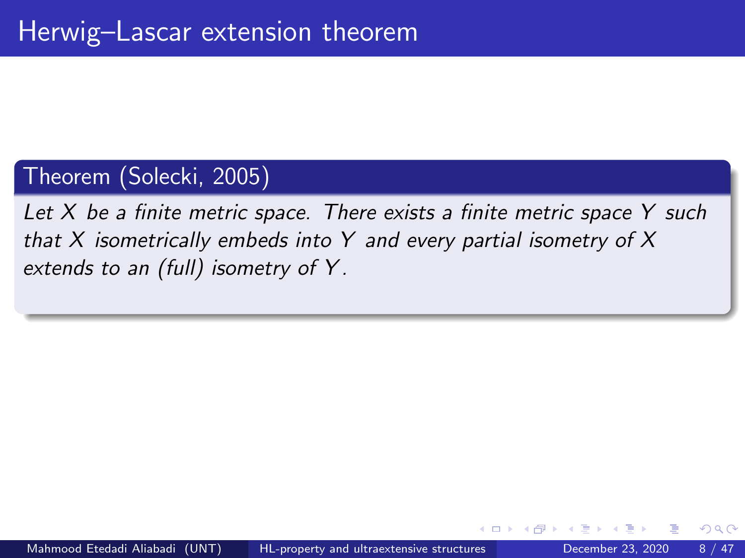# Herwig–Lascar extension theorem

**Theorem (Solecki, 2005)**

*Let $X$ be a finite metric space. There exists a finite metric space $Y$ such that $X$ isometrically embeds into $Y$ and every partial isometry of $X$ extends to an (full) isometry of $Y$.*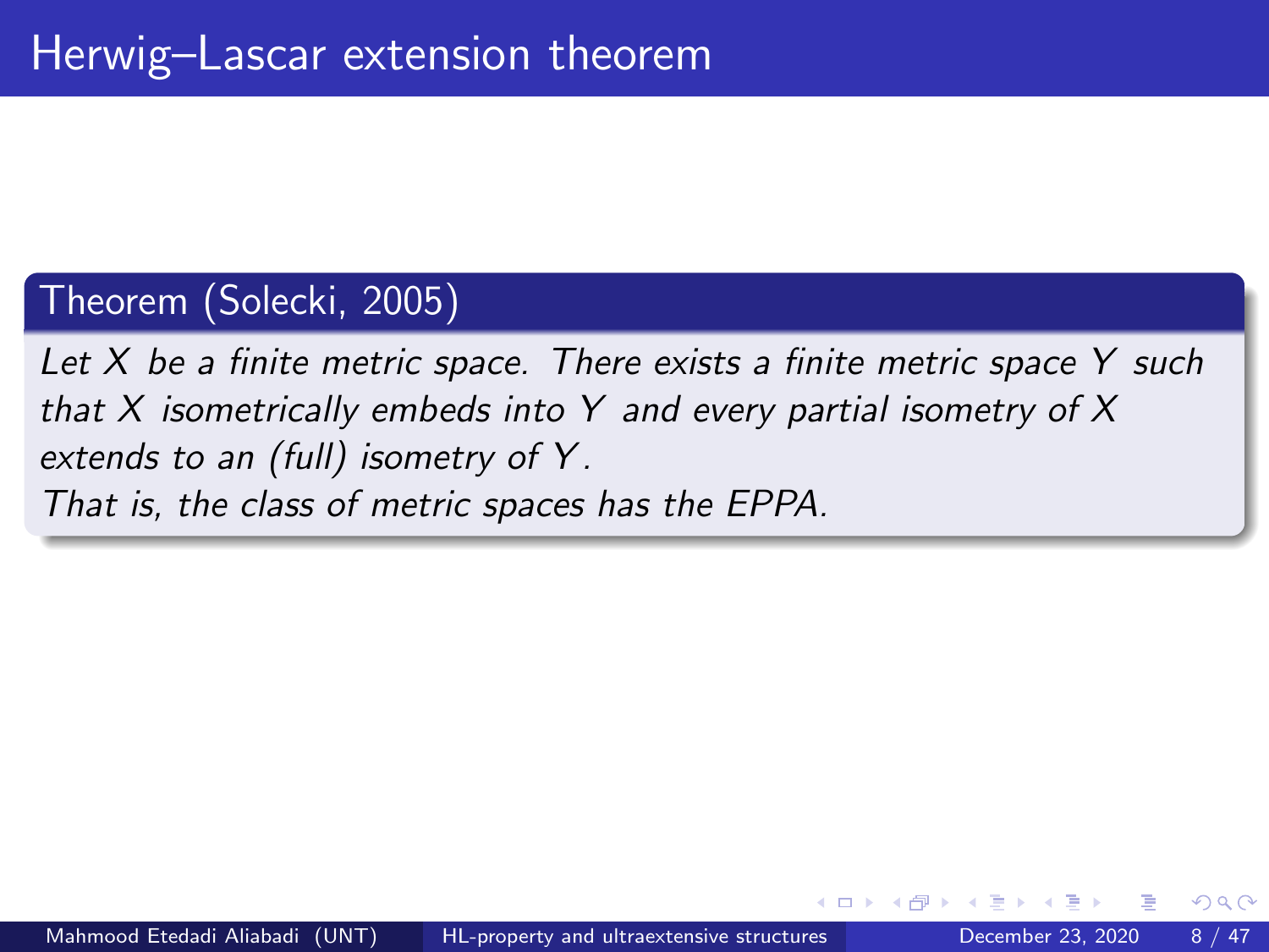# Herwig–Lascar extension theorem

**Theorem (Solecki, 2005)**

*Let $X$ be a finite metric space. There exists a finite metric space $Y$ such that $X$ isometrically embeds into $Y$ and every partial isometry of $X$ extends to an (full) isometry of $Y$.*
*That is, the class of metric spaces has the EPPA.*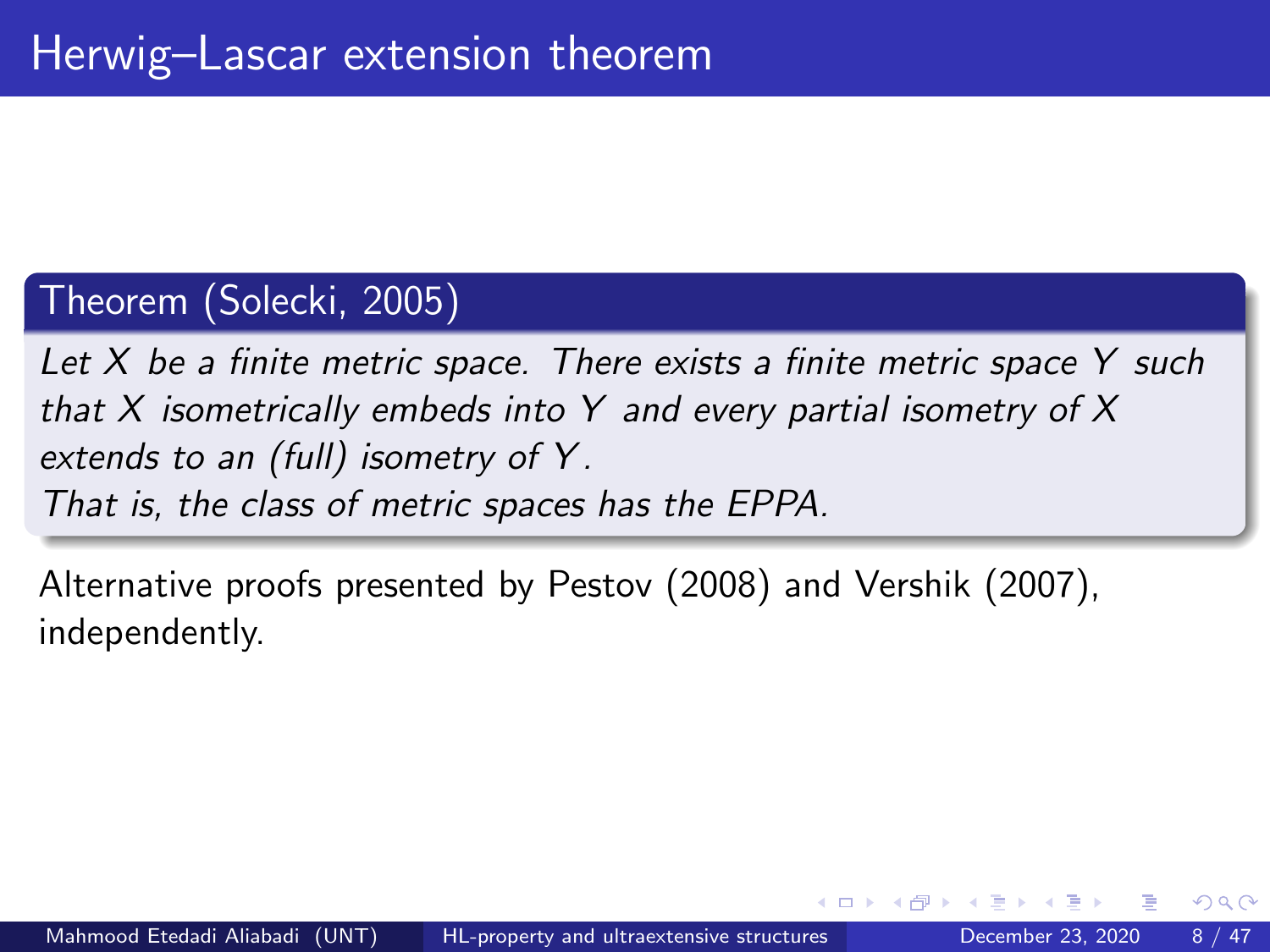# Herwig–Lascar extension theorem

**Theorem (Solecki, 2005)**

*Let $X$ be a finite metric space. There exists a finite metric space $Y$ such that $X$ isometrically embeds into $Y$ and every partial isometry of $X$ extends to an (full) isometry of $Y$.*
*That is, the class of metric spaces has the EPPA.*

Alternative proofs presented by Pestov (2008) and Vershik (2007), independently.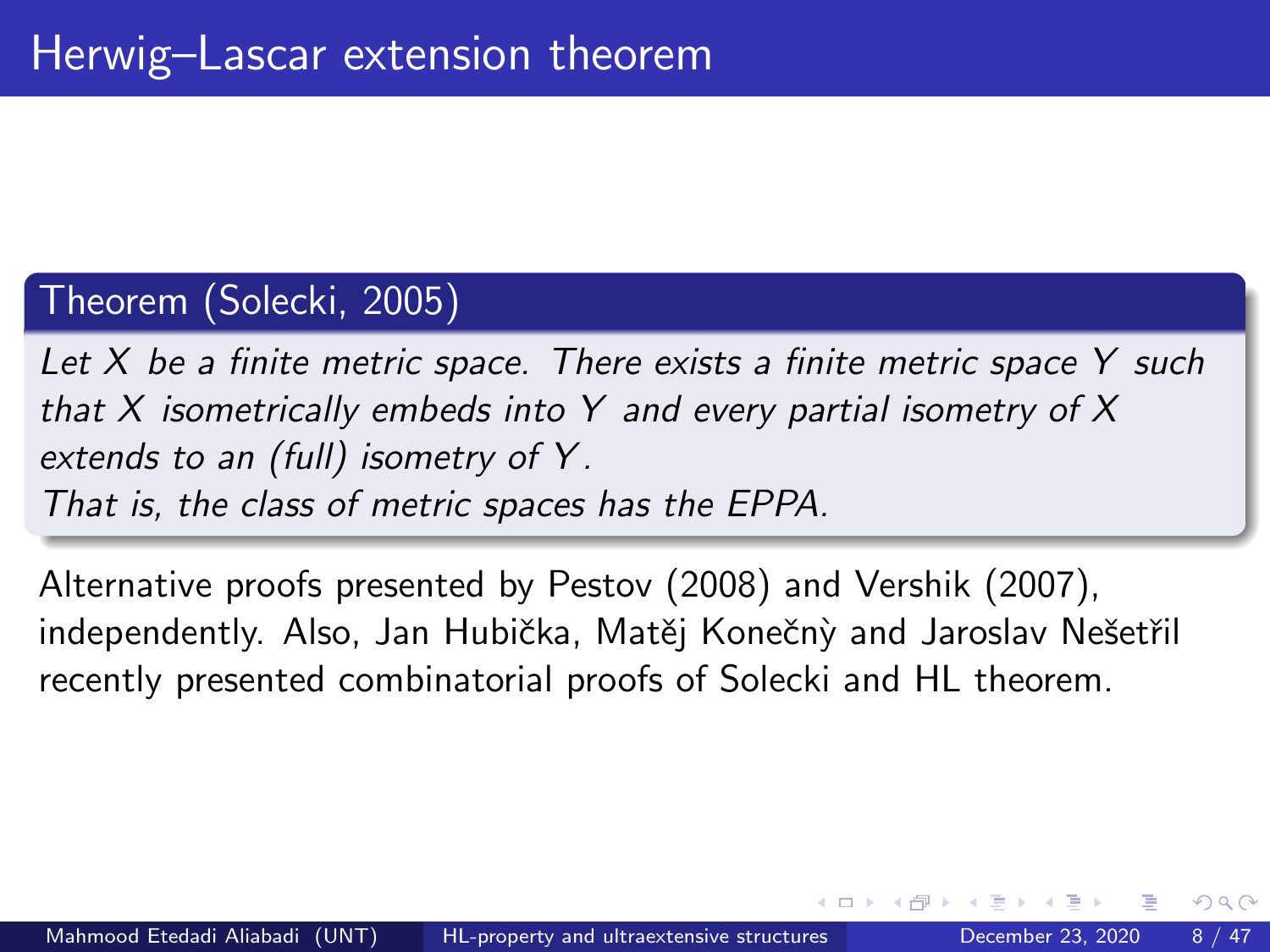# Herwig–Lascar extension theorem

**Theorem (Solecki, 2005)**

*Let $X$ be a finite metric space. There exists a finite metric space $Y$ such that $X$ isometrically embeds into $Y$ and every partial isometry of $X$ extends to an (full) isometry of $Y$.*
*That is, the class of metric spaces has the EPPA.*

Alternative proofs presented by Pestov (2008) and Vershik (2007), independently. Also, Jan Hubička, Matěj Konečný and Jaroslav Nešetřil recently presented combinatorial proofs of Solecki and HL theorem.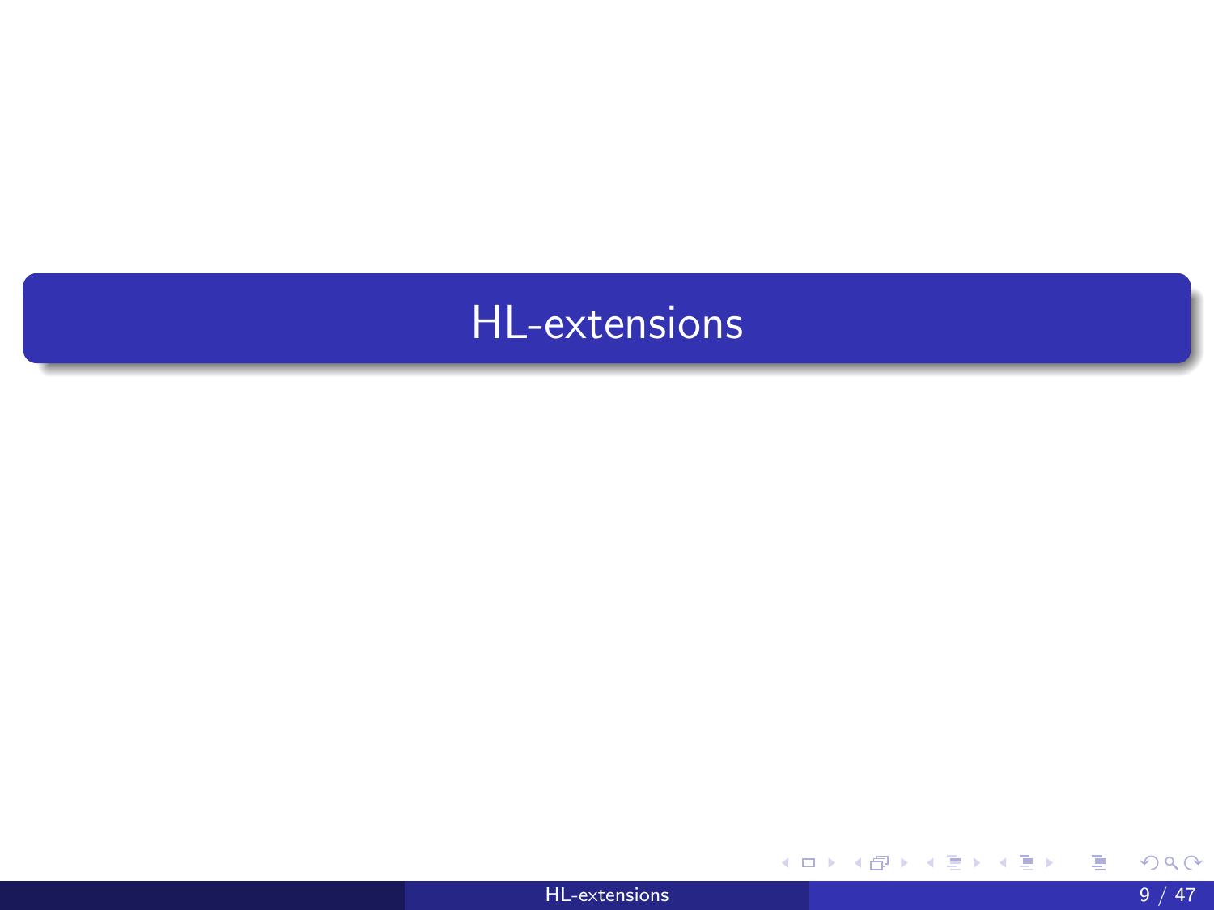# HL-extensions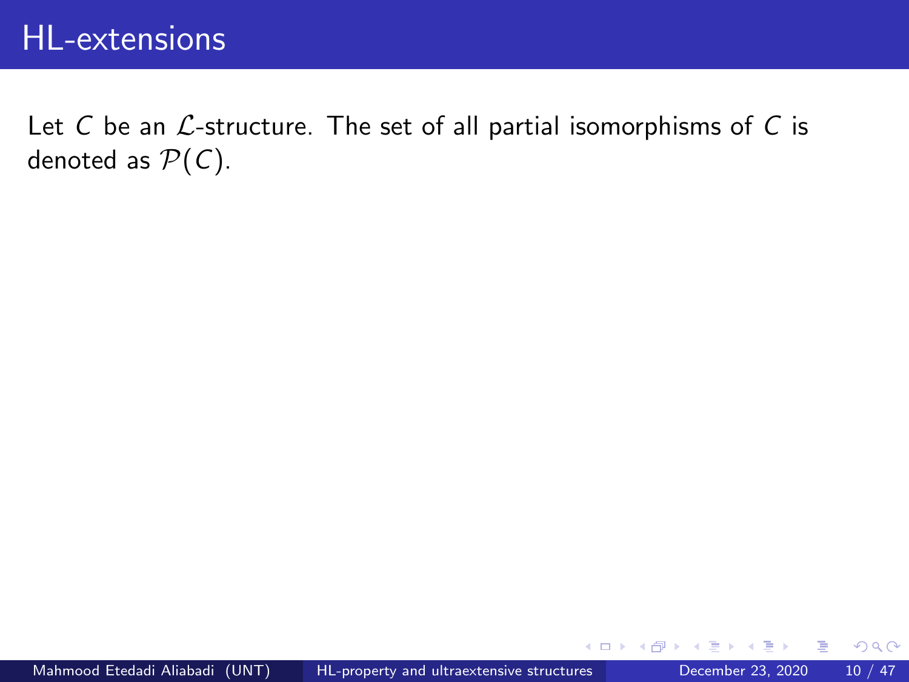# HL-extensions

Let $C$ be an $\mathcal{L}$-structure. The set of all partial isomorphisms of $C$ is denoted as $\mathcal{P}(C)$.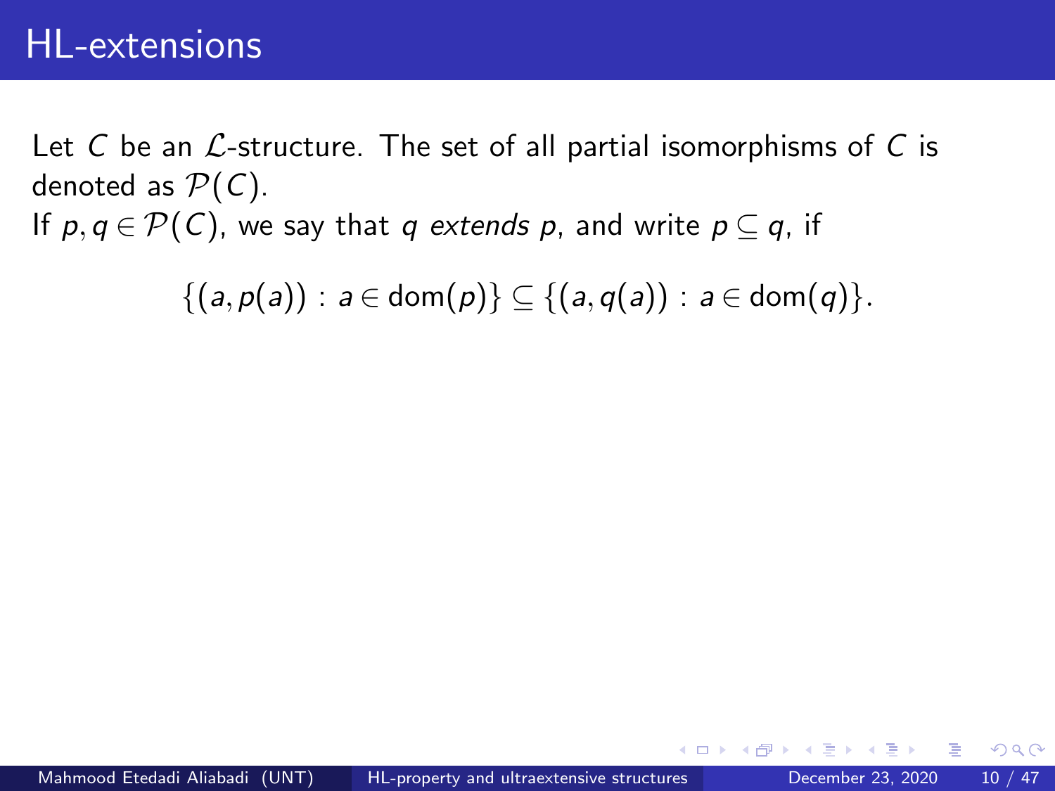# HL-extensions

Let $C$ be an $\mathcal{L}$-structure. The set of all partial isomorphisms of $C$ is denoted as $\mathcal{P}(C)$.

If $p, q \in \mathcal{P}(C)$, we say that $q$ *extends* $p$, and write $p \subseteq q$, if

$$\{(a, p(a)) : a \in \text{dom}(p)\} \subseteq \{(a, q(a)) : a \in \text{dom}(q)\}.$$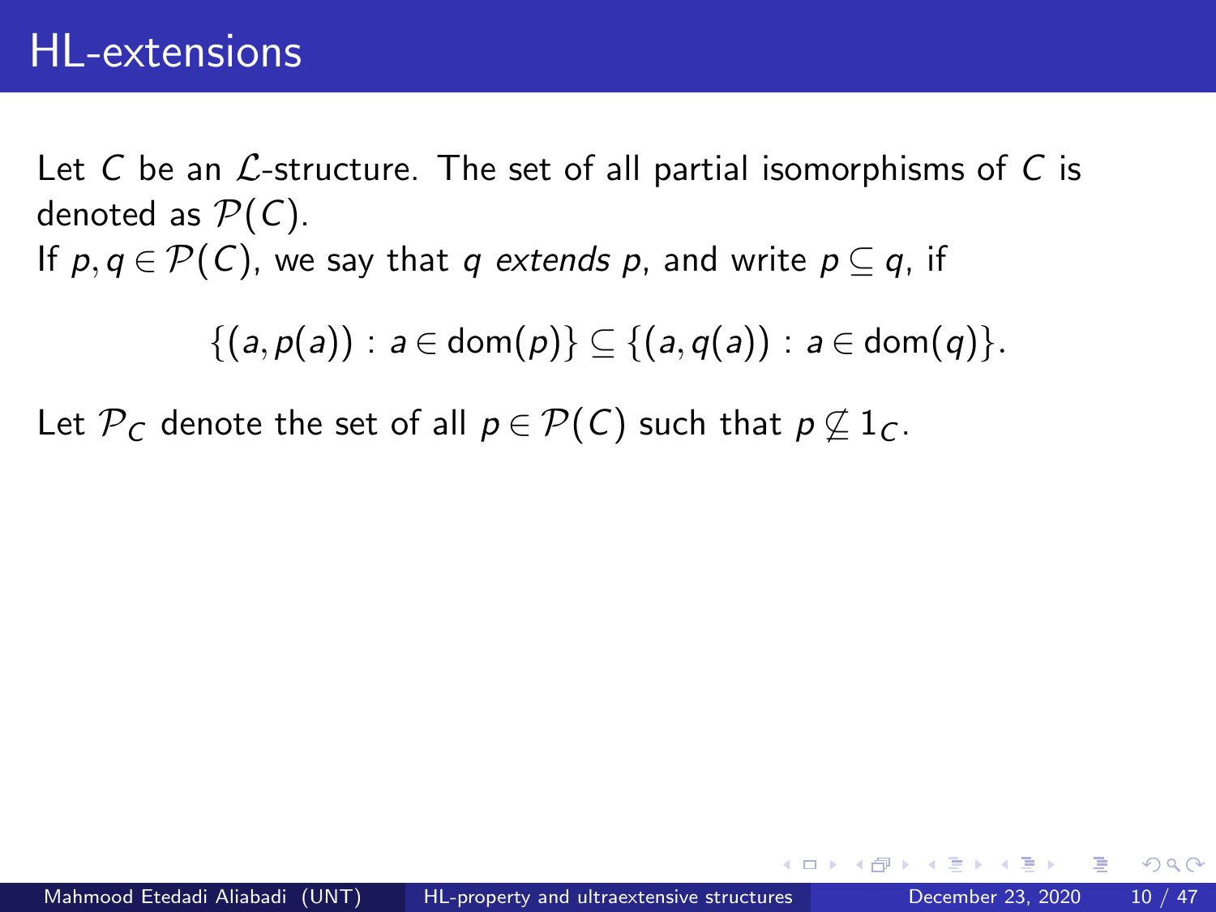# HL-extensions

Let $C$ be an $\mathcal{L}$-structure. The set of all partial isomorphisms of $C$ is denoted as $\mathcal{P}(C)$.

If $p, q \in \mathcal{P}(C)$, we say that $q$ *extends* $p$, and write $p \subseteq q$, if

$$\{(a, p(a)) : a \in \operatorname{dom}(p)\} \subseteq \{(a, q(a)) : a \in \operatorname{dom}(q)\}.$$

Let $\mathcal{P}_C$ denote the set of all $p \in \mathcal{P}(C)$ such that $p \not\subseteq 1_C$.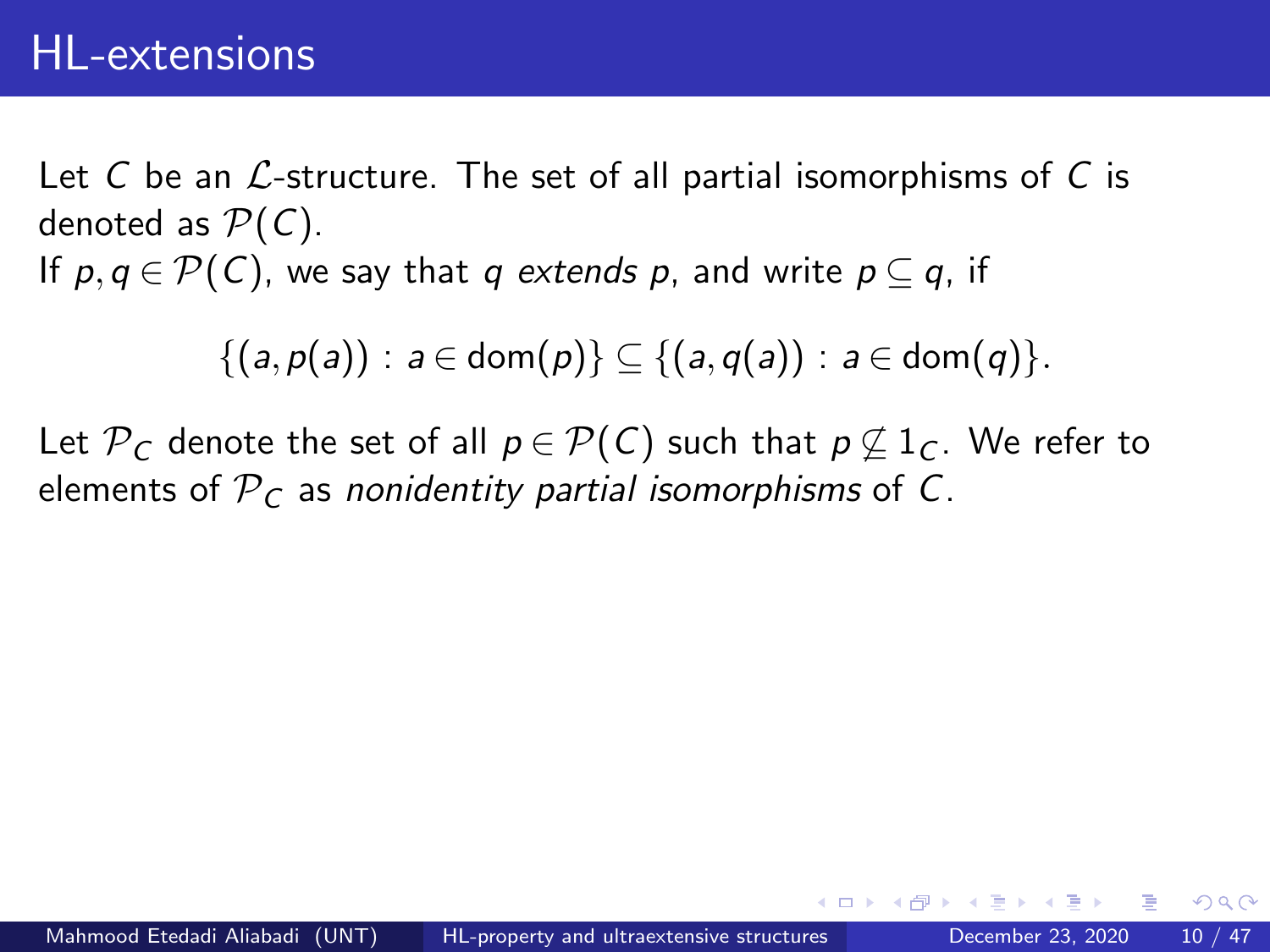# HL-extensions

Let $C$ be an $\mathcal{L}$-structure. The set of all partial isomorphisms of $C$ is denoted as $\mathcal{P}(C)$.

If $p, q \in \mathcal{P}(C)$, we say that $q$ *extends* $p$, and write $p \subseteq q$, if

$$\{(a, p(a)) : a \in \text{dom}(p)\} \subseteq \{(a, q(a)) : a \in \text{dom}(q)\}.$$

Let $\mathcal{P}_C$ denote the set of all $p \in \mathcal{P}(C)$ such that $p \not\subseteq 1_C$. We refer to elements of $\mathcal{P}_C$ as *nonidentity partial isomorphisms* of $C$.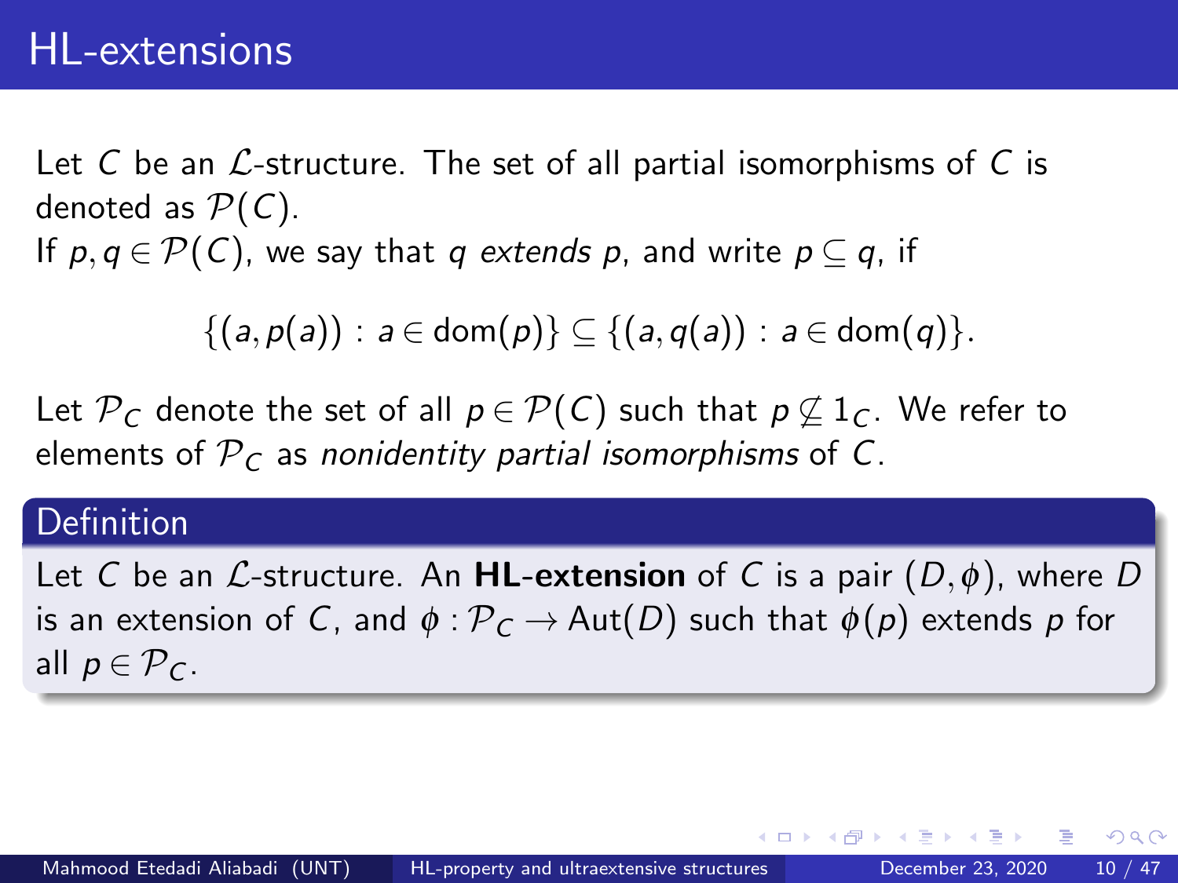# HL-extensions

Let $C$ be an $\mathcal{L}$-structure. The set of all partial isomorphisms of $C$ is denoted as $\mathcal{P}(C)$.
If $p, q \in \mathcal{P}(C)$, we say that $q$ *extends* $p$, and write $p \subseteq q$, if

$$\{(a, p(a)) : a \in \text{dom}(p)\} \subseteq \{(a, q(a)) : a \in \text{dom}(q)\}.$$

Let $\mathcal{P}_C$ denote the set of all $p \in \mathcal{P}(C)$ such that $p \not\subseteq 1_C$. We refer to elements of $\mathcal{P}_C$ as *nonidentity partial isomorphisms* of $C$.

## Definition

Let $C$ be an $\mathcal{L}$-structure. An **HL-extension** of $C$ is a pair $(D, \phi)$, where $D$ is an extension of $C$, and $\phi : \mathcal{P}_C \to \text{Aut}(D)$ such that $\phi(p)$ extends $p$ for all $p \in \mathcal{P}_C$.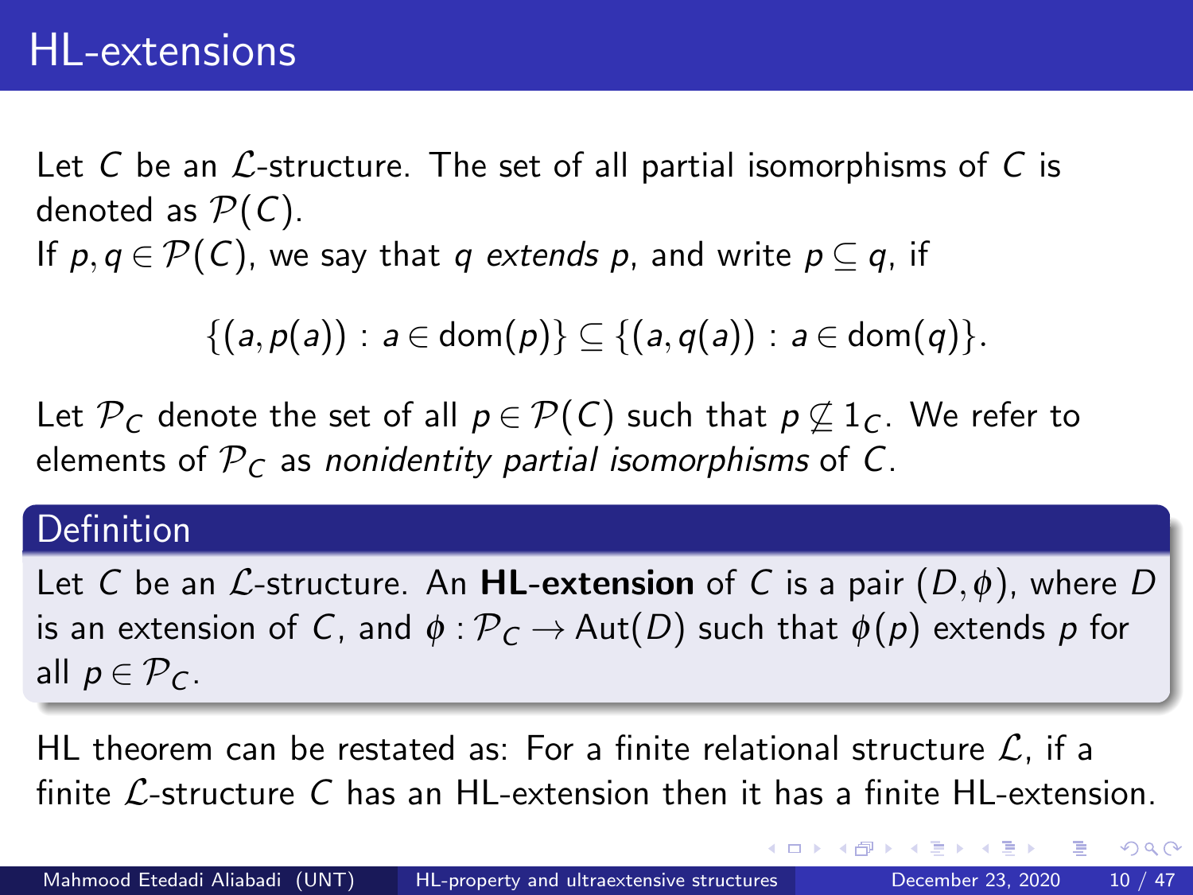# HL-extensions

Let $C$ be an $\mathcal{L}$-structure. The set of all partial isomorphisms of $C$ is denoted as $\mathcal{P}(C)$.
If $p, q \in \mathcal{P}(C)$, we say that $q$ *extends* $p$, and write $p \subseteq q$, if

$$\{(a, p(a)) : a \in \mathrm{dom}(p)\} \subseteq \{(a, q(a)) : a \in \mathrm{dom}(q)\}.$$

Let $\mathcal{P}_C$ denote the set of all $p \in \mathcal{P}(C)$ such that $p \not\subseteq 1_C$. We refer to elements of $\mathcal{P}_C$ as *nonidentity partial isomorphisms* of $C$.

**Definition**

Let $C$ be an $\mathcal{L}$-structure. An **HL-extension** of $C$ is a pair $(D, \phi)$, where $D$ is an extension of $C$, and $\phi : \mathcal{P}_C \to \mathrm{Aut}(D)$ such that $\phi(p)$ extends $p$ for all $p \in \mathcal{P}_C$.

HL theorem can be restated as: For a finite relational structure $\mathcal{L}$, if a finite $\mathcal{L}$-structure $C$ has an HL-extension then it has a finite HL-extension.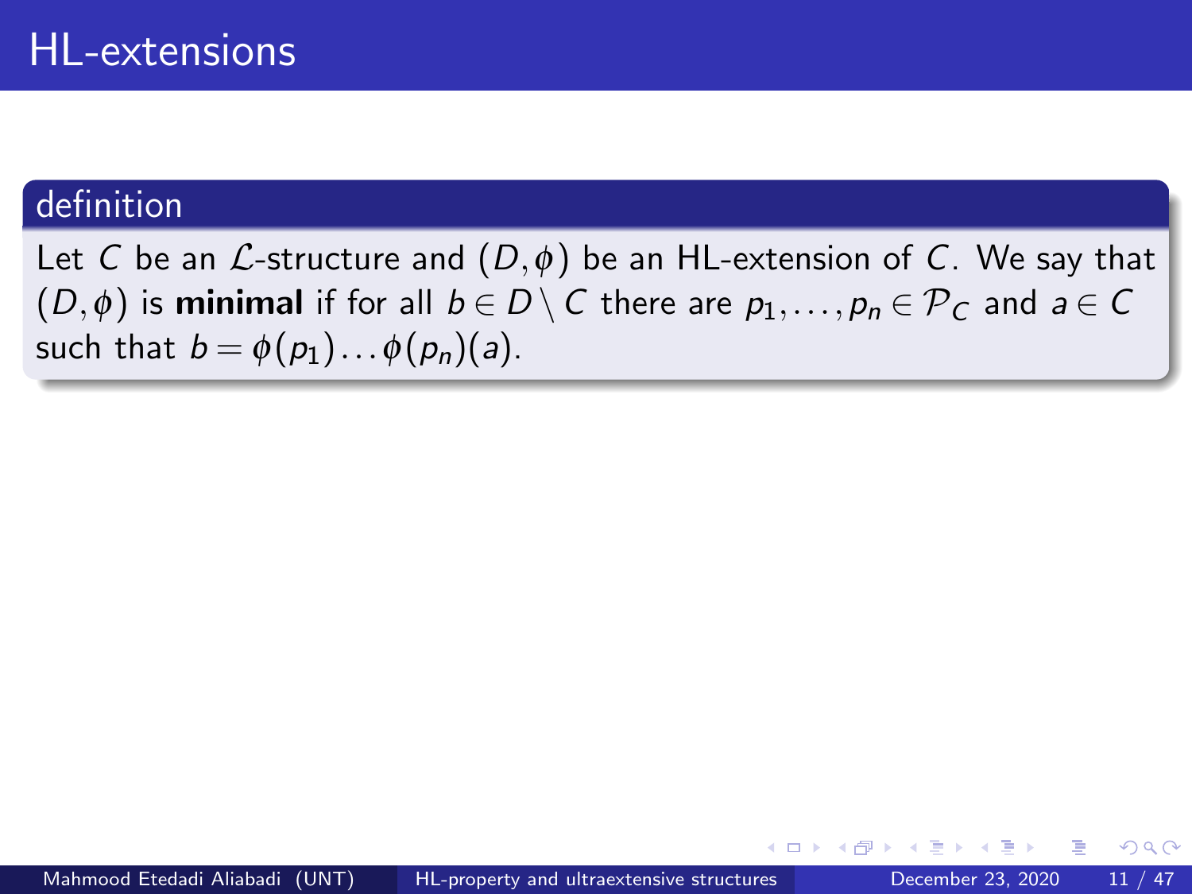# HL-extensions

**definition**

Let $C$ be an $\mathcal{L}$-structure and $(D, \phi)$ be an HL-extension of $C$. We say that $(D, \phi)$ is **minimal** if for all $b \in D \setminus C$ there are $p_1, \ldots, p_n \in \mathcal{P}_C$ and $a \in C$ such that $b = \phi(p_1) \ldots \phi(p_n)(a)$.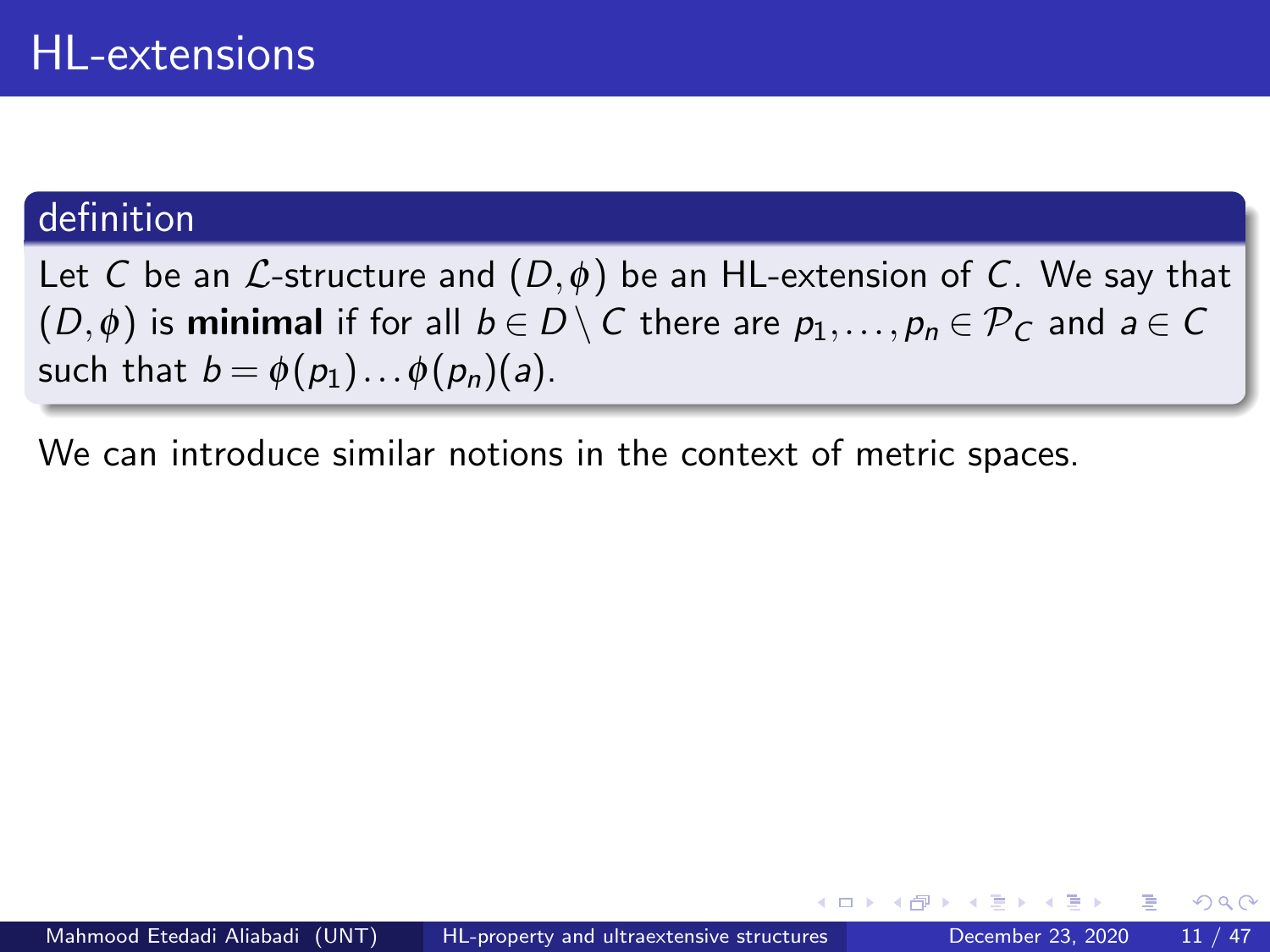# HL-extensions

**definition**

Let $C$ be an $\mathcal{L}$-structure and $(D, \phi)$ be an HL-extension of $C$. We say that $(D, \phi)$ is **minimal** if for all $b \in D \setminus C$ there are $p_1, \ldots, p_n \in \mathcal{P}_C$ and $a \in C$ such that $b = \phi(p_1) \ldots \phi(p_n)(a)$.

We can introduce similar notions in the context of metric spaces.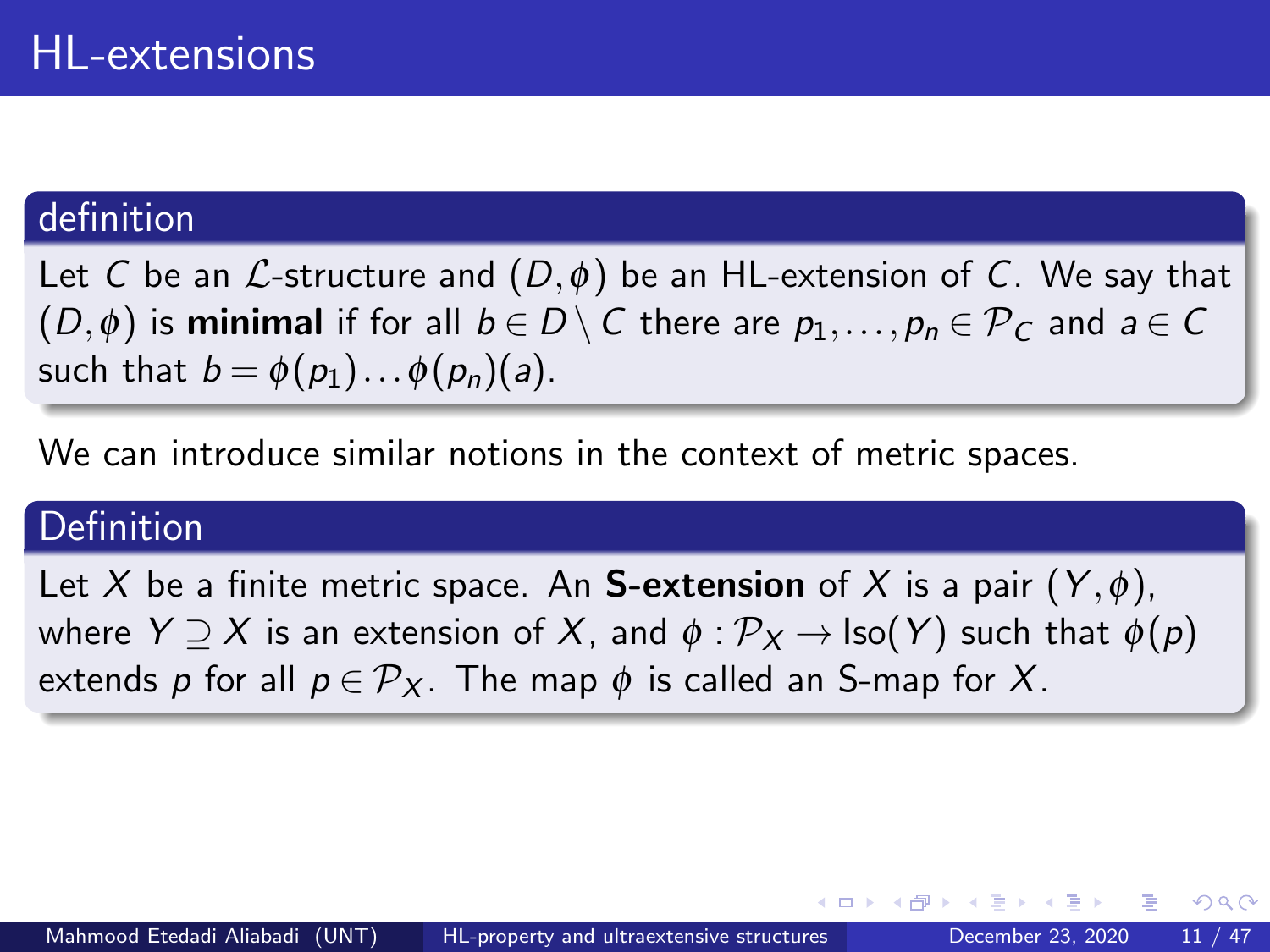# HL-extensions

**definition**

Let $C$ be an $\mathcal{L}$-structure and $(D, \phi)$ be an HL-extension of $C$. We say that $(D, \phi)$ is **minimal** if for all $b \in D \setminus C$ there are $p_1, \ldots, p_n \in \mathcal{P}_C$ and $a \in C$ such that $b = \phi(p_1) \ldots \phi(p_n)(a)$.

We can introduce similar notions in the context of metric spaces.

**Definition**

Let $X$ be a finite metric space. An **S-extension** of $X$ is a pair $(Y, \phi)$, where $Y \supseteq X$ is an extension of $X$, and $\phi : \mathcal{P}_X \to \text{Iso}(Y)$ such that $\phi(p)$ extends $p$ for all $p \in \mathcal{P}_X$. The map $\phi$ is called an S-map for $X$.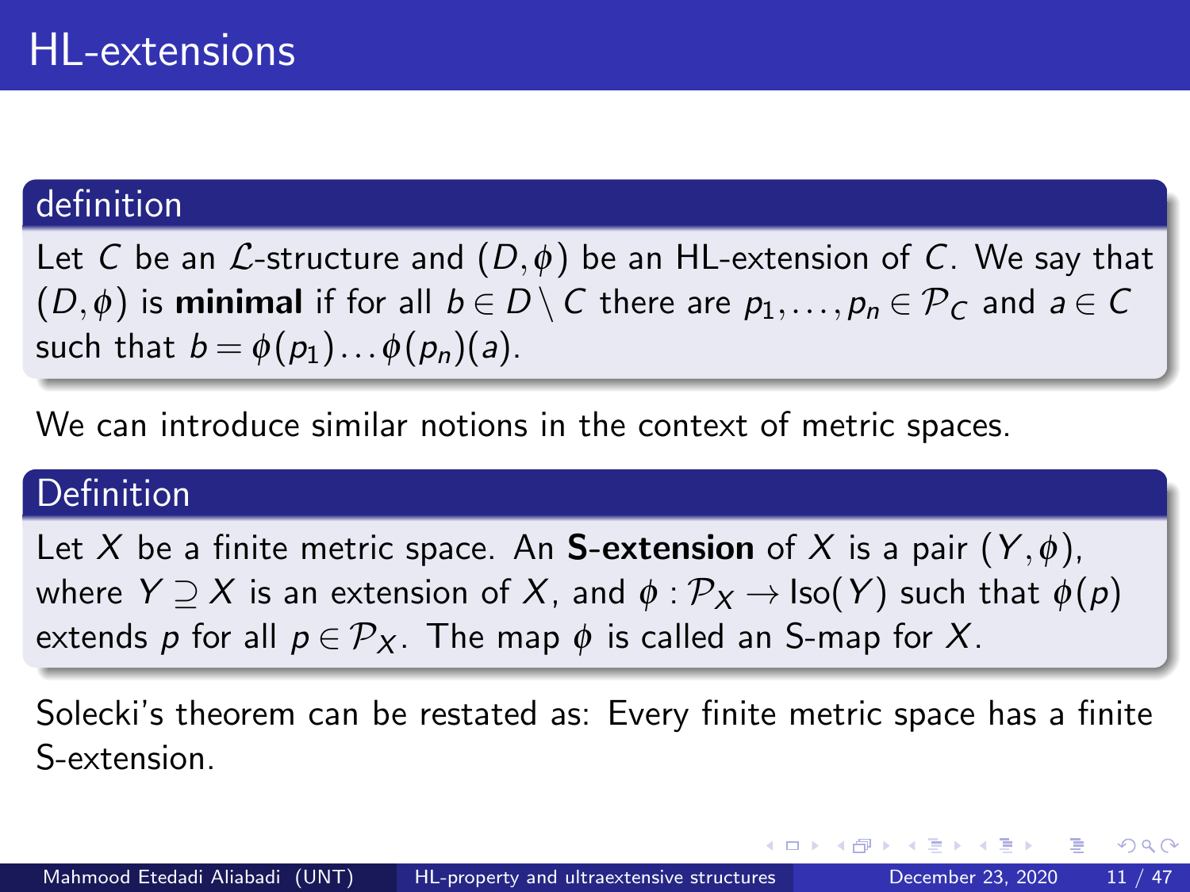# HL-extensions

**definition**

Let $C$ be an $\mathcal{L}$-structure and $(D, \phi)$ be an HL-extension of $C$. We say that $(D, \phi)$ is **minimal** if for all $b \in D \setminus C$ there are $p_1, \dots, p_n \in \mathcal{P}_C$ and $a \in C$ such that $b = \phi(p_1) \dots \phi(p_n)(a)$.

We can introduce similar notions in the context of metric spaces.

**Definition**

Let $X$ be a finite metric space. An **S-extension** of $X$ is a pair $(Y, \phi)$, where $Y \supseteq X$ is an extension of $X$, and $\phi : \mathcal{P}_X \to \mathrm{Iso}(Y)$ such that $\phi(p)$ extends $p$ for all $p \in \mathcal{P}_X$. The map $\phi$ is called an S-map for $X$.

Solecki's theorem can be restated as: Every finite metric space has a finite S-extension.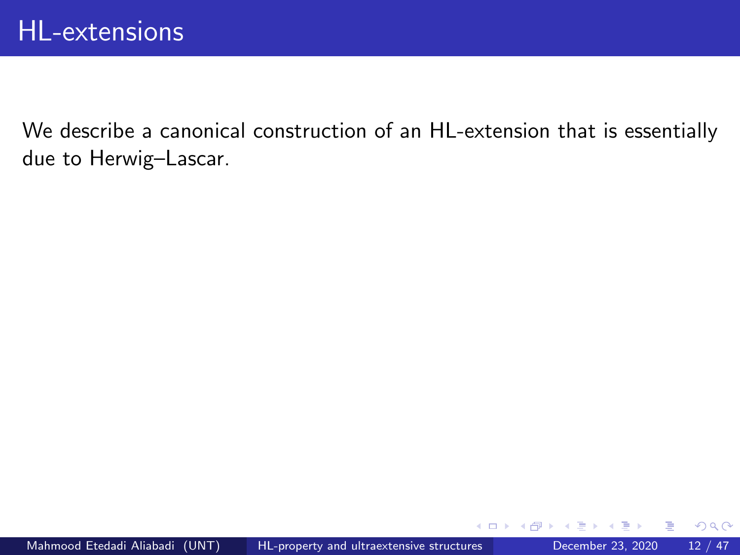# HL-extensions

We describe a canonical construction of an HL-extension that is essentially due to Herwig–Lascar.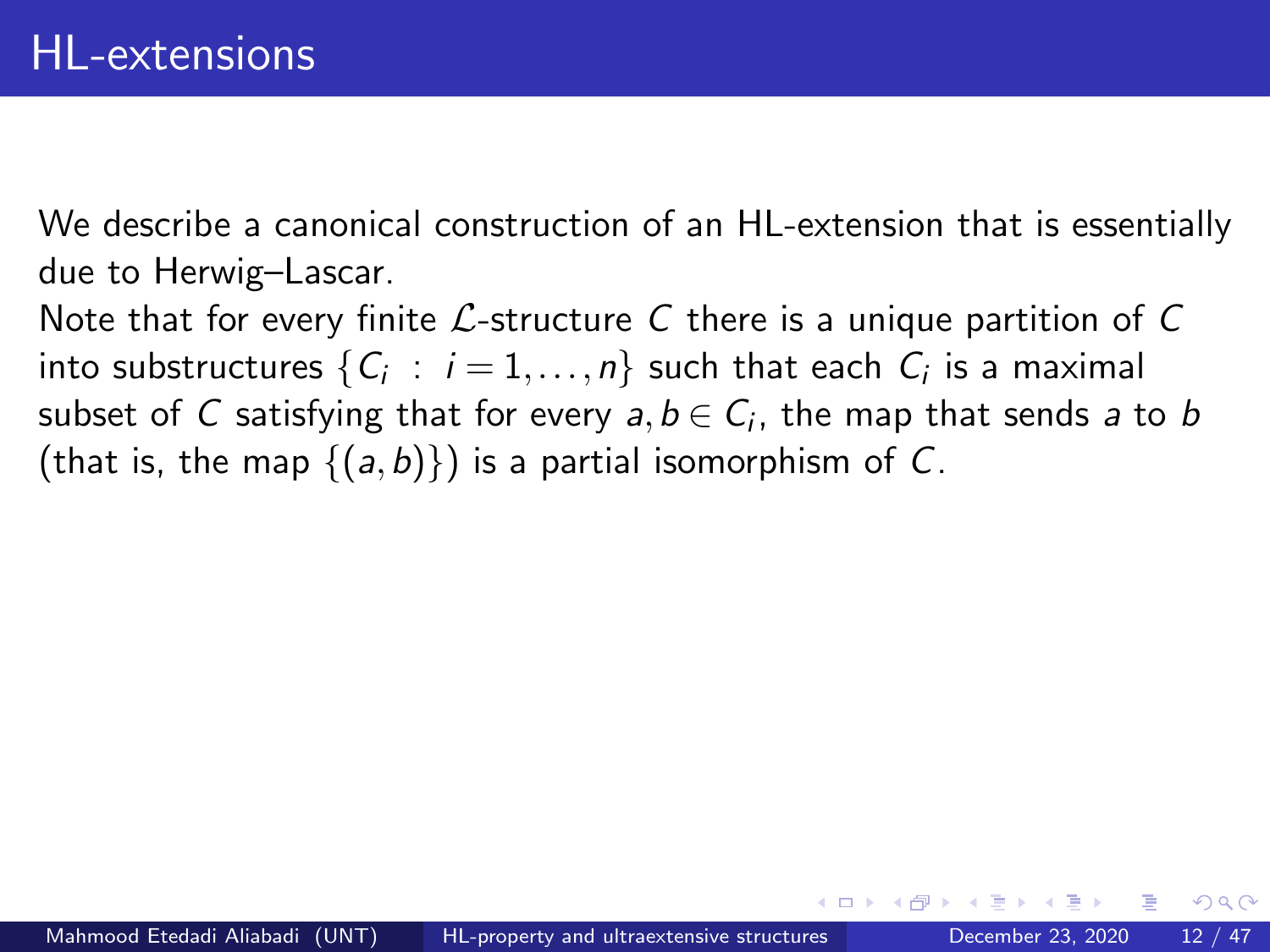# HL-extensions

We describe a canonical construction of an HL-extension that is essentially due to Herwig–Lascar.

Note that for every finite $\mathcal{L}$-structure $C$ there is a unique partition of $C$ into substructures $\{C_i \ : \ i = 1, \ldots, n\}$ such that each $C_i$ is a maximal subset of $C$ satisfying that for every $a, b \in C_i$, the map that sends $a$ to $b$ (that is, the map $\{(a, b)\}$) is a partial isomorphism of $C$.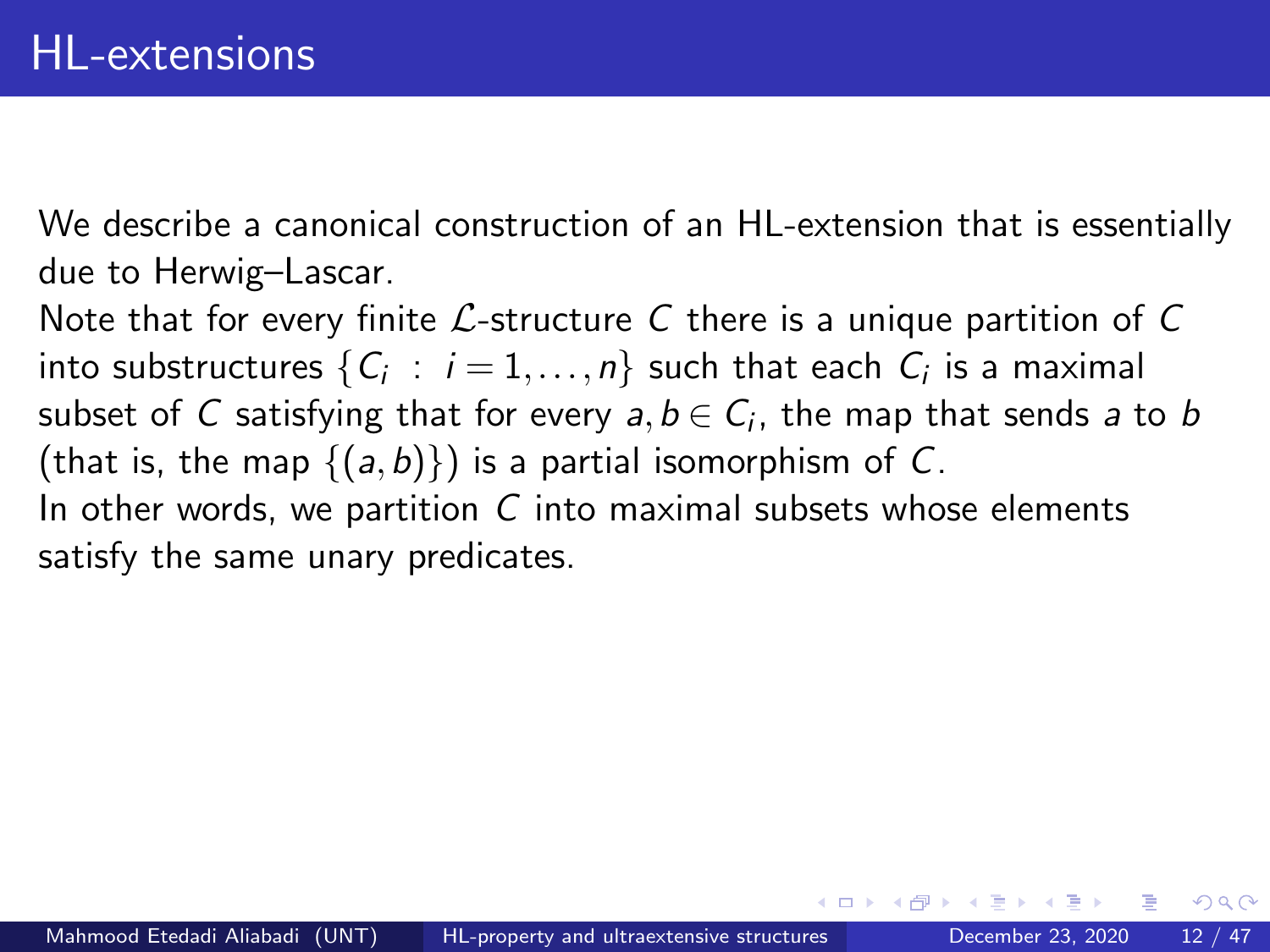# HL-extensions

We describe a canonical construction of an HL-extension that is essentially due to Herwig–Lascar.

Note that for every finite $\mathcal{L}$-structure $C$ there is a unique partition of $C$ into substructures $\{C_i \ : \ i = 1, \ldots, n\}$ such that each $C_i$ is a maximal subset of $C$ satisfying that for every $a, b \in C_i$, the map that sends $a$ to $b$ (that is, the map $\{(a,b)\}$) is a partial isomorphism of $C$.

In other words, we partition $C$ into maximal subsets whose elements satisfy the same unary predicates.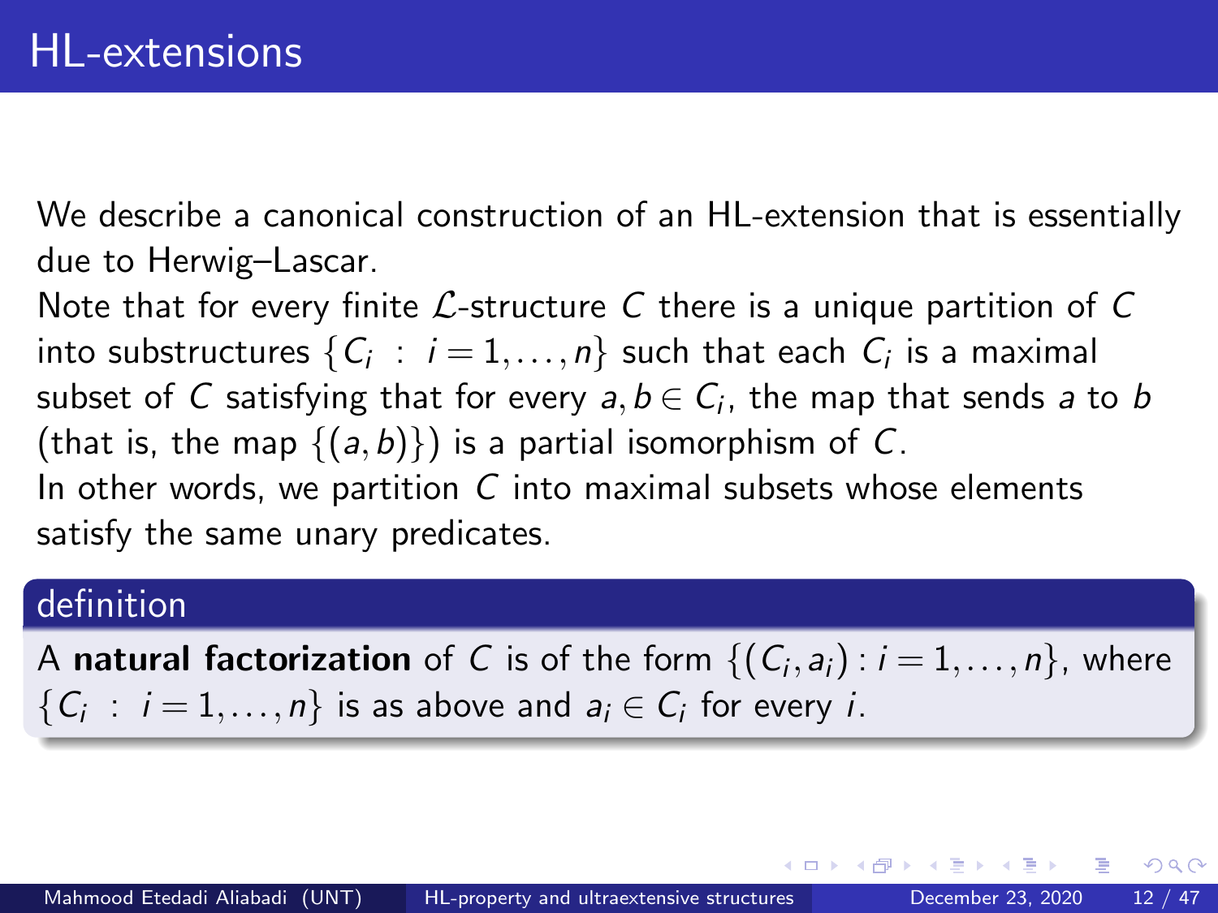# HL-extensions

We describe a canonical construction of an HL-extension that is essentially due to Herwig–Lascar.
Note that for every finite $\mathcal{L}$-structure $C$ there is a unique partition of $C$ into substructures $\{C_i \ : \ i = 1, \ldots, n\}$ such that each $C_i$ is a maximal subset of $C$ satisfying that for every $a, b \in C_i$, the map that sends $a$ to $b$ (that is, the map $\{(a, b)\}$) is a partial isomorphism of $C$.
In other words, we partition $C$ into maximal subsets whose elements satisfy the same unary predicates.

## definition

A **natural factorization** of $C$ is of the form $\{(C_i, a_i) : i = 1, \ldots, n\}$, where $\{C_i \ : \ i = 1, \ldots, n\}$ is as above and $a_i \in C_i$ for every $i$.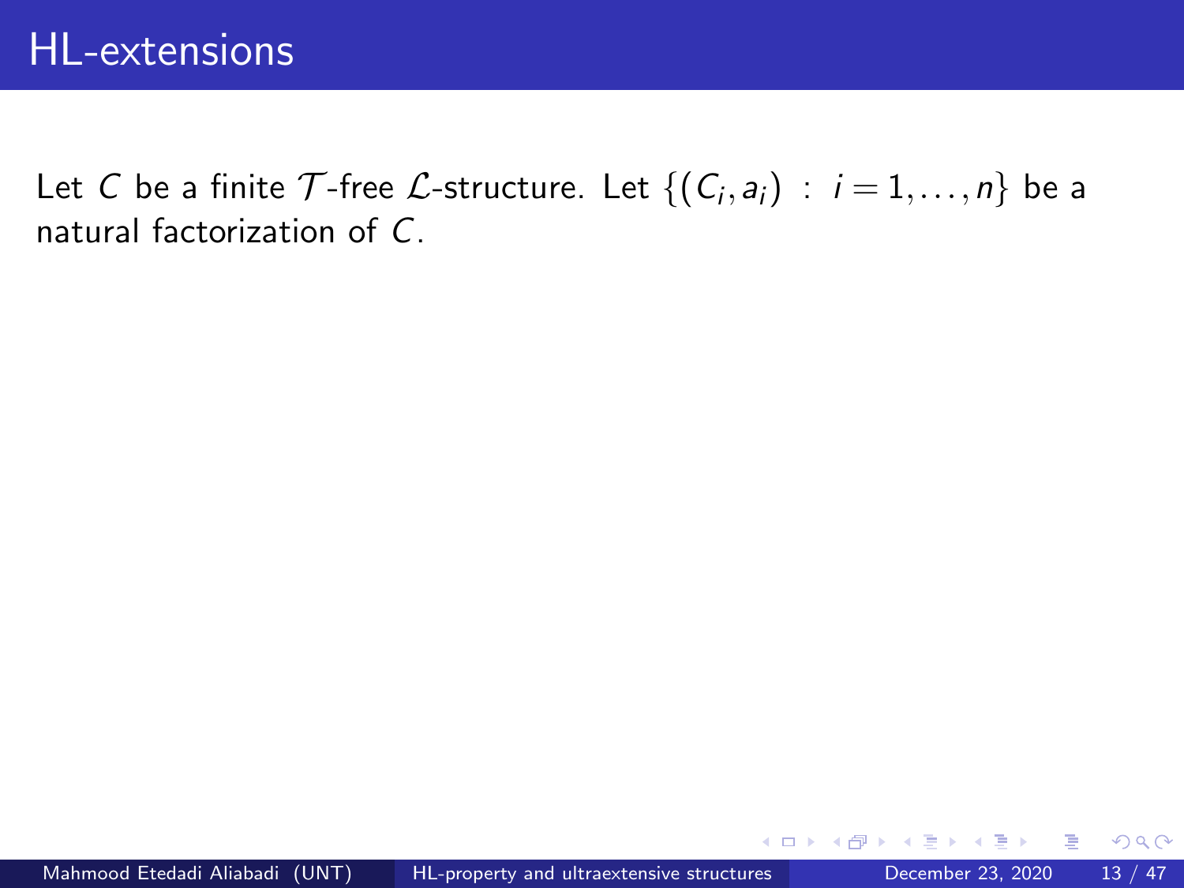# HL-extensions

Let $C$ be a finite $\mathcal{T}$-free $\mathcal{L}$-structure. Let $\{(C_i, a_i) : i = 1, \ldots, n\}$ be a natural factorization of $C$.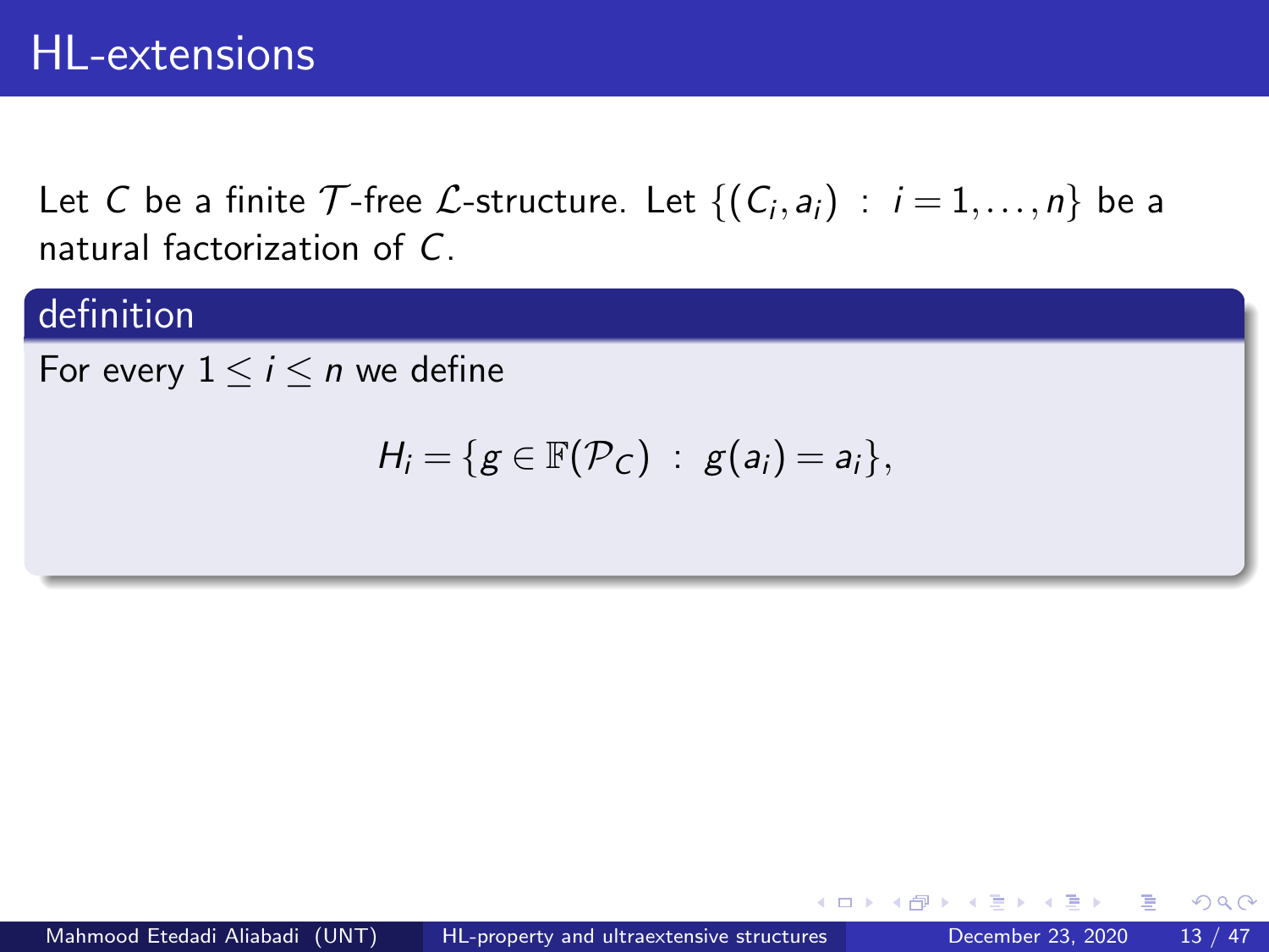# HL-extensions

Let $C$ be a finite $\mathcal{T}$-free $\mathcal{L}$-structure. Let $\{(C_i, a_i) : i = 1, \dots, n\}$ be a natural factorization of $C$.

## definition

For every $1 \leq i \leq n$ we define

$$H_i = \{g \in \mathbb{F}(\mathcal{P}_C) : g(a_i) = a_i\},$$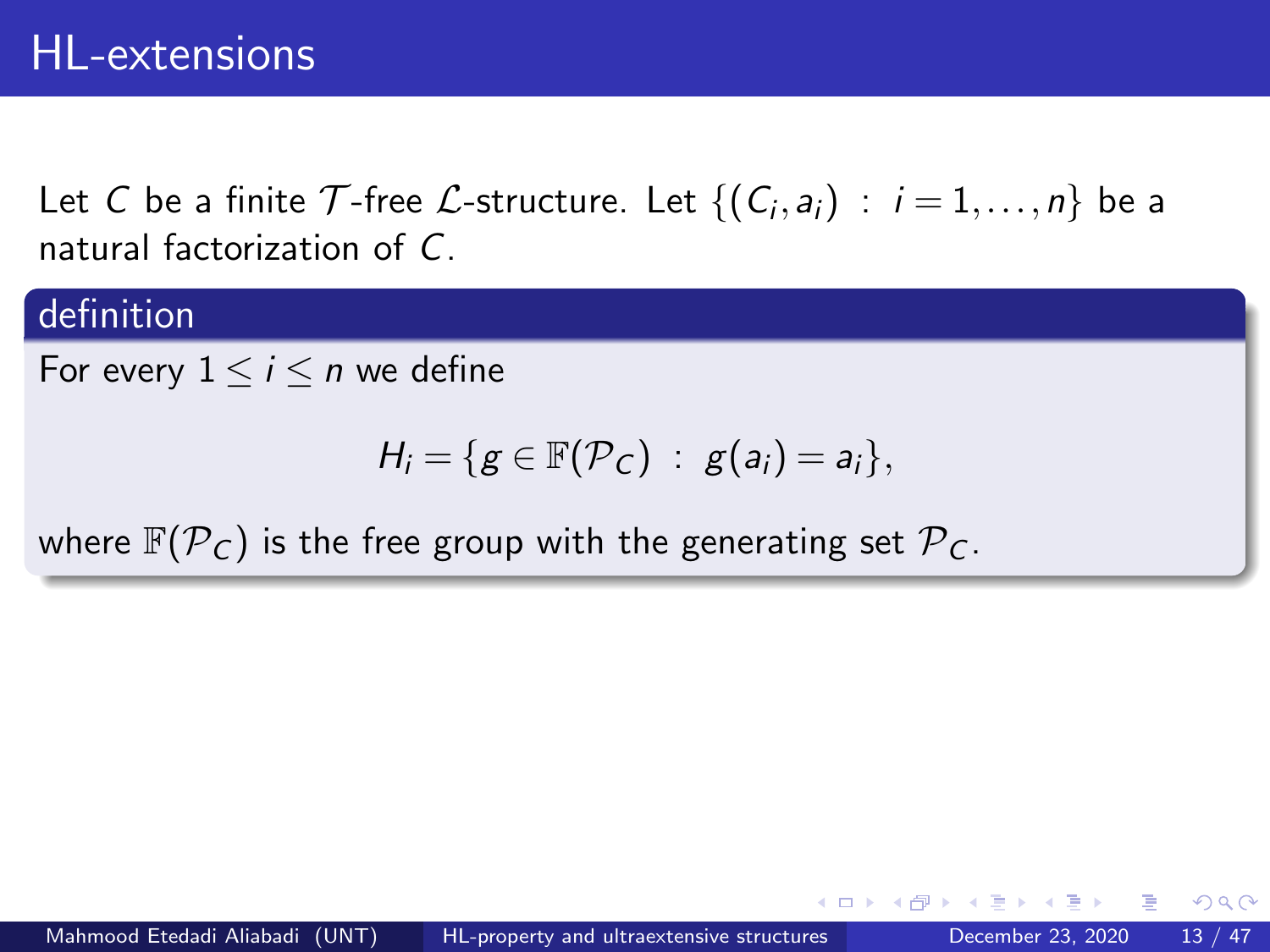# HL-extensions

Let $C$ be a finite $\mathcal{T}$-free $\mathcal{L}$-structure. Let $\{(C_i, a_i) : i = 1, \ldots, n\}$ be a natural factorization of $C$.

**definition**

For every $1 \leq i \leq n$ we define

$$H_i = \{g \in \mathbb{F}(\mathcal{P}_C) : g(a_i) = a_i\},$$

where $\mathbb{F}(\mathcal{P}_C)$ is the free group with the generating set $\mathcal{P}_C$.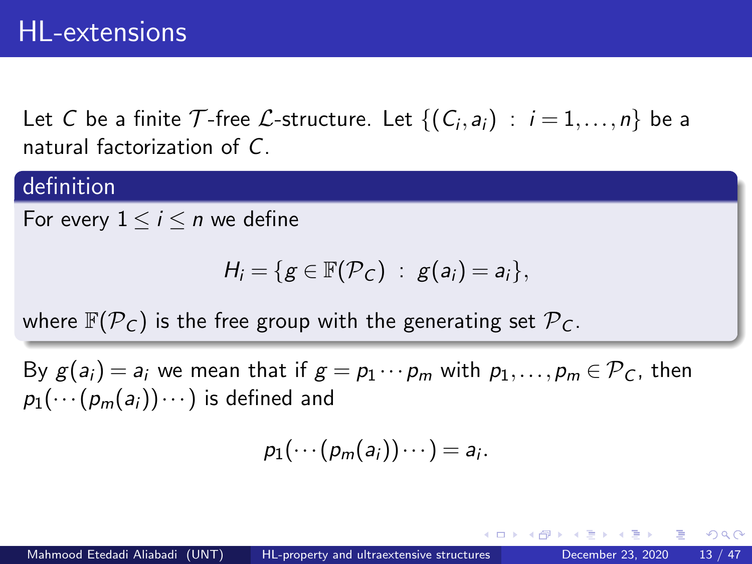# HL-extensions

Let $C$ be a finite $\mathcal{T}$-free $\mathcal{L}$-structure. Let $\{(C_i, a_i) : i = 1, \ldots, n\}$ be a natural factorization of $C$.

**definition**

For every $1 \leq i \leq n$ we define

$$H_i = \{g \in \mathbb{F}(\mathcal{P}_C) : g(a_i) = a_i\},$$

where $\mathbb{F}(\mathcal{P}_C)$ is the free group with the generating set $\mathcal{P}_C$.

By $g(a_i) = a_i$ we mean that if $g = p_1 \cdots p_m$ with $p_1, \ldots, p_m \in \mathcal{P}_C$, then $p_1(\cdots(p_m(a_i))\cdots)$ is defined and

$$p_1(\cdots(p_m(a_i))\cdots) = a_i.$$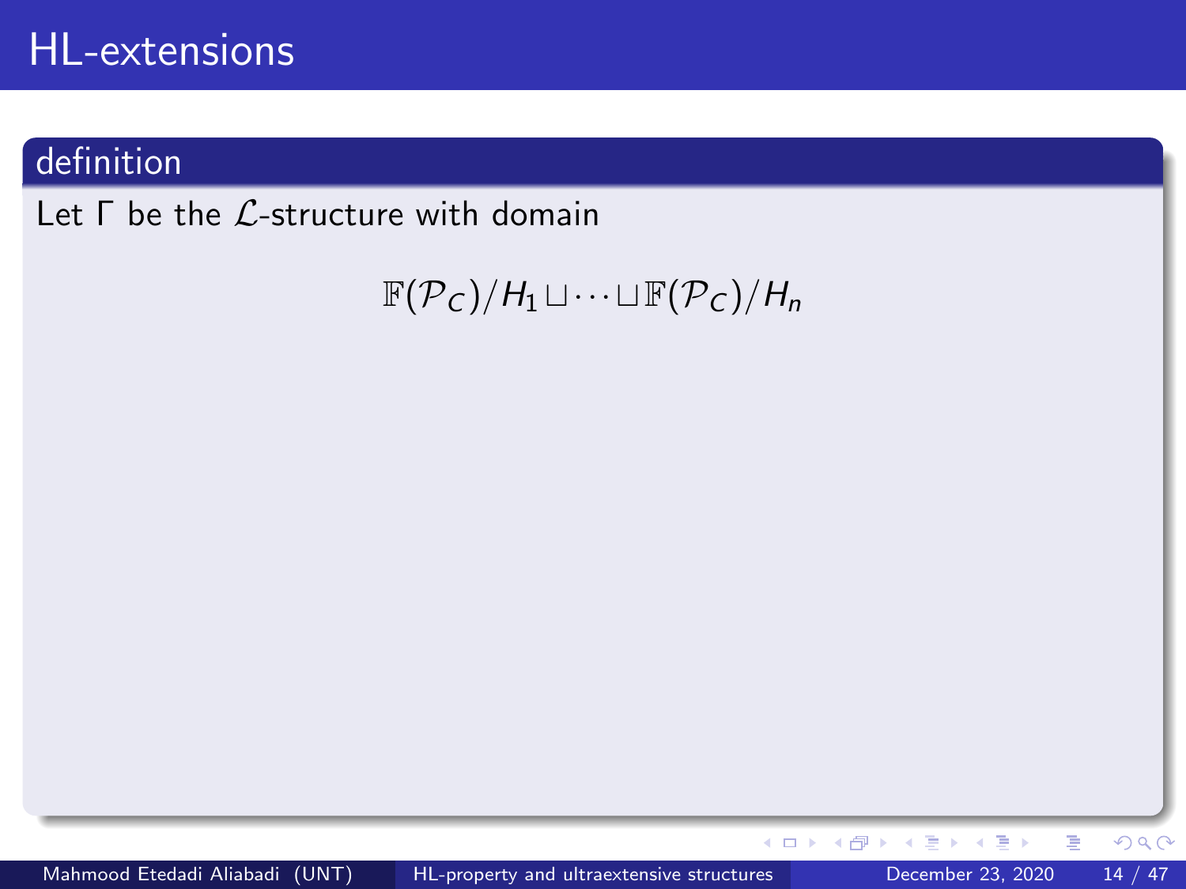# HL-extensions

## definition

Let $\Gamma$ be the $\mathcal{L}$-structure with domain

$$\mathbb{F}(\mathcal{P}_C)/H_1 \sqcup \cdots \sqcup \mathbb{F}(\mathcal{P}_C)/H_n$$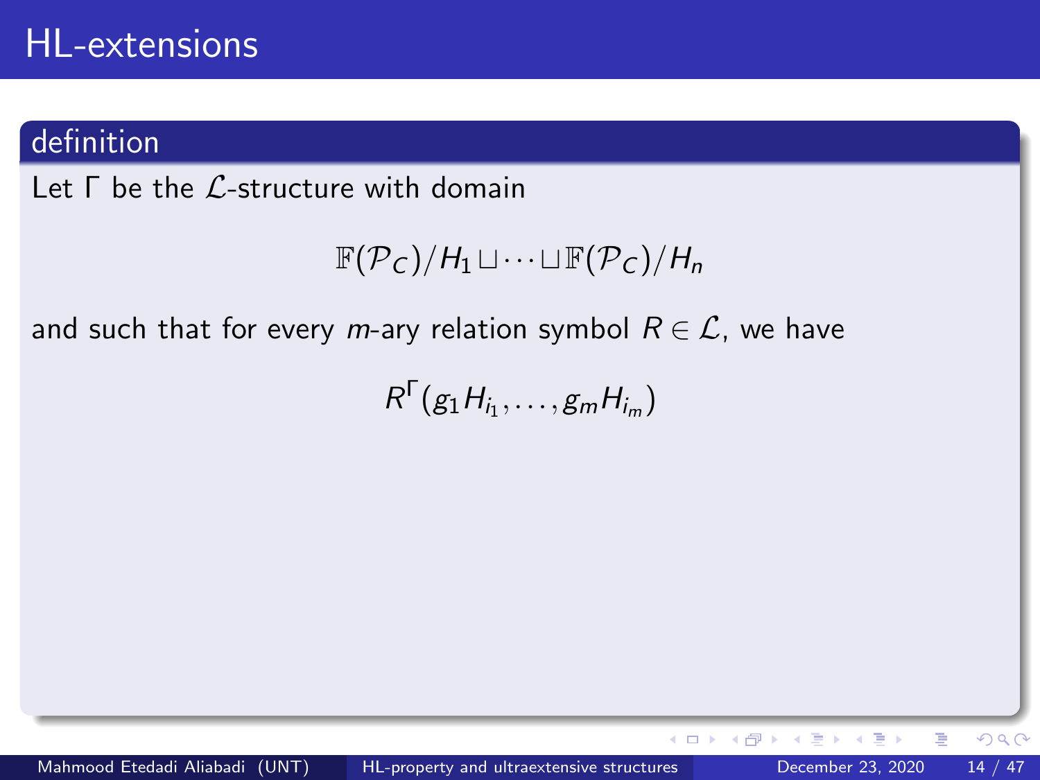# HL-extensions

**definition**

Let $\Gamma$ be the $\mathcal{L}$-structure with domain

$$\mathbb{F}(\mathcal{P}_C)/H_1 \sqcup \cdots \sqcup \mathbb{F}(\mathcal{P}_C)/H_n$$

and such that for every $m$-ary relation symbol $R \in \mathcal{L}$, we have

$$R^\Gamma(g_1 H_{i_1}, \ldots, g_m H_{i_m})$$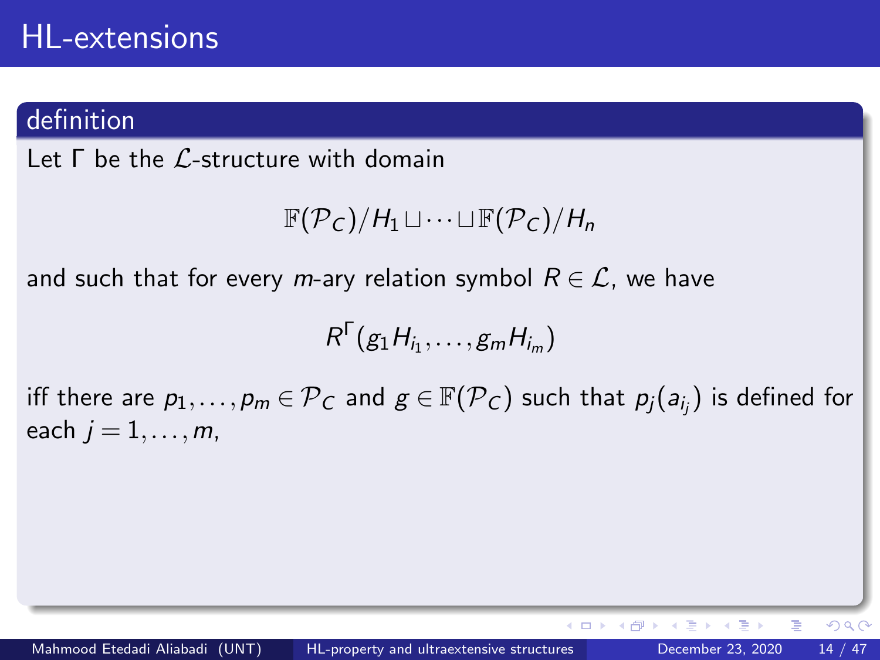# HL-extensions

**definition**

Let $\Gamma$ be the $\mathcal{L}$-structure with domain

$$\mathbb{F}(\mathcal{P}_C)/H_1 \sqcup \cdots \sqcup \mathbb{F}(\mathcal{P}_C)/H_n$$

and such that for every $m$-ary relation symbol $R \in \mathcal{L}$, we have

$$R^\Gamma(g_1 H_{i_1}, \ldots, g_m H_{i_m})$$

iff there are $p_1, \ldots, p_m \in \mathcal{P}_C$ and $g \in \mathbb{F}(\mathcal{P}_C)$ such that $p_j(a_{i_j})$ is defined for each $j = 1, \ldots, m$,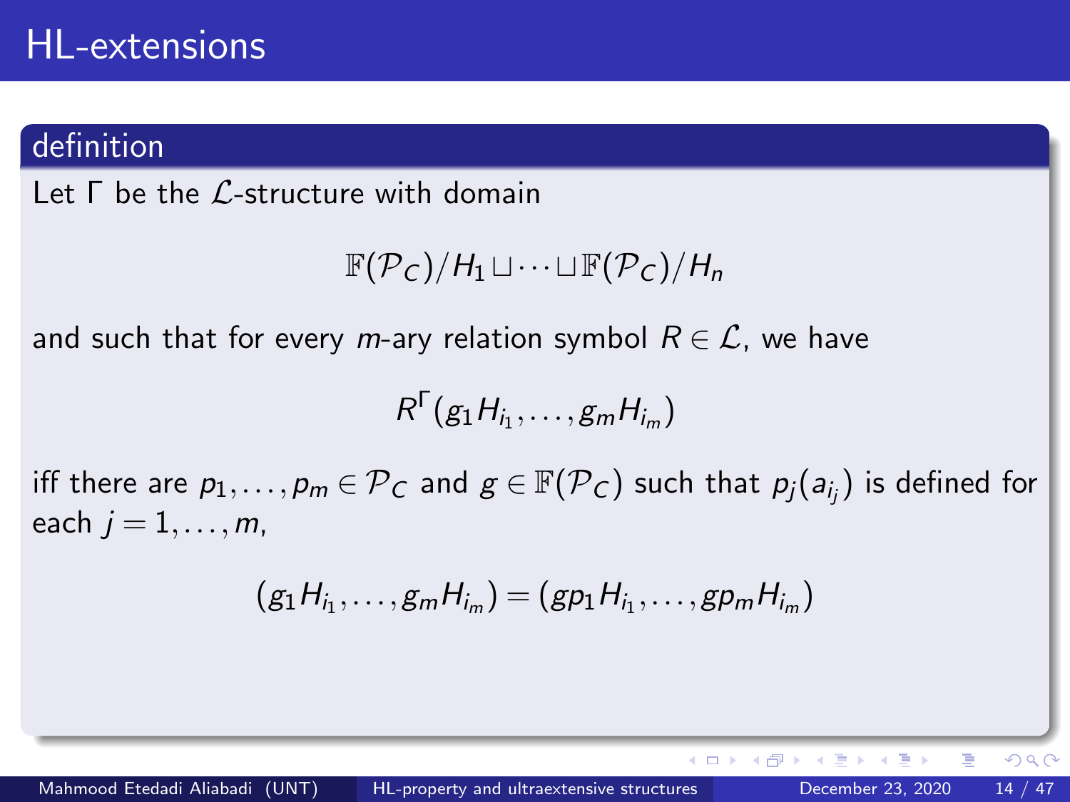## HL-extensions

### definition

Let $\Gamma$ be the $\mathcal{L}$-structure with domain

$$\mathbb{F}(\mathcal{P}_C)/H_1 \sqcup \cdots \sqcup \mathbb{F}(\mathcal{P}_C)/H_n$$

and such that for every $m$-ary relation symbol $R \in \mathcal{L}$, we have

$$R^{\Gamma}(g_1 H_{i_1}, \ldots, g_m H_{i_m})$$

iff there are $p_1, \ldots, p_m \in \mathcal{P}_C$ and $g \in \mathbb{F}(\mathcal{P}_C)$ such that $p_j(a_{i_j})$ is defined for each $j = 1, \ldots, m$,

$$(g_1 H_{i_1}, \ldots, g_m H_{i_m}) = (gp_1 H_{i_1}, \ldots, gp_m H_{i_m})$$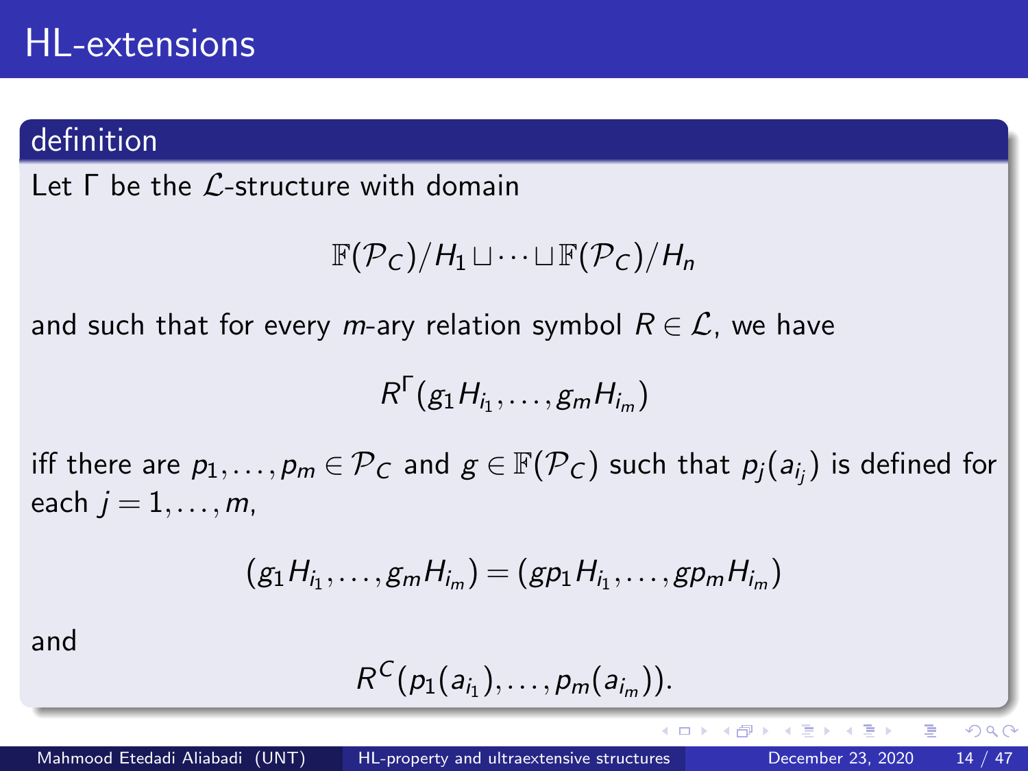# HL-extensions

### definition

Let $\Gamma$ be the $\mathcal{L}$-structure with domain

$$\mathbb{F}(\mathcal{P}_C)/H_1 \sqcup \cdots \sqcup \mathbb{F}(\mathcal{P}_C)/H_n$$

and such that for every $m$-ary relation symbol $R \in \mathcal{L}$, we have

$$R^{\Gamma}(g_1 H_{i_1}, \ldots, g_m H_{i_m})$$

iff there are $p_1, \ldots, p_m \in \mathcal{P}_C$ and $g \in \mathbb{F}(\mathcal{P}_C)$ such that $p_j(a_{i_j})$ is defined for each $j = 1, \ldots, m$,

$$(g_1 H_{i_1}, \ldots, g_m H_{i_m}) = (gp_1 H_{i_1}, \ldots, gp_m H_{i_m})$$

and

$$R^C(p_1(a_{i_1}), \ldots, p_m(a_{i_m})).$$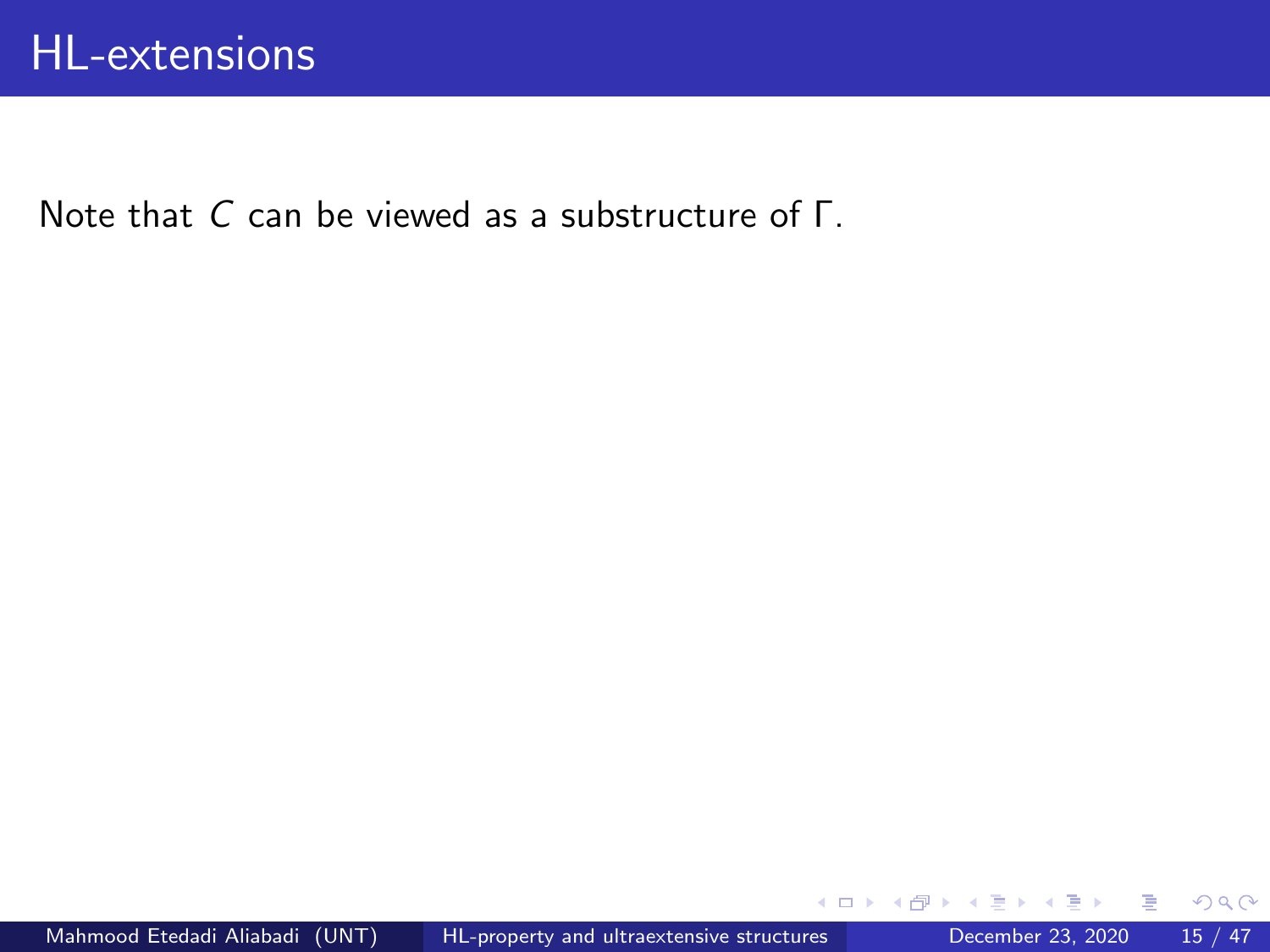# HL-extensions

Note that $C$ can be viewed as a substructure of $\Gamma$.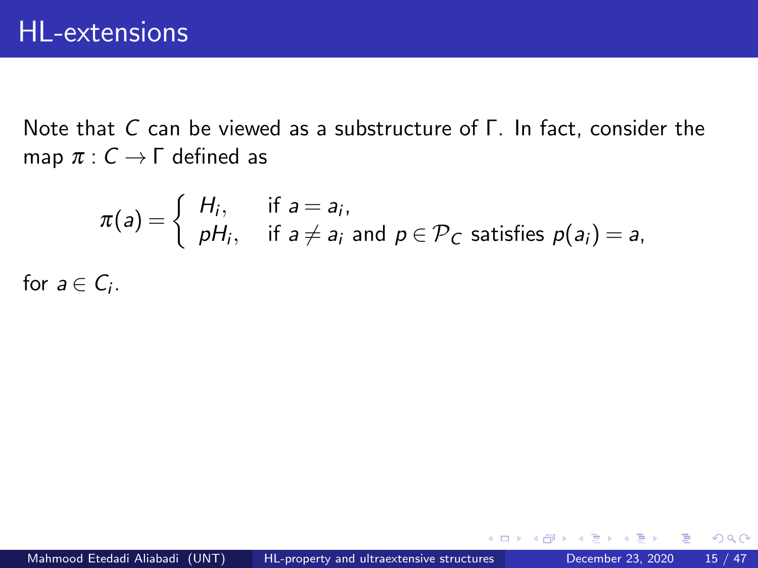# HL-extensions

Note that $C$ can be viewed as a substructure of $\Gamma$. In fact, consider the map $\pi : C \to \Gamma$ defined as

$$\pi(a) = \begin{cases} H_i, & \text{if } a = a_i, \\ pH_i, & \text{if } a \neq a_i \text{ and } p \in \mathcal{P}_C \text{ satisfies } p(a_i) = a, \end{cases}$$

for $a \in C_i$.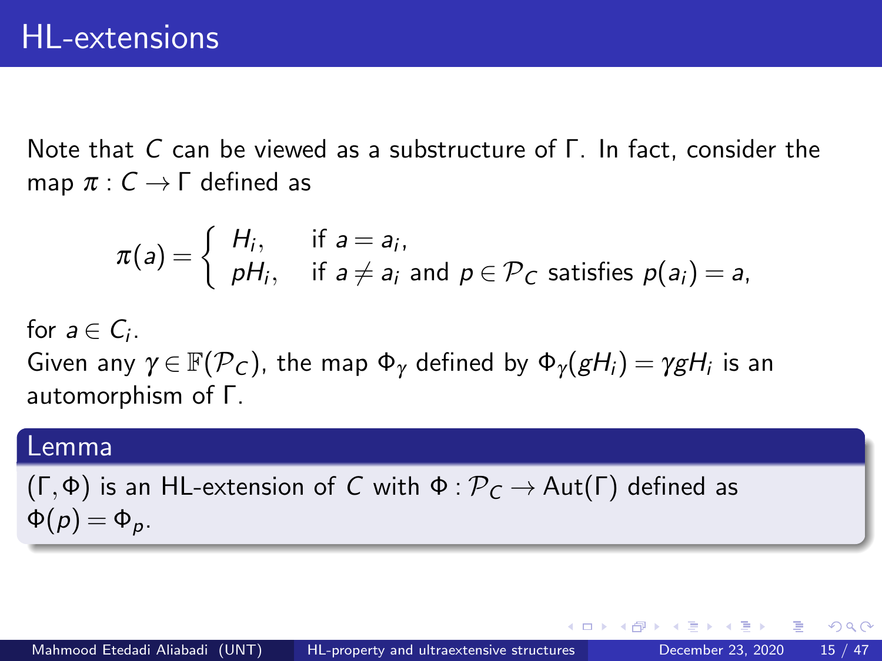# HL-extensions

Note that $C$ can be viewed as a substructure of $\Gamma$. In fact, consider the map $\pi : C \to \Gamma$ defined as

$$\pi(a) = \begin{cases} H_i, & \text{if } a = a_i, \\ pH_i, & \text{if } a \neq a_i \text{ and } p \in \mathcal{P}_C \text{ satisfies } p(a_i) = a, \end{cases}$$

for $a \in C_i$.

Given any $\gamma \in \mathbb{F}(\mathcal{P}_C)$, the map $\Phi_\gamma$ defined by $\Phi_\gamma(gH_i) = \gamma g H_i$ is an automorphism of $\Gamma$.

**Lemma**

$(\Gamma, \Phi)$ is an HL-extension of $C$ with $\Phi : \mathcal{P}_C \to \mathrm{Aut}(\Gamma)$ defined as $\Phi(p) = \Phi_p$.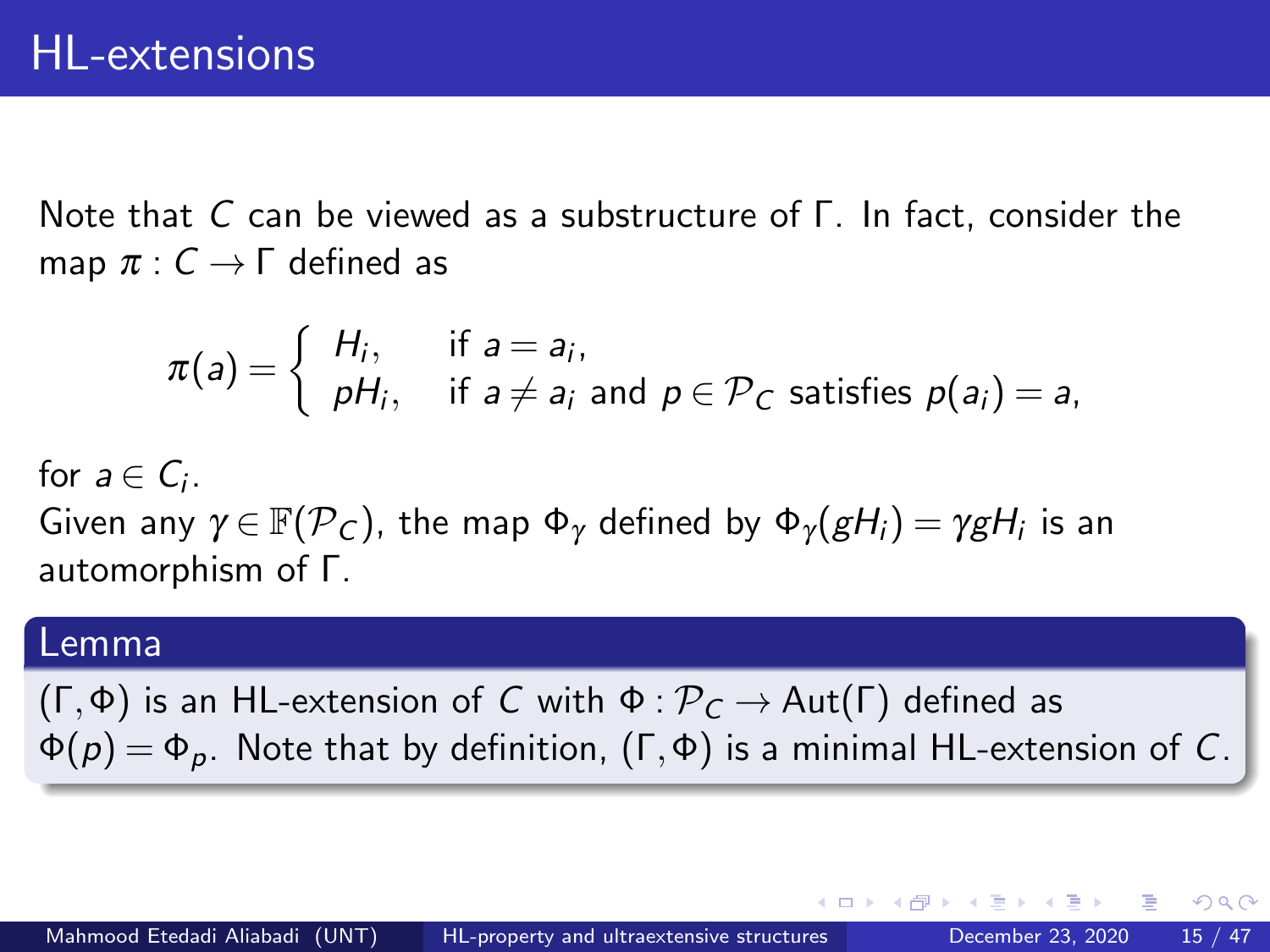## HL-extensions

Note that $C$ can be viewed as a substructure of $\Gamma$. In fact, consider the map $\pi : C \to \Gamma$ defined as

$$\pi(a) = \begin{cases} H_i, & \text{if } a = a_i, \\ pH_i, & \text{if } a \neq a_i \text{ and } p \in \mathcal{P}_C \text{ satisfies } p(a_i) = a, \end{cases}$$

for $a \in C_i$.

Given any $\gamma \in \mathbb{F}(\mathcal{P}_C)$, the map $\Phi_\gamma$ defined by $\Phi_\gamma(gH_i) = \gamma g H_i$ is an automorphism of $\Gamma$.

**Lemma**

$(\Gamma, \Phi)$ is an HL-extension of $C$ with $\Phi : \mathcal{P}_C \to \mathrm{Aut}(\Gamma)$ defined as $\Phi(p) = \Phi_p$. Note that by definition, $(\Gamma, \Phi)$ is a minimal HL-extension of $C$.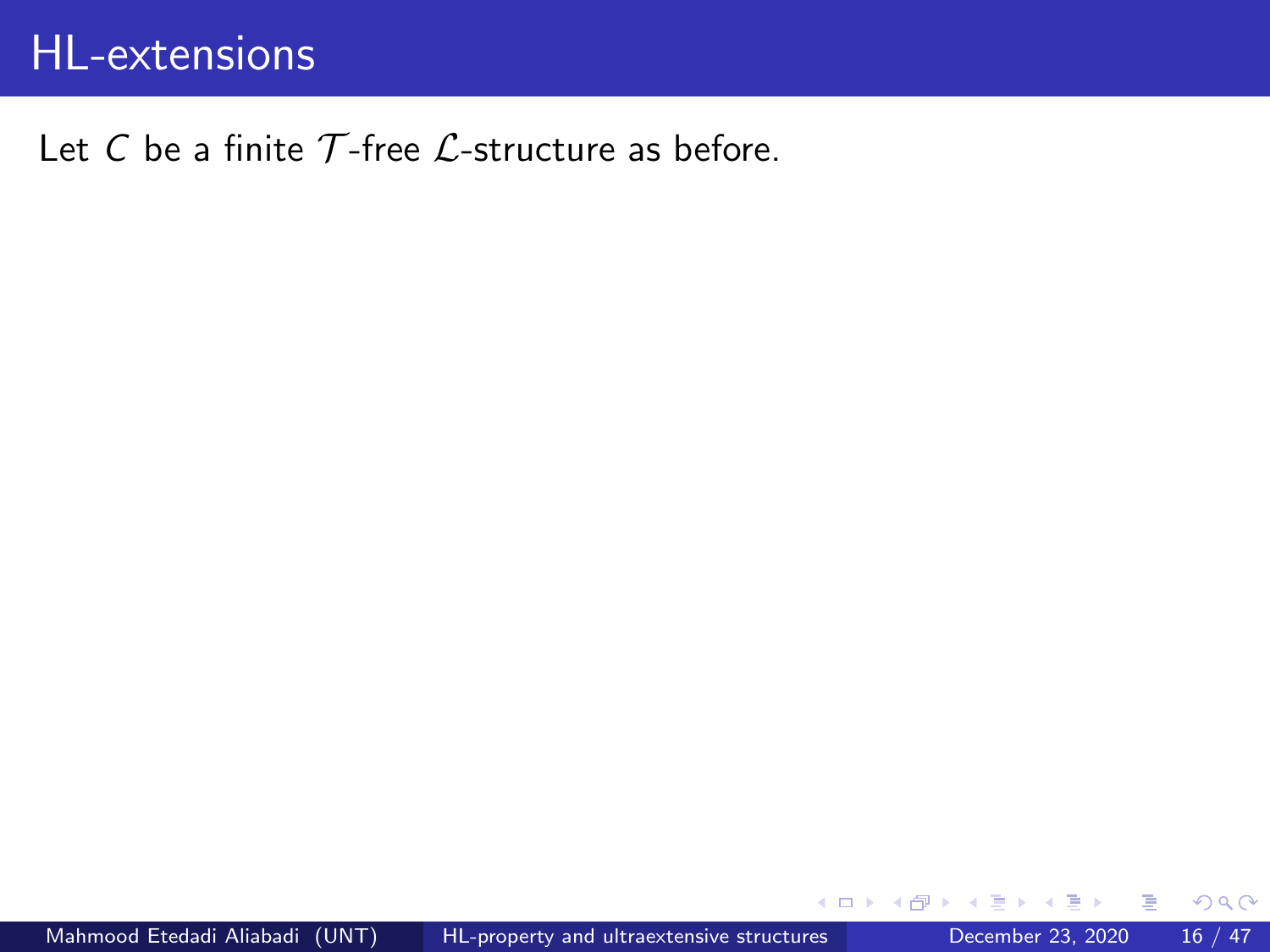# HL-extensions

Let $C$ be a finite $\mathcal{T}$-free $\mathcal{L}$-structure as before.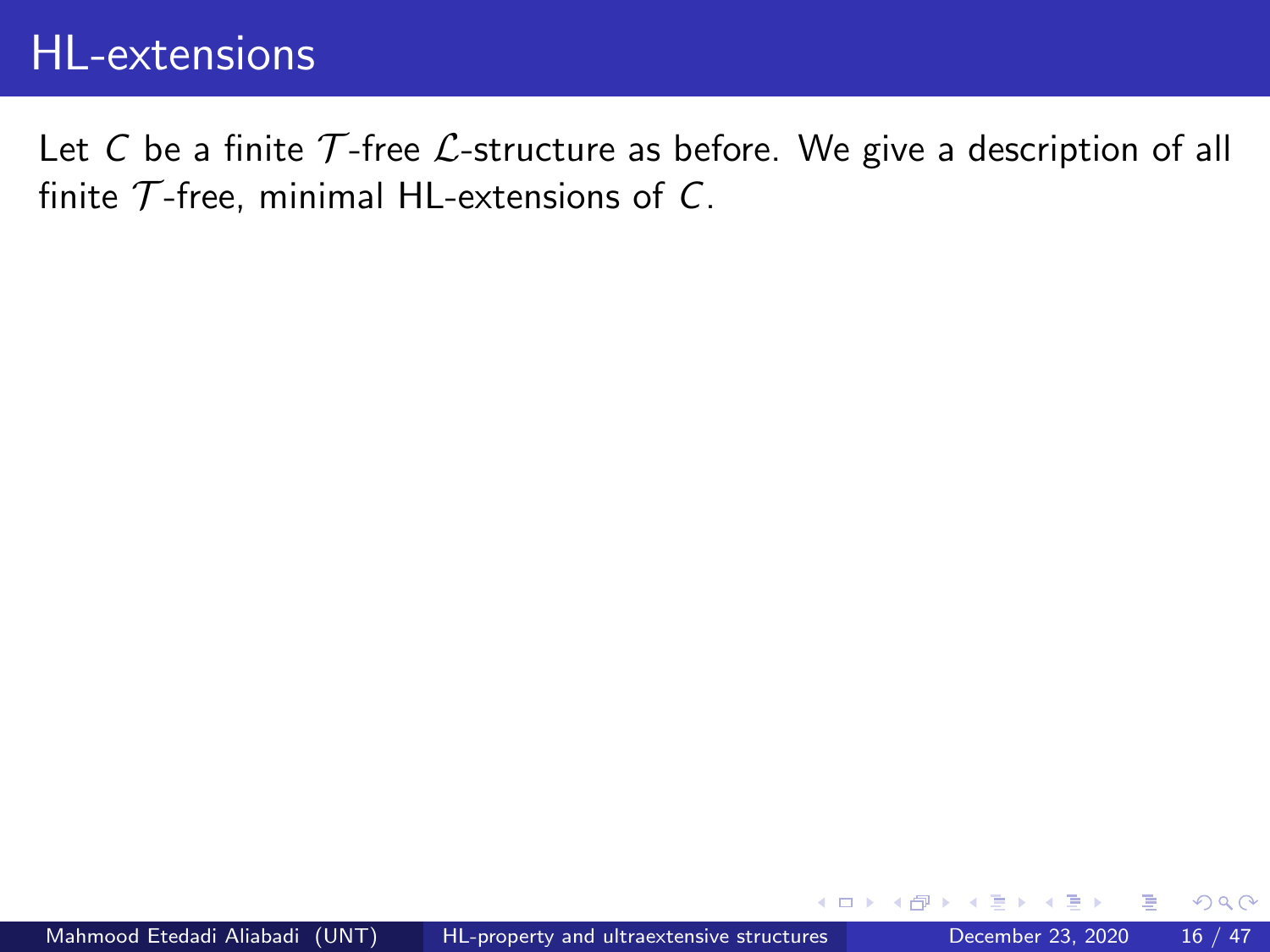# HL-extensions

Let $C$ be a finite $\mathcal{T}$-free $\mathcal{L}$-structure as before. We give a description of all finite $\mathcal{T}$-free, minimal HL-extensions of $C$.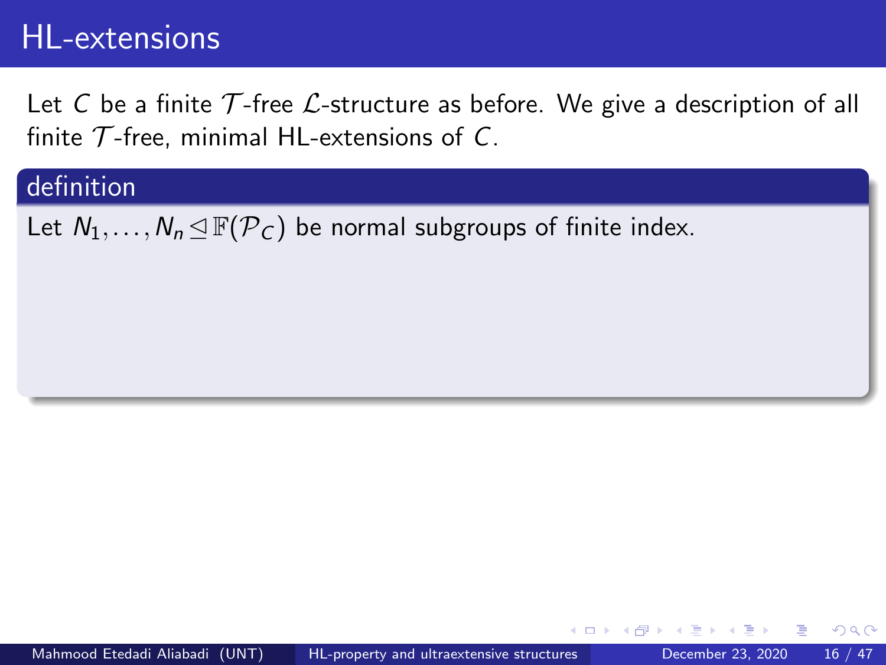# HL-extensions

Let $C$ be a finite $\mathcal{T}$-free $\mathcal{L}$-structure as before. We give a description of all finite $\mathcal{T}$-free, minimal HL-extensions of $C$.

**definition**

Let $N_1, \ldots, N_n \trianglelefteq \mathbb{F}(\mathcal{P}_C)$ be normal subgroups of finite index.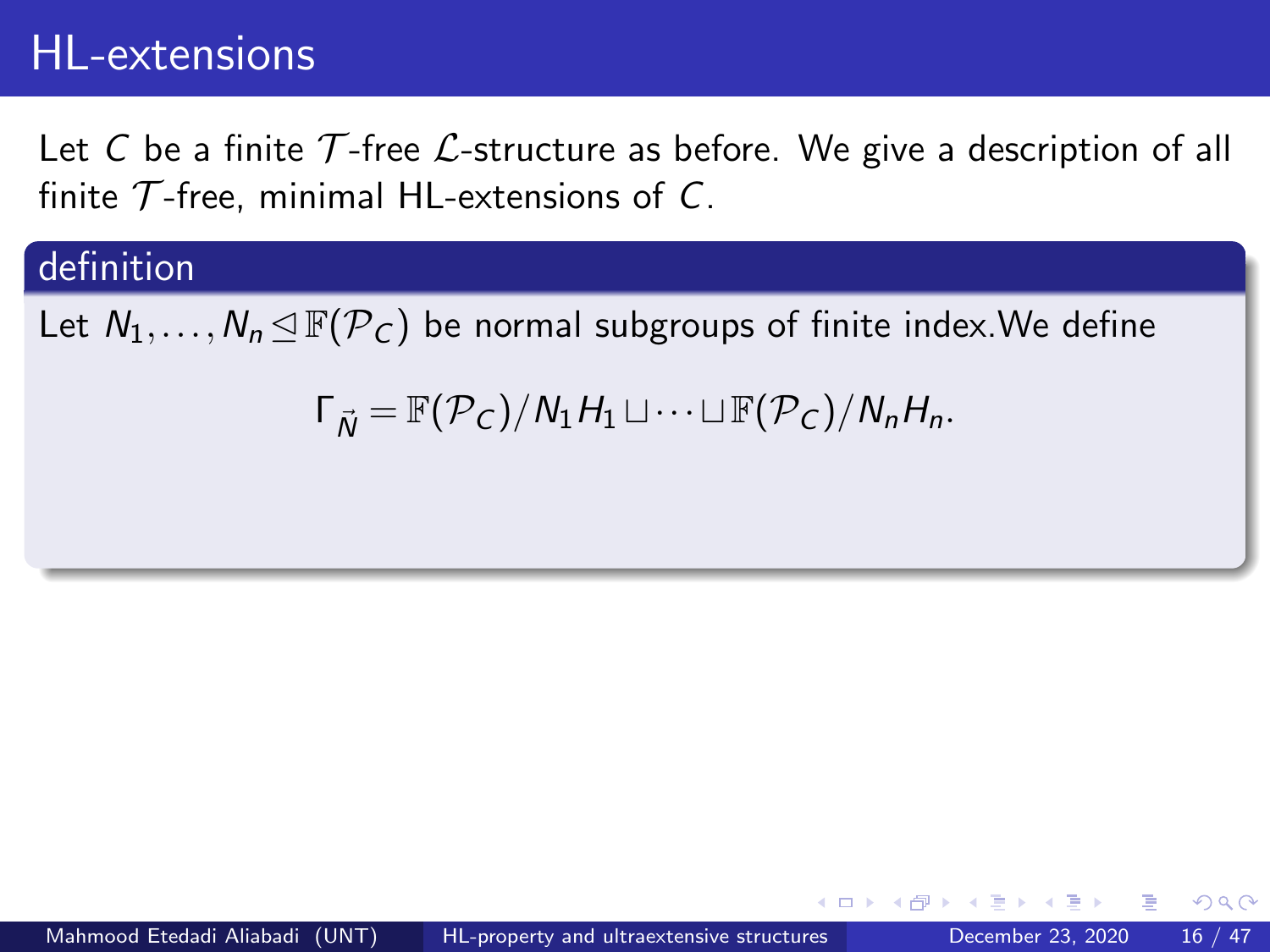# HL-extensions

Let $C$ be a finite $\mathcal{T}$-free $\mathcal{L}$-structure as before. We give a description of all finite $\mathcal{T}$-free, minimal HL-extensions of $C$.

**definition**

Let $N_1, \ldots, N_n \trianglelefteq \mathbb{F}(\mathcal{P}_C)$ be normal subgroups of finite index.We define

$$\Gamma_{\vec{N}} = \mathbb{F}(\mathcal{P}_C)/N_1 H_1 \sqcup \cdots \sqcup \mathbb{F}(\mathcal{P}_C)/N_n H_n.$$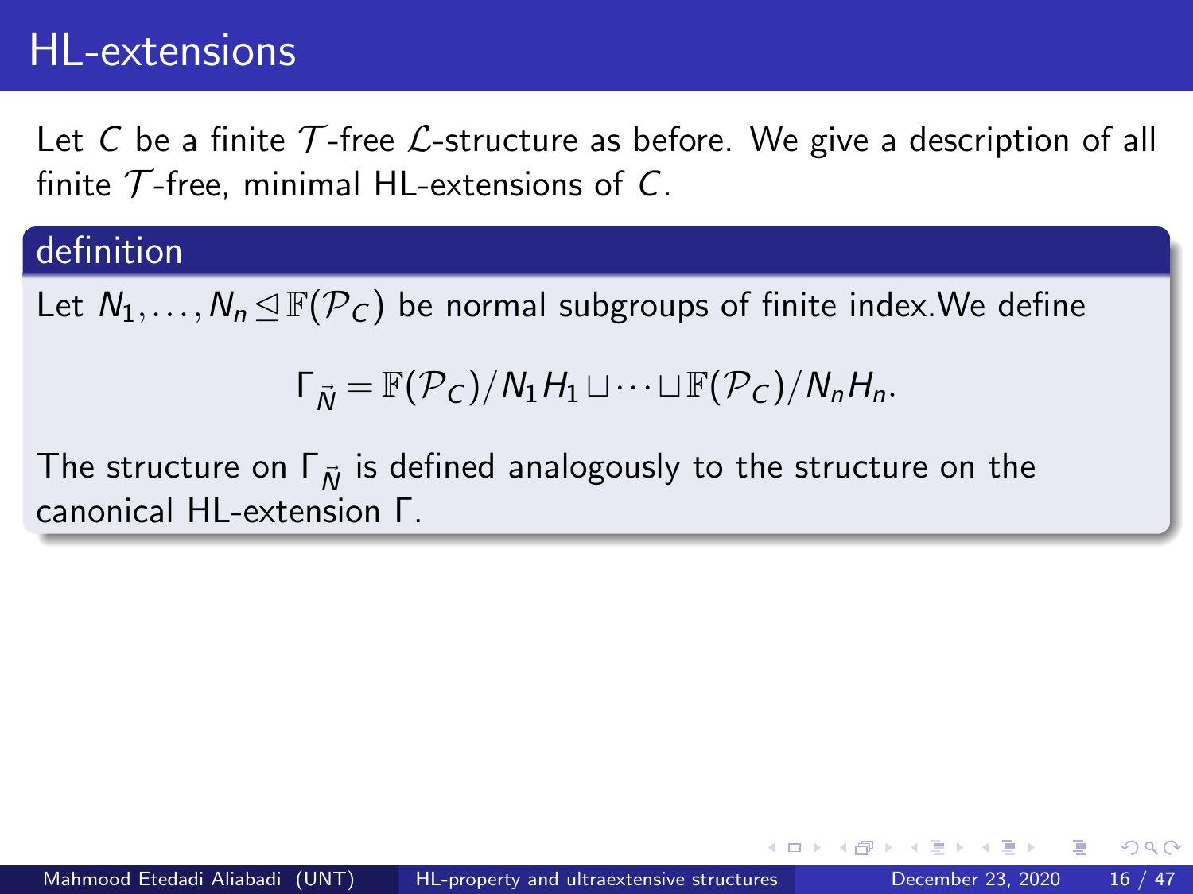# HL-extensions

Let $C$ be a finite $\mathcal{T}$-free $\mathcal{L}$-structure as before. We give a description of all finite $\mathcal{T}$-free, minimal HL-extensions of $C$.

**definition**

Let $N_1, \ldots, N_n \trianglelefteq \mathbb{F}(\mathcal{P}_C)$ be normal subgroups of finite index.We define

$$\Gamma_{\vec{N}} = \mathbb{F}(\mathcal{P}_C)/N_1 H_1 \sqcup \cdots \sqcup \mathbb{F}(\mathcal{P}_C)/N_n H_n.$$

The structure on $\Gamma_{\vec{N}}$ is defined analogously to the structure on the canonical HL-extension $\Gamma$.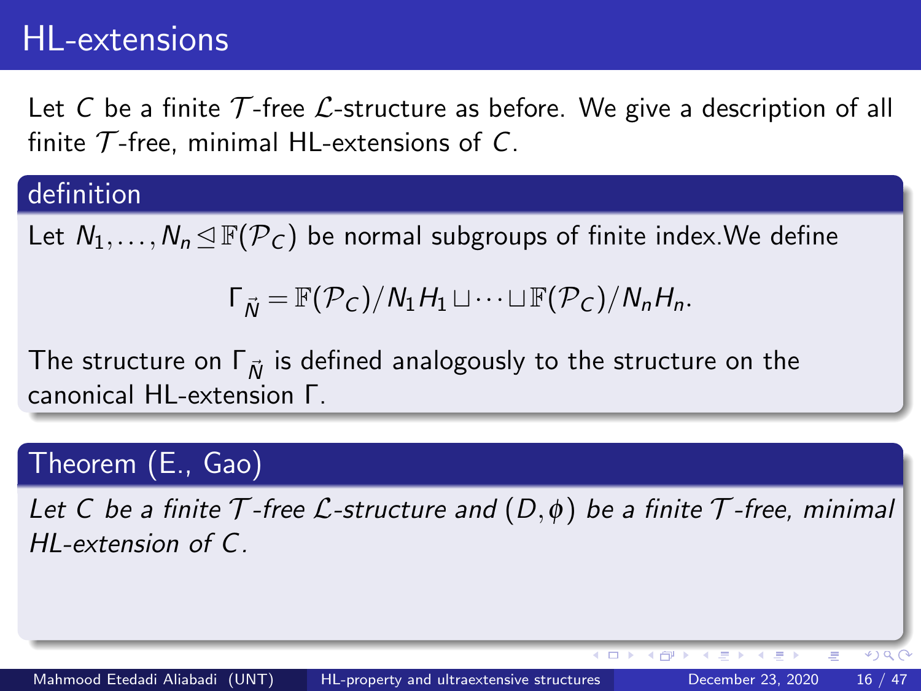# HL-extensions

Let $C$ be a finite $\mathcal{T}$-free $\mathcal{L}$-structure as before. We give a description of all finite $\mathcal{T}$-free, minimal HL-extensions of $C$.

## definition

Let $N_1, \ldots, N_n \trianglelefteq \mathbb{F}(\mathcal{P}_C)$ be normal subgroups of finite index. We define

$$\Gamma_{\vec{N}} = \mathbb{F}(\mathcal{P}_C)/N_1 H_1 \sqcup \cdots \sqcup \mathbb{F}(\mathcal{P}_C)/N_n H_n.$$

The structure on $\Gamma_{\vec{N}}$ is defined analogously to the structure on the canonical HL-extension $\Gamma$.

## Theorem (E., Gao)

*Let $C$ be a finite $\mathcal{T}$-free $\mathcal{L}$-structure and $(D, \phi)$ be a finite $\mathcal{T}$-free, minimal HL-extension of $C$.*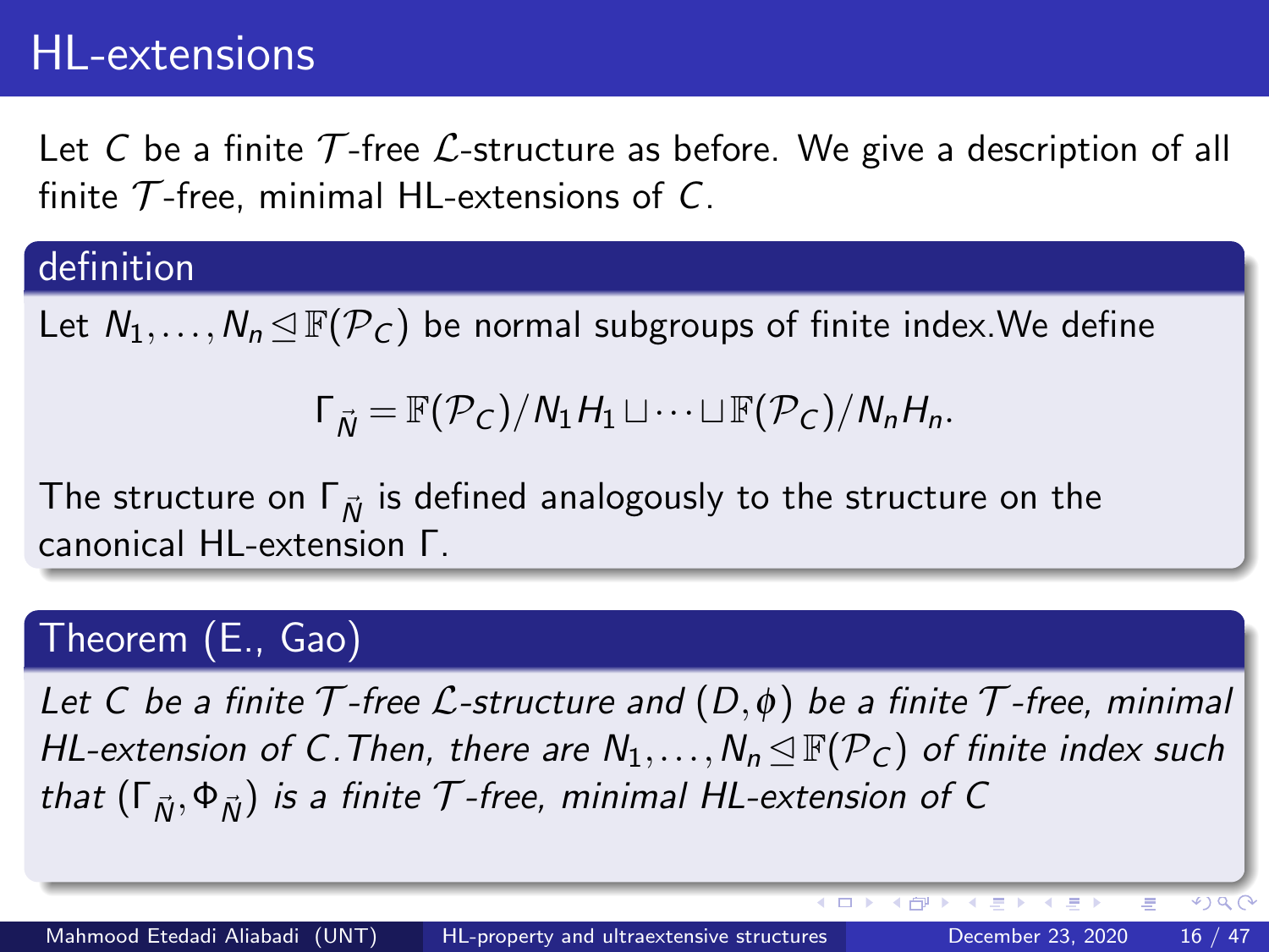# HL-extensions

Let $C$ be a finite $\mathcal{T}$-free $\mathcal{L}$-structure as before. We give a description of all finite $\mathcal{T}$-free, minimal HL-extensions of $C$.

## definition

Let $N_1, \ldots, N_n \trianglelefteq \mathbb{F}(\mathcal{P}_C)$ be normal subgroups of finite index.We define

$$\Gamma_{\vec{N}} = \mathbb{F}(\mathcal{P}_C)/N_1 H_1 \sqcup \cdots \sqcup \mathbb{F}(\mathcal{P}_C)/N_n H_n.$$

The structure on $\Gamma_{\vec{N}}$ is defined analogously to the structure on the canonical HL-extension $\Gamma$.

## Theorem (E., Gao)

*Let $C$ be a finite $\mathcal{T}$-free $\mathcal{L}$-structure and $(D, \phi)$ be a finite $\mathcal{T}$-free, minimal HL-extension of $C$.Then, there are $N_1, \ldots, N_n \trianglelefteq \mathbb{F}(\mathcal{P}_C)$ of finite index such that $(\Gamma_{\vec{N}}, \Phi_{\vec{N}})$ is a finite $\mathcal{T}$-free, minimal HL-extension of $C$*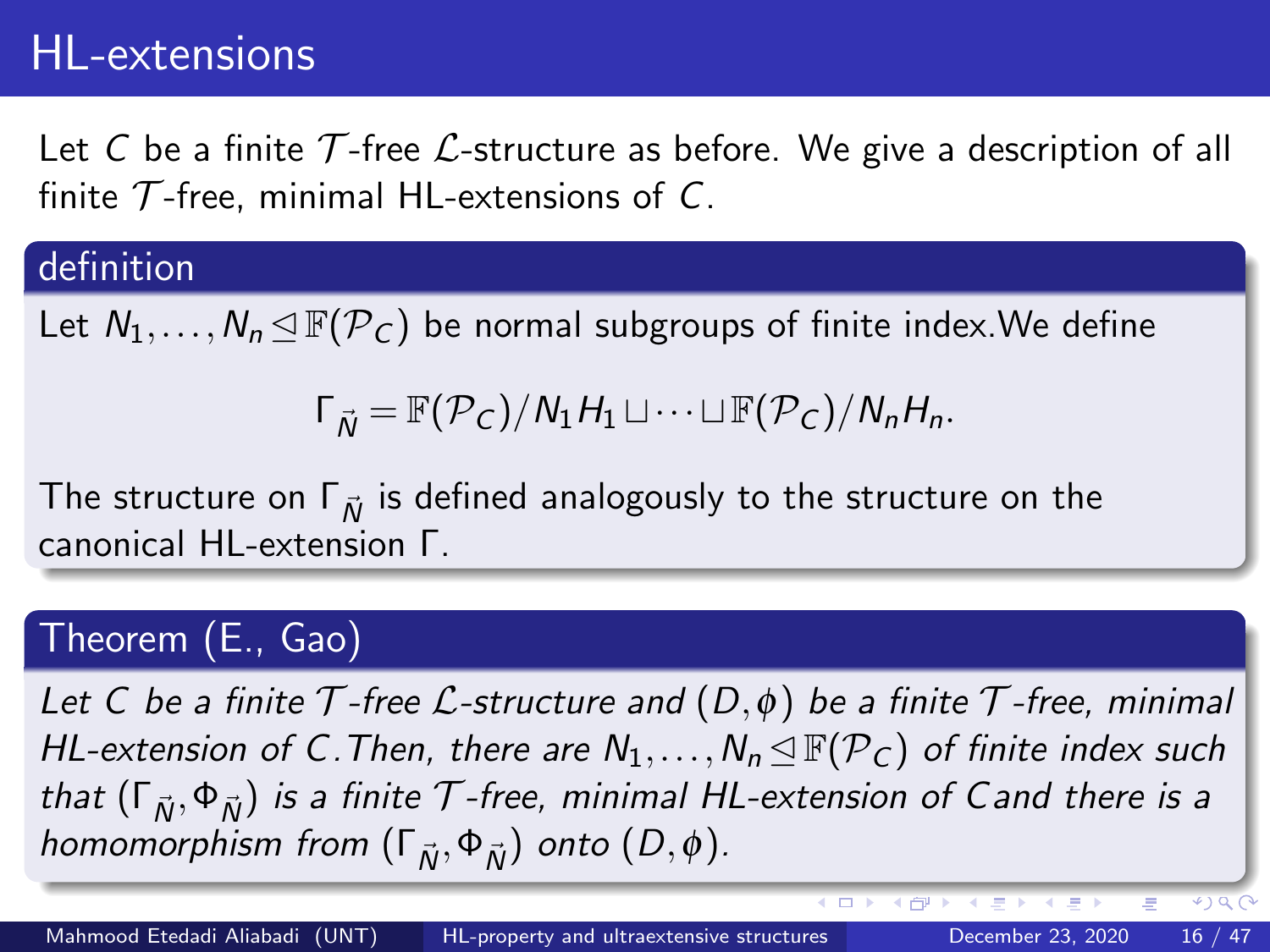# HL-extensions

Let $C$ be a finite $\mathcal{T}$-free $\mathcal{L}$-structure as before. We give a description of all finite $\mathcal{T}$-free, minimal HL-extensions of $C$.

## definition

Let $N_1, \dots, N_n \trianglelefteq \mathbb{F}(\mathcal{P}_C)$ be normal subgroups of finite index.We define

$$\Gamma_{\vec{N}} = \mathbb{F}(\mathcal{P}_C)/N_1H_1 \sqcup \cdots \sqcup \mathbb{F}(\mathcal{P}_C)/N_nH_n.$$

The structure on $\Gamma_{\vec{N}}$ is defined analogously to the structure on the canonical HL-extension $\Gamma$.

## Theorem (E., Gao)

*Let $C$ be a finite $\mathcal{T}$-free $\mathcal{L}$-structure and $(D, \phi)$ be a finite $\mathcal{T}$-free, minimal HL-extension of $C$.Then, there are $N_1, \dots, N_n \trianglelefteq \mathbb{F}(\mathcal{P}_C)$ of finite index such that $(\Gamma_{\vec{N}}, \Phi_{\vec{N}})$ is a finite $\mathcal{T}$-free, minimal HL-extension of $C$and there is a homomorphism from $(\Gamma_{\vec{N}}, \Phi_{\vec{N}})$ onto $(D, \phi)$.*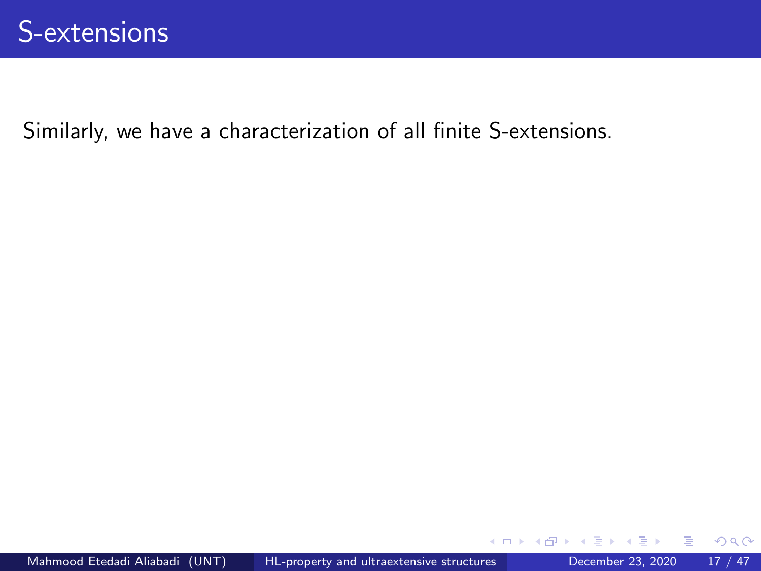# S-extensions

Similarly, we have a characterization of all finite S-extensions.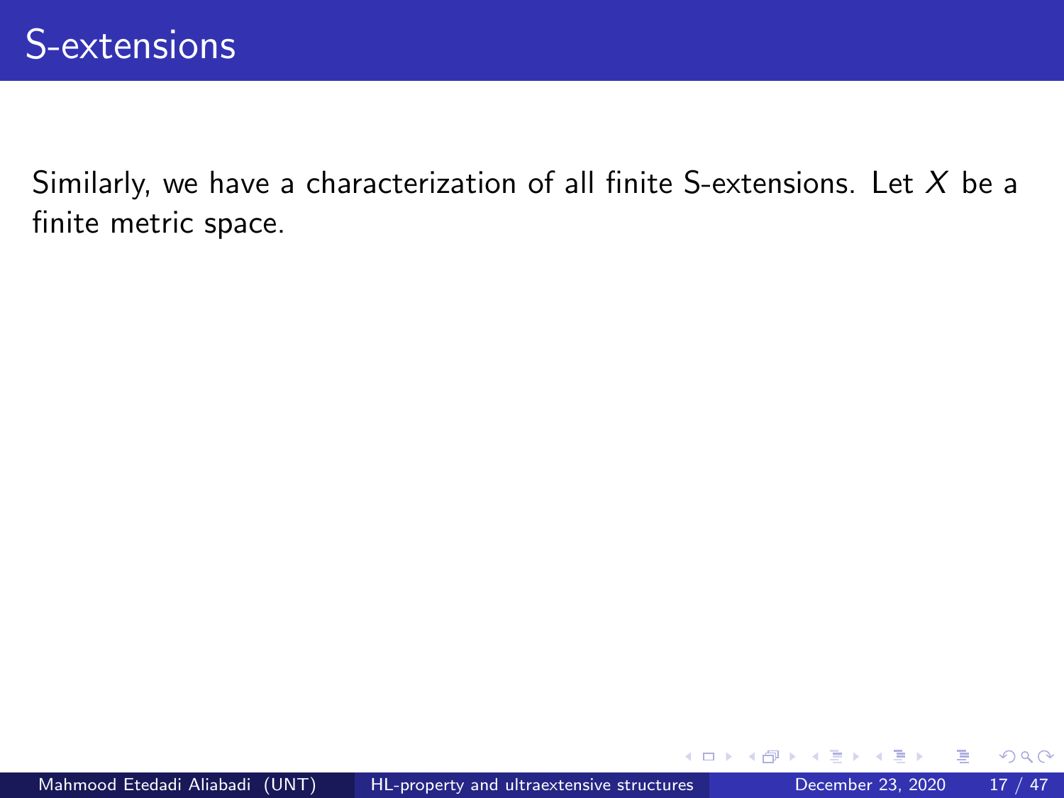# S-extensions

Similarly, we have a characterization of all finite S-extensions. Let $X$ be a finite metric space.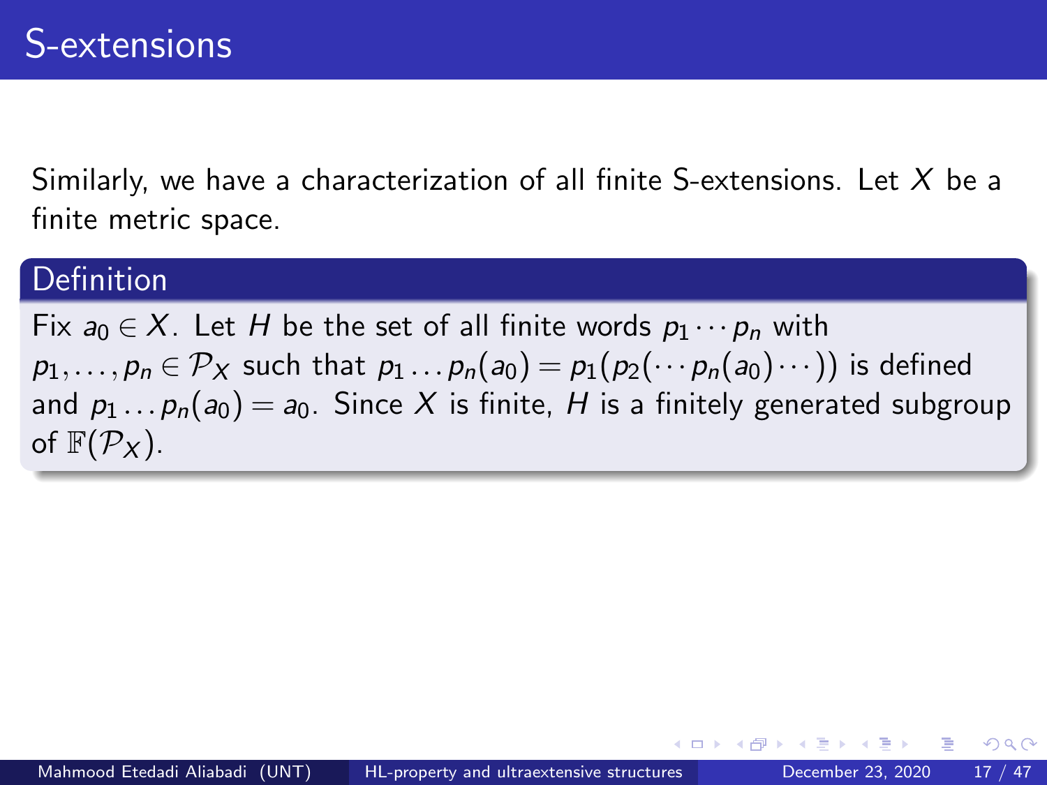# S-extensions

Similarly, we have a characterization of all finite S-extensions. Let $X$ be a finite metric space.

**Definition**

Fix $a_0 \in X$. Let $H$ be the set of all finite words $p_1 \cdots p_n$ with $p_1, \ldots, p_n \in \mathcal{P}_X$ such that $p_1 \ldots p_n(a_0) = p_1(p_2(\cdots p_n(a_0) \cdots))$ is defined and $p_1 \ldots p_n(a_0) = a_0$. Since $X$ is finite, $H$ is a finitely generated subgroup of $\mathbb{F}(\mathcal{P}_X)$.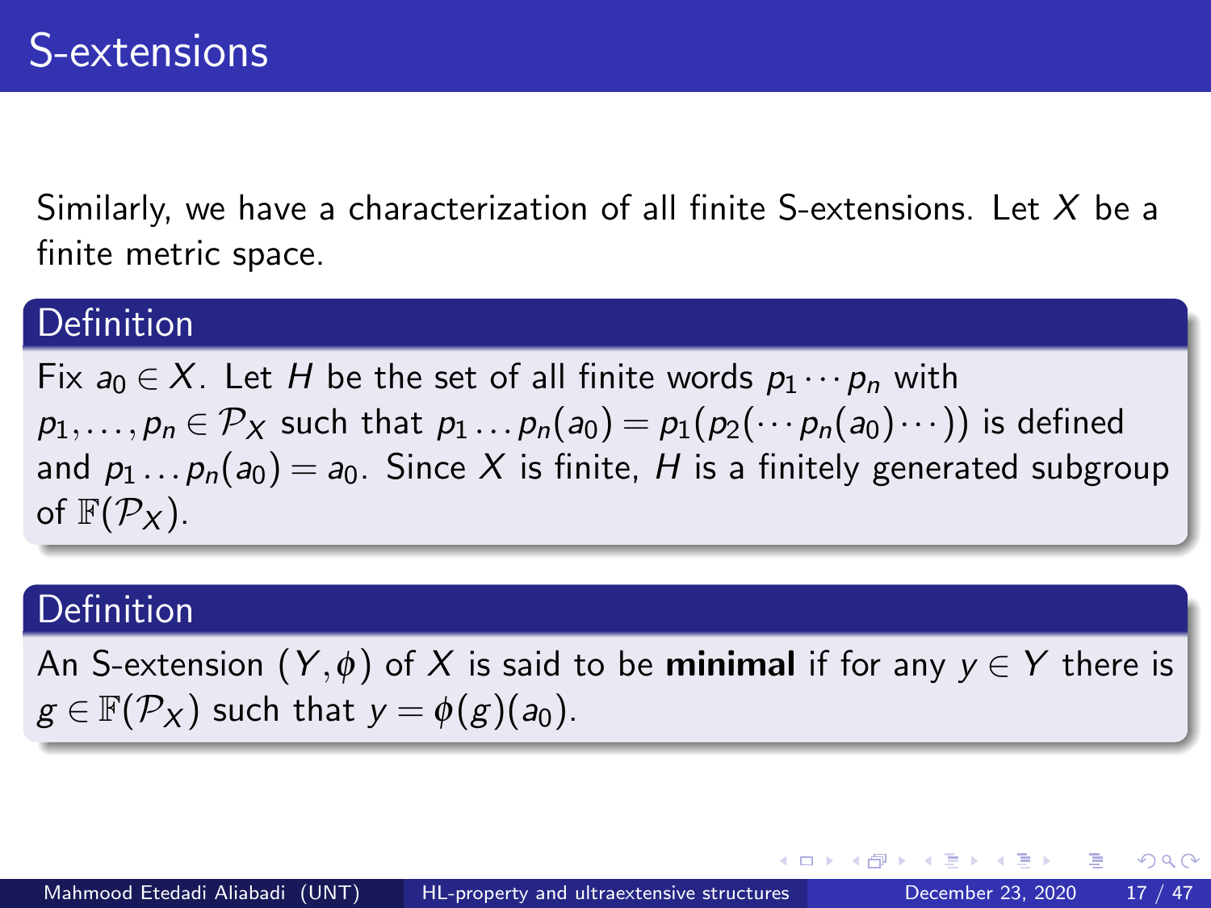# S-extensions

Similarly, we have a characterization of all finite S-extensions. Let $X$ be a finite metric space.

**Definition**

Fix $a_0 \in X$. Let $H$ be the set of all finite words $p_1 \cdots p_n$ with $p_1, \ldots, p_n \in \mathcal{P}_X$ such that $p_1 \ldots p_n(a_0) = p_1(p_2(\cdots p_n(a_0)\cdots))$ is defined and $p_1 \ldots p_n(a_0) = a_0$. Since $X$ is finite, $H$ is a finitely generated subgroup of $\mathbb{F}(\mathcal{P}_X)$.

**Definition**

An S-extension $(Y, \phi)$ of $X$ is said to be **minimal** if for any $y \in Y$ there is $g \in \mathbb{F}(\mathcal{P}_X)$ such that $y = \phi(g)(a_0)$.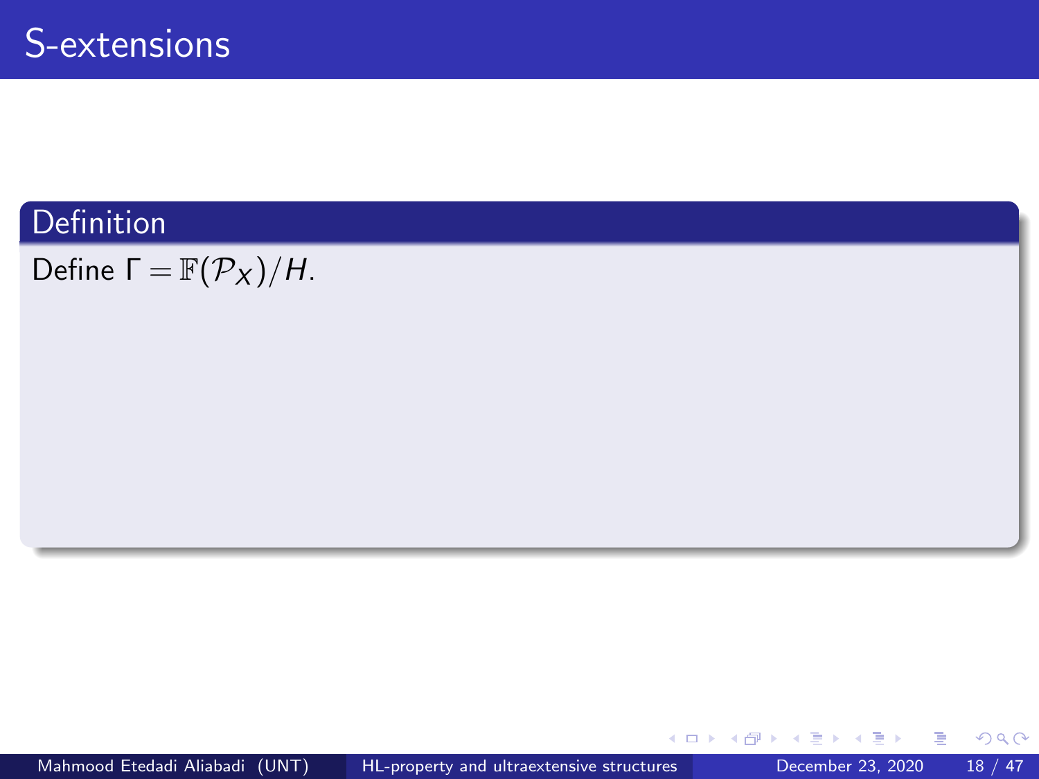# S-extensions

**Definition**

Define $\Gamma = \mathbb{F}(\mathcal{P}_X)/H$.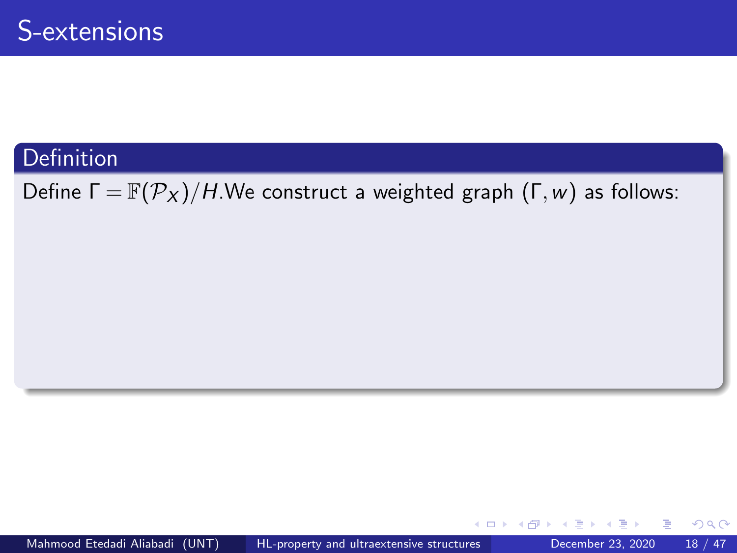# S-extensions

**Definition**

Define $\Gamma = \mathbb{F}(\mathcal{P}_X)/H$.We construct a weighted graph $(\Gamma, w)$ as follows: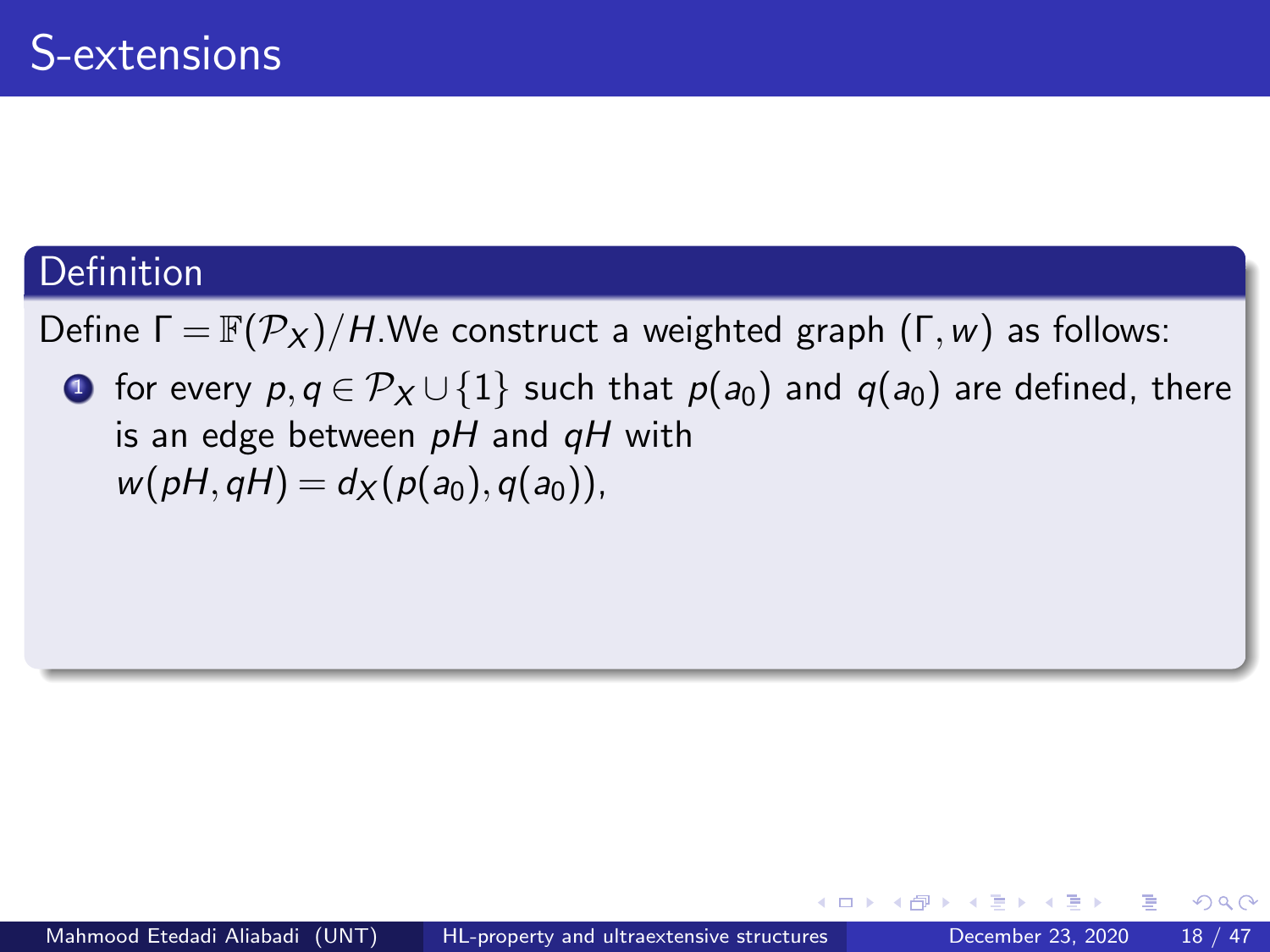# S-extensions

### Definition

Define $\Gamma = \mathbb{F}(\mathcal{P}_X)/H$.We construct a weighted graph $(\Gamma, w)$ as follows:

1. for every $p, q \in \mathcal{P}_X \cup \{1\}$ such that $p(a_0)$ and $q(a_0)$ are defined, there is an edge between $pH$ and $qH$ with $w(pH, qH) = d_X(p(a_0), q(a_0))$,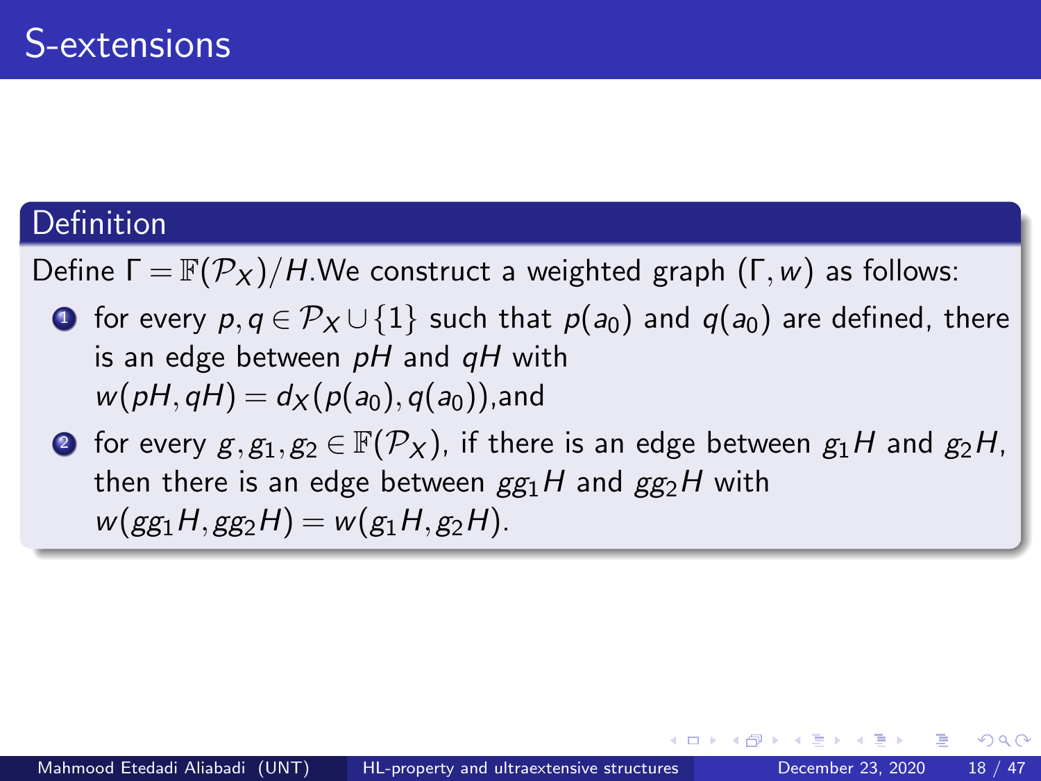# S-extensions

**Definition**

Define $\Gamma = \mathbb{F}(\mathcal{P}_X)/H$.We construct a weighted graph $(\Gamma, w)$ as follows:

1. for every $p, q \in \mathcal{P}_X \cup \{1\}$ such that $p(a_0)$ and $q(a_0)$ are defined, there is an edge between $pH$ and $qH$ with $w(pH, qH) = d_X(p(a_0), q(a_0))$,and
2. for every $g, g_1, g_2 \in \mathbb{F}(\mathcal{P}_X)$, if there is an edge between $g_1H$ and $g_2H$, then there is an edge between $gg_1H$ and $gg_2H$ with $w(gg_1H, gg_2H) = w(g_1H, g_2H)$.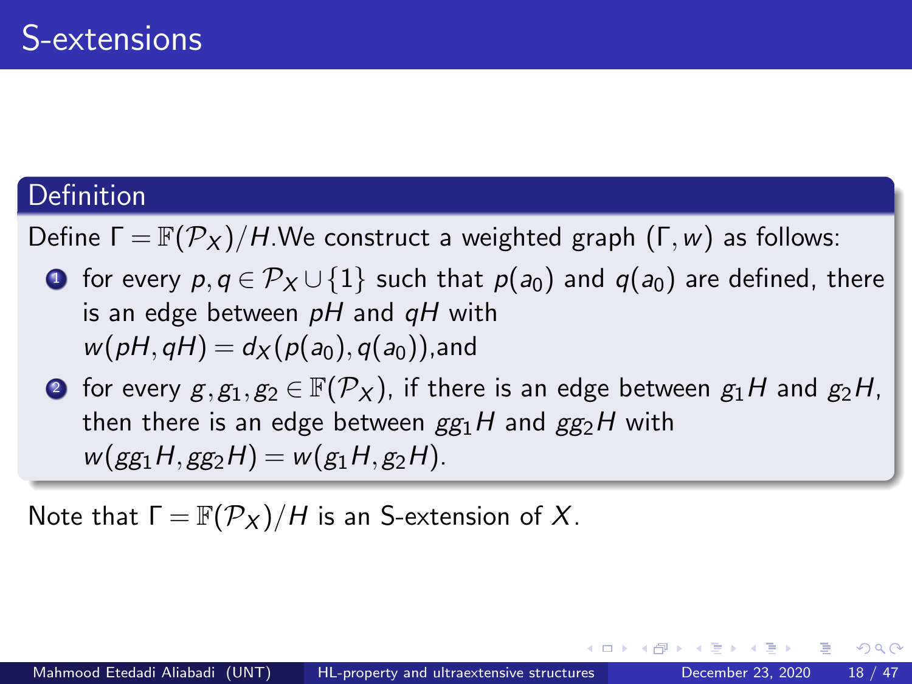# S-extensions

**Definition**

Define $\Gamma = \mathbb{F}(\mathcal{P}_X)/H$.We construct a weighted graph $(\Gamma, w)$ as follows:

1. for every $p, q \in \mathcal{P}_X \cup \{1\}$ such that $p(a_0)$ and $q(a_0)$ are defined, there is an edge between $pH$ and $qH$ with $w(pH, qH) = d_X(p(a_0), q(a_0))$,and
2. for every $g, g_1, g_2 \in \mathbb{F}(\mathcal{P}_X)$, if there is an edge between $g_1H$ and $g_2H$, then there is an edge between $gg_1H$ and $gg_2H$ with $w(gg_1H, gg_2H) = w(g_1H, g_2H)$.

Note that $\Gamma = \mathbb{F}(\mathcal{P}_X)/H$ is an S-extension of $X$.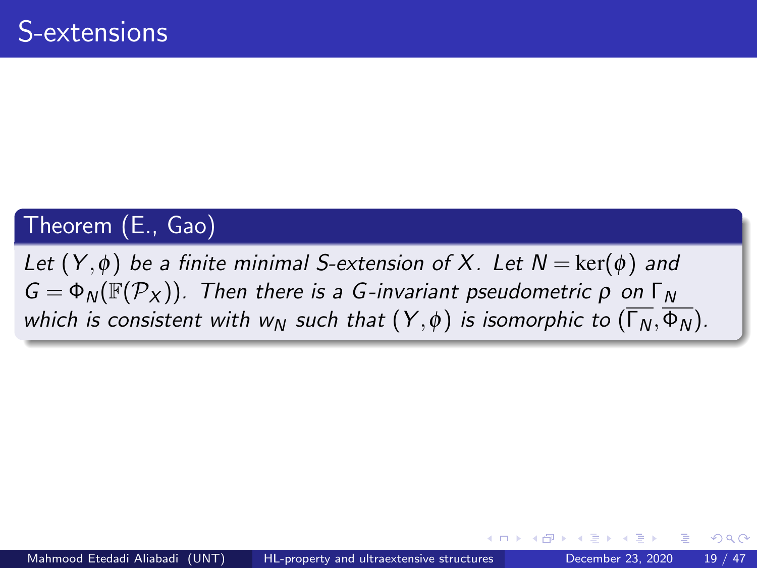# S-extensions

**Theorem (E., Gao)**

*Let $(Y, \phi)$ be a finite minimal S-extension of $X$. Let $N = \ker(\phi)$ and $G = \Phi_N(\mathbb{F}(\mathcal{P}_X))$. Then there is a $G$-invariant pseudometric $\rho$ on $\Gamma_N$ which is consistent with $w_N$ such that $(Y, \phi)$ is isomorphic to $(\overline{\Gamma_N}, \overline{\Phi_N})$.*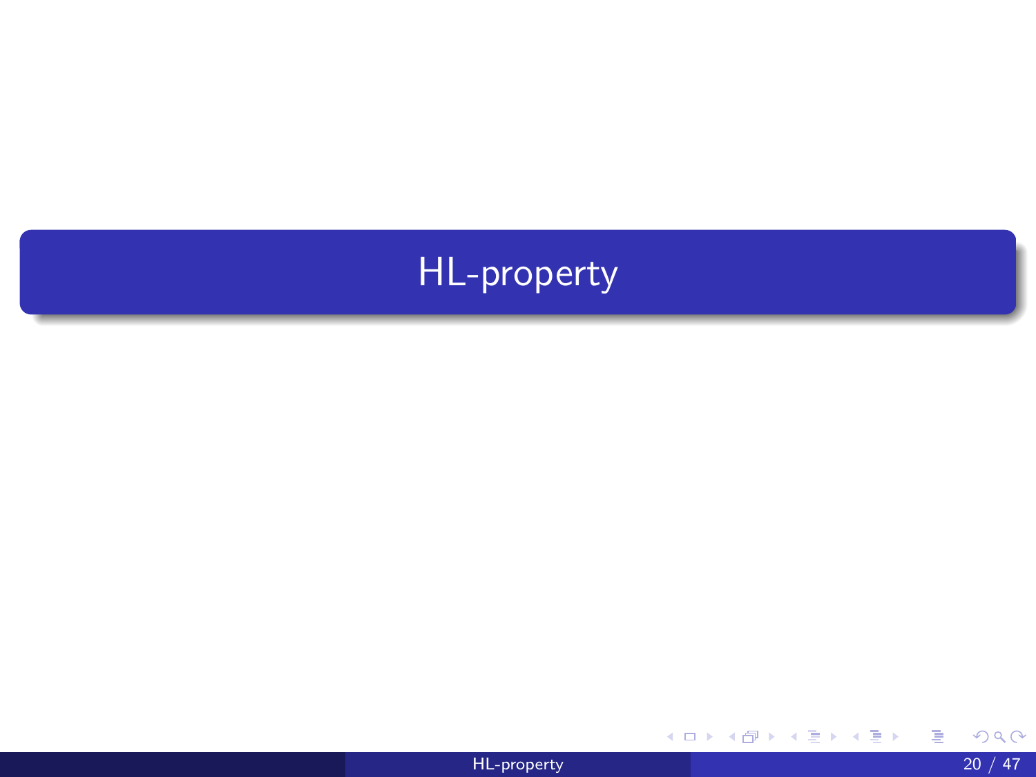# HL-property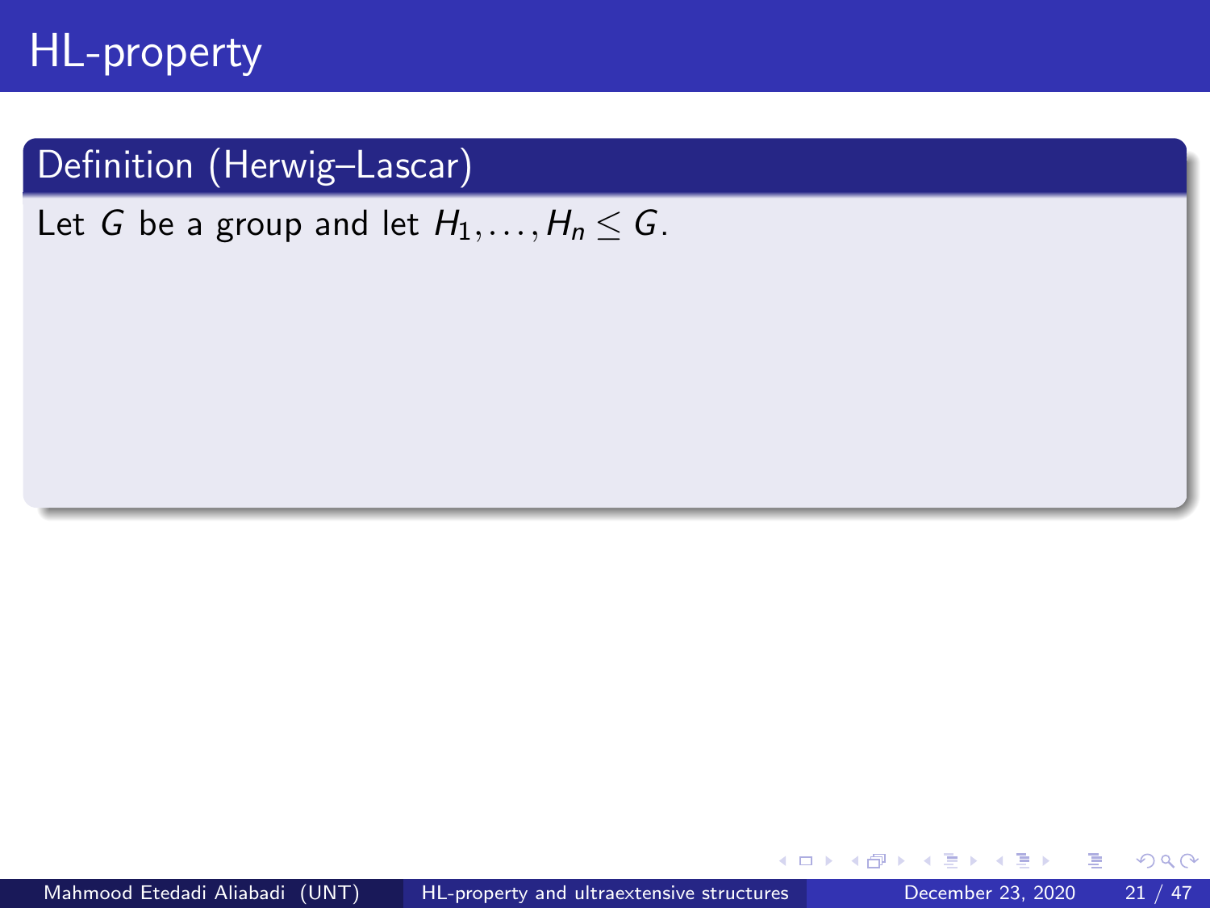# HL-property

**Definition (Herwig–Lascar)**

Let $G$ be a group and let $H_1, \ldots, H_n \leq G$.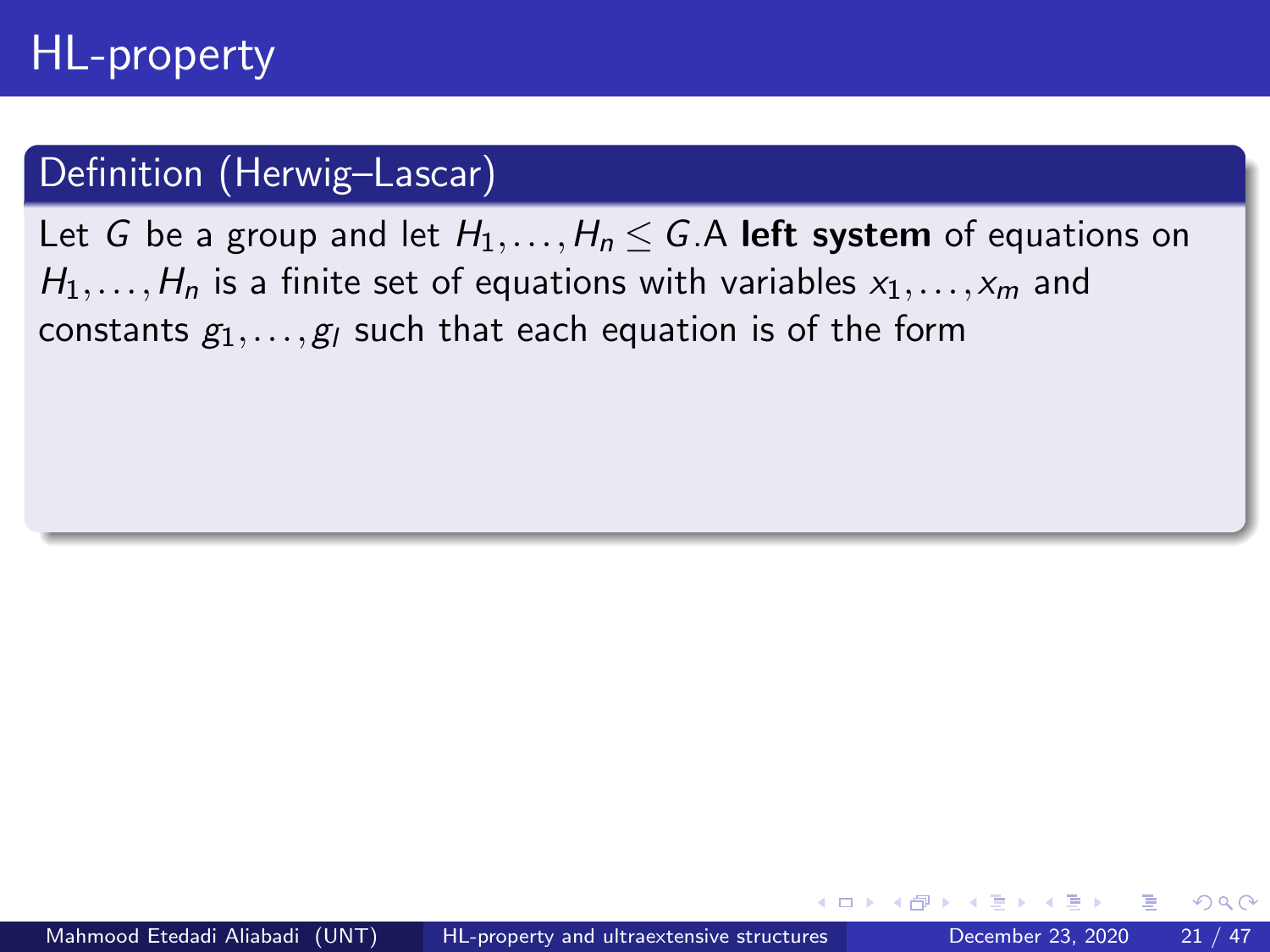# HL-property

**Definition (Herwig–Lascar)**

Let $G$ be a group and let $H_1, \ldots, H_n \leq G$.A **left system** of equations on $H_1, \ldots, H_n$ is a finite set of equations with variables $x_1, \ldots, x_m$ and constants $g_1, \ldots, g_l$ such that each equation is of the form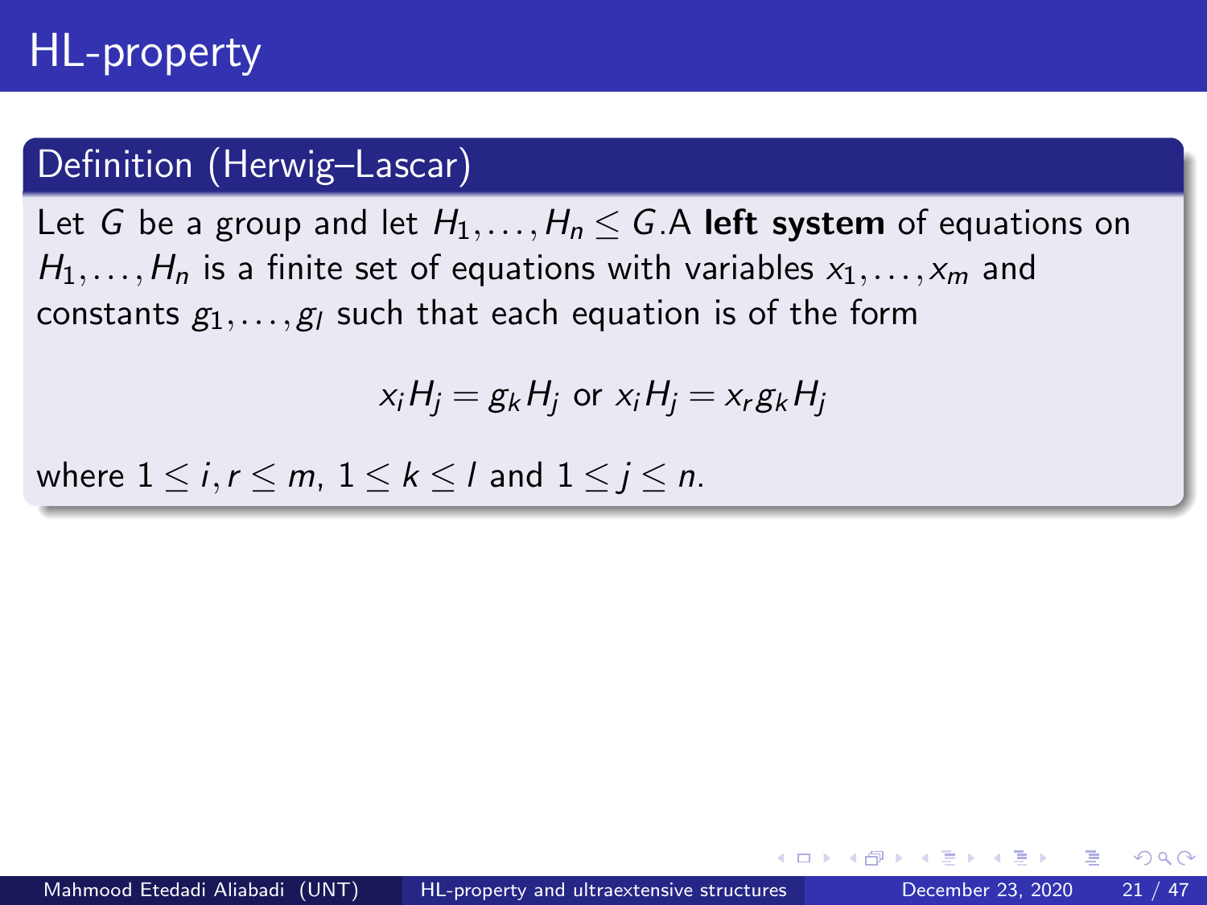# HL-property

**Definition (Herwig–Lascar)**

Let $G$ be a group and let $H_1, \ldots, H_n \leq G$.A **left system** of equations on $H_1, \ldots, H_n$ is a finite set of equations with variables $x_1, \ldots, x_m$ and constants $g_1, \ldots, g_l$ such that each equation is of the form

$$x_i H_j = g_k H_j \text{ or } x_i H_j = x_r g_k H_j$$

where $1 \leq i, r \leq m$, $1 \leq k \leq l$ and $1 \leq j \leq n$.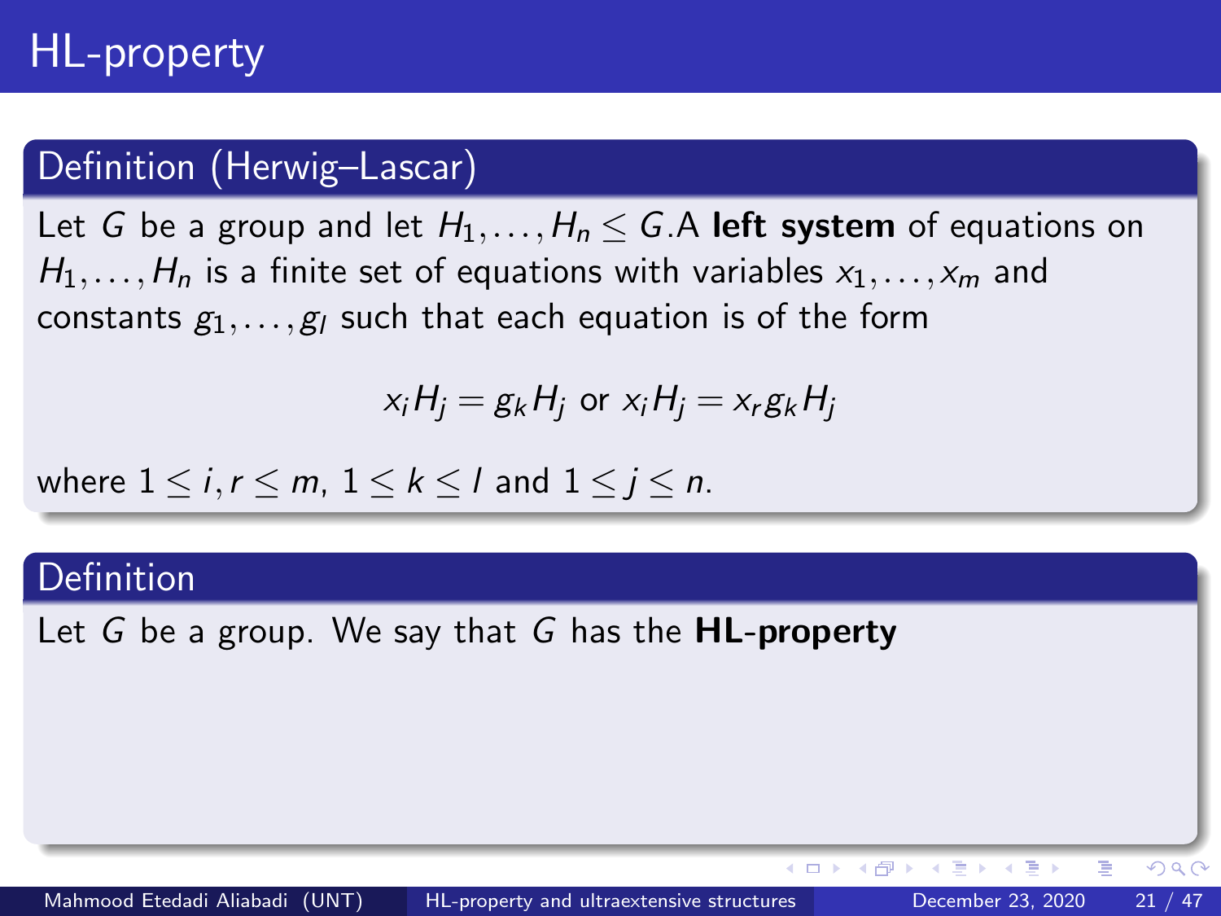# HL-property

## Definition (Herwig–Lascar)

Let $G$ be a group and let $H_1, \ldots, H_n \leq G$.A **left system** of equations on $H_1, \ldots, H_n$ is a finite set of equations with variables $x_1, \ldots, x_m$ and constants $g_1, \ldots, g_l$ such that each equation is of the form

$$x_i H_j = g_k H_j \text{ or } x_i H_j = x_r g_k H_j$$

where $1 \leq i, r \leq m$, $1 \leq k \leq l$ and $1 \leq j \leq n$.

## Definition

Let $G$ be a group. We say that $G$ has the **HL-property**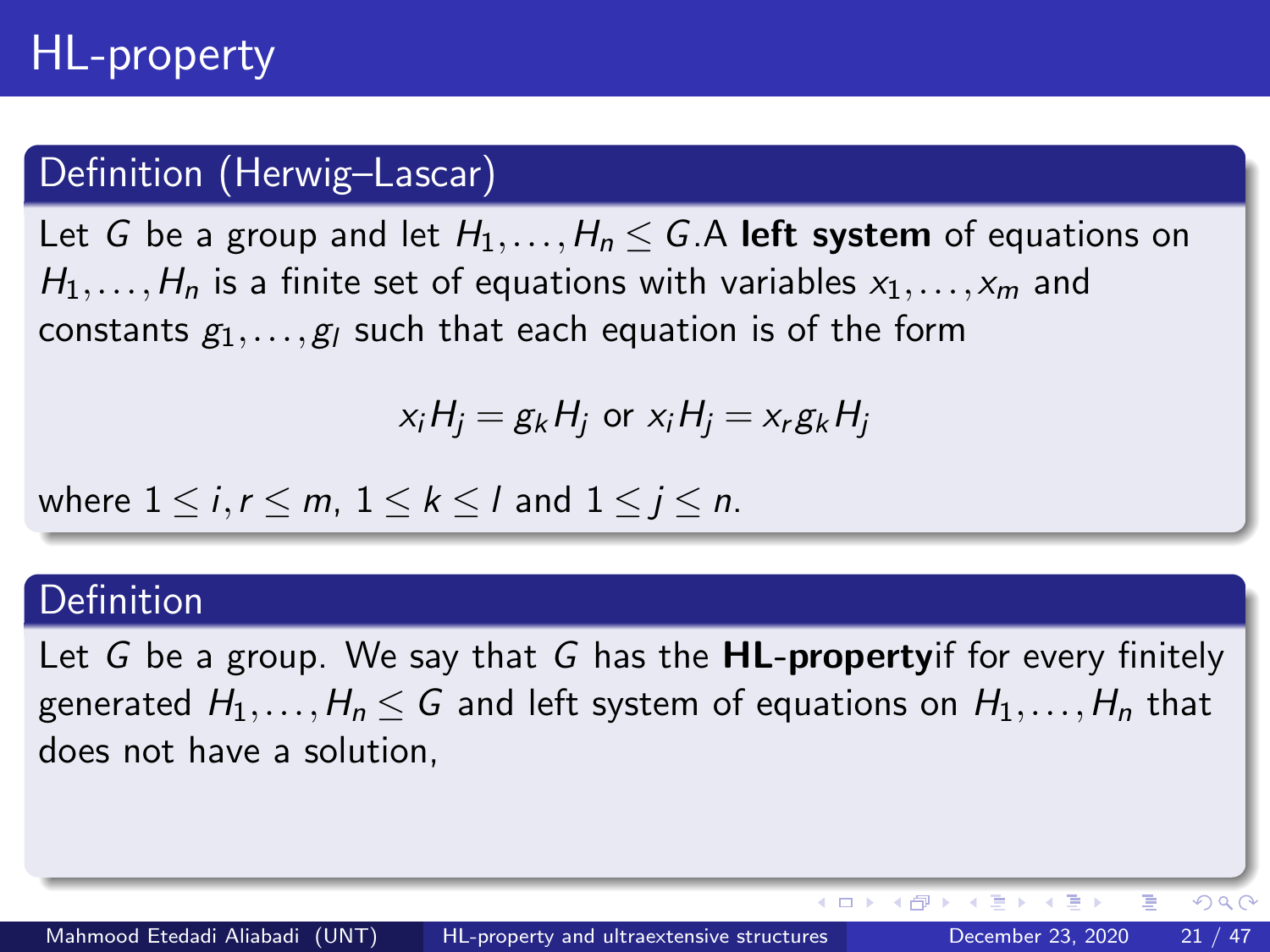# HL-property

**Definition (Herwig–Lascar)**

Let $G$ be a group and let $H_1, \ldots, H_n \leq G$.A **left system** of equations on $H_1, \ldots, H_n$ is a finite set of equations with variables $x_1, \ldots, x_m$ and constants $g_1, \ldots, g_l$ such that each equation is of the form

$$x_i H_j = g_k H_j \text{ or } x_i H_j = x_r g_k H_j$$

where $1 \leq i, r \leq m$, $1 \leq k \leq l$ and $1 \leq j \leq n$.

**Definition**

Let $G$ be a group. We say that $G$ has the **HL-property**if for every finitely generated $H_1, \ldots, H_n \leq G$ and left system of equations on $H_1, \ldots, H_n$ that does not have a solution,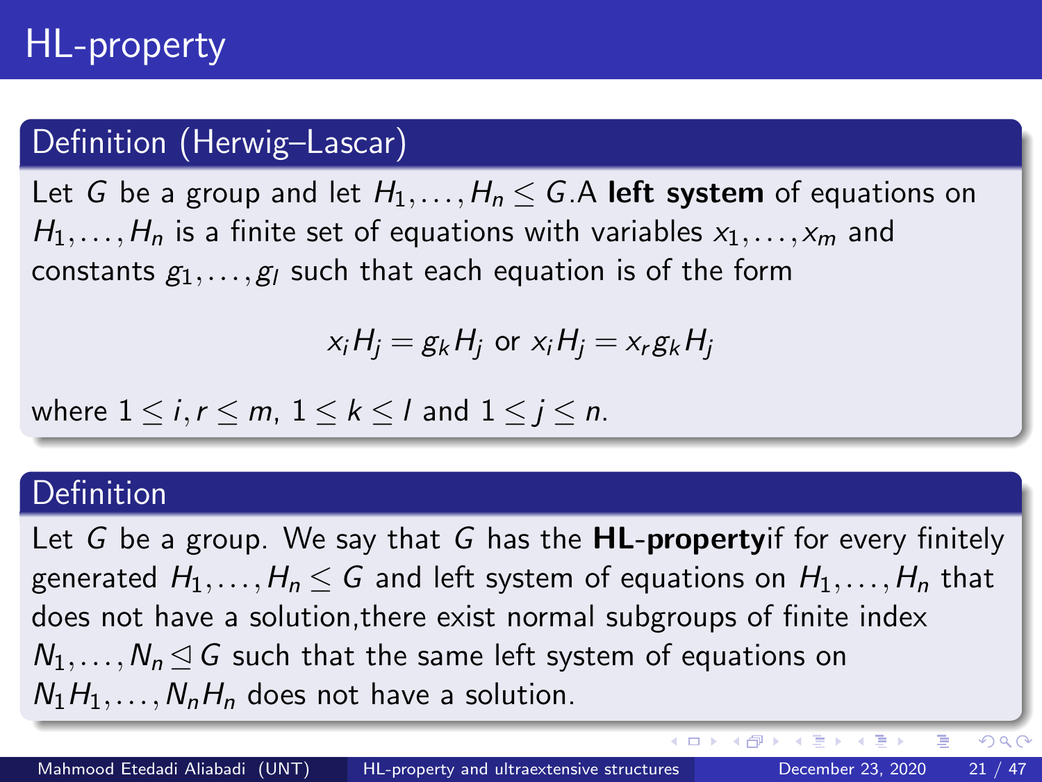# HL-property

## Definition (Herwig–Lascar)

Let $G$ be a group and let $H_1, \ldots, H_n \leq G$.A **left system** of equations on $H_1, \ldots, H_n$ is a finite set of equations with variables $x_1, \ldots, x_m$ and constants $g_1, \ldots, g_l$ such that each equation is of the form

$$x_i H_j = g_k H_j \text{ or } x_i H_j = x_r g_k H_j$$

where $1 \leq i, r \leq m$, $1 \leq k \leq l$ and $1 \leq j \leq n$.

## Definition

Let $G$ be a group. We say that $G$ has the **HL-property**if for every finitely generated $H_1, \ldots, H_n \leq G$ and left system of equations on $H_1, \ldots, H_n$ that does not have a solution,there exist normal subgroups of finite index $N_1, \ldots, N_n \trianglelefteq G$ such that the same left system of equations on $N_1 H_1, \ldots, N_n H_n$ does not have a solution.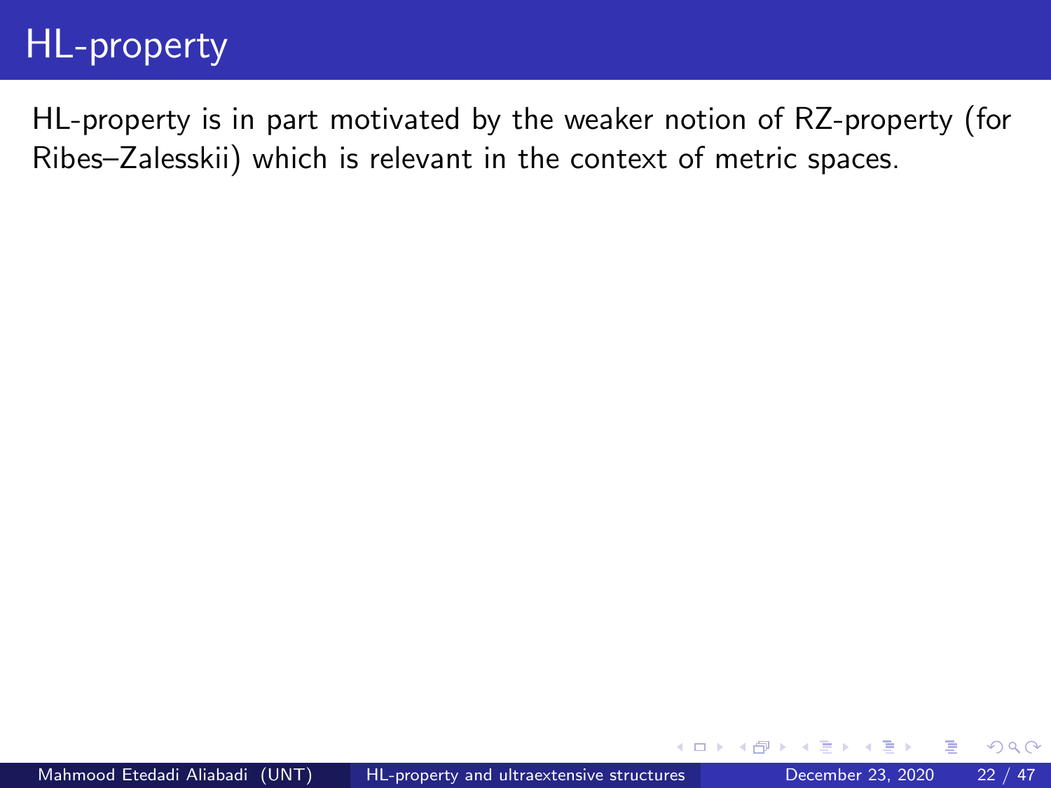# HL-property

HL-property is in part motivated by the weaker notion of RZ-property (for Ribes–Zalesskii) which is relevant in the context of metric spaces.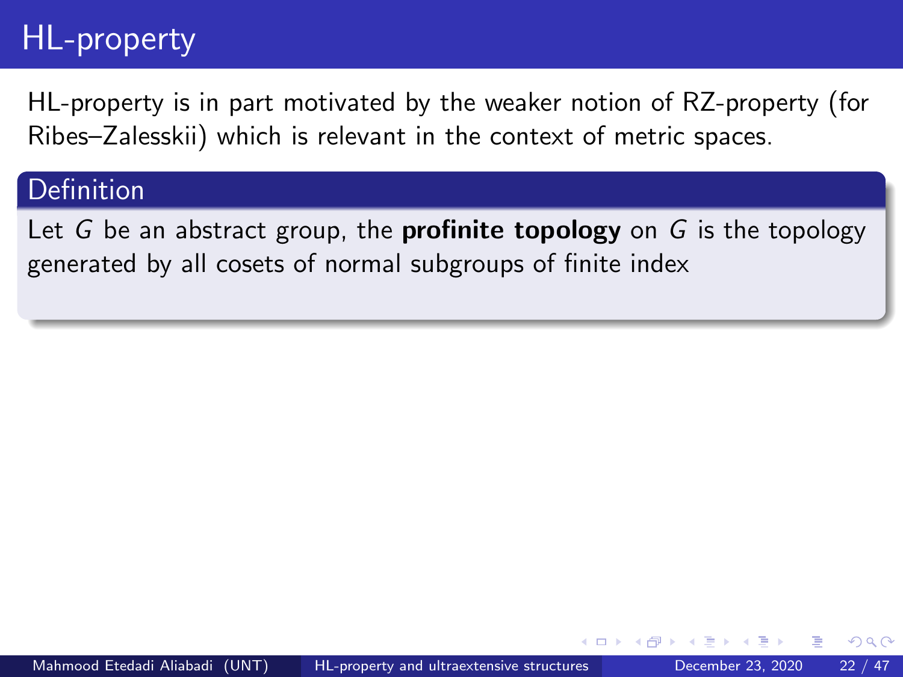# HL-property

HL-property is in part motivated by the weaker notion of RZ-property (for Ribes–Zalesskii) which is relevant in the context of metric spaces.

**Definition**

Let $G$ be an abstract group, the **profinite topology** on $G$ is the topology generated by all cosets of normal subgroups of finite index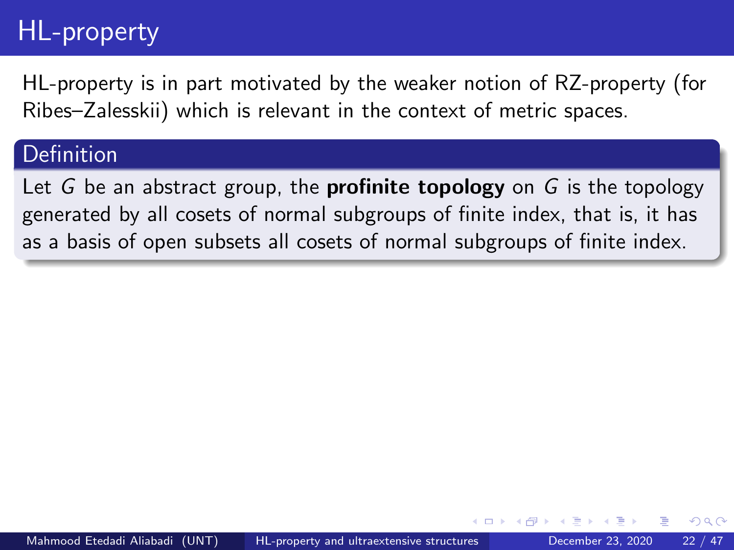# HL-property

HL-property is in part motivated by the weaker notion of RZ-property (for Ribes–Zalesskii) which is relevant in the context of metric spaces.

**Definition**

Let $G$ be an abstract group, the **profinite topology** on $G$ is the topology generated by all cosets of normal subgroups of finite index, that is, it has as a basis of open subsets all cosets of normal subgroups of finite index.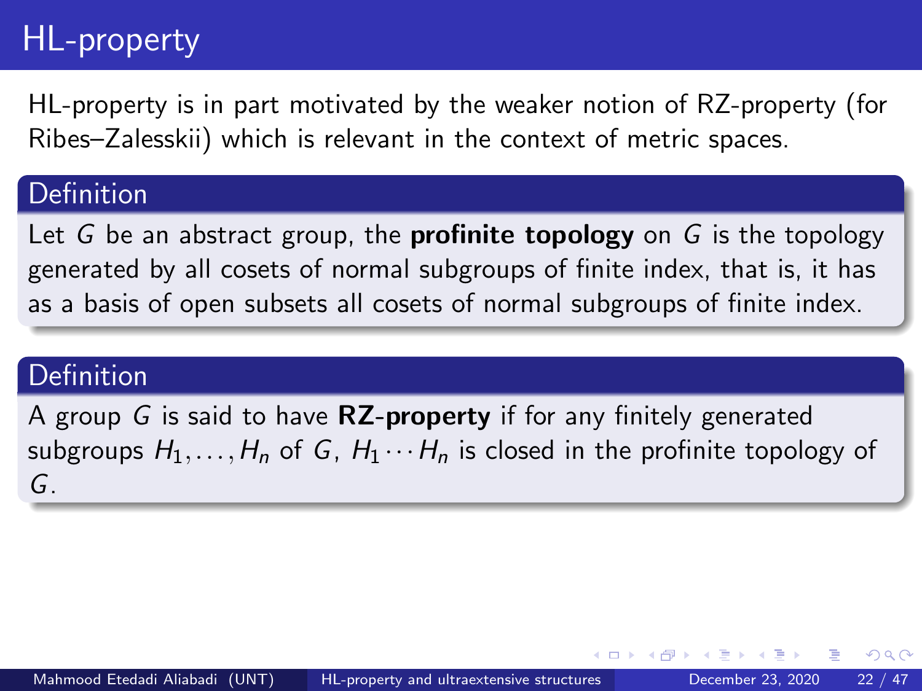# HL-property

HL-property is in part motivated by the weaker notion of RZ-property (for Ribes–Zalesskii) which is relevant in the context of metric spaces.

**Definition**

Let $G$ be an abstract group, the **profinite topology** on $G$ is the topology generated by all cosets of normal subgroups of finite index, that is, it has as a basis of open subsets all cosets of normal subgroups of finite index.

**Definition**

A group $G$ is said to have **RZ-property** if for any finitely generated subgroups $H_1, \ldots, H_n$ of $G$, $H_1 \cdots H_n$ is closed in the profinite topology of $G$.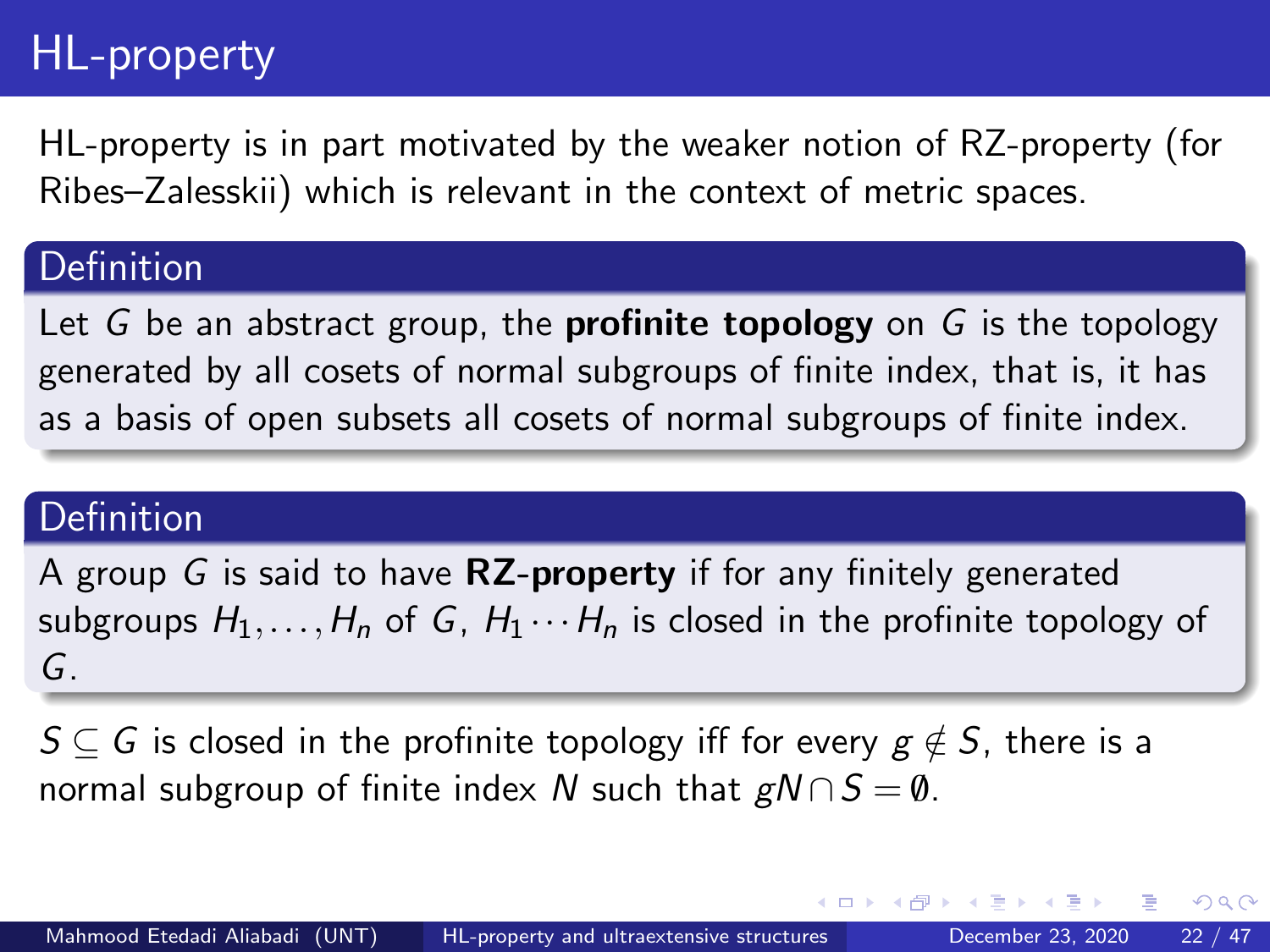# HL-property

HL-property is in part motivated by the weaker notion of RZ-property (for Ribes–Zalesskii) which is relevant in the context of metric spaces.

**Definition**

Let $G$ be an abstract group, the **profinite topology** on $G$ is the topology generated by all cosets of normal subgroups of finite index, that is, it has as a basis of open subsets all cosets of normal subgroups of finite index.

**Definition**

A group $G$ is said to have **RZ-property** if for any finitely generated subgroups $H_1, \ldots, H_n$ of $G$, $H_1 \cdots H_n$ is closed in the profinite topology of $G$.

$S \subseteq G$ is closed in the profinite topology iff for every $g \notin S$, there is a normal subgroup of finite index $N$ such that $gN \cap S = \emptyset$.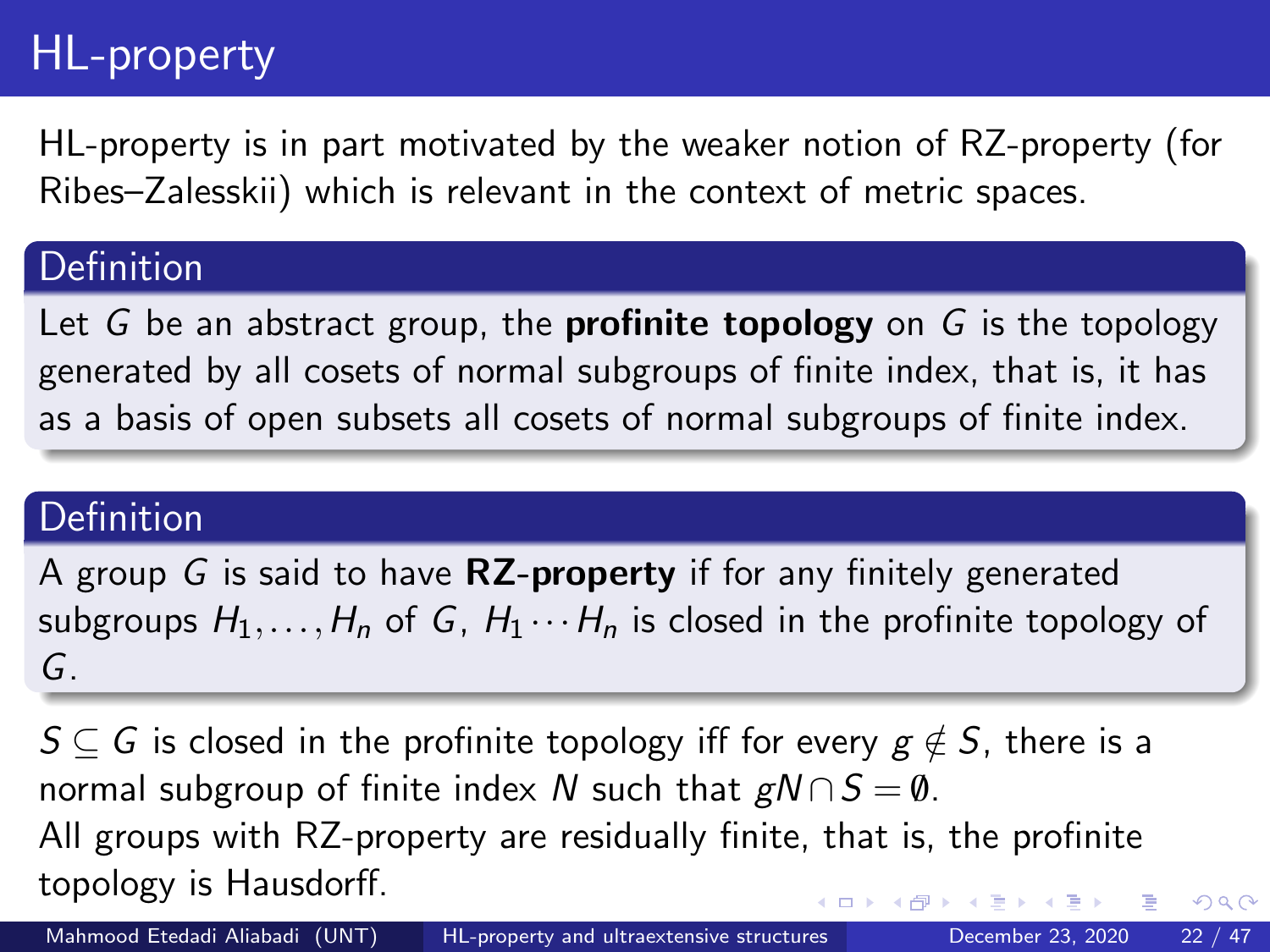# HL-property

HL-property is in part motivated by the weaker notion of RZ-property (for Ribes–Zalesskii) which is relevant in the context of metric spaces.

**Definition**

Let $G$ be an abstract group, the **profinite topology** on $G$ is the topology generated by all cosets of normal subgroups of finite index, that is, it has as a basis of open subsets all cosets of normal subgroups of finite index.

**Definition**

A group $G$ is said to have **RZ-property** if for any finitely generated subgroups $H_1, \ldots, H_n$ of $G$, $H_1 \cdots H_n$ is closed in the profinite topology of $G$.

$S \subseteq G$ is closed in the profinite topology iff for every $g \notin S$, there is a normal subgroup of finite index $N$ such that $gN \cap S = \emptyset$.
All groups with RZ-property are residually finite, that is, the profinite topology is Hausdorff.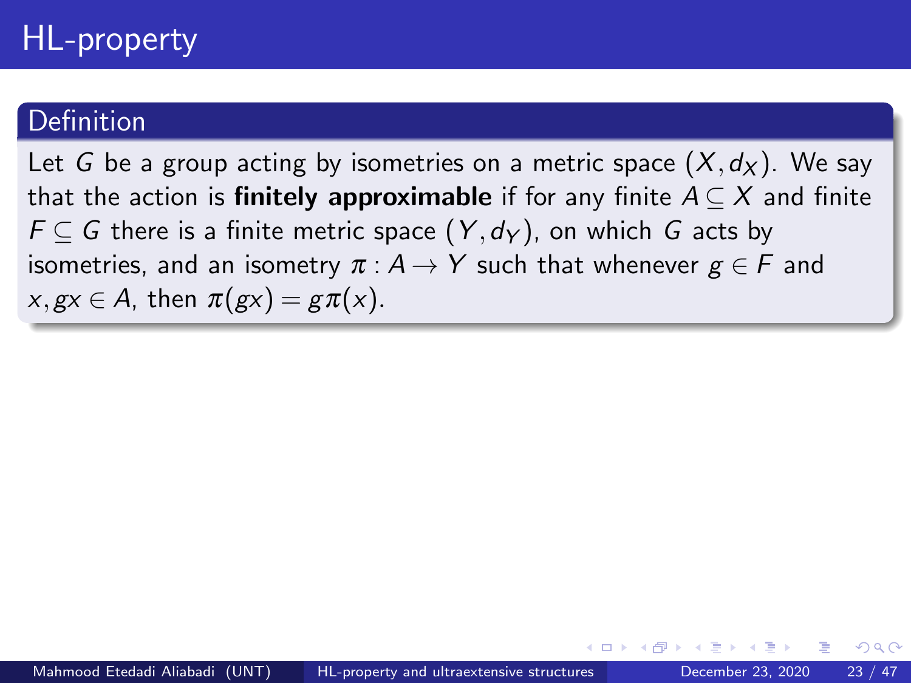# HL-property

**Definition**

Let $G$ be a group acting by isometries on a metric space $(X, d_X)$. We say that the action is **finitely approximable** if for any finite $A \subseteq X$ and finite $F \subseteq G$ there is a finite metric space $(Y, d_Y)$, on which $G$ acts by isometries, and an isometry $\pi : A \to Y$ such that whenever $g \in F$ and $x, gx \in A$, then $\pi(gx) = g\pi(x)$.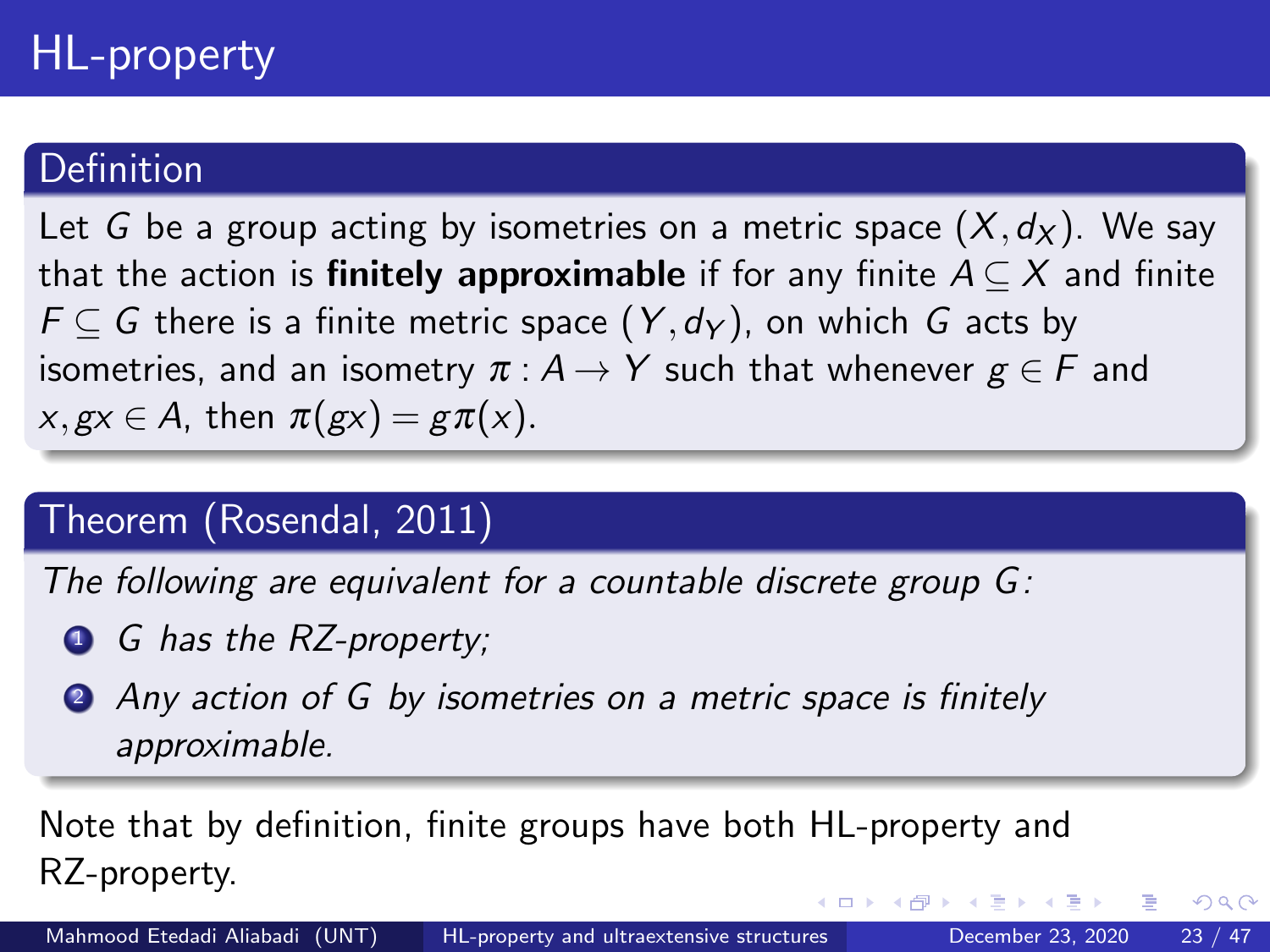# HL-property

## Definition

Let $G$ be a group acting by isometries on a metric space $(X, d_X)$. We say that the action is **finitely approximable** if for any finite $A \subseteq X$ and finite $F \subseteq G$ there is a finite metric space $(Y, d_Y)$, on which $G$ acts by isometries, and an isometry $\pi : A \to Y$ such that whenever $g \in F$ and $x, gx \in A$, then $\pi(gx) = g\pi(x)$.

## Theorem (Rosendal, 2011)

*The following are equivalent for a countable discrete group $G$:*

1. *$G$ has the RZ-property;*
2. *Any action of $G$ by isometries on a metric space is finitely approximable.*

Note that by definition, finite groups have both HL-property and RZ-property.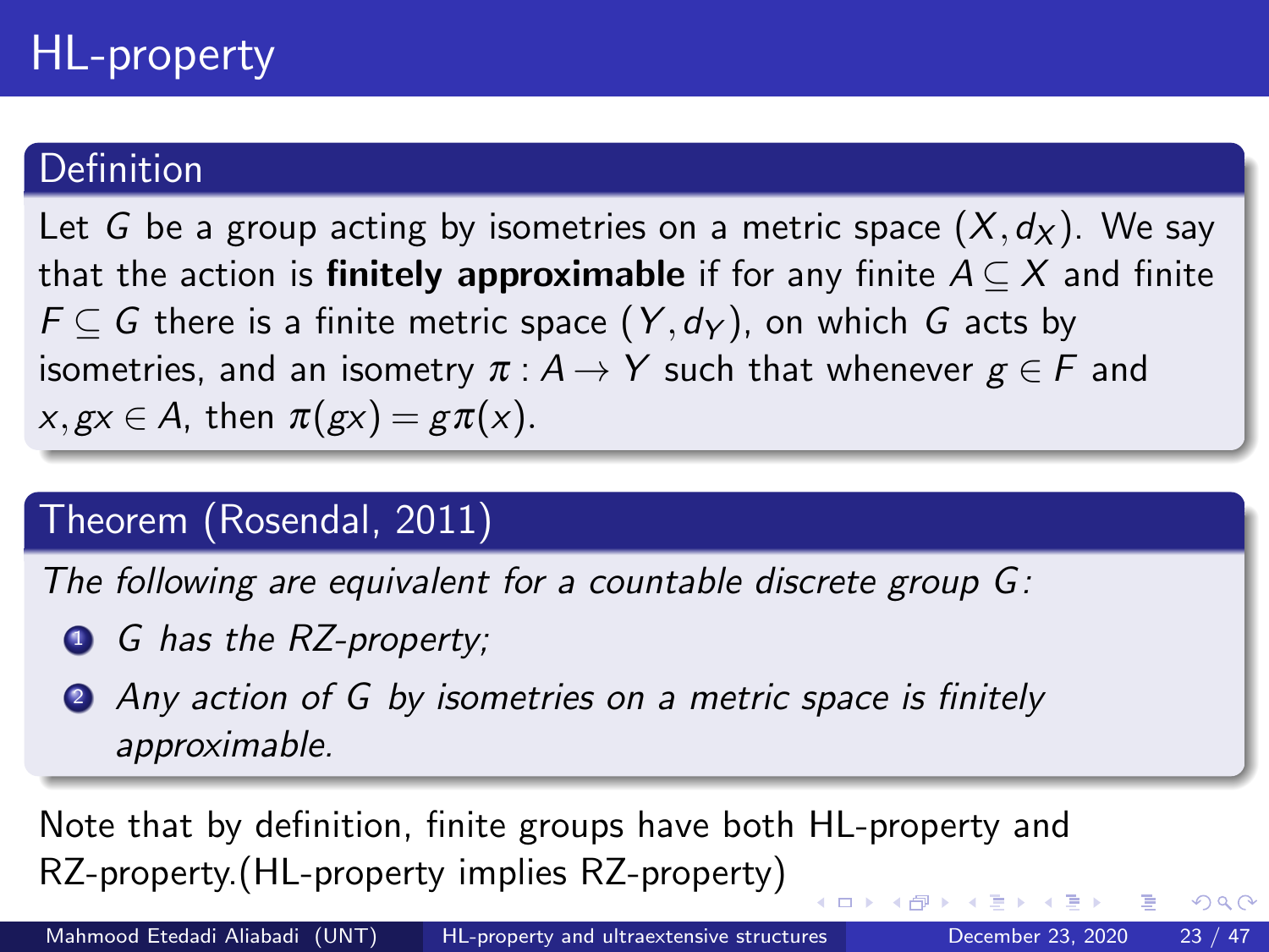# HL-property

**Definition**

Let $G$ be a group acting by isometries on a metric space $(X, d_X)$. We say that the action is **finitely approximable** if for any finite $A \subseteq X$ and finite $F \subseteq G$ there is a finite metric space $(Y, d_Y)$, on which $G$ acts by isometries, and an isometry $\pi : A \to Y$ such that whenever $g \in F$ and $x, gx \in A$, then $\pi(gx) = g\pi(x)$.

**Theorem (Rosendal, 2011)**

*The following are equivalent for a countable discrete group $G$:*

1. *$G$ has the RZ-property;*
2. *Any action of $G$ by isometries on a metric space is finitely approximable.*

Note that by definition, finite groups have both HL-property and RZ-property.(HL-property implies RZ-property)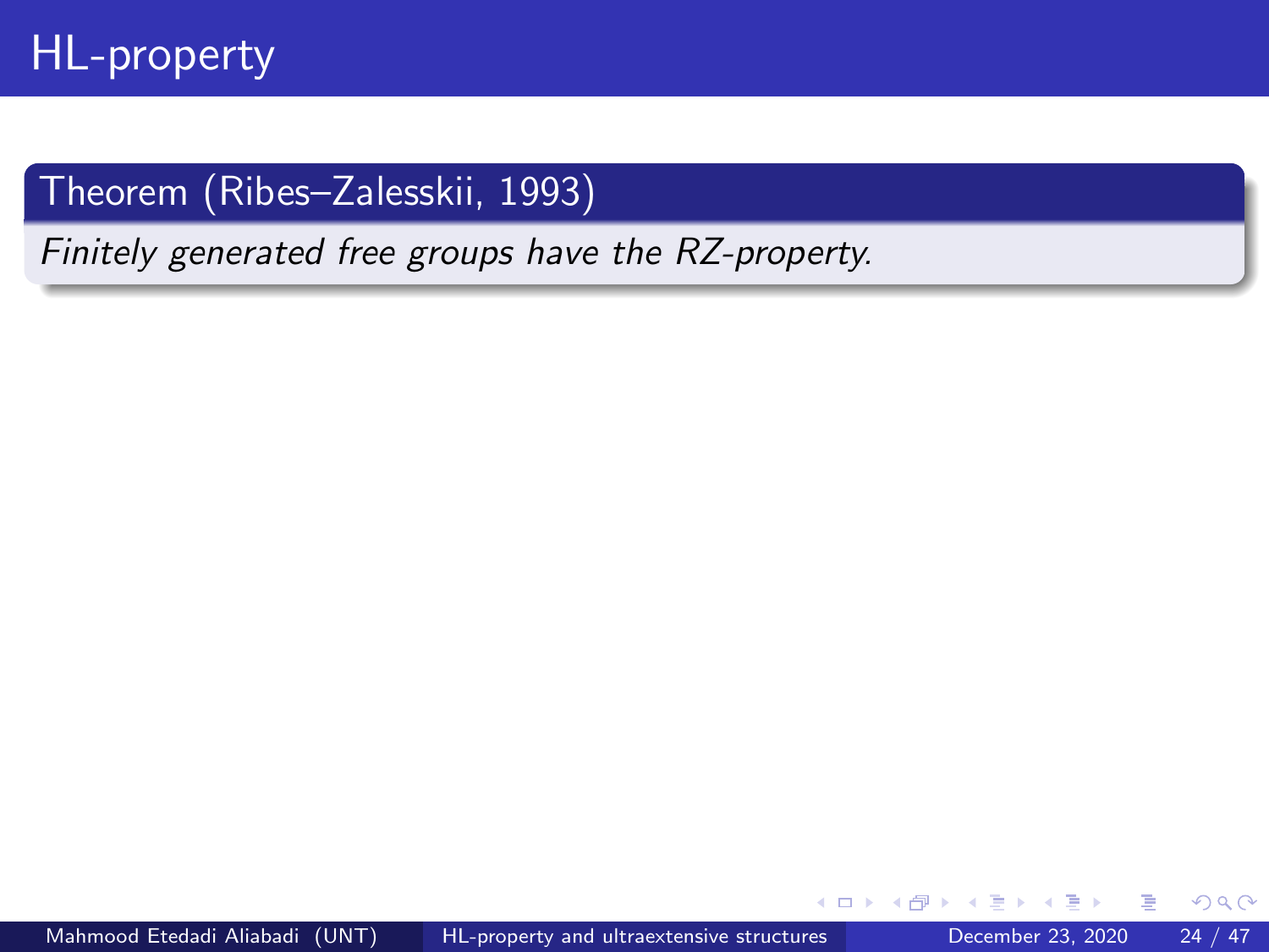# HL-property

**Theorem (Ribes–Zalesskii, 1993)**

*Finitely generated free groups have the RZ-property.*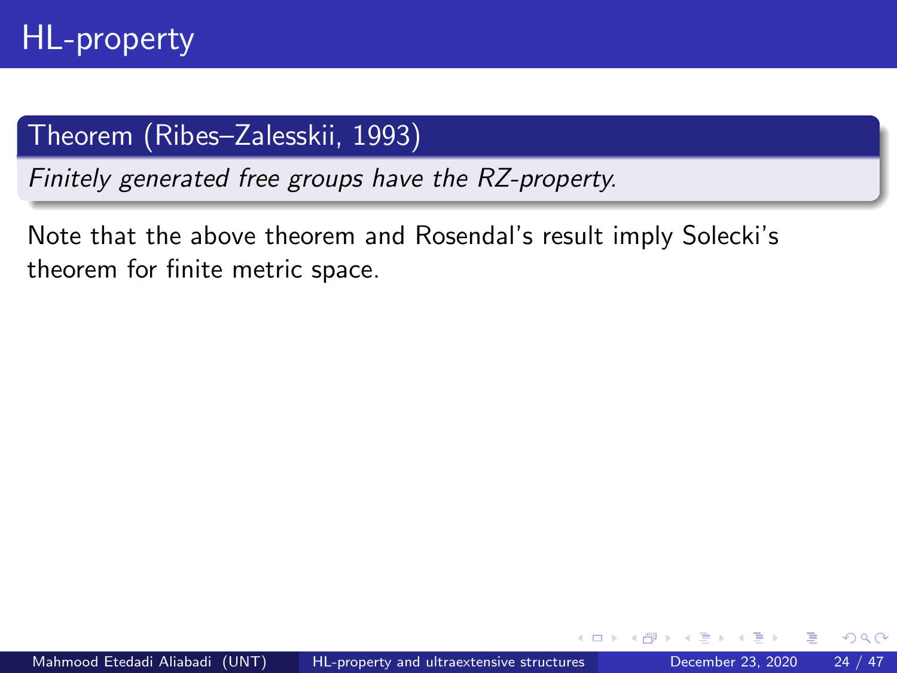# HL-property

**Theorem (Ribes–Zalesskii, 1993)**

*Finitely generated free groups have the RZ-property.*

Note that the above theorem and Rosendal's result imply Solecki's theorem for finite metric space.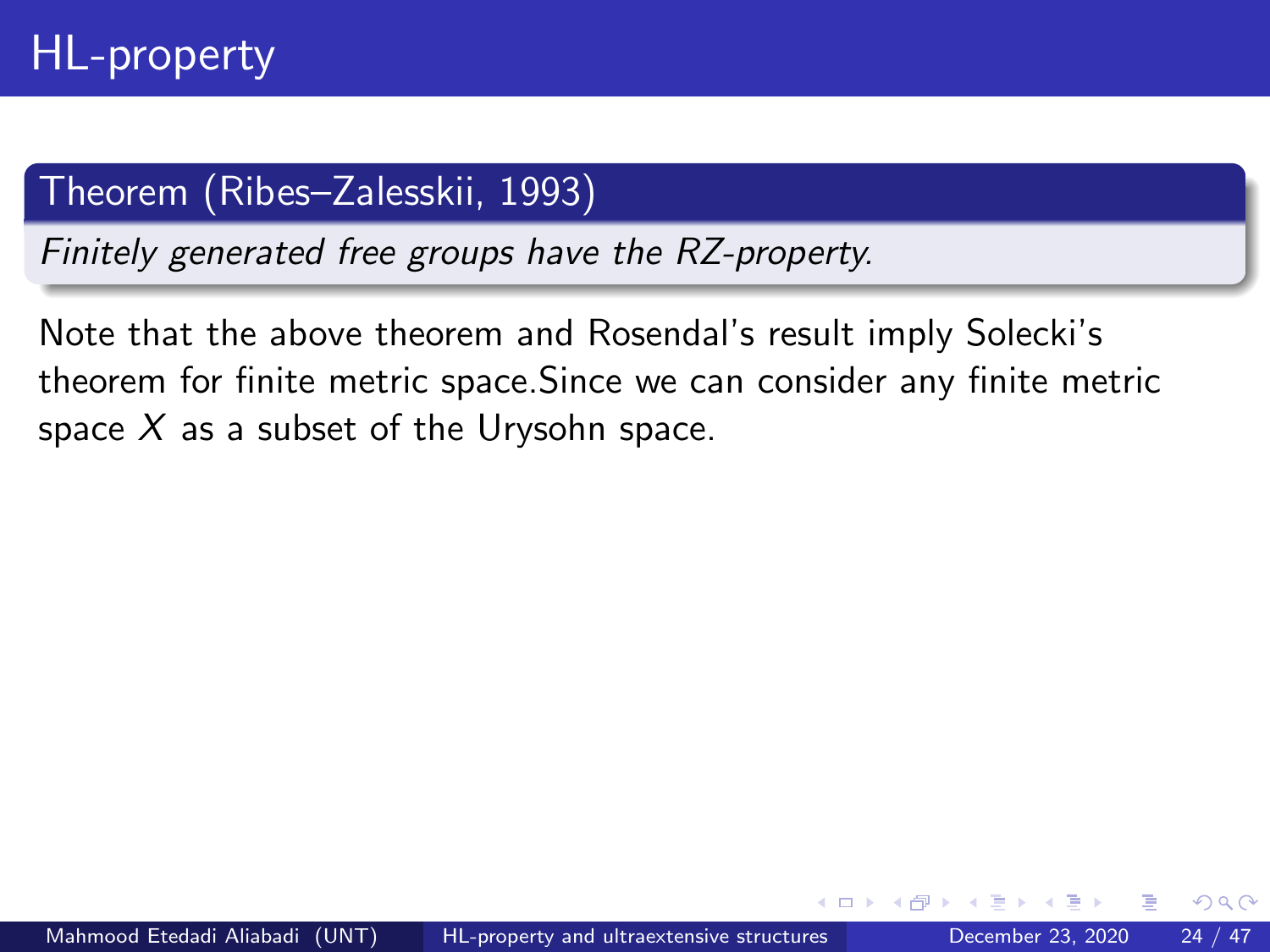# HL-property

**Theorem (Ribes–Zalesskii, 1993)**

*Finitely generated free groups have the RZ-property.*

Note that the above theorem and Rosendal's result imply Solecki's theorem for finite metric space.Since we can consider any finite metric space $X$ as a subset of the Urysohn space.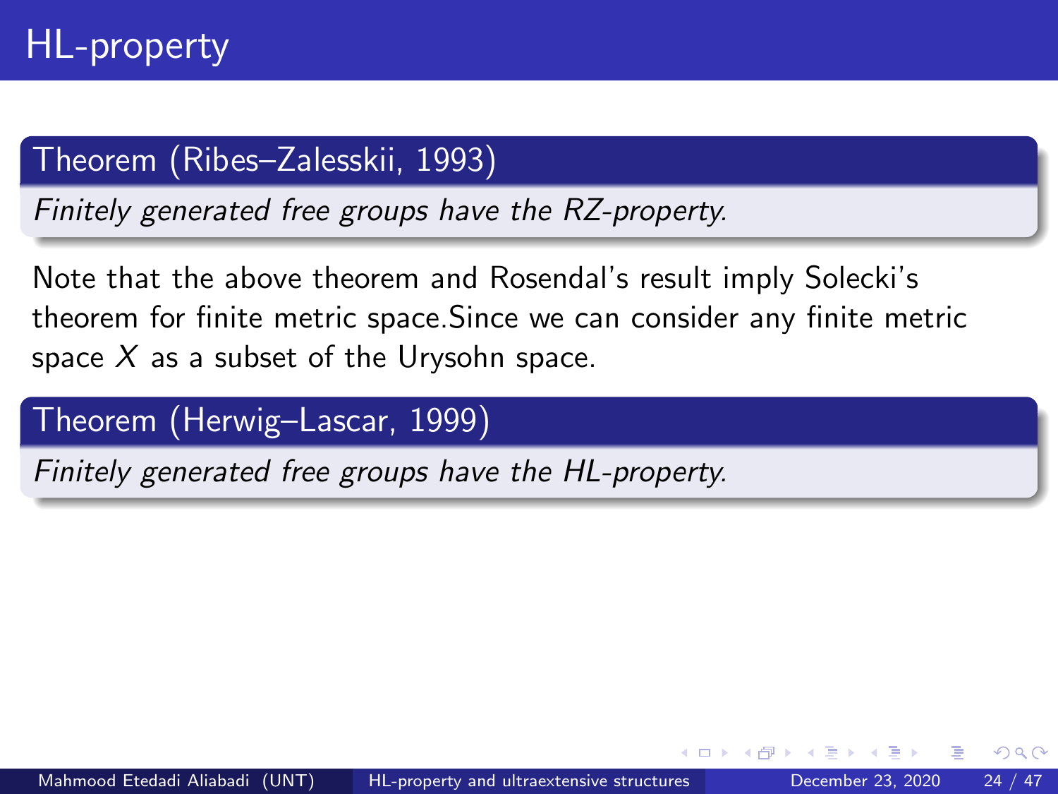# HL-property

**Theorem (Ribes–Zalesskii, 1993)**

*Finitely generated free groups have the RZ-property.*

Note that the above theorem and Rosendal's result imply Solecki's theorem for finite metric space.Since we can consider any finite metric space $X$ as a subset of the Urysohn space.

**Theorem (Herwig–Lascar, 1999)**

*Finitely generated free groups have the HL-property.*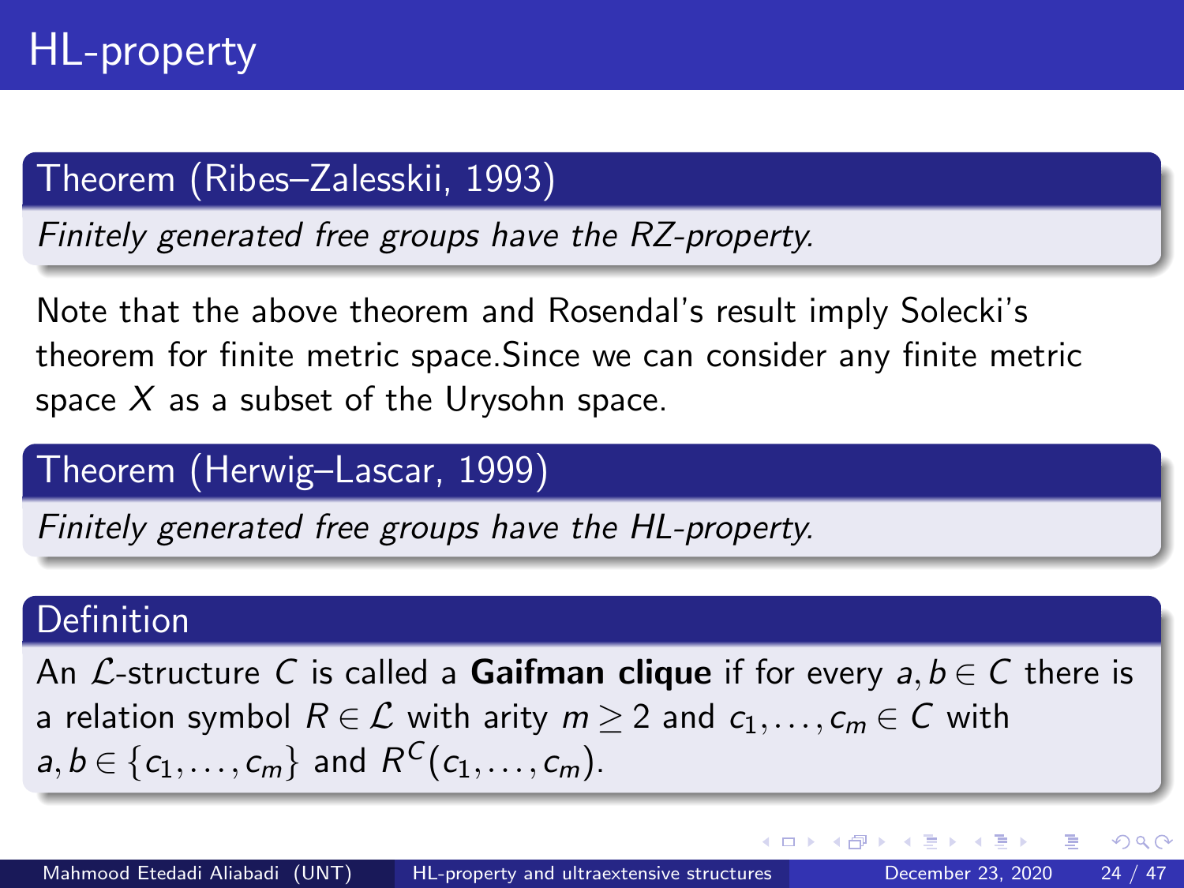# HL-property

**Theorem (Ribes–Zalesskii, 1993)**

*Finitely generated free groups have the RZ-property.*

Note that the above theorem and Rosendal's result imply Solecki's theorem for finite metric space.Since we can consider any finite metric space $X$ as a subset of the Urysohn space.

**Theorem (Herwig–Lascar, 1999)**

*Finitely generated free groups have the HL-property.*

**Definition**

An $\mathcal{L}$-structure $C$ is called a **Gaifman clique** if for every $a, b \in C$ there is a relation symbol $R \in \mathcal{L}$ with arity $m \geq 2$ and $c_1, \ldots, c_m \in C$ with $a, b \in \{c_1, \ldots, c_m\}$ and $R^C(c_1, \ldots, c_m)$.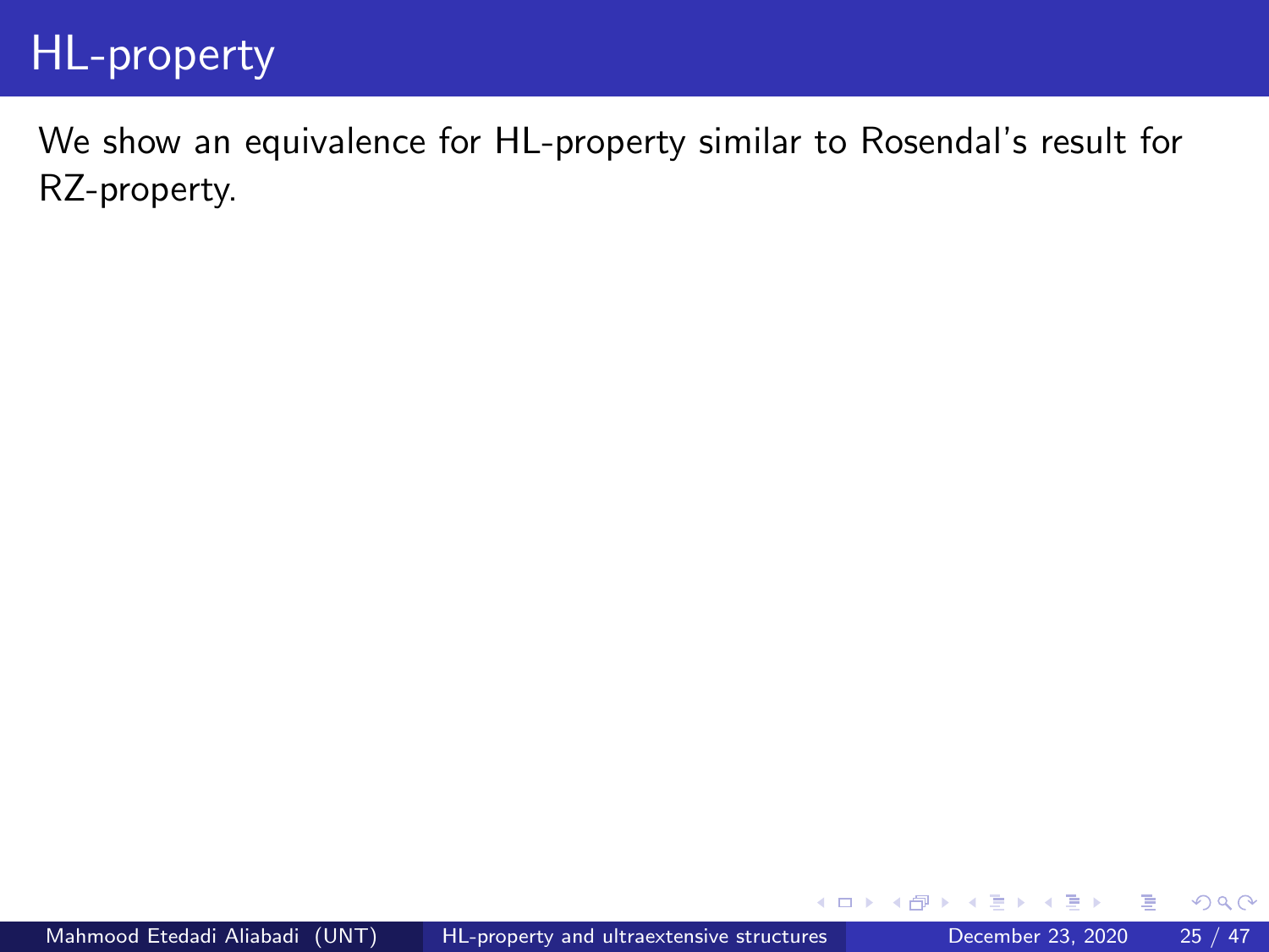# HL-property

We show an equivalence for HL-property similar to Rosendal's result for RZ-property.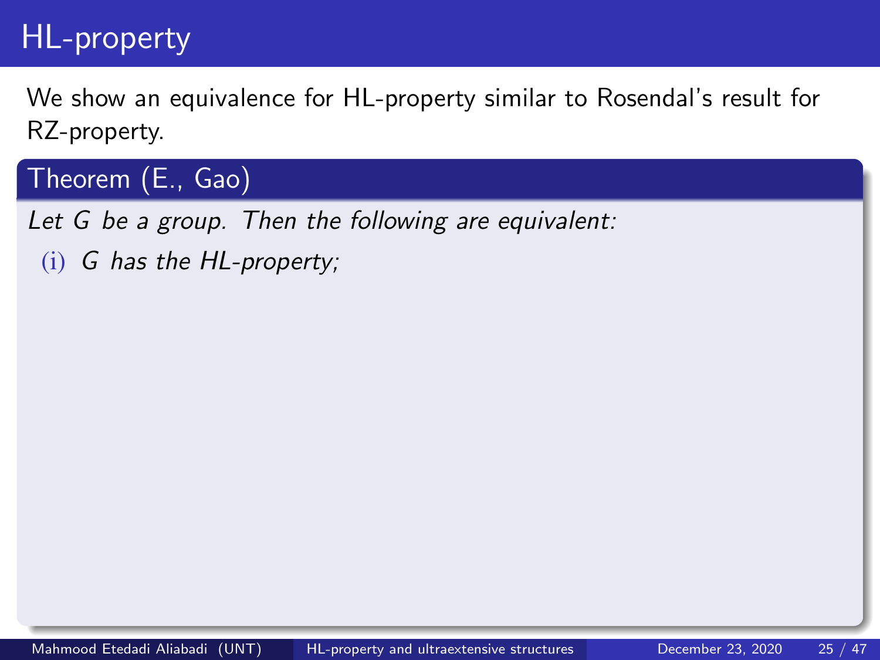# HL-property

We show an equivalence for HL-property similar to Rosendal's result for RZ-property.

## Theorem (E., Gao)

*Let $G$ be a group. Then the following are equivalent:*

(i) *$G$ has the HL-property;*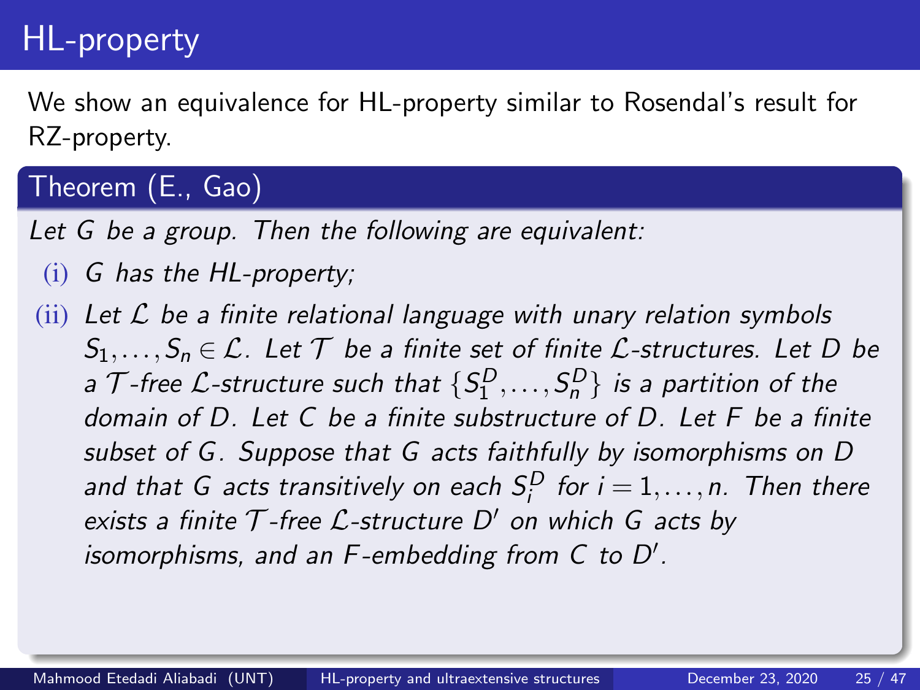# HL-property

We show an equivalence for HL-property similar to Rosendal's result for RZ-property.

## Theorem (E., Gao)

*Let $G$ be a group. Then the following are equivalent:*

(i) *$G$ has the HL-property;*

(ii) *Let $\mathcal{L}$ be a finite relational language with unary relation symbols $S_1, \ldots, S_n \in \mathcal{L}$. Let $\mathcal{T}$ be a finite set of finite $\mathcal{L}$-structures. Let $D$ be a $\mathcal{T}$-free $\mathcal{L}$-structure such that $\{S_1^D, \ldots, S_n^D\}$ is a partition of the domain of $D$. Let $C$ be a finite substructure of $D$. Let $F$ be a finite subset of $G$. Suppose that $G$ acts faithfully by isomorphisms on $D$ and that $G$ acts transitively on each $S_i^D$ for $i = 1, \ldots, n$. Then there exists a finite $\mathcal{T}$-free $\mathcal{L}$-structure $D'$ on which $G$ acts by isomorphisms, and an $F$-embedding from $C$ to $D'$.*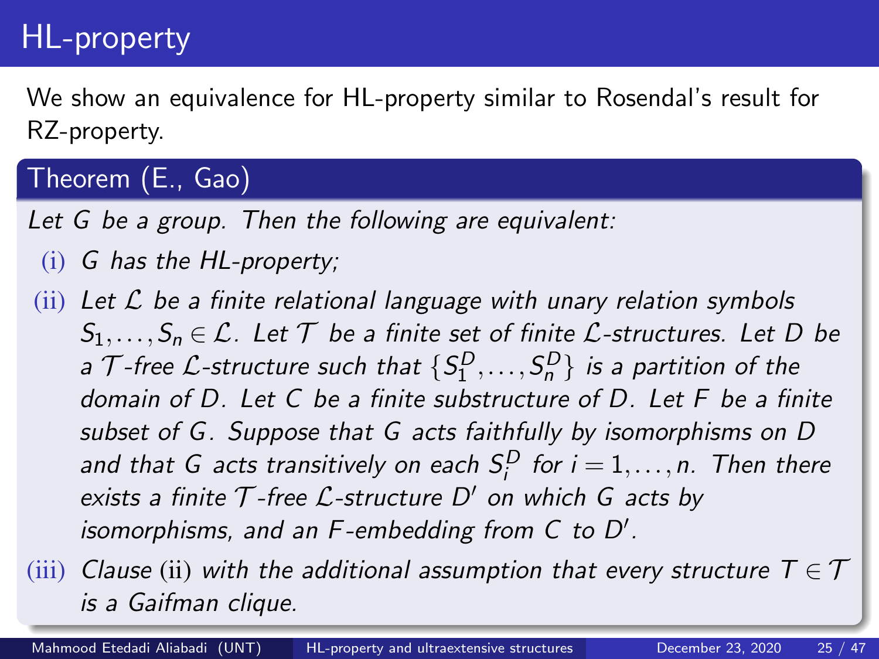# HL-property

We show an equivalence for HL-property similar to Rosendal's result for RZ-property.

**Theorem (E., Gao)**

*Let $G$ be a group. Then the following are equivalent:*

(i) *$G$ has the HL-property;*

(ii) *Let $\mathcal{L}$ be a finite relational language with unary relation symbols $S_1, \ldots, S_n \in \mathcal{L}$. Let $\mathcal{T}$ be a finite set of finite $\mathcal{L}$-structures. Let $D$ be a $\mathcal{T}$-free $\mathcal{L}$-structure such that $\{S_1^D, \ldots, S_n^D\}$ is a partition of the domain of $D$. Let $C$ be a finite substructure of $D$. Let $F$ be a finite subset of $G$. Suppose that $G$ acts faithfully by isomorphisms on $D$ and that $G$ acts transitively on each $S_i^D$ for $i = 1, \ldots, n$. Then there exists a finite $\mathcal{T}$-free $\mathcal{L}$-structure $D'$ on which $G$ acts by isomorphisms, and an $F$-embedding from $C$ to $D'$.*

(iii) *Clause (ii) with the additional assumption that every structure $T \in \mathcal{T}$ is a Gaifman clique.*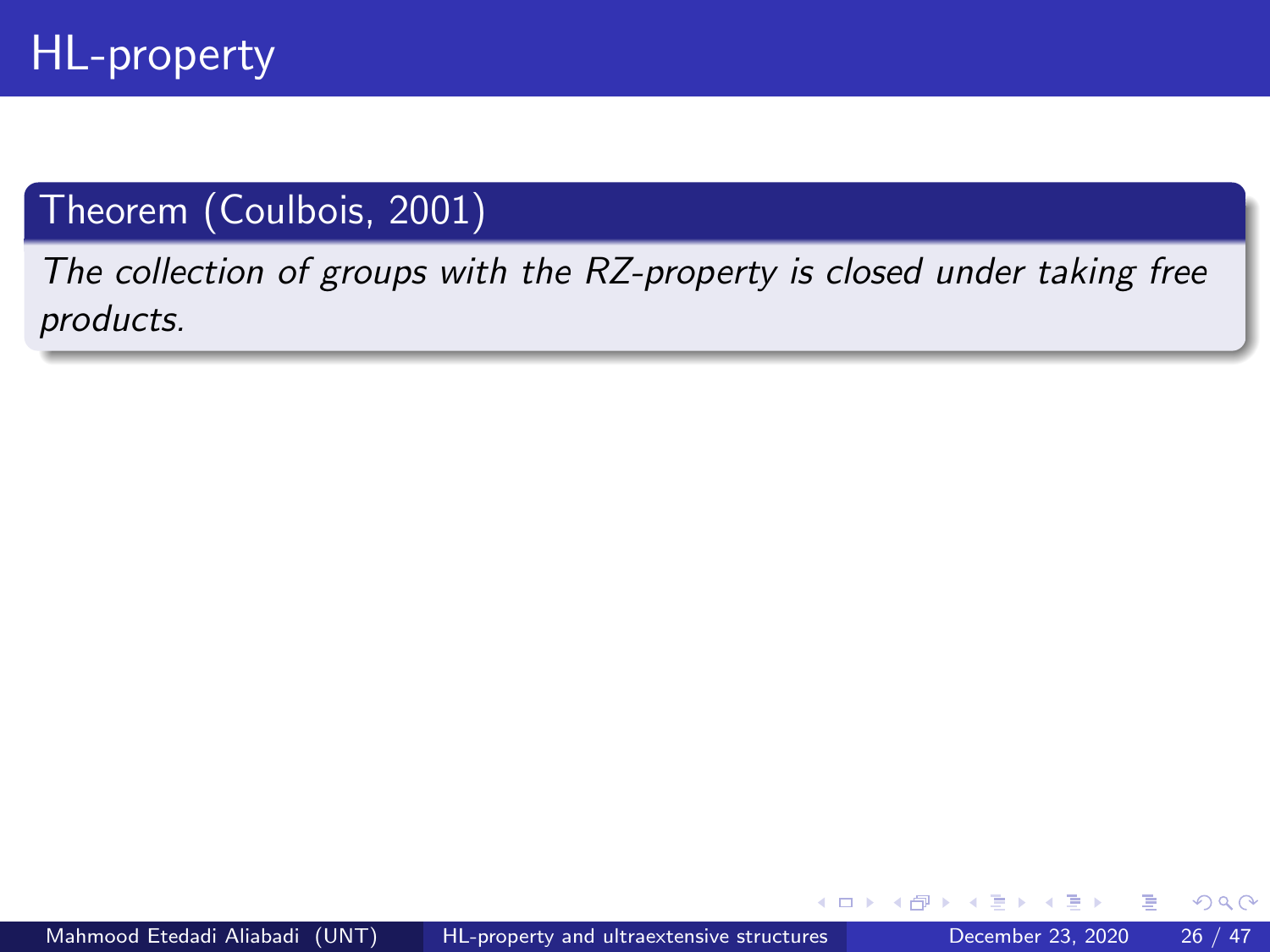# HL-property

**Theorem (Coulbois, 2001)**

*The collection of groups with the RZ-property is closed under taking free products.*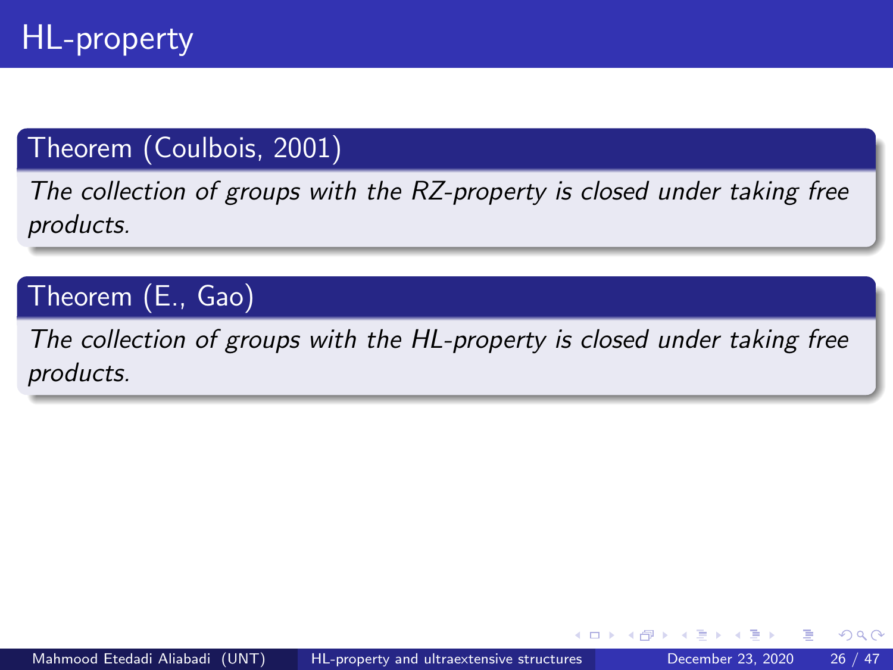# HL-property

**Theorem (Coulbois, 2001)**

*The collection of groups with the RZ-property is closed under taking free products.*

**Theorem (E., Gao)**

*The collection of groups with the HL-property is closed under taking free products.*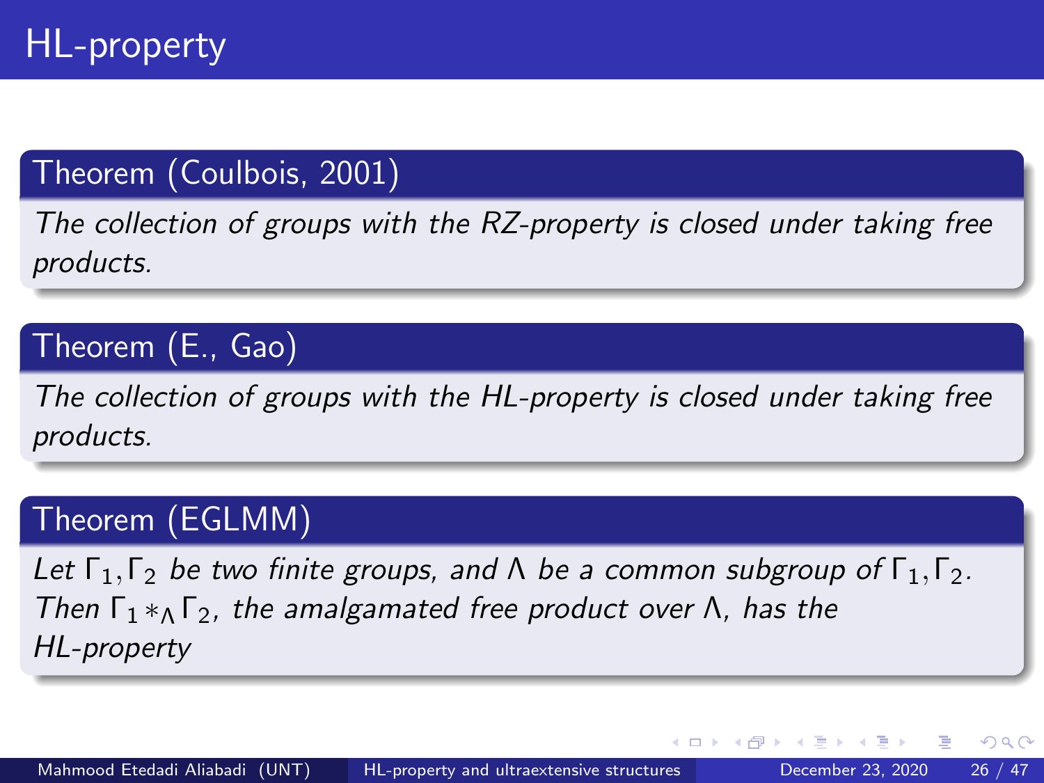# HL-property

**Theorem (Coulbois, 2001)**

*The collection of groups with the RZ-property is closed under taking free products.*

**Theorem (E., Gao)**

*The collection of groups with the HL-property is closed under taking free products.*

**Theorem (EGLMM)**

*Let $\Gamma_1, \Gamma_2$ be two finite groups, and $\Lambda$ be a common subgroup of $\Gamma_1, \Gamma_2$. Then $\Gamma_1 *_\Lambda \Gamma_2$, the amalgamated free product over $\Lambda$, has the HL-property*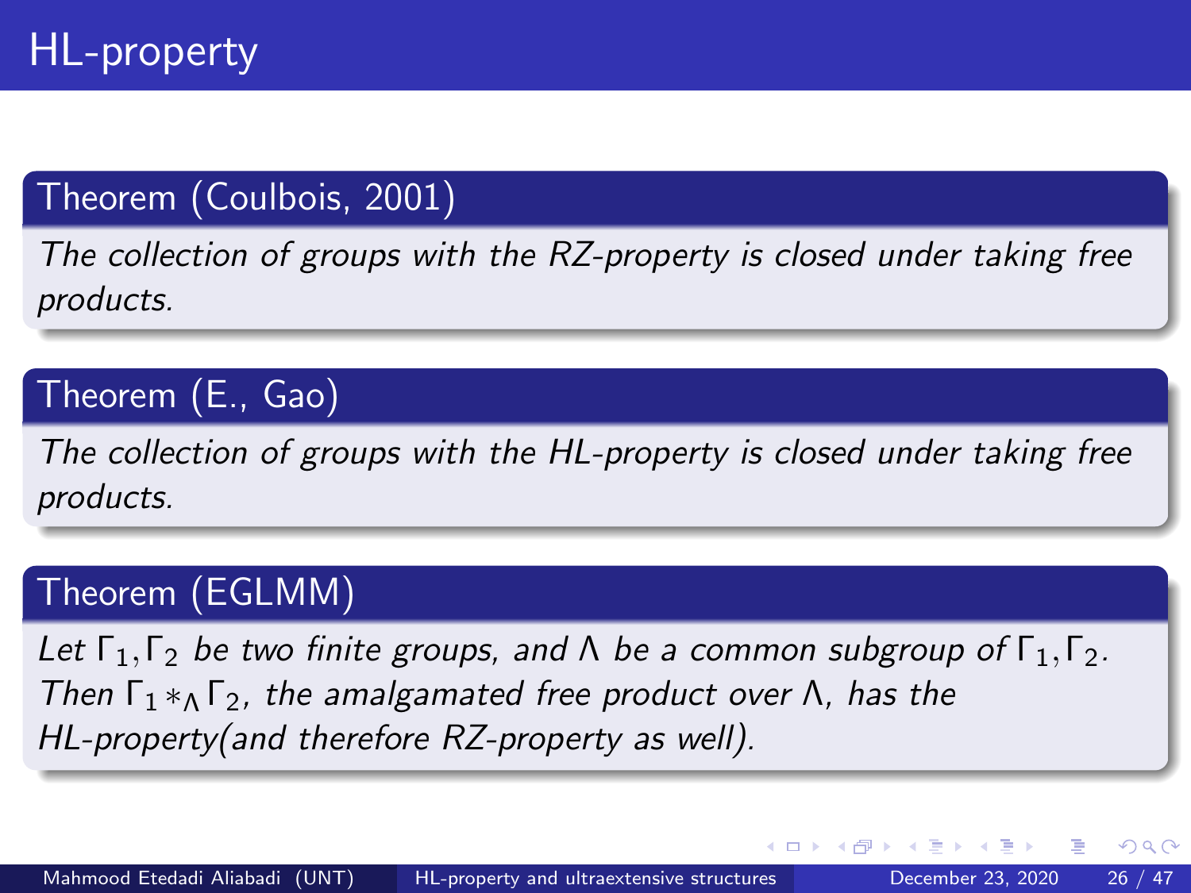# HL-property

**Theorem (Coulbois, 2001)**

*The collection of groups with the RZ-property is closed under taking free products.*

**Theorem (E., Gao)**

*The collection of groups with the HL-property is closed under taking free products.*

**Theorem (EGLMM)**

*Let $\Gamma_1, \Gamma_2$ be two finite groups, and $\Lambda$ be a common subgroup of $\Gamma_1, \Gamma_2$. Then $\Gamma_1 *_\Lambda \Gamma_2$, the amalgamated free product over $\Lambda$, has the HL-property(and therefore RZ-property as well).*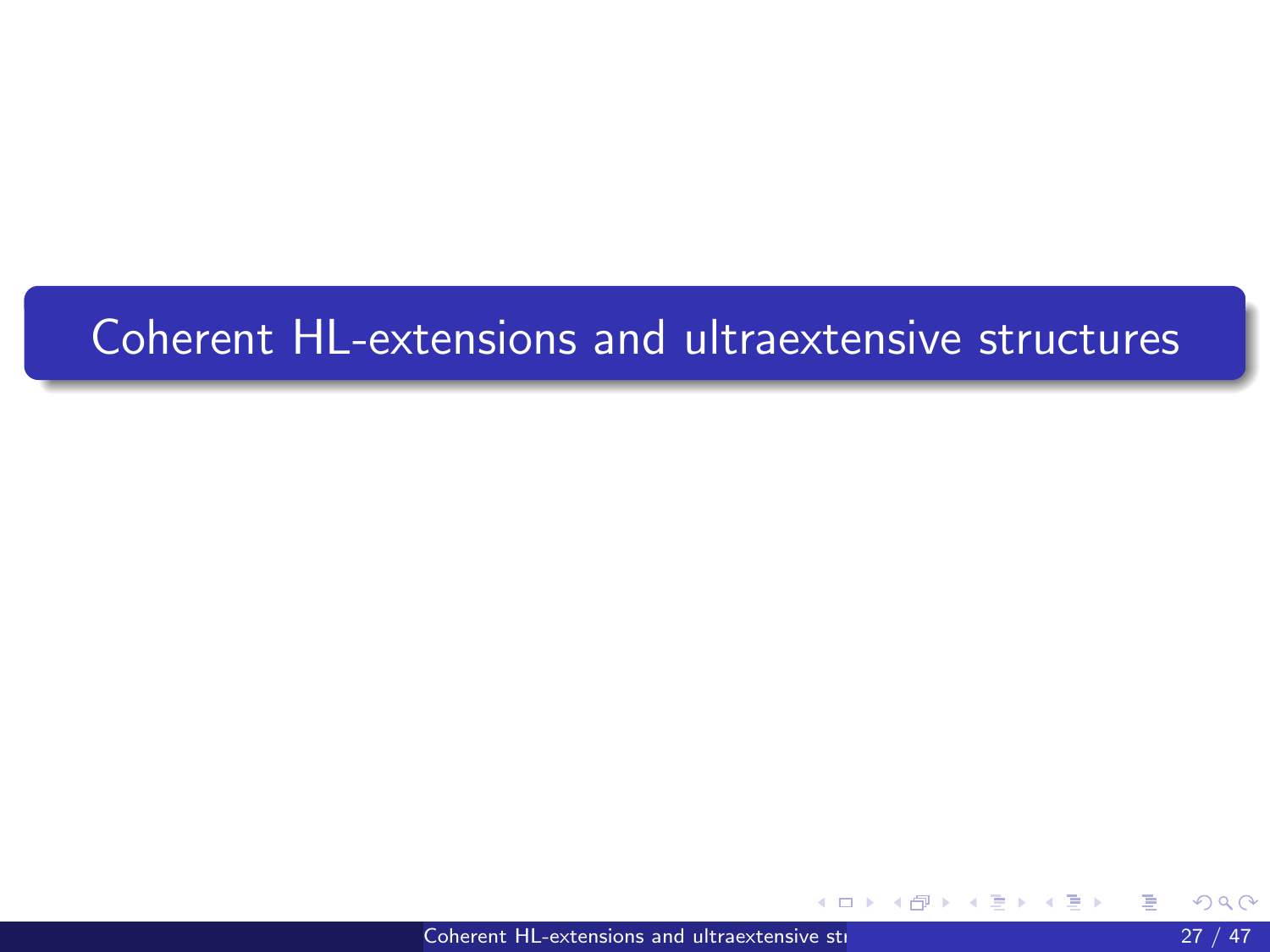# Coherent HL-extensions and ultraextensive structures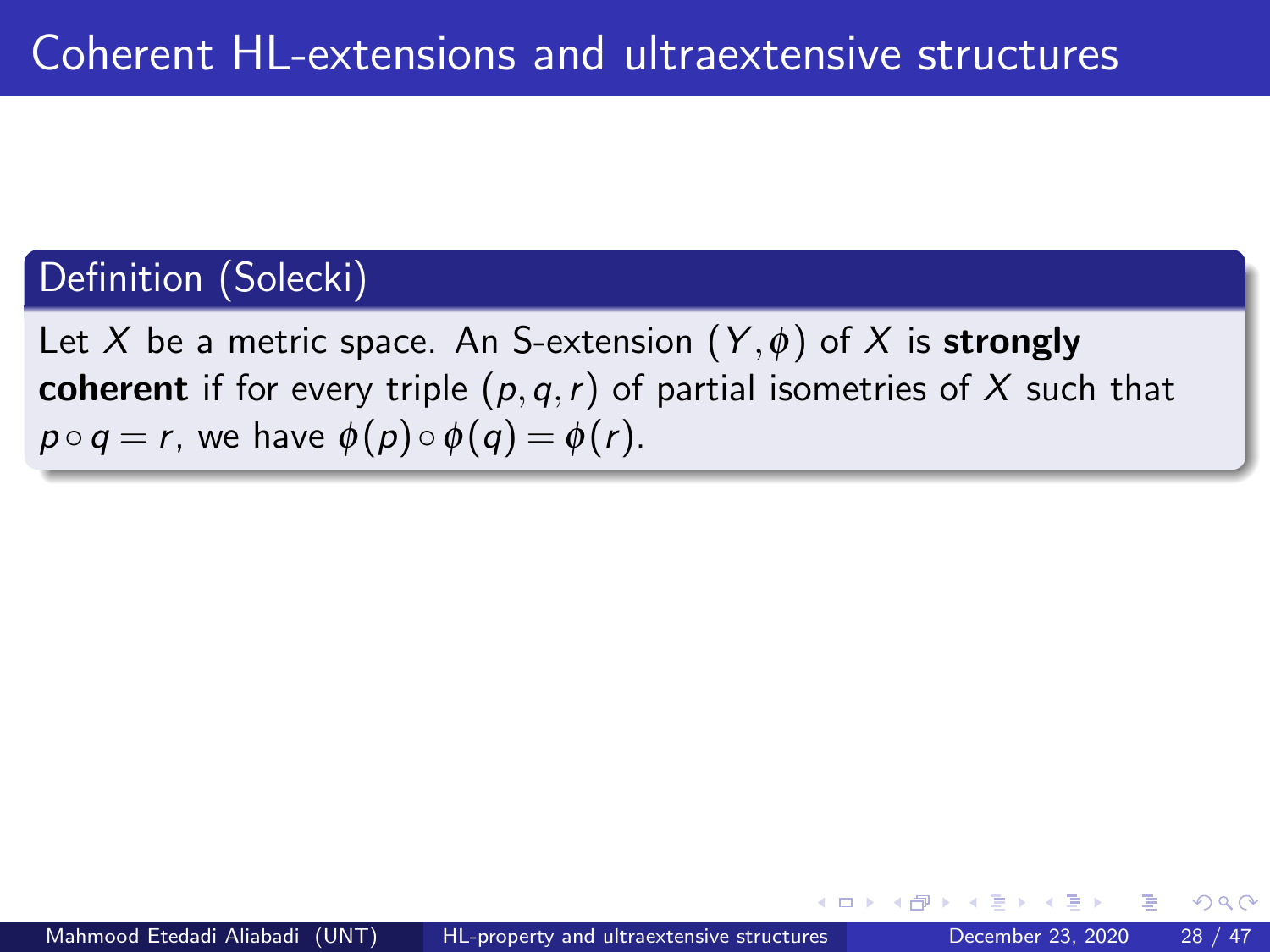# Coherent HL-extensions and ultraextensive structures

**Definition (Solecki)**

Let $X$ be a metric space. An S-extension $(Y, \phi)$ of $X$ is **strongly coherent** if for every triple $(p, q, r)$ of partial isometries of $X$ such that $p \circ q = r$, we have $\phi(p) \circ \phi(q) = \phi(r)$.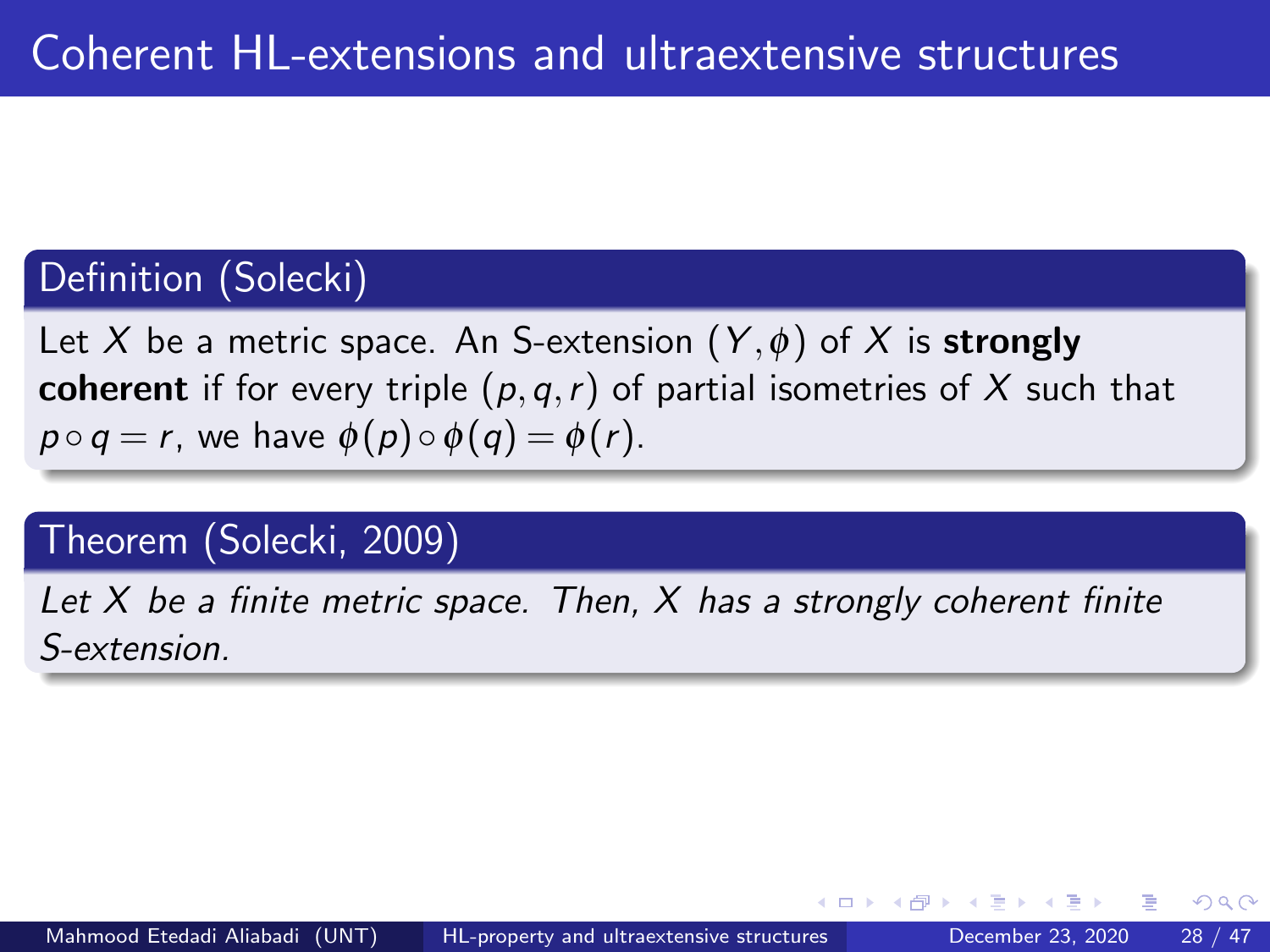# Coherent HL-extensions and ultraextensive structures

**Definition (Solecki)**

Let $X$ be a metric space. An S-extension $(Y, \phi)$ of $X$ is **strongly coherent** if for every triple $(p, q, r)$ of partial isometries of $X$ such that $p \circ q = r$, we have $\phi(p) \circ \phi(q) = \phi(r)$.

**Theorem (Solecki, 2009)**

*Let $X$ be a finite metric space. Then, $X$ has a strongly coherent finite S-extension.*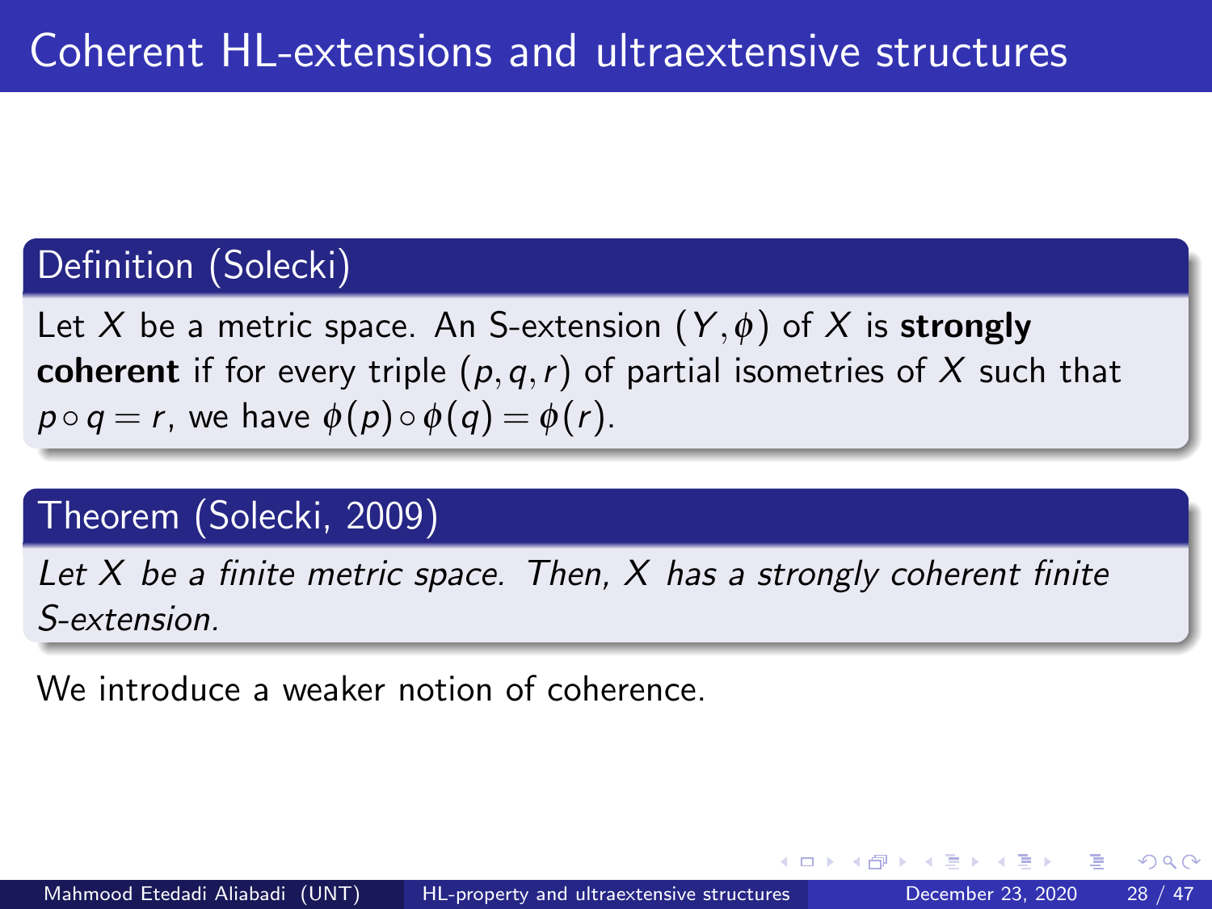# Coherent HL-extensions and ultraextensive structures

**Definition (Solecki)**

Let $X$ be a metric space. An S-extension $(Y, \phi)$ of $X$ is **strongly coherent** if for every triple $(p, q, r)$ of partial isometries of $X$ such that $p \circ q = r$, we have $\phi(p) \circ \phi(q) = \phi(r)$.

**Theorem (Solecki, 2009)**

*Let $X$ be a finite metric space. Then, $X$ has a strongly coherent finite S-extension.*

We introduce a weaker notion of coherence.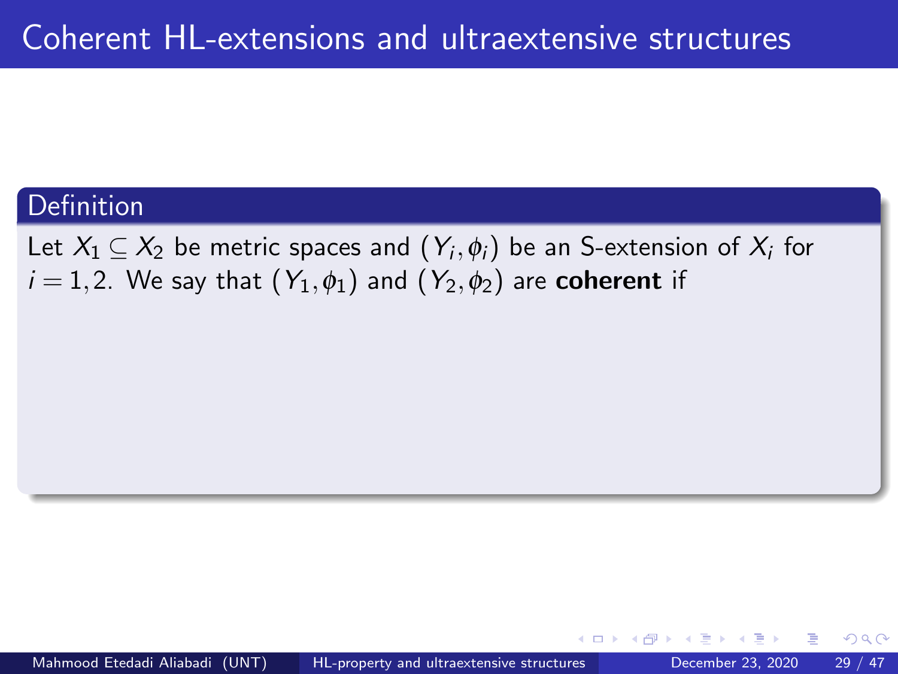# Coherent HL-extensions and ultraextensive structures

**Definition**

Let $X_1 \subseteq X_2$ be metric spaces and $(Y_i, \phi_i)$ be an S-extension of $X_i$ for $i = 1, 2$. We say that $(Y_1, \phi_1)$ and $(Y_2, \phi_2)$ are **coherent** if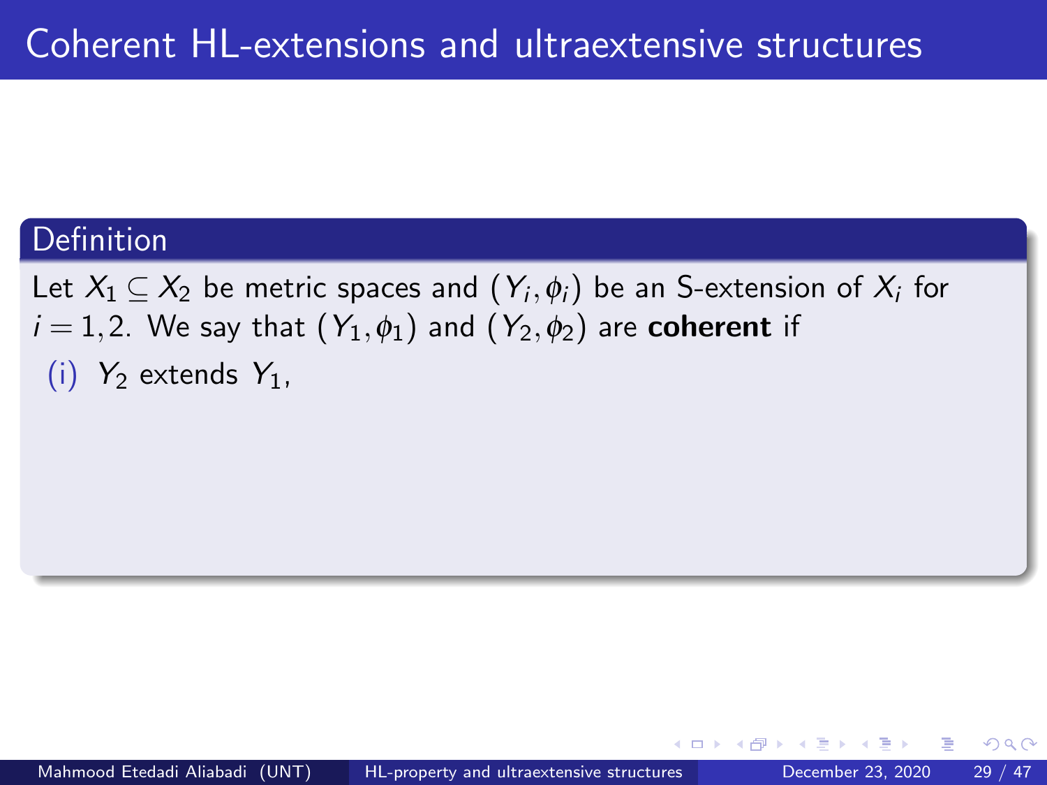# Coherent HL-extensions and ultraextensive structures

**Definition**

Let $X_1 \subseteq X_2$ be metric spaces and $(Y_i, \phi_i)$ be an S-extension of $X_i$ for $i = 1, 2$. We say that $(Y_1, \phi_1)$ and $(Y_2, \phi_2)$ are **coherent** if

(i) $Y_2$ extends $Y_1$,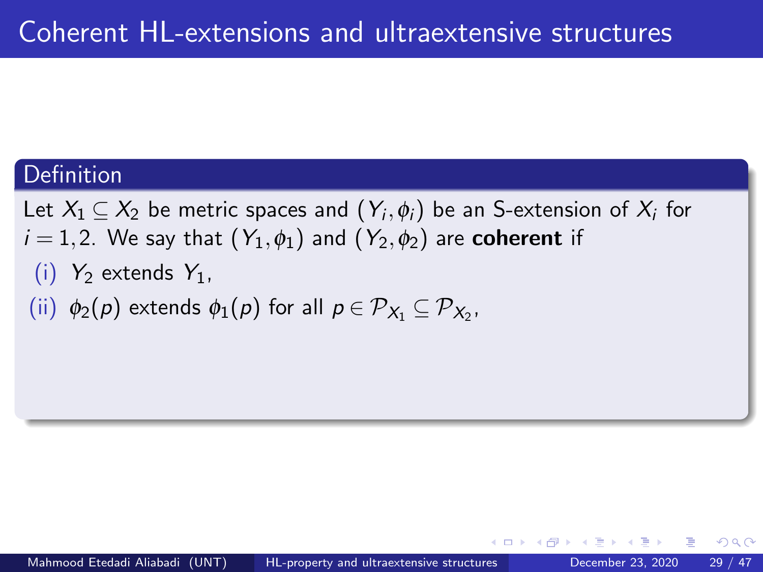# Coherent HL-extensions and ultraextensive structures

**Definition**

Let $X_1 \subseteq X_2$ be metric spaces and $(Y_i, \phi_i)$ be an S-extension of $X_i$ for $i = 1, 2$. We say that $(Y_1, \phi_1)$ and $(Y_2, \phi_2)$ are **coherent** if

(i) $Y_2$ extends $Y_1$,

(ii) $\phi_2(p)$ extends $\phi_1(p)$ for all $p \in \mathcal{P}_{X_1} \subseteq \mathcal{P}_{X_2}$,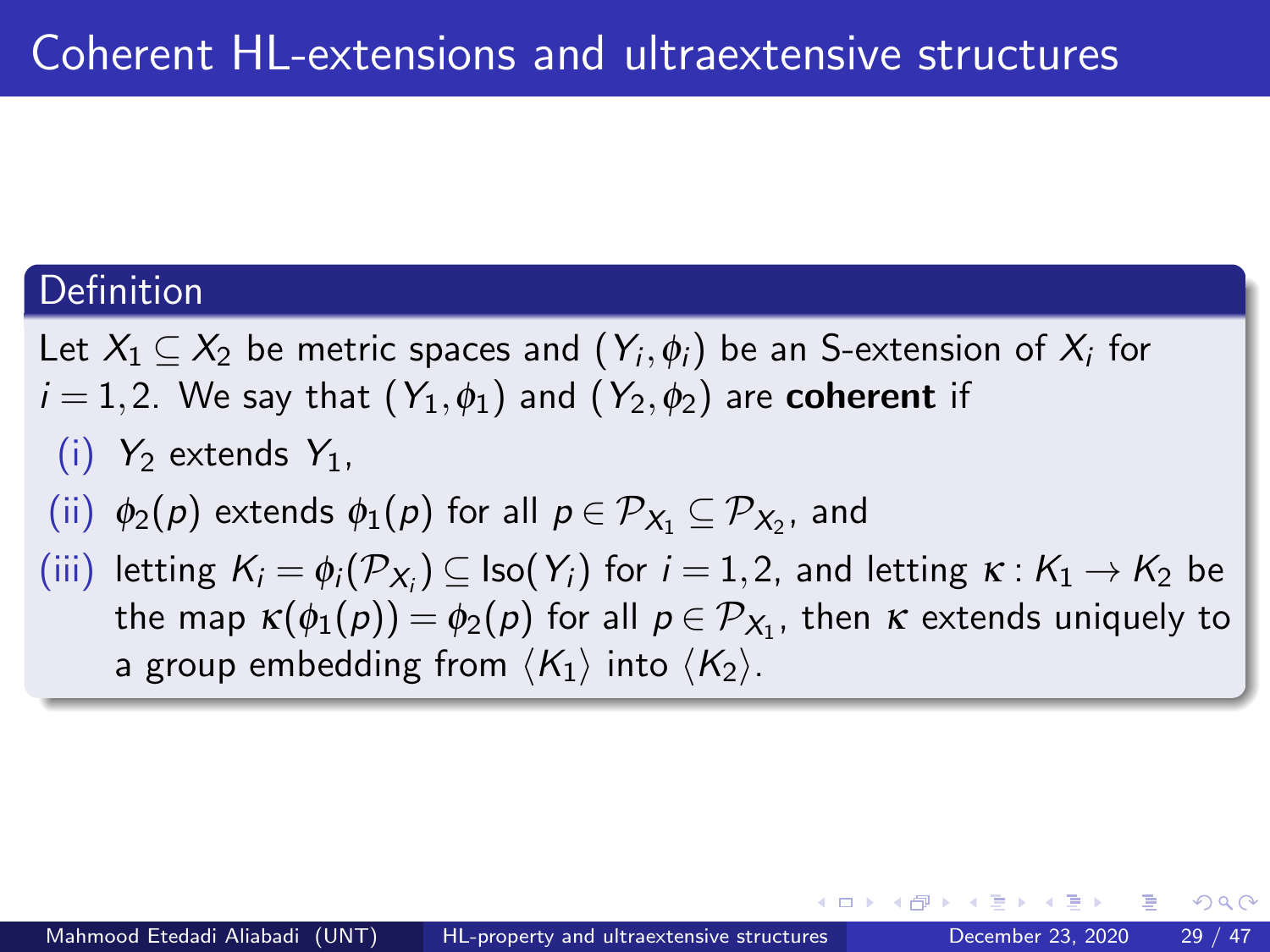# Coherent HL-extensions and ultraextensive structures

**Definition**

Let $X_1 \subseteq X_2$ be metric spaces and $(Y_i, \phi_i)$ be an S-extension of $X_i$ for $i = 1,2$. We say that $(Y_1, \phi_1)$ and $(Y_2, \phi_2)$ are **coherent** if

(i) $Y_2$ extends $Y_1$,

(ii) $\phi_2(p)$ extends $\phi_1(p)$ for all $p \in \mathcal{P}_{X_1} \subseteq \mathcal{P}_{X_2}$, and

(iii) letting $K_i = \phi_i(\mathcal{P}_{X_i}) \subseteq \text{Iso}(Y_i)$ for $i = 1,2$, and letting $\kappa : K_1 \to K_2$ be the map $\kappa(\phi_1(p)) = \phi_2(p)$ for all $p \in \mathcal{P}_{X_1}$, then $\kappa$ extends uniquely to a group embedding from $\langle K_1 \rangle$ into $\langle K_2 \rangle$.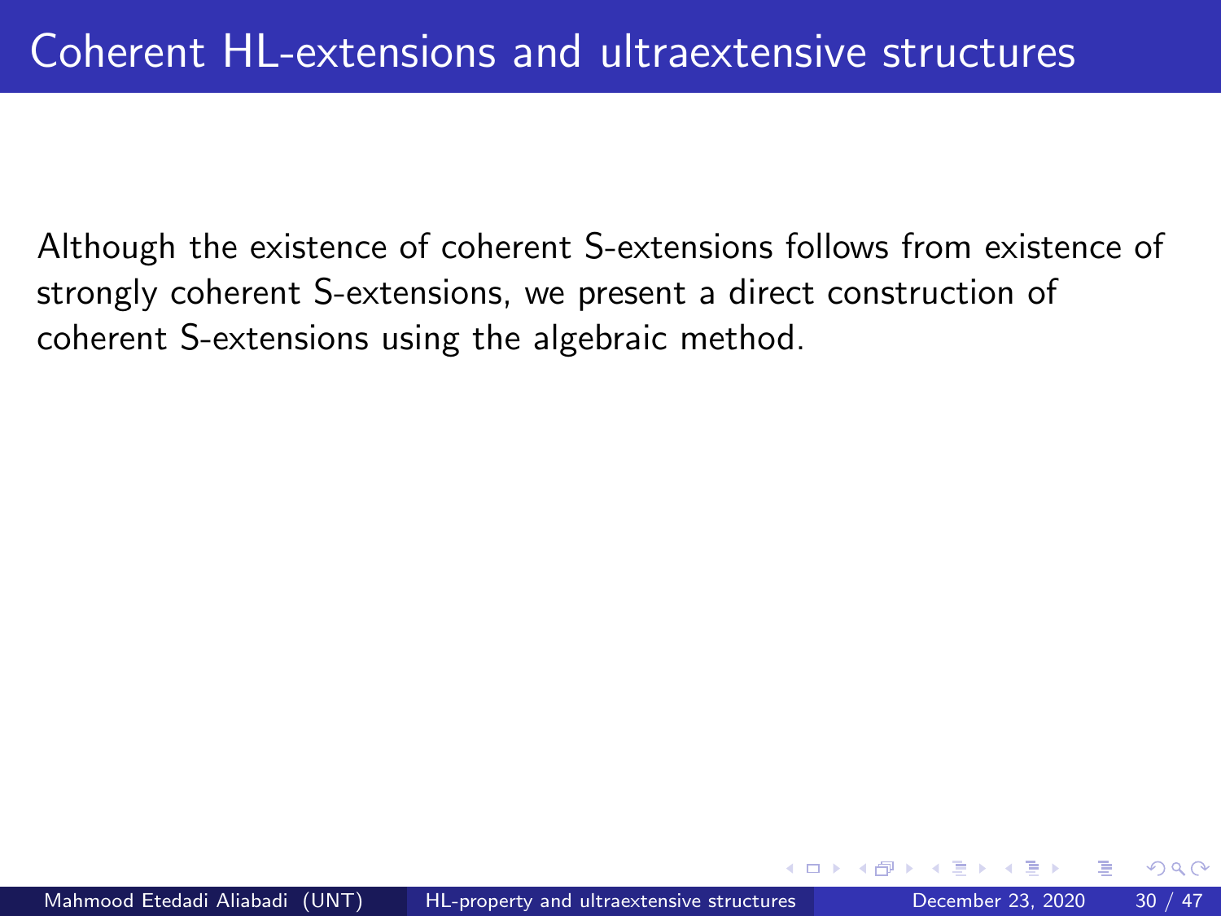# Coherent HL-extensions and ultraextensive structures

Although the existence of coherent S-extensions follows from existence of strongly coherent S-extensions, we present a direct construction of coherent S-extensions using the algebraic method.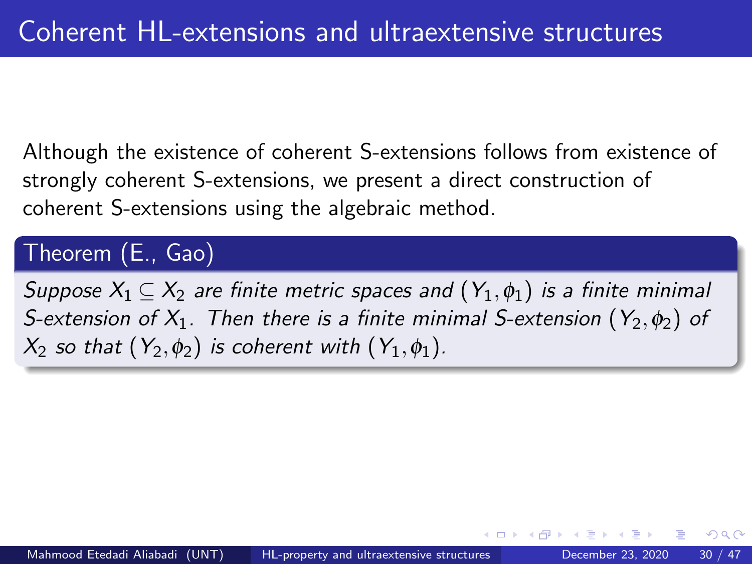# Coherent HL-extensions and ultraextensive structures

Although the existence of coherent S-extensions follows from existence of strongly coherent S-extensions, we present a direct construction of coherent S-extensions using the algebraic method.

**Theorem (E., Gao)**

*Suppose $X_1 \subseteq X_2$ are finite metric spaces and $(Y_1, \phi_1)$ is a finite minimal S-extension of $X_1$. Then there is a finite minimal S-extension $(Y_2, \phi_2)$ of $X_2$ so that $(Y_2, \phi_2)$ is coherent with $(Y_1, \phi_1)$.*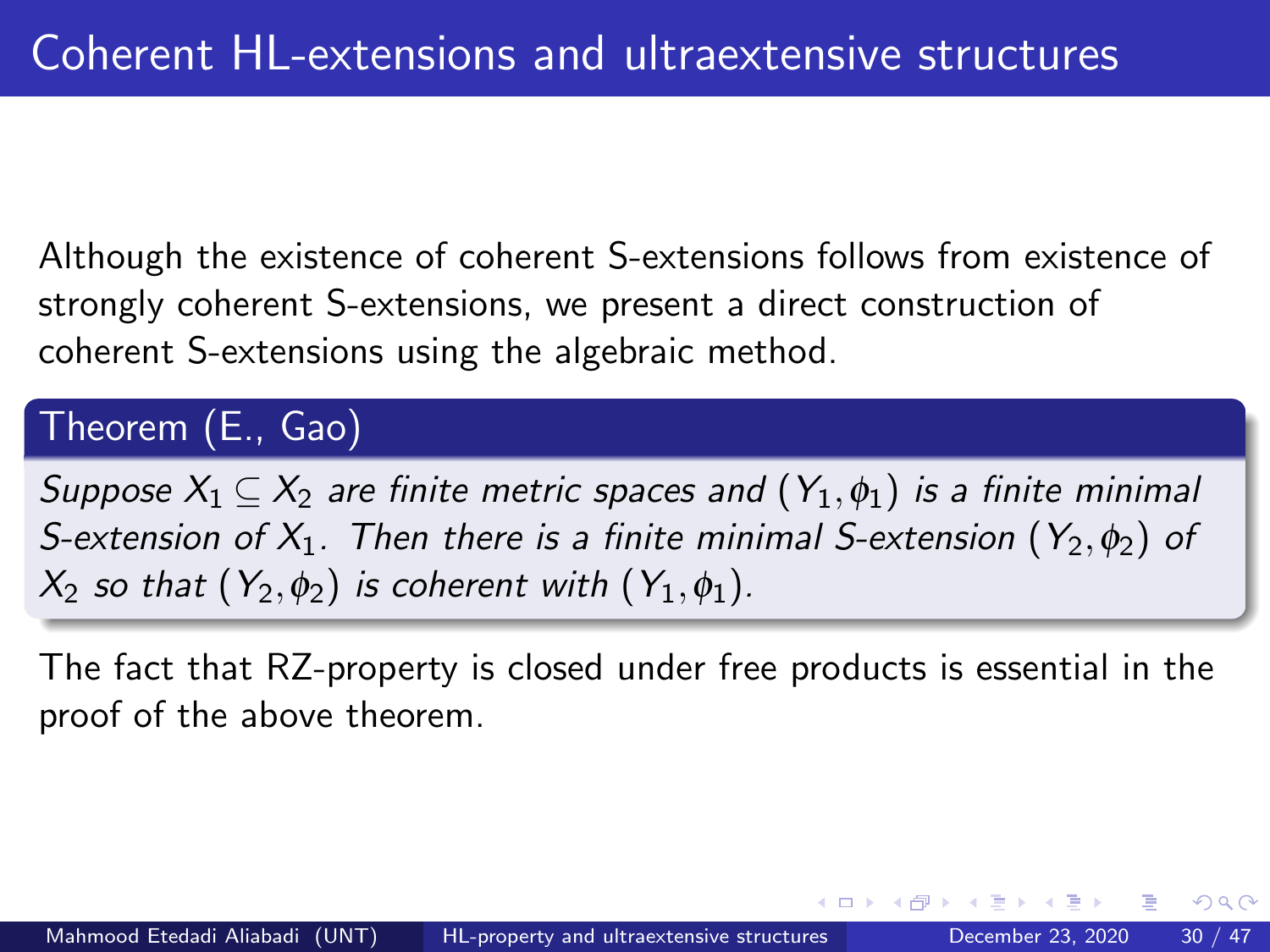# Coherent HL-extensions and ultraextensive structures

Although the existence of coherent S-extensions follows from existence of strongly coherent S-extensions, we present a direct construction of coherent S-extensions using the algebraic method.

**Theorem (E., Gao)**

*Suppose $X_1 \subseteq X_2$ are finite metric spaces and $(Y_1, \phi_1)$ is a finite minimal S-extension of $X_1$. Then there is a finite minimal S-extension $(Y_2, \phi_2)$ of $X_2$ so that $(Y_2, \phi_2)$ is coherent with $(Y_1, \phi_1)$.*

The fact that RZ-property is closed under free products is essential in the proof of the above theorem.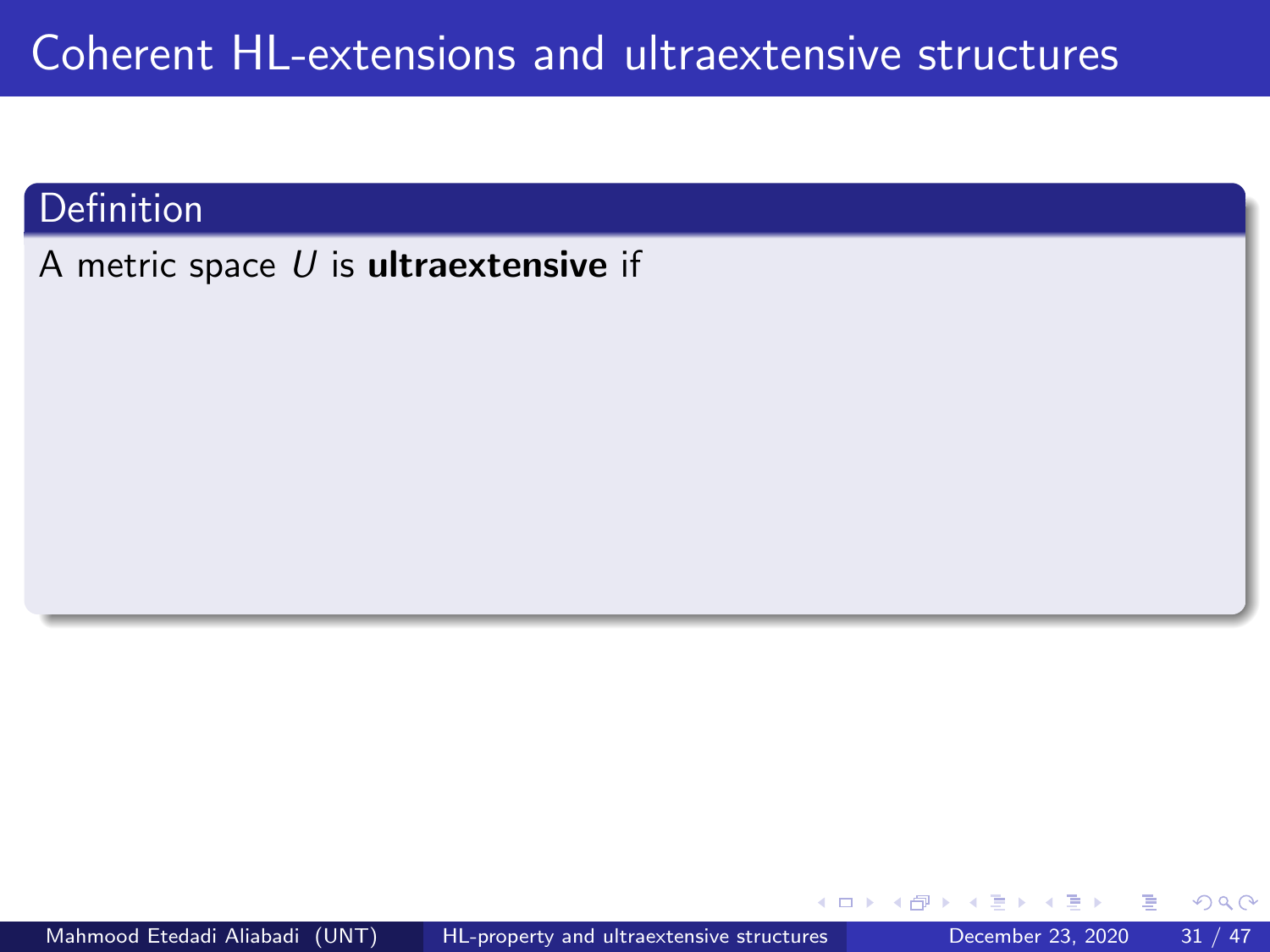# Coherent HL-extensions and ultraextensive structures

**Definition**

A metric space $U$ is **ultraextensive** if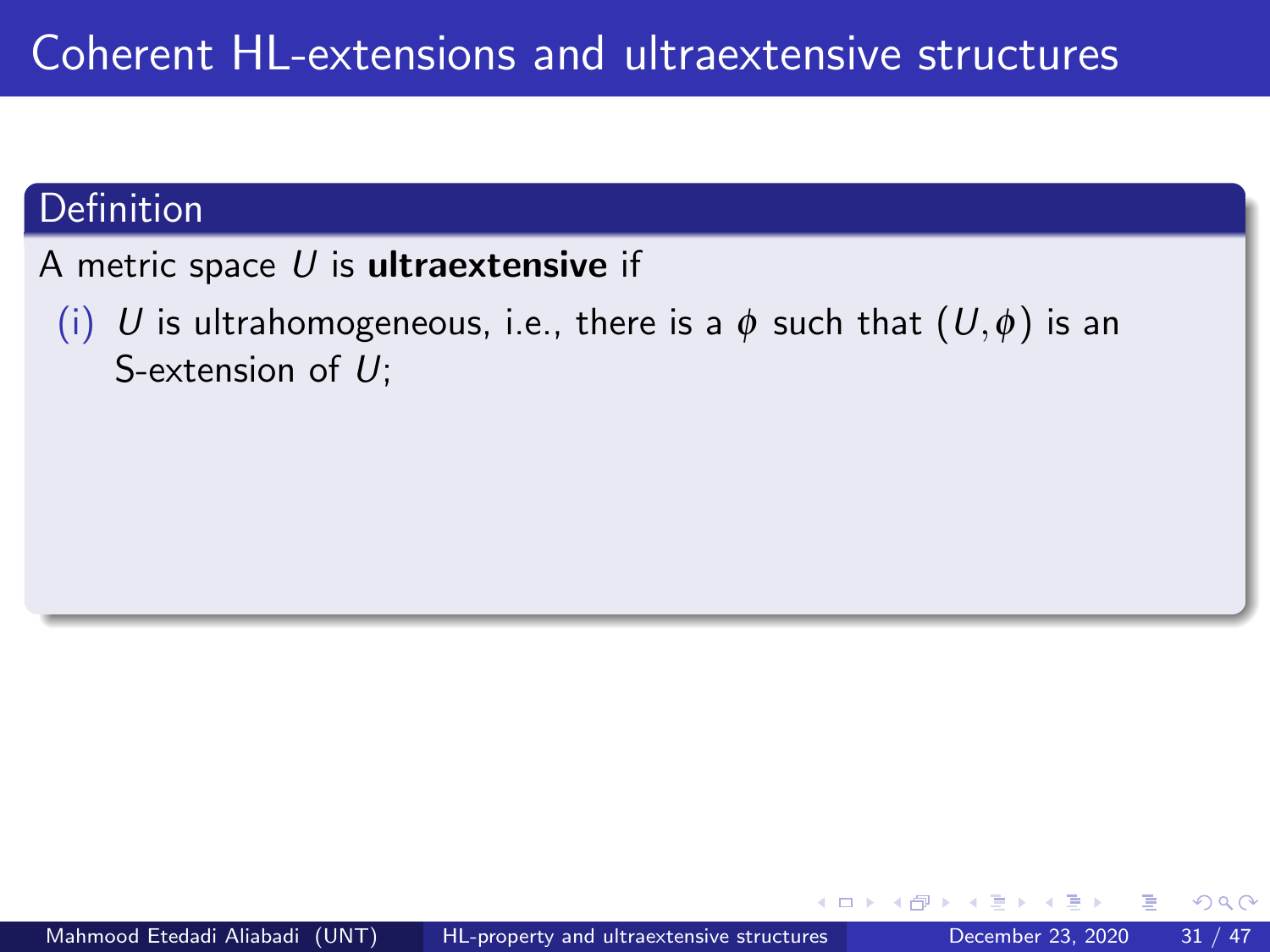# Coherent HL-extensions and ultraextensive structures

**Definition**

A metric space $U$ is **ultraextensive** if

(i) $U$ is ultrahomogeneous, i.e., there is a $\phi$ such that $(U, \phi)$ is an S-extension of $U$;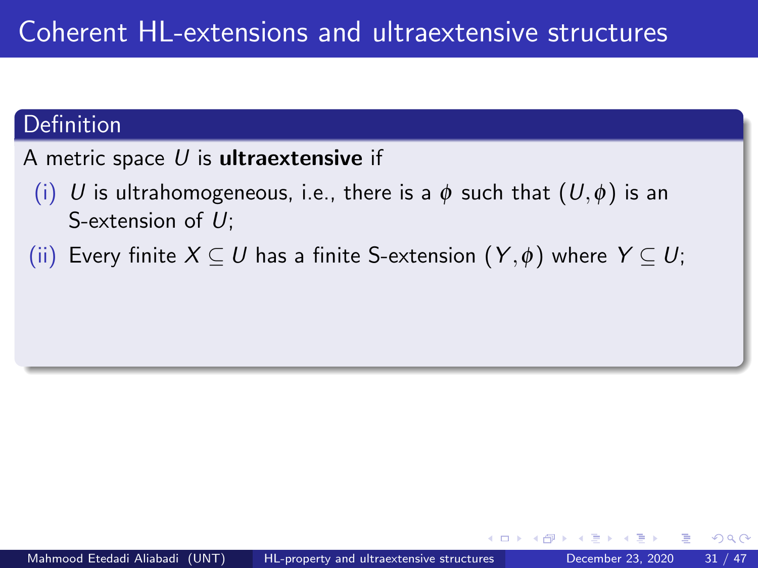# Coherent HL-extensions and ultraextensive structures

**Definition**

A metric space $U$ is **ultraextensive** if

(i) $U$ is ultrahomogeneous, i.e., there is a $\phi$ such that $(U, \phi)$ is an S-extension of $U$;

(ii) Every finite $X \subseteq U$ has a finite S-extension $(Y, \phi)$ where $Y \subseteq U$;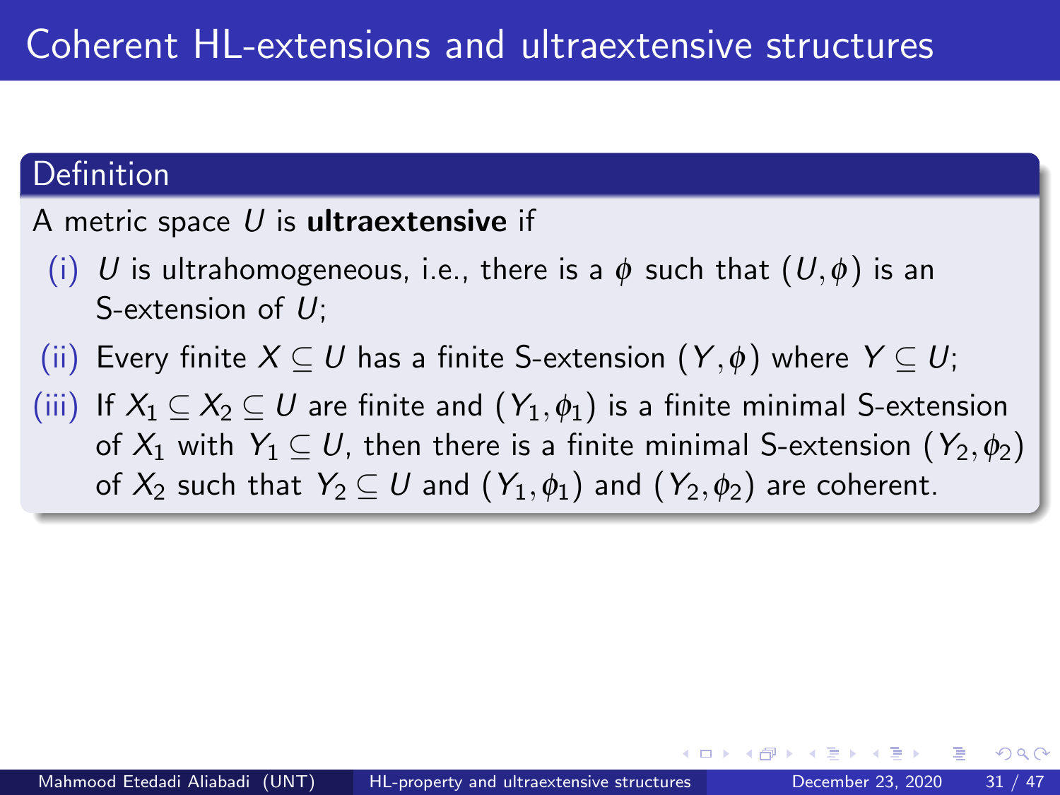# Coherent HL-extensions and ultraextensive structures

### Definition

A metric space $U$ is **ultraextensive** if

(i) $U$ is ultrahomogeneous, i.e., there is a $\phi$ such that $(U, \phi)$ is an S-extension of $U$;

(ii) Every finite $X \subseteq U$ has a finite S-extension $(Y, \phi)$ where $Y \subseteq U$;

(iii) If $X_1 \subseteq X_2 \subseteq U$ are finite and $(Y_1, \phi_1)$ is a finite minimal S-extension of $X_1$ with $Y_1 \subseteq U$, then there is a finite minimal S-extension $(Y_2, \phi_2)$ of $X_2$ such that $Y_2 \subseteq U$ and $(Y_1, \phi_1)$ and $(Y_2, \phi_2)$ are coherent.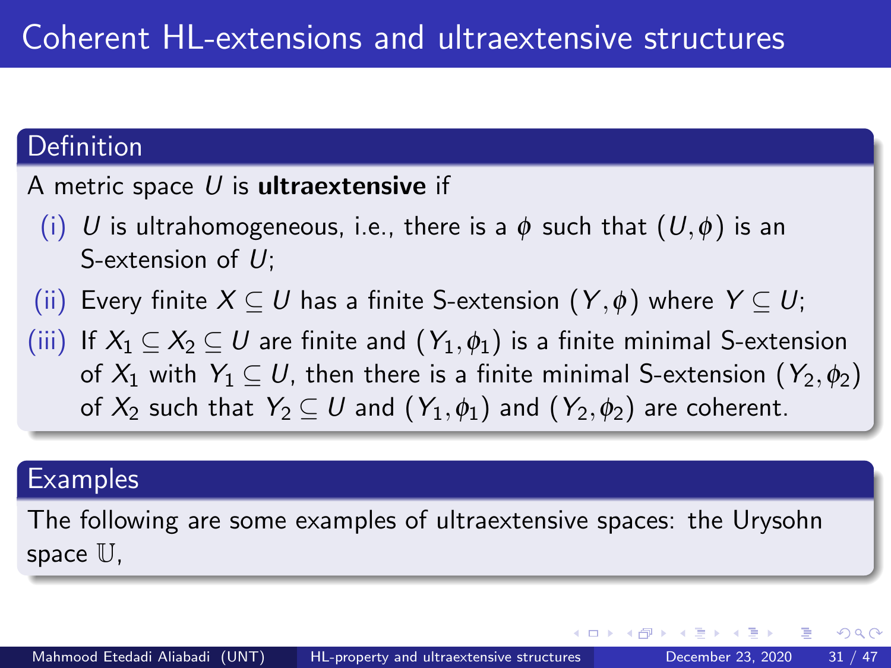# Coherent HL-extensions and ultraextensive structures

## Definition

A metric space $U$ is **ultraextensive** if

(i) $U$ is ultrahomogeneous, i.e., there is a $\phi$ such that $(U, \phi)$ is an S-extension of $U$;

(ii) Every finite $X \subseteq U$ has a finite S-extension $(Y, \phi)$ where $Y \subseteq U$;

(iii) If $X_1 \subseteq X_2 \subseteq U$ are finite and $(Y_1, \phi_1)$ is a finite minimal S-extension of $X_1$ with $Y_1 \subseteq U$, then there is a finite minimal S-extension $(Y_2, \phi_2)$ of $X_2$ such that $Y_2 \subseteq U$ and $(Y_1, \phi_1)$ and $(Y_2, \phi_2)$ are coherent.

## Examples

The following are some examples of ultraextensive spaces: the Urysohn space $\mathbb{U}$,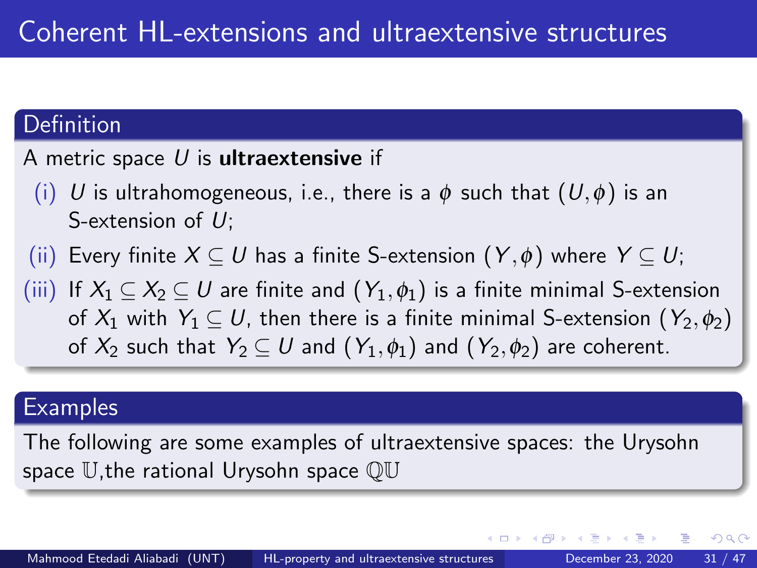# Coherent HL-extensions and ultraextensive structures

**Definition**

A metric space $U$ is **ultraextensive** if

(i) $U$ is ultrahomogeneous, i.e., there is a $\phi$ such that $(U, \phi)$ is an S-extension of $U$;

(ii) Every finite $X \subseteq U$ has a finite S-extension $(Y, \phi)$ where $Y \subseteq U$;

(iii) If $X_1 \subseteq X_2 \subseteq U$ are finite and $(Y_1, \phi_1)$ is a finite minimal S-extension of $X_1$ with $Y_1 \subseteq U$, then there is a finite minimal S-extension $(Y_2, \phi_2)$ of $X_2$ such that $Y_2 \subseteq U$ and $(Y_1, \phi_1)$ and $(Y_2, \phi_2)$ are coherent.

**Examples**

The following are some examples of ultraextensive spaces: the Urysohn space $\mathbb{U}$,the rational Urysohn space $\mathbb{QU}$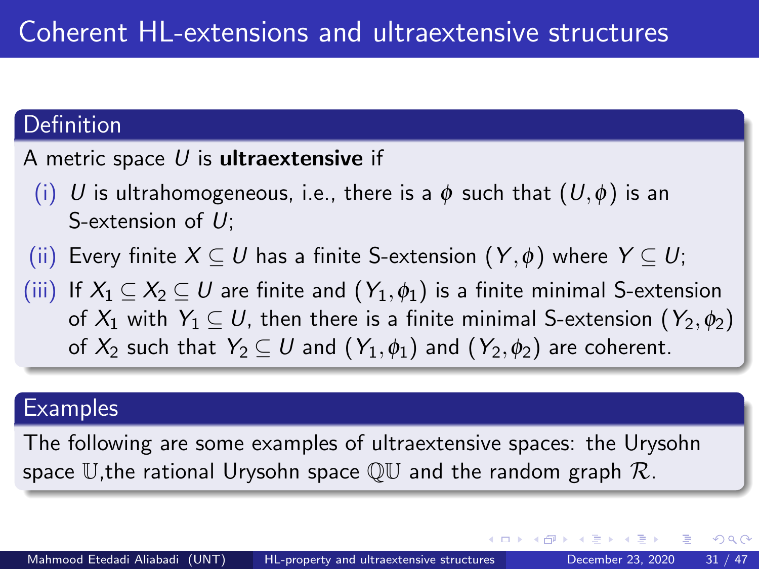# Coherent HL-extensions and ultraextensive structures

## Definition

A metric space $U$ is **ultraextensive** if

(i) $U$ is ultrahomogeneous, i.e., there is a $\phi$ such that $(U, \phi)$ is an S-extension of $U$;

(ii) Every finite $X \subseteq U$ has a finite S-extension $(Y, \phi)$ where $Y \subseteq U$;

(iii) If $X_1 \subseteq X_2 \subseteq U$ are finite and $(Y_1, \phi_1)$ is a finite minimal S-extension of $X_1$ with $Y_1 \subseteq U$, then there is a finite minimal S-extension $(Y_2, \phi_2)$ of $X_2$ such that $Y_2 \subseteq U$ and $(Y_1, \phi_1)$ and $(Y_2, \phi_2)$ are coherent.

## Examples

The following are some examples of ultraextensive spaces: the Urysohn space $\mathbb{U}$,the rational Urysohn space $\mathbb{QU}$ and the random graph $\mathcal{R}$.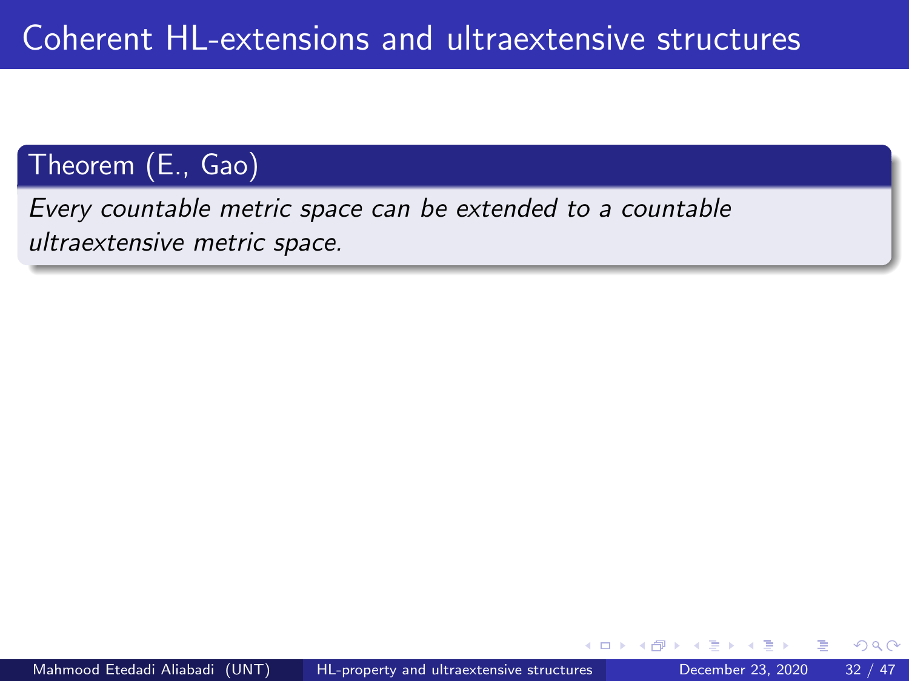# Coherent HL-extensions and ultraextensive structures

**Theorem (E., Gao)**

*Every countable metric space can be extended to a countable ultraextensive metric space.*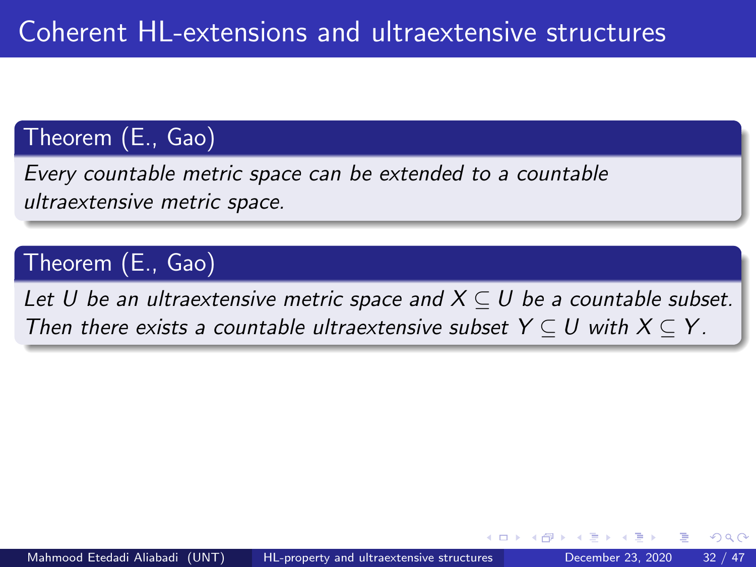# Coherent HL-extensions and ultraextensive structures

**Theorem (E., Gao)**

*Every countable metric space can be extended to a countable ultraextensive metric space.*

**Theorem (E., Gao)**

*Let $U$ be an ultraextensive metric space and $X \subseteq U$ be a countable subset. Then there exists a countable ultraextensive subset $Y \subseteq U$ with $X \subseteq Y$.*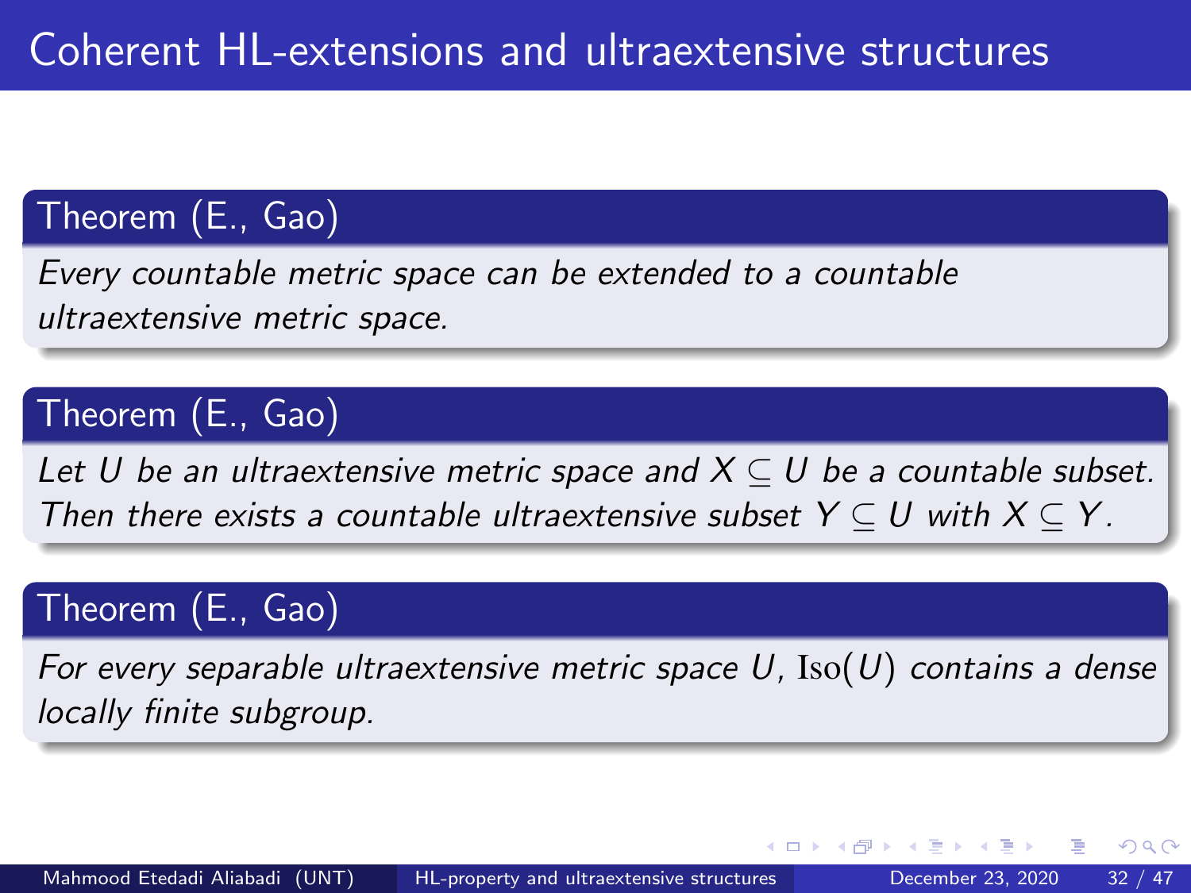# Coherent HL-extensions and ultraextensive structures

**Theorem (E., Gao)**

*Every countable metric space can be extended to a countable ultraextensive metric space.*

**Theorem (E., Gao)**

*Let $U$ be an ultraextensive metric space and $X \subseteq U$ be a countable subset. Then there exists a countable ultraextensive subset $Y \subseteq U$ with $X \subseteq Y$.*

**Theorem (E., Gao)**

*For every separable ultraextensive metric space $U$, $\mathrm{Iso}(U)$ contains a dense locally finite subgroup.*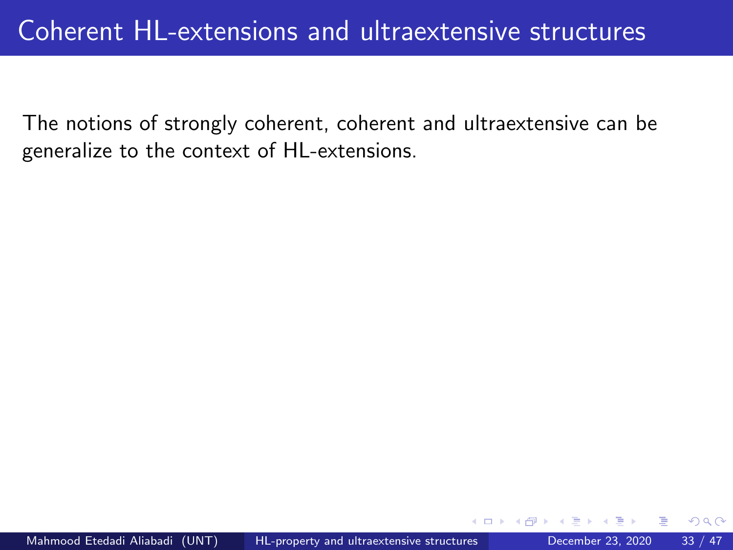# Coherent HL-extensions and ultraextensive structures

The notions of strongly coherent, coherent and ultraextensive can be generalize to the context of HL-extensions.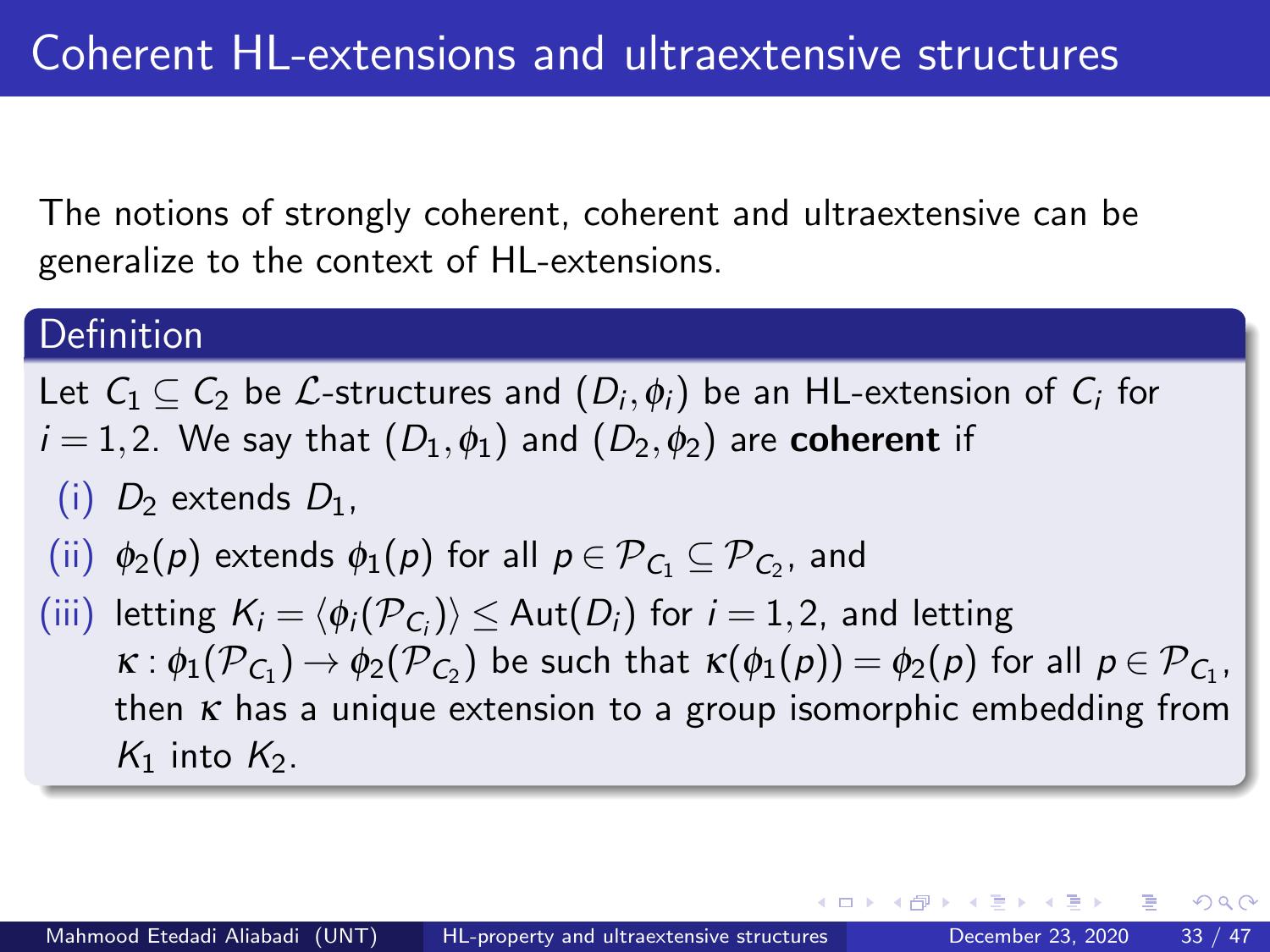# Coherent HL-extensions and ultraextensive structures

The notions of strongly coherent, coherent and ultraextensive can be generalize to the context of HL-extensions.

## Definition

Let $C_1 \subseteq C_2$ be $\mathcal{L}$-structures and $(D_i, \phi_i)$ be an HL-extension of $C_i$ for $i = 1, 2$. We say that $(D_1, \phi_1)$ and $(D_2, \phi_2)$ are **coherent** if

(i) $D_2$ extends $D_1$,

(ii) $\phi_2(p)$ extends $\phi_1(p)$ for all $p \in \mathcal{P}_{C_1} \subseteq \mathcal{P}_{C_2}$, and

(iii) letting $K_i = \langle \phi_i(\mathcal{P}_{C_i}) \rangle \leq \mathrm{Aut}(D_i)$ for $i = 1, 2$, and letting $\kappa : \phi_1(\mathcal{P}_{C_1}) \to \phi_2(\mathcal{P}_{C_2})$ be such that $\kappa(\phi_1(p)) = \phi_2(p)$ for all $p \in \mathcal{P}_{C_1}$, then $\kappa$ has a unique extension to a group isomorphic embedding from $K_1$ into $K_2$.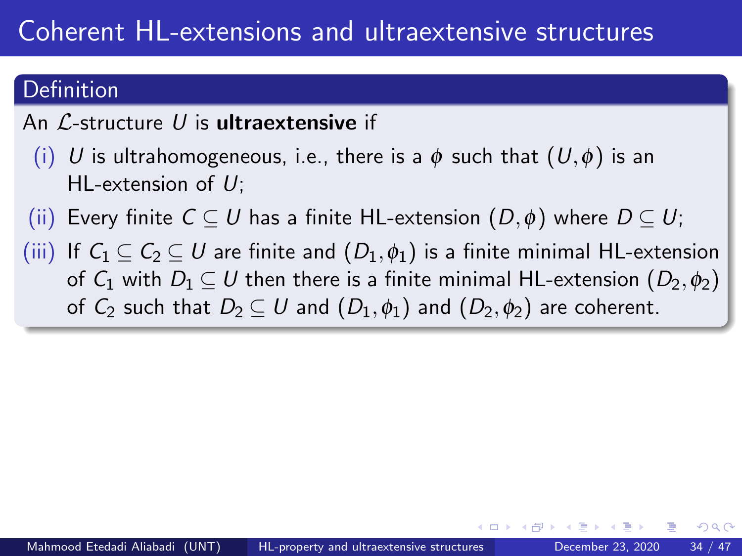# Coherent HL-extensions and ultraextensive structures

## Definition

An $\mathcal{L}$-structure $U$ is **ultraextensive** if

(i) $U$ is ultrahomogeneous, i.e., there is a $\phi$ such that $(U, \phi)$ is an HL-extension of $U$;

(ii) Every finite $C \subseteq U$ has a finite HL-extension $(D, \phi)$ where $D \subseteq U$;

(iii) If $C_1 \subseteq C_2 \subseteq U$ are finite and $(D_1, \phi_1)$ is a finite minimal HL-extension of $C_1$ with $D_1 \subseteq U$ then there is a finite minimal HL-extension $(D_2, \phi_2)$ of $C_2$ such that $D_2 \subseteq U$ and $(D_1, \phi_1)$ and $(D_2, \phi_2)$ are coherent.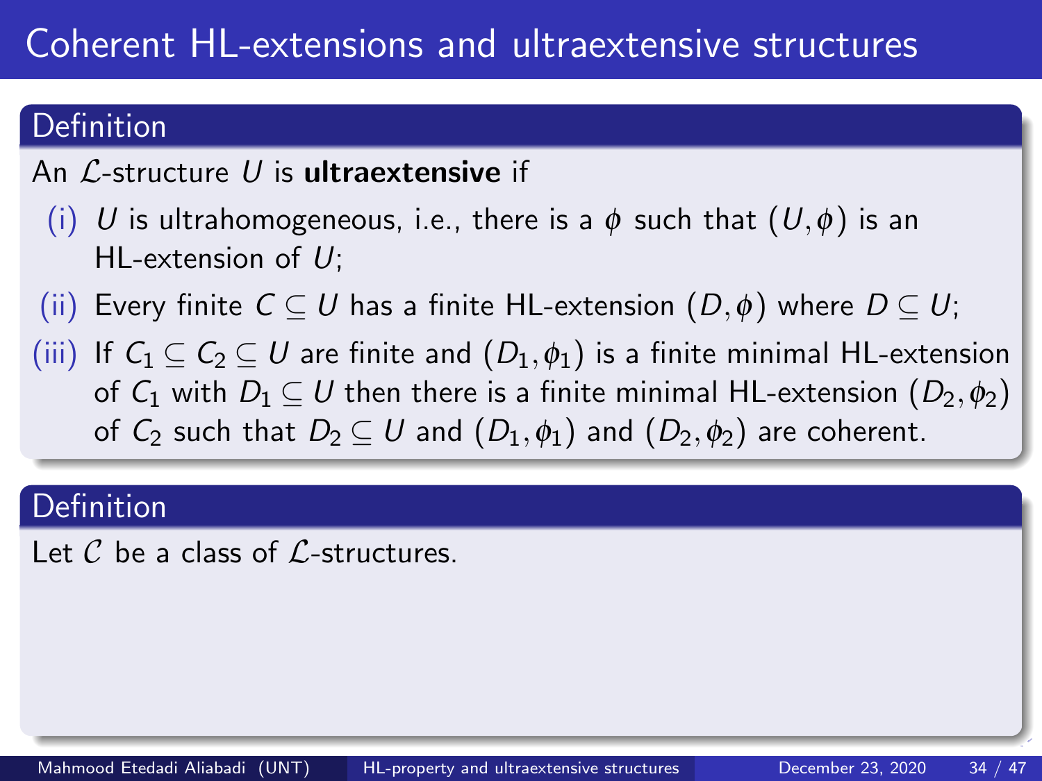# Coherent HL-extensions and ultraextensive structures

## Definition

An $\mathcal{L}$-structure $U$ is **ultraextensive** if

(i) $U$ is ultrahomogeneous, i.e., there is a $\phi$ such that $(U, \phi)$ is an HL-extension of $U$;

(ii) Every finite $C \subseteq U$ has a finite HL-extension $(D, \phi)$ where $D \subseteq U$;

(iii) If $C_1 \subseteq C_2 \subseteq U$ are finite and $(D_1, \phi_1)$ is a finite minimal HL-extension of $C_1$ with $D_1 \subseteq U$ then there is a finite minimal HL-extension $(D_2, \phi_2)$ of $C_2$ such that $D_2 \subseteq U$ and $(D_1, \phi_1)$ and $(D_2, \phi_2)$ are coherent.

## Definition

Let $\mathcal{C}$ be a class of $\mathcal{L}$-structures.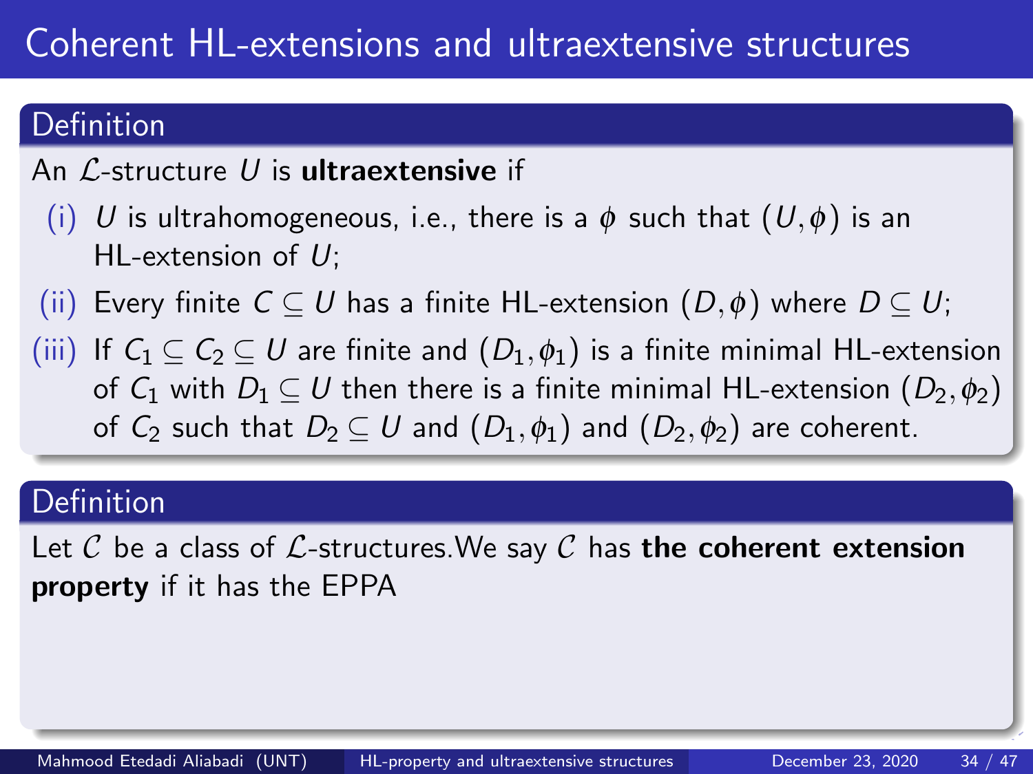# Coherent HL-extensions and ultraextensive structures

**Definition**

An $\mathcal{L}$-structure $U$ is **ultraextensive** if

(i) $U$ is ultrahomogeneous, i.e., there is a $\phi$ such that $(U, \phi)$ is an HL-extension of $U$;

(ii) Every finite $C \subseteq U$ has a finite HL-extension $(D, \phi)$ where $D \subseteq U$;

(iii) If $C_1 \subseteq C_2 \subseteq U$ are finite and $(D_1, \phi_1)$ is a finite minimal HL-extension of $C_1$ with $D_1 \subseteq U$ then there is a finite minimal HL-extension $(D_2, \phi_2)$ of $C_2$ such that $D_2 \subseteq U$ and $(D_1, \phi_1)$ and $(D_2, \phi_2)$ are coherent.

**Definition**

Let $\mathcal{C}$ be a class of $\mathcal{L}$-structures.We say $\mathcal{C}$ has **the coherent extension property** if it has the EPPA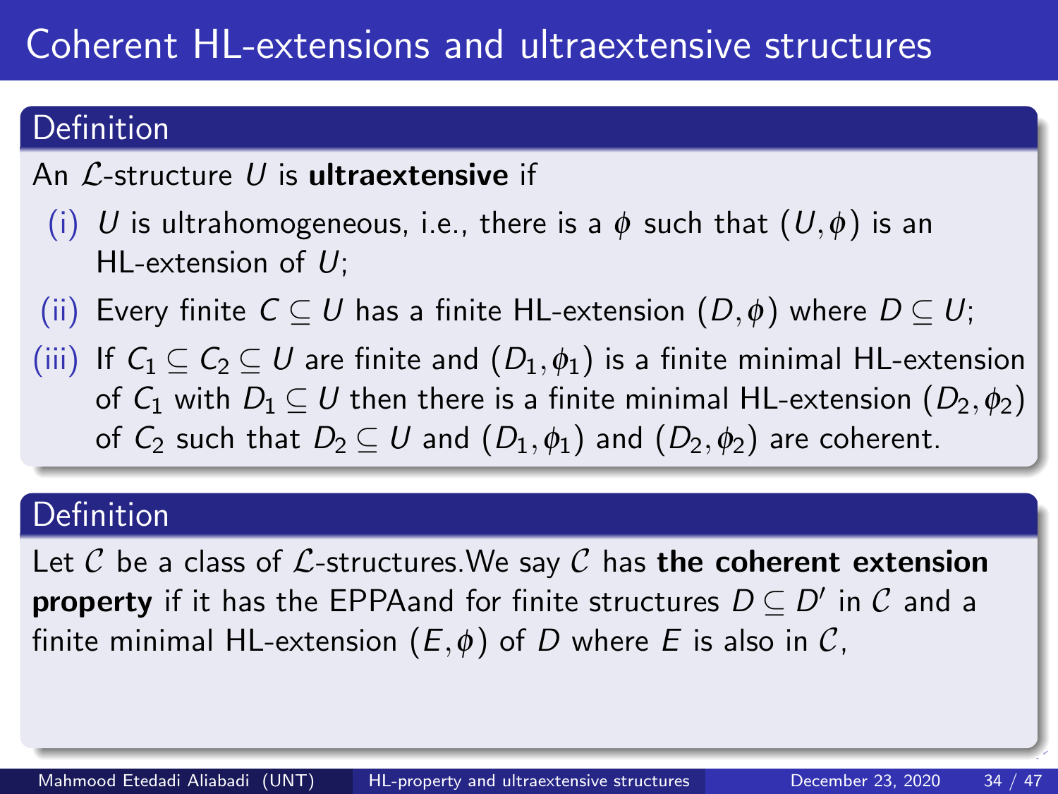# Coherent HL-extensions and ultraextensive structures

## Definition

An $\mathcal{L}$-structure $U$ is **ultraextensive** if

(i) $U$ is ultrahomogeneous, i.e., there is a $\phi$ such that $(U, \phi)$ is an HL-extension of $U$;

(ii) Every finite $C \subseteq U$ has a finite HL-extension $(D, \phi)$ where $D \subseteq U$;

(iii) If $C_1 \subseteq C_2 \subseteq U$ are finite and $(D_1, \phi_1)$ is a finite minimal HL-extension of $C_1$ with $D_1 \subseteq U$ then there is a finite minimal HL-extension $(D_2, \phi_2)$ of $C_2$ such that $D_2 \subseteq U$ and $(D_1, \phi_1)$ and $(D_2, \phi_2)$ are coherent.

## Definition

Let $\mathcal{C}$ be a class of $\mathcal{L}$-structures.We say $\mathcal{C}$ has **the coherent extension property** if it has the EPPAand for finite structures $D \subseteq D'$ in $\mathcal{C}$ and a finite minimal HL-extension $(E, \phi)$ of $D$ where $E$ is also in $\mathcal{C}$,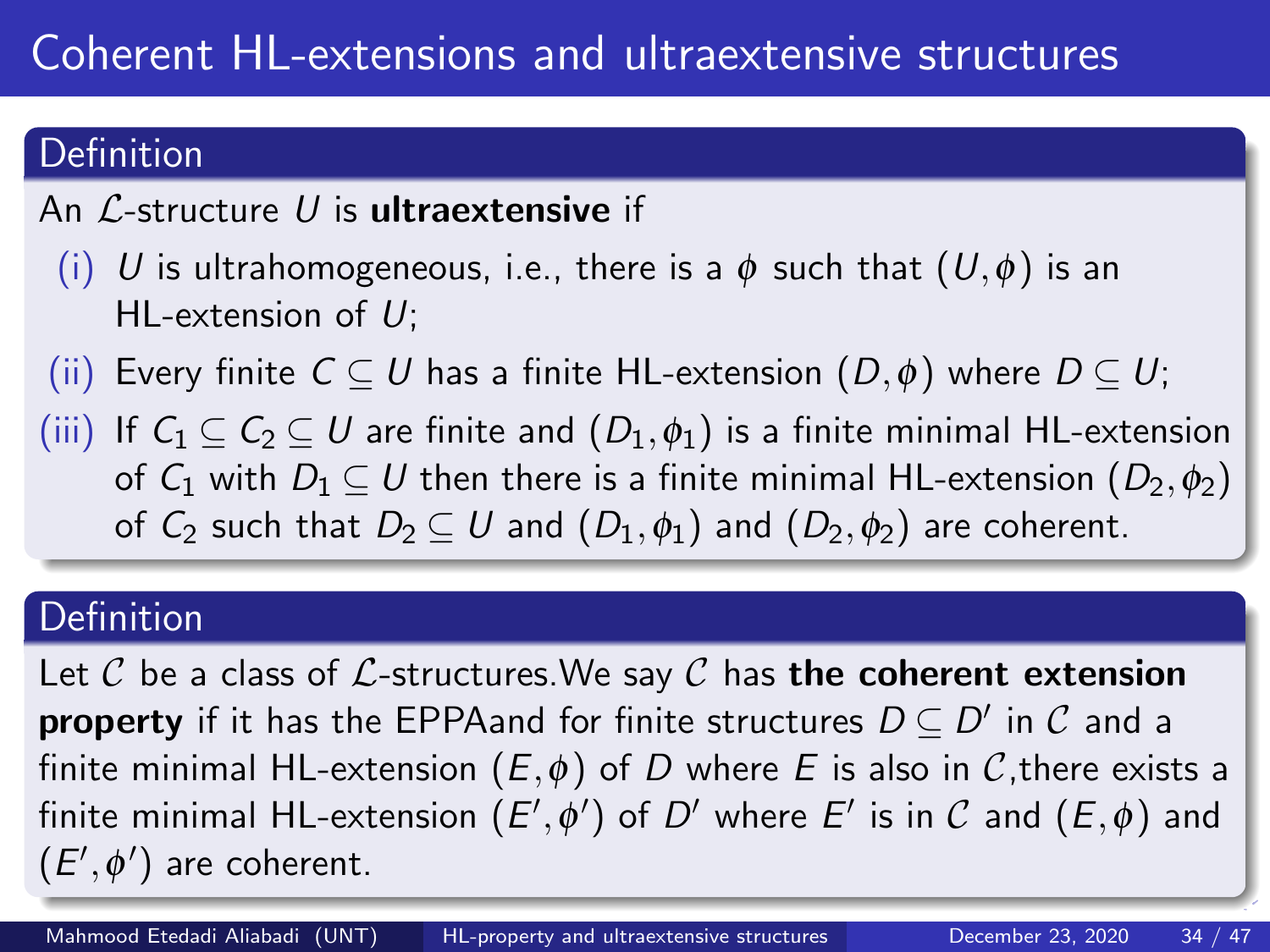# Coherent HL-extensions and ultraextensive structures

### Definition

An $\mathcal{L}$-structure $U$ is **ultraextensive** if

(i) $U$ is ultrahomogeneous, i.e., there is a $\phi$ such that $(U, \phi)$ is an HL-extension of $U$;

(ii) Every finite $C \subseteq U$ has a finite HL-extension $(D, \phi)$ where $D \subseteq U$;

(iii) If $C_1 \subseteq C_2 \subseteq U$ are finite and $(D_1, \phi_1)$ is a finite minimal HL-extension of $C_1$ with $D_1 \subseteq U$ then there is a finite minimal HL-extension $(D_2, \phi_2)$ of $C_2$ such that $D_2 \subseteq U$ and $(D_1, \phi_1)$ and $(D_2, \phi_2)$ are coherent.

### Definition

Let $\mathcal{C}$ be a class of $\mathcal{L}$-structures.We say $\mathcal{C}$ has **the coherent extension property** if it has the EPPAand for finite structures $D \subseteq D'$ in $\mathcal{C}$ and a finite minimal HL-extension $(E, \phi)$ of $D$ where $E$ is also in $\mathcal{C}$,there exists a finite minimal HL-extension $(E', \phi')$ of $D'$ where $E'$ is in $\mathcal{C}$ and $(E, \phi)$ and $(E', \phi')$ are coherent.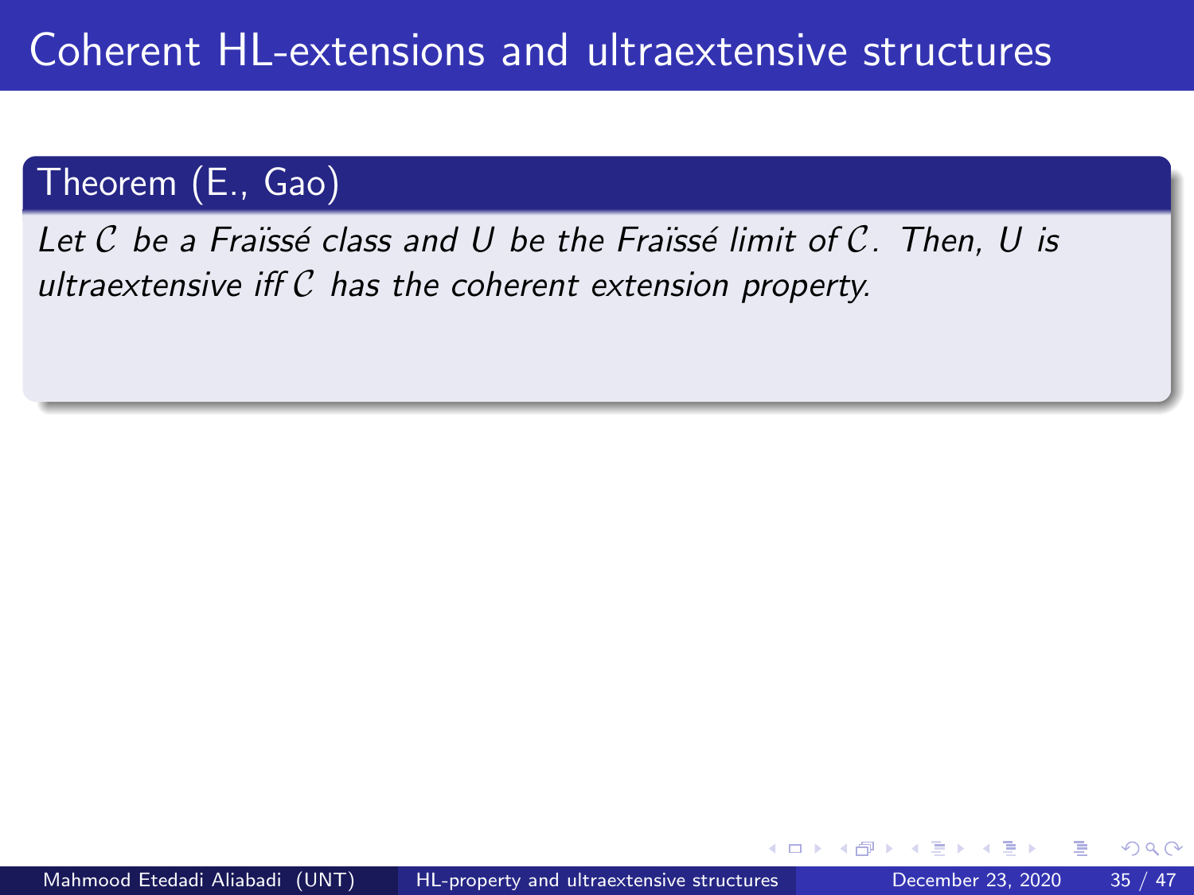# Coherent HL-extensions and ultraextensive structures

**Theorem (E., Gao)**

*Let $\mathcal{C}$ be a Fraïssé class and $U$ be the Fraïssé limit of $\mathcal{C}$. Then, $U$ is ultraextensive iff $\mathcal{C}$ has the coherent extension property.*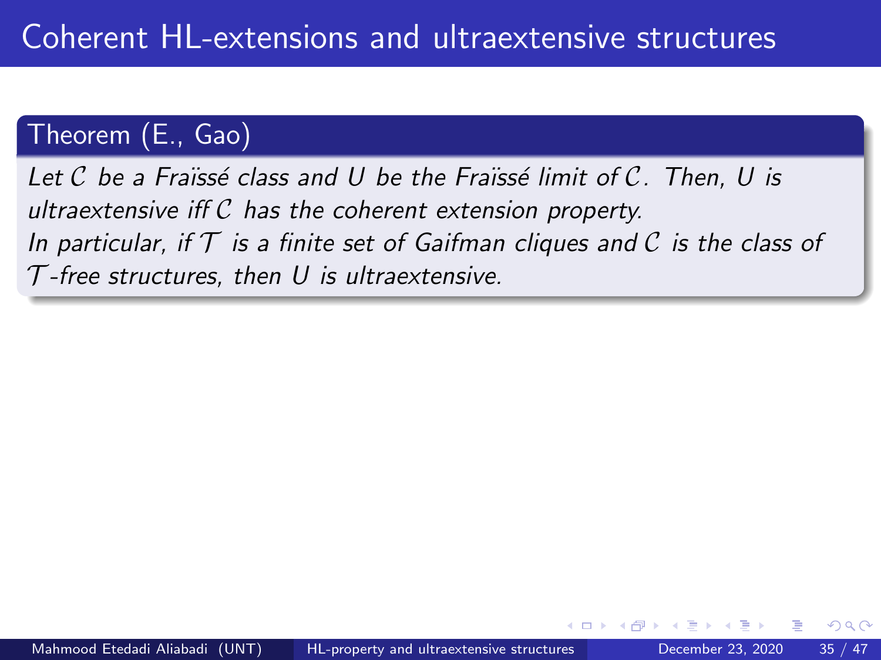# Coherent HL-extensions and ultraextensive structures

**Theorem (E., Gao)**

*Let $\mathcal{C}$ be a Fraïssé class and $U$ be the Fraïssé limit of $\mathcal{C}$. Then, $U$ is ultraextensive iff $\mathcal{C}$ has the coherent extension property.*
*In particular, if $\mathcal{T}$ is a finite set of Gaifman cliques and $\mathcal{C}$ is the class of $\mathcal{T}$-free structures, then $U$ is ultraextensive.*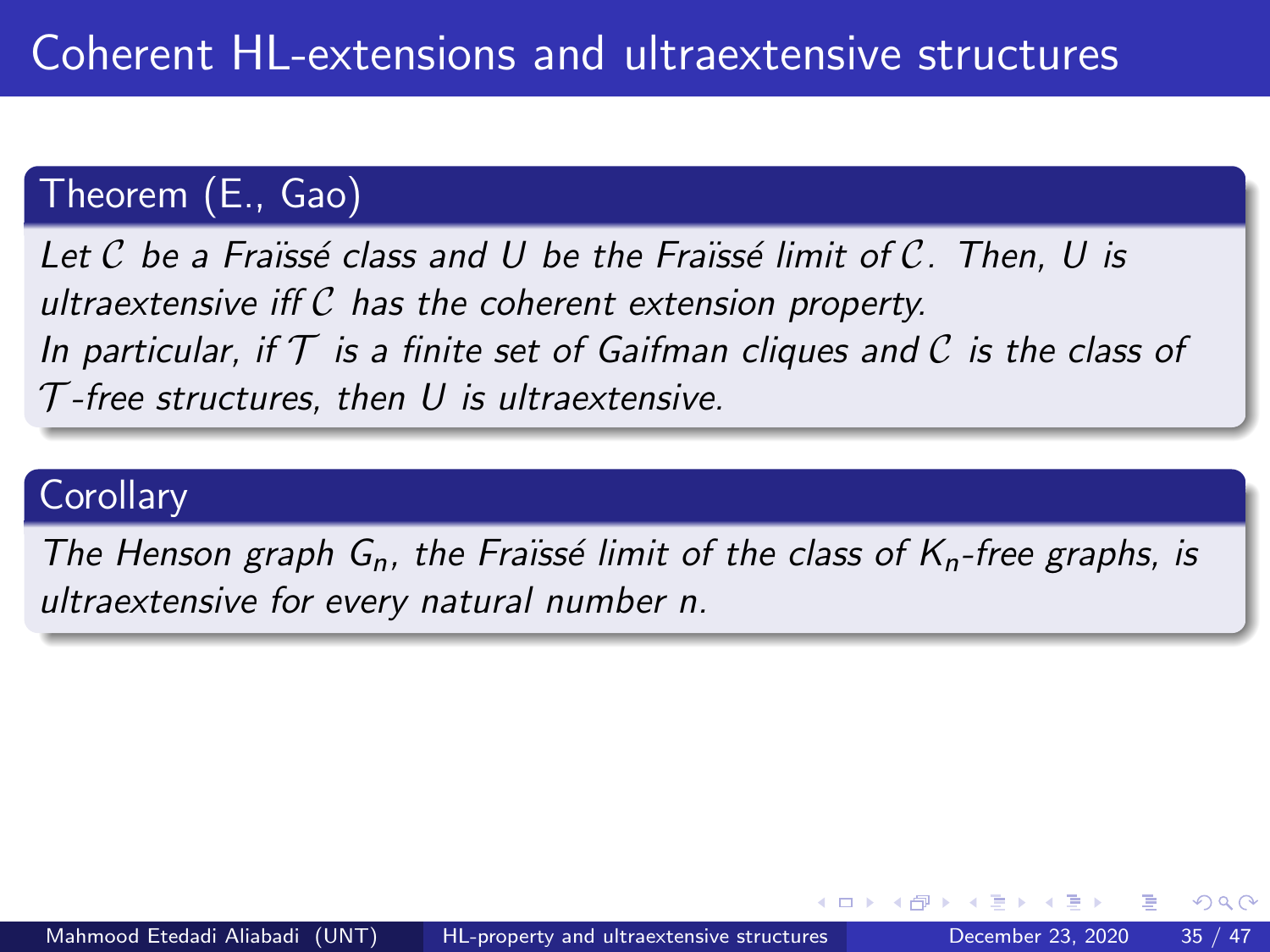# Coherent HL-extensions and ultraextensive structures

**Theorem (E., Gao)**

*Let $\mathcal{C}$ be a Fraïssé class and $U$ be the Fraïssé limit of $\mathcal{C}$. Then, $U$ is ultraextensive iff $\mathcal{C}$ has the coherent extension property.*
*In particular, if $\mathcal{T}$ is a finite set of Gaifman cliques and $\mathcal{C}$ is the class of $\mathcal{T}$-free structures, then $U$ is ultraextensive.*

**Corollary**

*The Henson graph $G_n$, the Fraïssé limit of the class of $K_n$-free graphs, is ultraextensive for every natural number $n$.*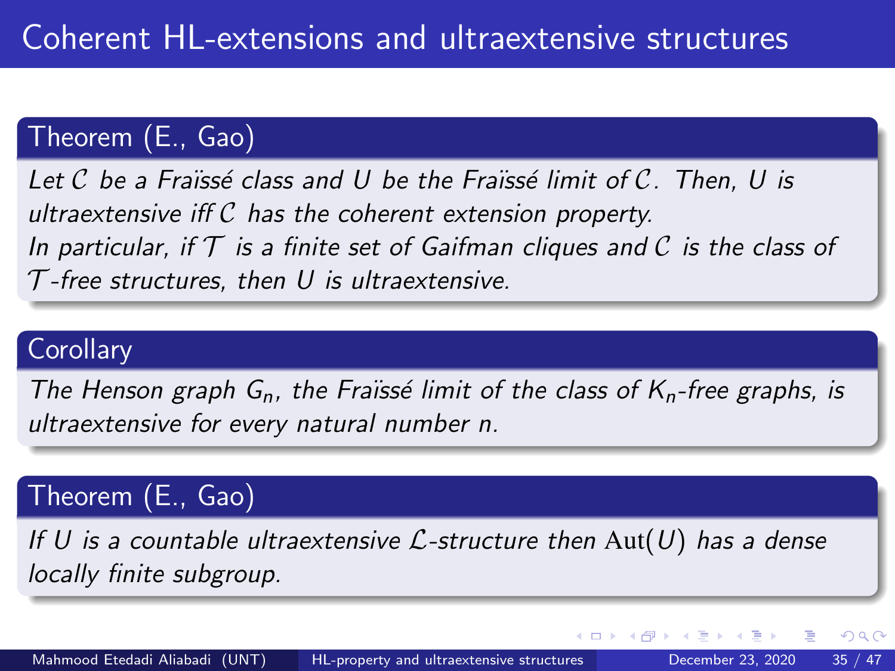# Coherent HL-extensions and ultraextensive structures

**Theorem (E., Gao)**

*Let $\mathcal{C}$ be a Fraïssé class and $U$ be the Fraïssé limit of $\mathcal{C}$. Then, $U$ is ultraextensive iff $\mathcal{C}$ has the coherent extension property. In particular, if $\mathcal{T}$ is a finite set of Gaifman cliques and $\mathcal{C}$ is the class of $\mathcal{T}$-free structures, then $U$ is ultraextensive.*

**Corollary**

*The Henson graph $G_n$, the Fraïssé limit of the class of $K_n$-free graphs, is ultraextensive for every natural number $n$.*

**Theorem (E., Gao)**

*If $U$ is a countable ultraextensive $\mathcal{L}$-structure then $\mathrm{Aut}(U)$ has a dense locally finite subgroup.*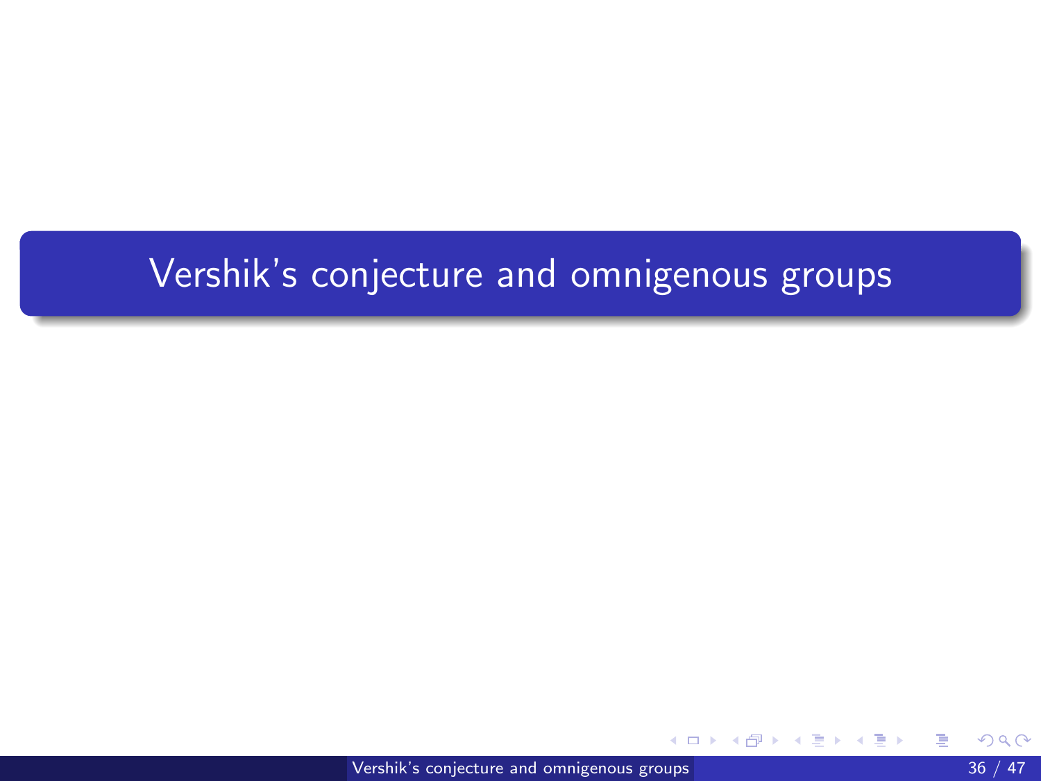# Vershik's conjecture and omnigenous groups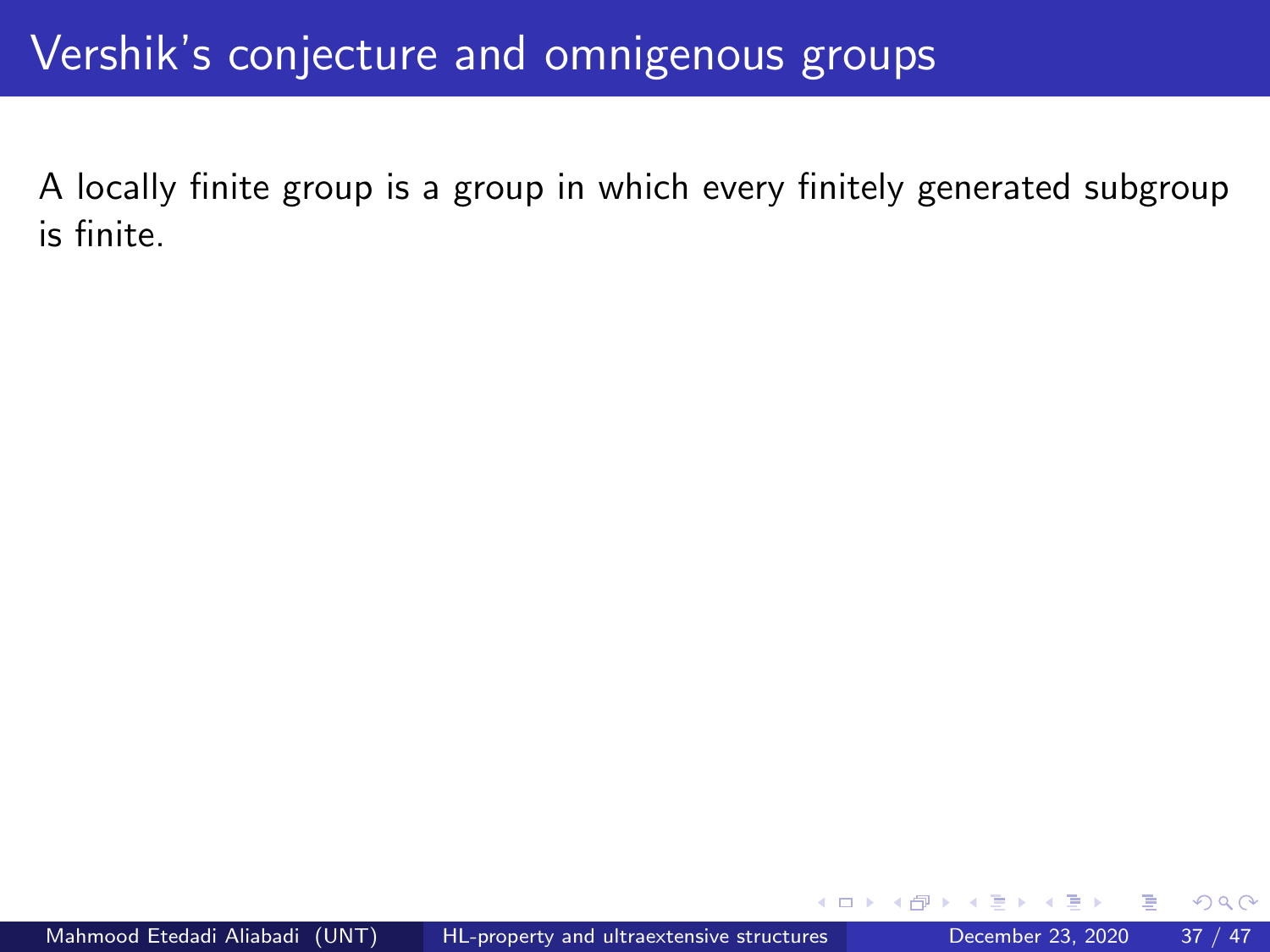# Vershik's conjecture and omnigenous groups

A locally finite group is a group in which every finitely generated subgroup is finite.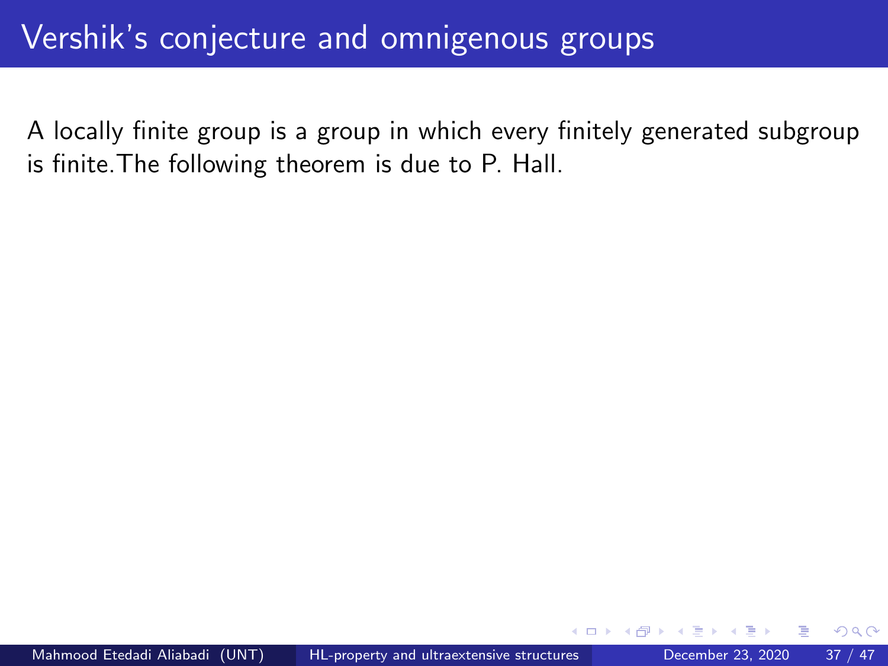# Vershik's conjecture and omnigenous groups

A locally finite group is a group in which every finitely generated subgroup is finite.The following theorem is due to P. Hall.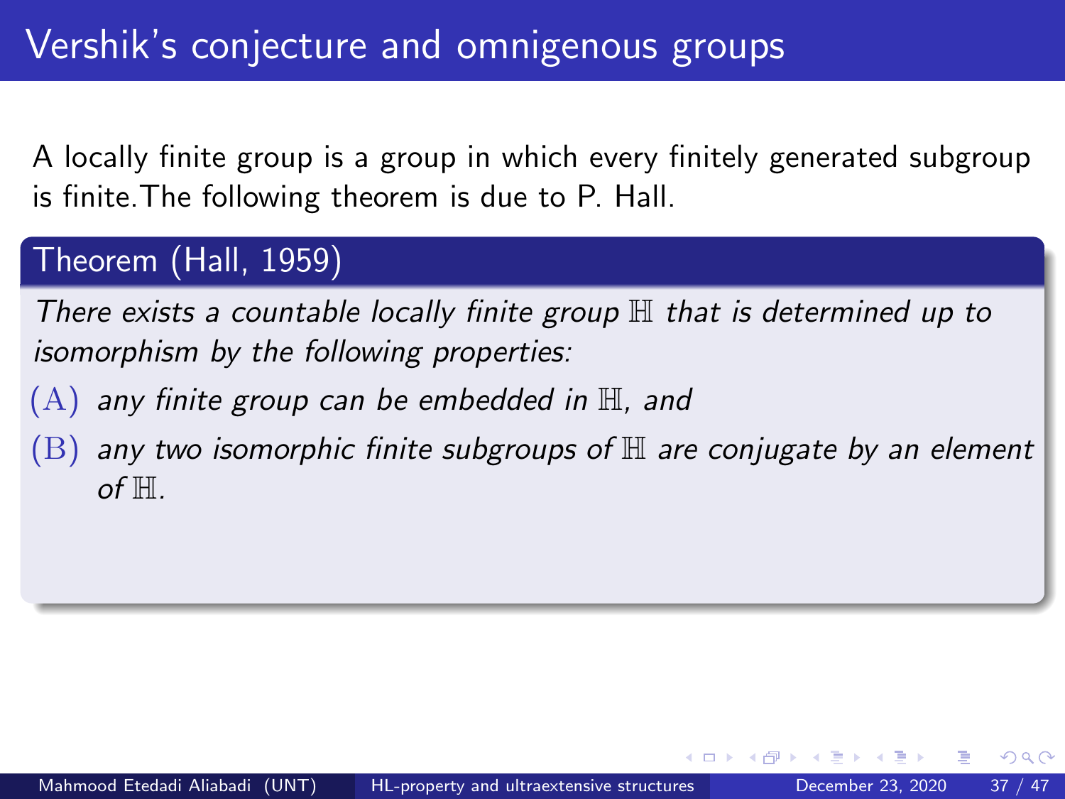# Vershik's conjecture and omnigenous groups

A locally finite group is a group in which every finitely generated subgroup is finite. The following theorem is due to P. Hall.

**Theorem (Hall, 1959)**

*There exists a countable locally finite group $\mathbb{H}$ that is determined up to isomorphism by the following properties:*

(A) *any finite group can be embedded in $\mathbb{H}$, and*

(B) *any two isomorphic finite subgroups of $\mathbb{H}$ are conjugate by an element of $\mathbb{H}$.*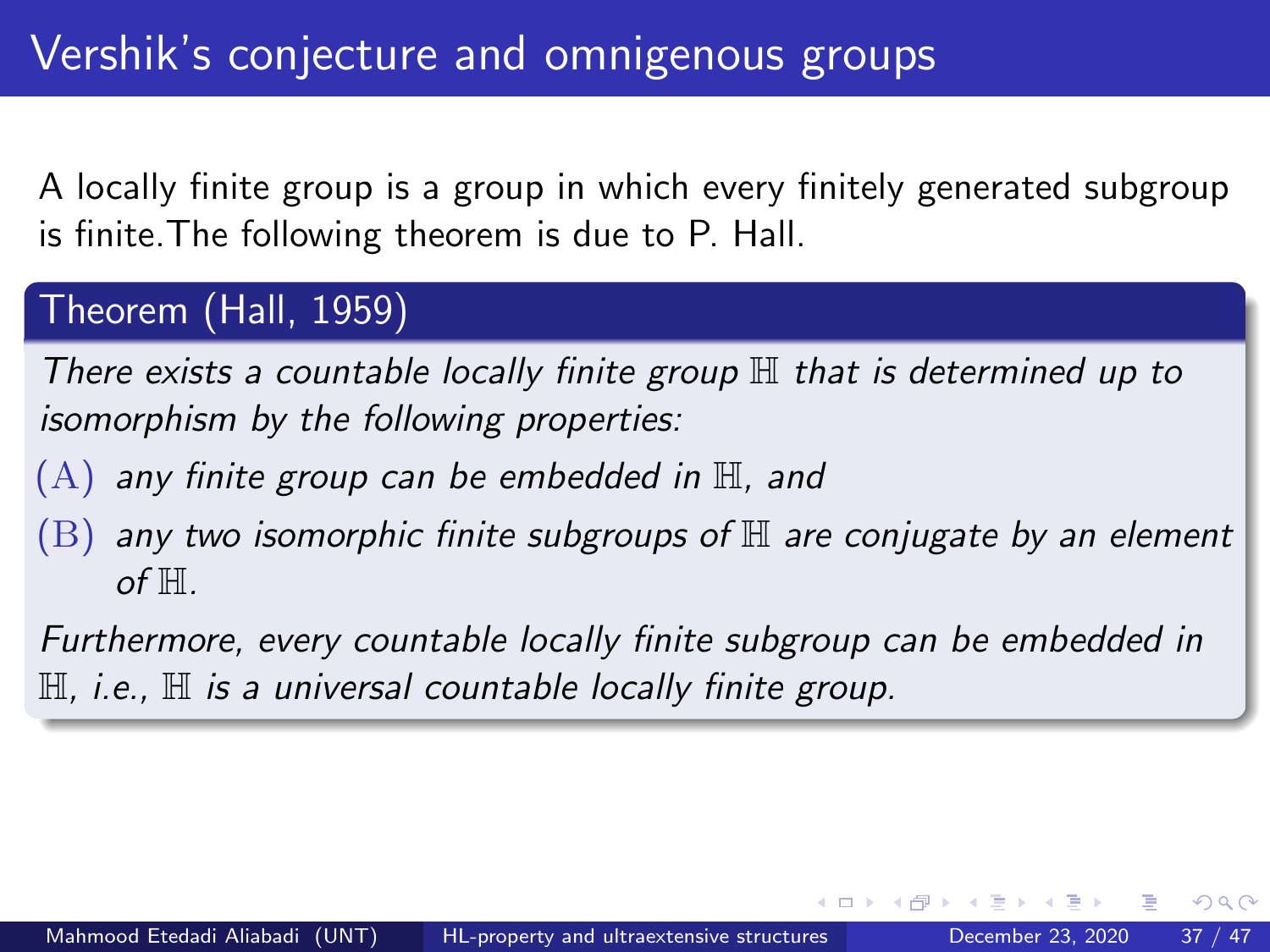# Vershik's conjecture and omnigenous groups

A locally finite group is a group in which every finitely generated subgroup is finite.The following theorem is due to P. Hall.

**Theorem (Hall, 1959)**

*There exists a countable locally finite group $\mathbb{H}$ that is determined up to isomorphism by the following properties:*

- (A) *any finite group can be embedded in $\mathbb{H}$, and*
- (B) *any two isomorphic finite subgroups of $\mathbb{H}$ are conjugate by an element of $\mathbb{H}$.*

*Furthermore, every countable locally finite subgroup can be embedded in $\mathbb{H}$, i.e., $\mathbb{H}$ is a universal countable locally finite group.*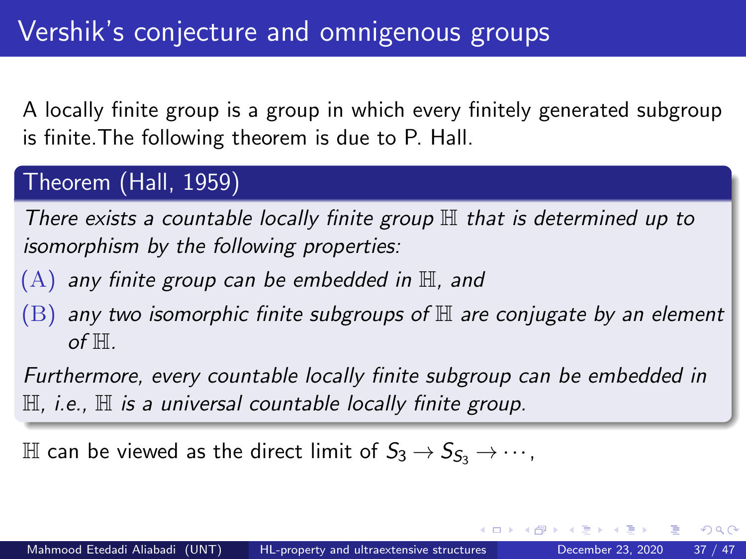# Vershik's conjecture and omnigenous groups

A locally finite group is a group in which every finitely generated subgroup is finite.The following theorem is due to P. Hall.

**Theorem (Hall, 1959)**

*There exists a countable locally finite group $\mathbb{H}$ that is determined up to isomorphism by the following properties:*

(A) *any finite group can be embedded in $\mathbb{H}$, and*

(B) *any two isomorphic finite subgroups of $\mathbb{H}$ are conjugate by an element of $\mathbb{H}$.*

*Furthermore, every countable locally finite subgroup can be embedded in $\mathbb{H}$, i.e., $\mathbb{H}$ is a universal countable locally finite group.*

$\mathbb{H}$ can be viewed as the direct limit of $S_3 \to S_{S_3} \to \cdots$,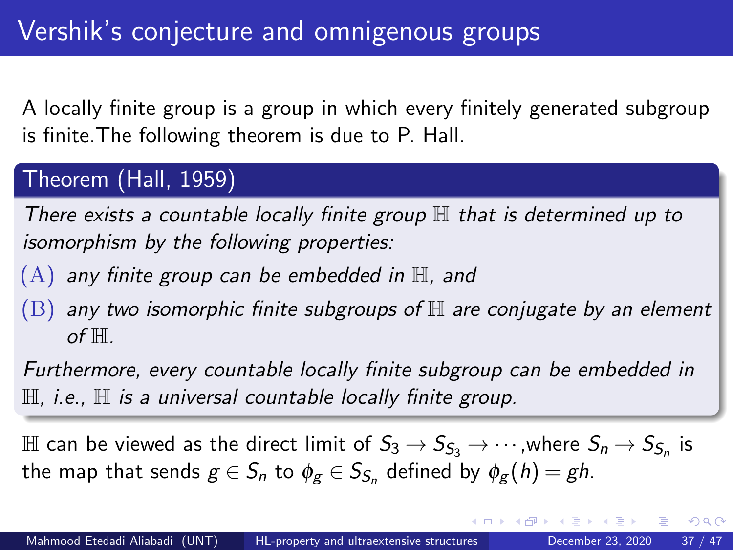# Vershik's conjecture and omnigenous groups

A locally finite group is a group in which every finitely generated subgroup is finite. The following theorem is due to P. Hall.

**Theorem (Hall, 1959)**

*There exists a countable locally finite group $\mathbb{H}$ that is determined up to isomorphism by the following properties:*

(A) *any finite group can be embedded in $\mathbb{H}$, and*

(B) *any two isomorphic finite subgroups of $\mathbb{H}$ are conjugate by an element of $\mathbb{H}$.*

*Furthermore, every countable locally finite subgroup can be embedded in $\mathbb{H}$, i.e., $\mathbb{H}$ is a universal countable locally finite group.*

$\mathbb{H}$ can be viewed as the direct limit of $S_3 \to S_{S_3} \to \cdots$, where $S_n \to S_{S_n}$ is the map that sends $g \in S_n$ to $\phi_g \in S_{S_n}$ defined by $\phi_g(h) = gh$.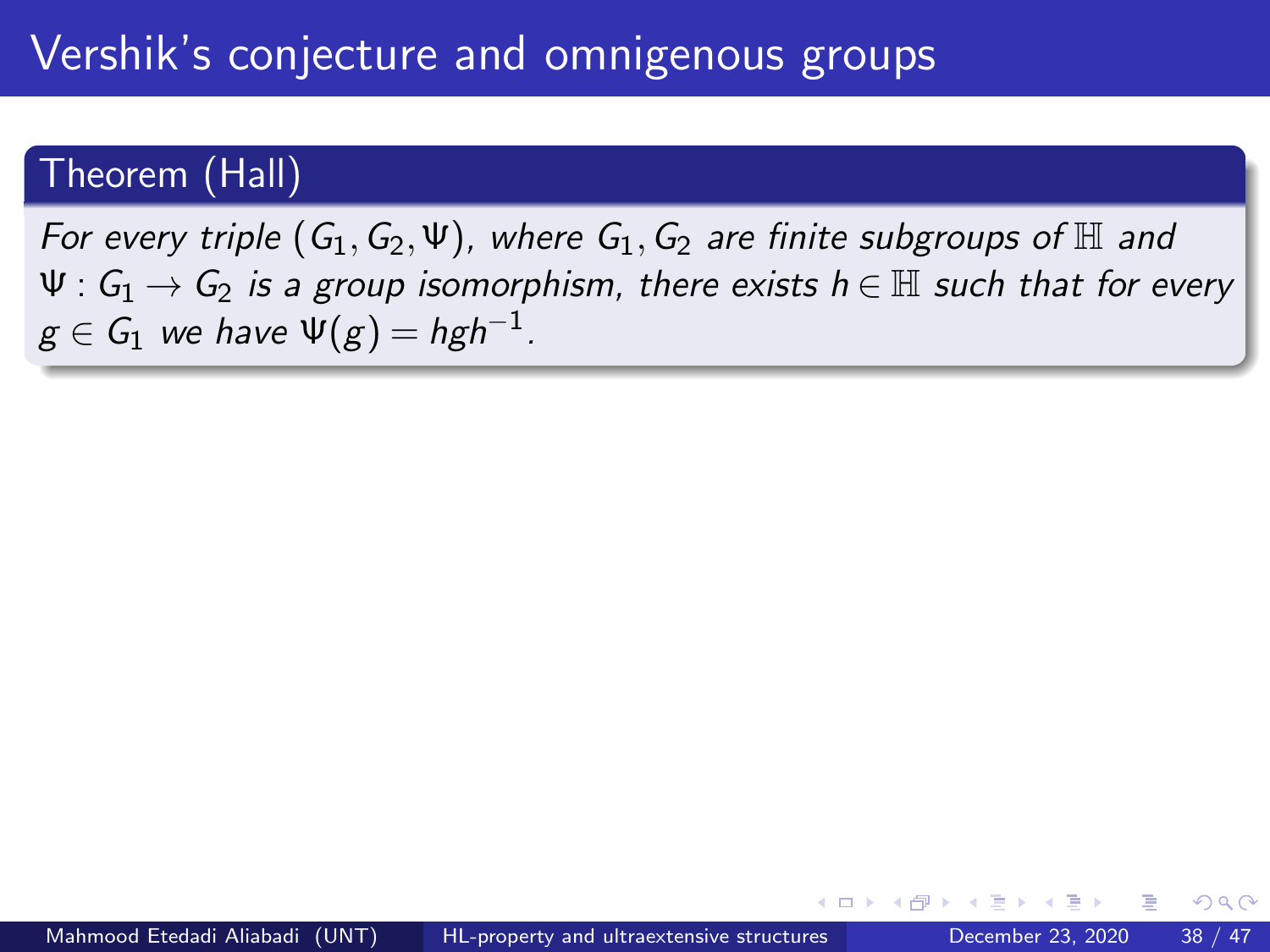# Vershik's conjecture and omnigenous groups

**Theorem (Hall)**

*For every triple $(G_1, G_2, \Psi)$, where $G_1, G_2$ are finite subgroups of $\mathbb{H}$ and $\Psi : G_1 \to G_2$ is a group isomorphism, there exists $h \in \mathbb{H}$ such that for every $g \in G_1$ we have $\Psi(g) = hgh^{-1}$.*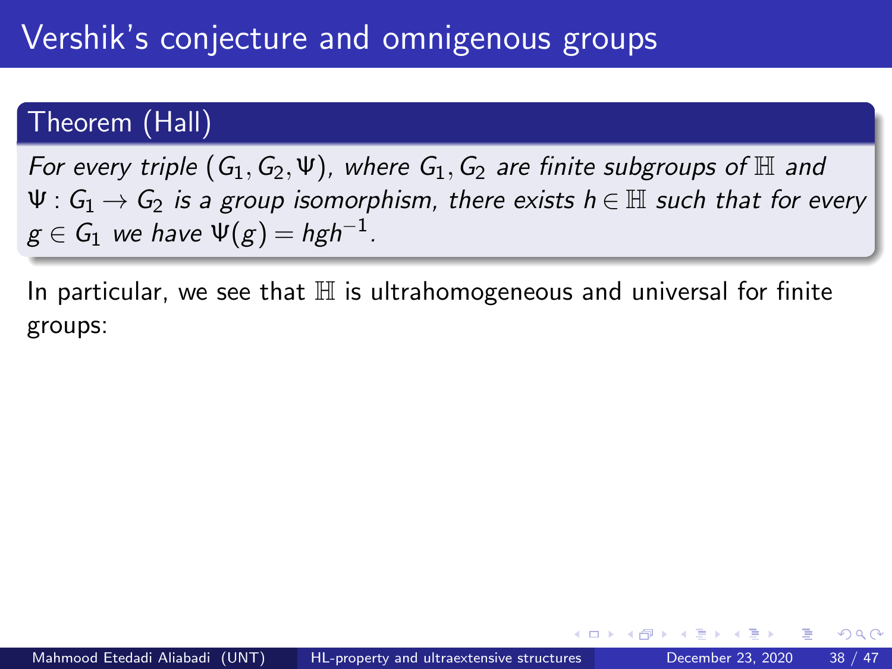# Vershik's conjecture and omnigenous groups

**Theorem (Hall)**

*For every triple $(G_1, G_2, \Psi)$, where $G_1, G_2$ are finite subgroups of $\mathbb{H}$ and $\Psi : G_1 \to G_2$ is a group isomorphism, there exists $h \in \mathbb{H}$ such that for every $g \in G_1$ we have $\Psi(g) = hgh^{-1}$.*

In particular, we see that $\mathbb{H}$ is ultrahomogeneous and universal for finite groups: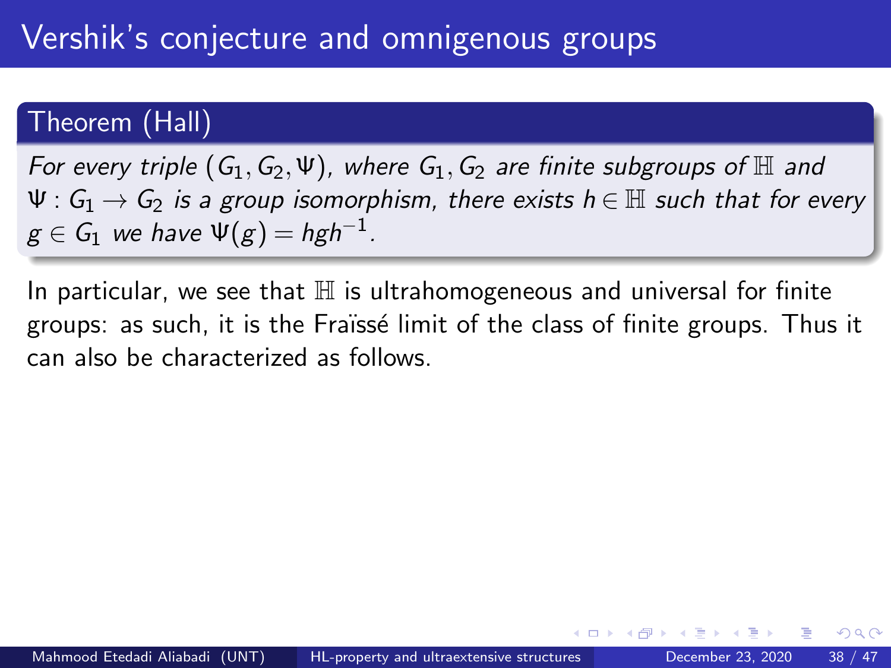# Vershik's conjecture and omnigenous groups

**Theorem (Hall)**

*For every triple $(G_1, G_2, \Psi)$, where $G_1, G_2$ are finite subgroups of $\mathbb{H}$ and $\Psi : G_1 \to G_2$ is a group isomorphism, there exists $h \in \mathbb{H}$ such that for every $g \in G_1$ we have $\Psi(g) = hgh^{-1}$.*

In particular, we see that $\mathbb{H}$ is ultrahomogeneous and universal for finite groups: as such, it is the Fraïssé limit of the class of finite groups. Thus it can also be characterized as follows.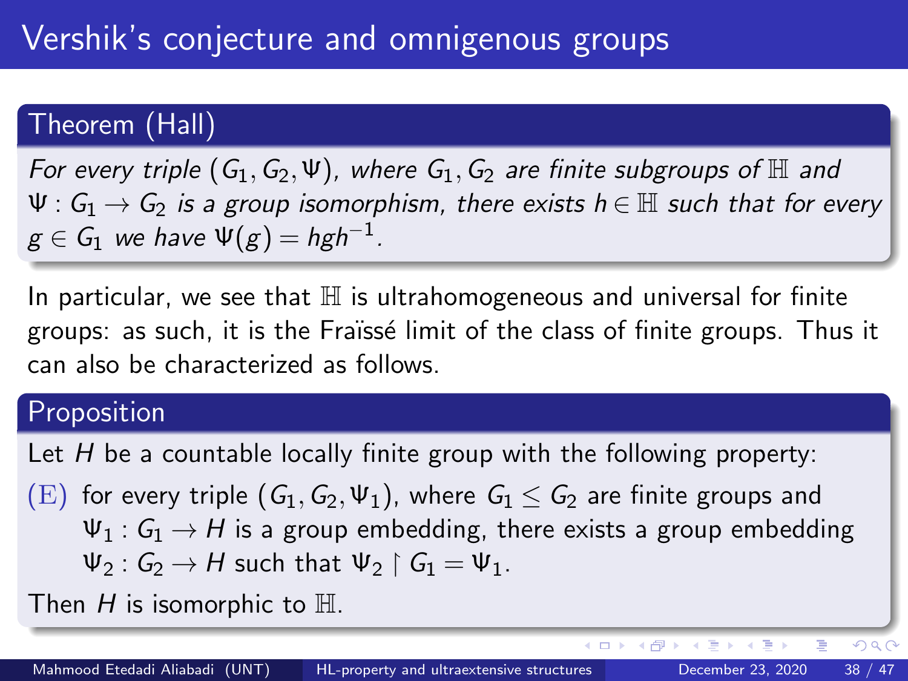# Vershik's conjecture and omnigenous groups

**Theorem (Hall)**

*For every triple $(G_1, G_2, \Psi)$, where $G_1, G_2$ are finite subgroups of $\mathbb{H}$ and $\Psi : G_1 \to G_2$ is a group isomorphism, there exists $h \in \mathbb{H}$ such that for every $g \in G_1$ we have $\Psi(g) = hgh^{-1}$.*

In particular, we see that $\mathbb{H}$ is ultrahomogeneous and universal for finite groups: as such, it is the Fraïssé limit of the class of finite groups. Thus it can also be characterized as follows.

**Proposition**

Let $H$ be a countable locally finite group with the following property:

(E) for every triple $(G_1, G_2, \Psi_1)$, where $G_1 \leq G_2$ are finite groups and $\Psi_1 : G_1 \to H$ is a group embedding, there exists a group embedding $\Psi_2 : G_2 \to H$ such that $\Psi_2 \restriction G_1 = \Psi_1$.

Then $H$ is isomorphic to $\mathbb{H}$.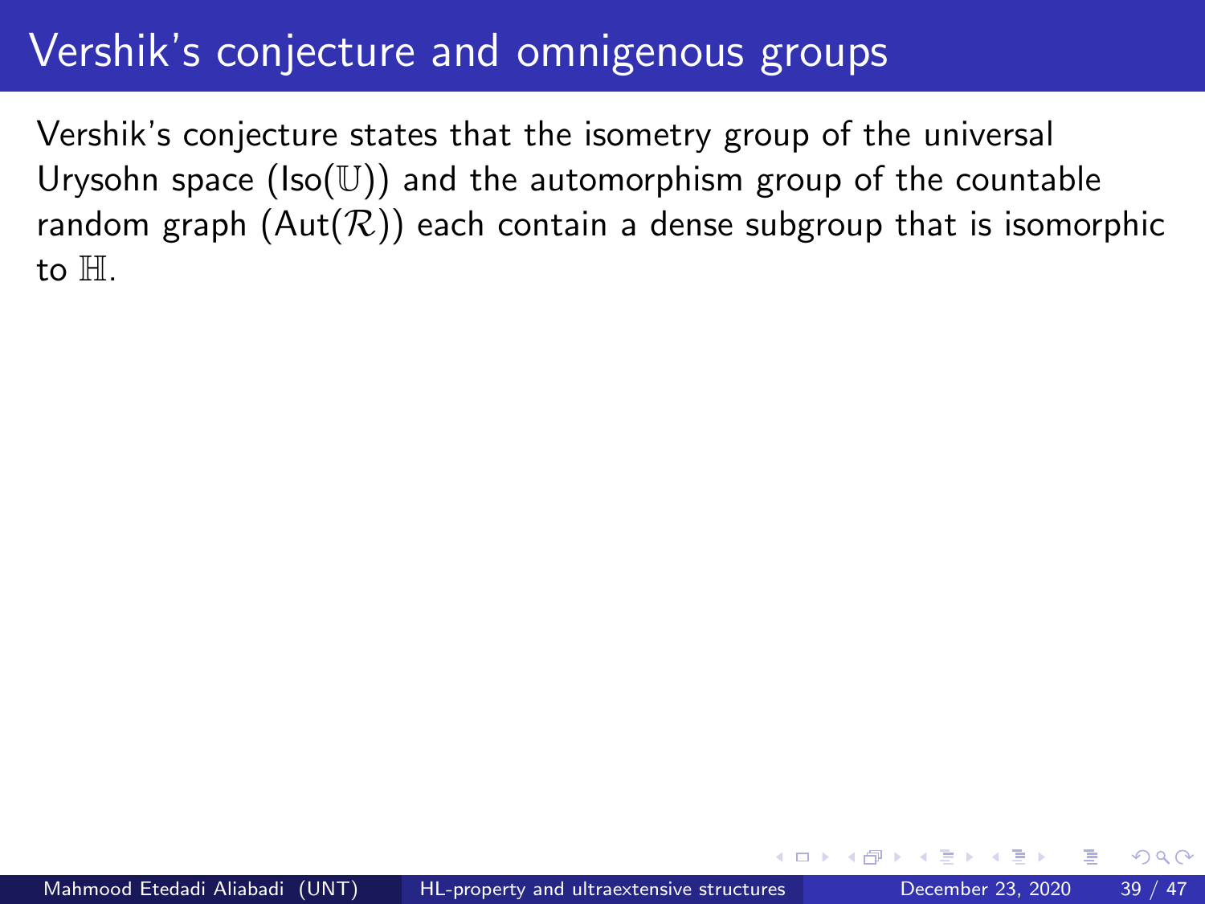# Vershik's conjecture and omnigenous groups

Vershik's conjecture states that the isometry group of the universal Urysohn space ($\mathrm{Iso}(\mathbb{U})$) and the automorphism group of the countable random graph ($\mathrm{Aut}(\mathcal{R})$) each contain a dense subgroup that is isomorphic to $\mathbb{H}$.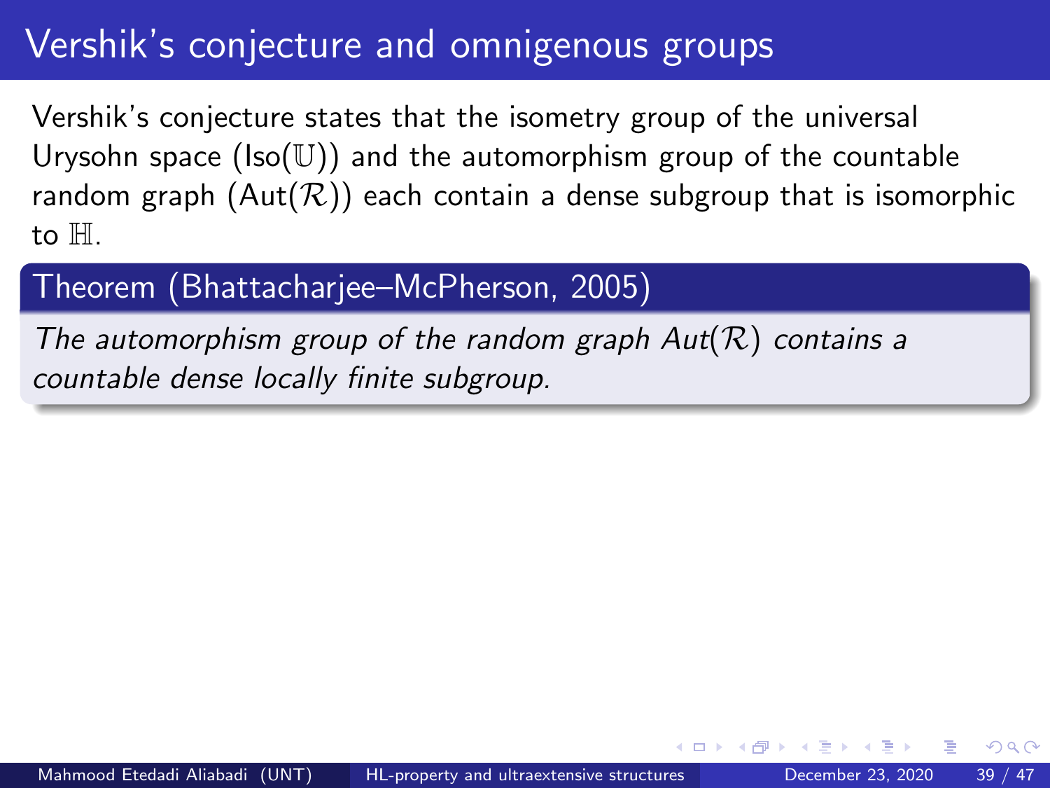# Vershik's conjecture and omnigenous groups

Vershik's conjecture states that the isometry group of the universal Urysohn space ($\text{Iso}(\mathbb{U})$) and the automorphism group of the countable random graph ($\text{Aut}(\mathcal{R})$) each contain a dense subgroup that is isomorphic to $\mathbb{H}$.

**Theorem (Bhattacharjee–McPherson, 2005)**

*The automorphism group of the random graph $Aut(\mathcal{R})$ contains a countable dense locally finite subgroup.*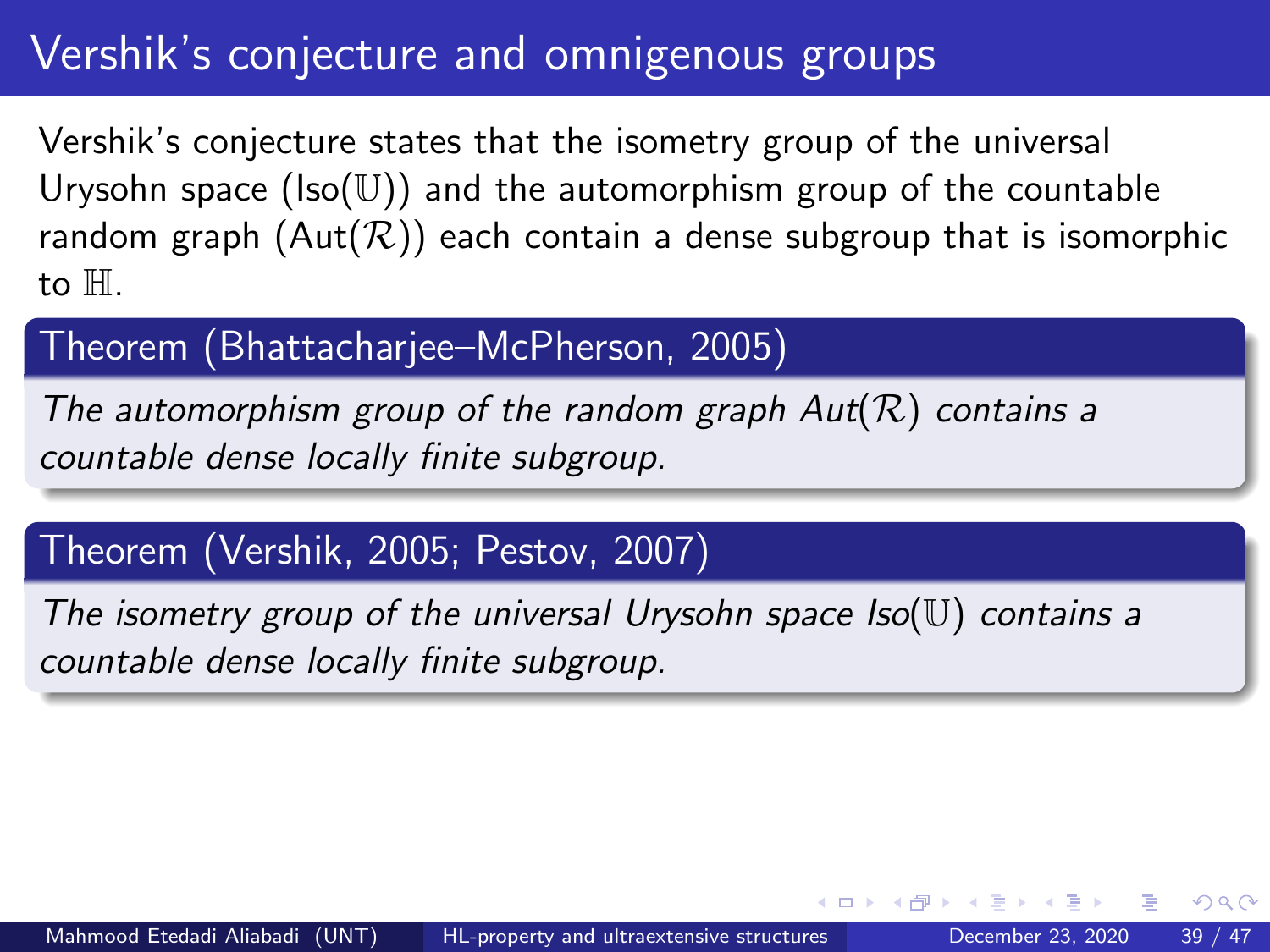# Vershik's conjecture and omnigenous groups

Vershik's conjecture states that the isometry group of the universal Urysohn space ($\mathrm{Iso}(\mathbb{U})$) and the automorphism group of the countable random graph ($\mathrm{Aut}(\mathcal{R})$) each contain a dense subgroup that is isomorphic to $\mathbb{H}$.

**Theorem (Bhattacharjee–McPherson, 2005)**

*The automorphism group of the random graph $\mathrm{Aut}(\mathcal{R})$ contains a countable dense locally finite subgroup.*

**Theorem (Vershik, 2005; Pestov, 2007)**

*The isometry group of the universal Urysohn space $\mathrm{Iso}(\mathbb{U})$ contains a countable dense locally finite subgroup.*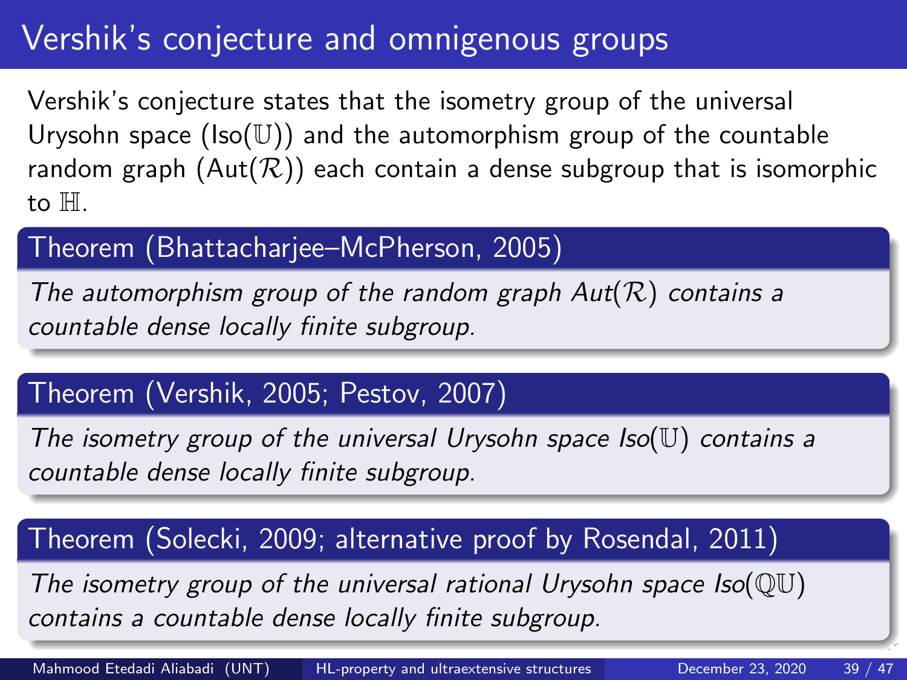# Vershik's conjecture and omnigenous groups

Vershik's conjecture states that the isometry group of the universal Urysohn space ($\text{Iso}(\mathbb{U})$) and the automorphism group of the countable random graph ($\text{Aut}(\mathcal{R})$) each contain a dense subgroup that is isomorphic to $\mathbb{H}$.

**Theorem (Bhattacharjee–McPherson, 2005)**

*The automorphism group of the random graph $\text{Aut}(\mathcal{R})$ contains a countable dense locally finite subgroup.*

**Theorem (Vershik, 2005; Pestov, 2007)**

*The isometry group of the universal Urysohn space $\text{Iso}(\mathbb{U})$ contains a countable dense locally finite subgroup.*

**Theorem (Solecki, 2009; alternative proof by Rosendal, 2011)**

*The isometry group of the universal rational Urysohn space $\text{Iso}(\mathbb{QU})$ contains a countable dense locally finite subgroup.*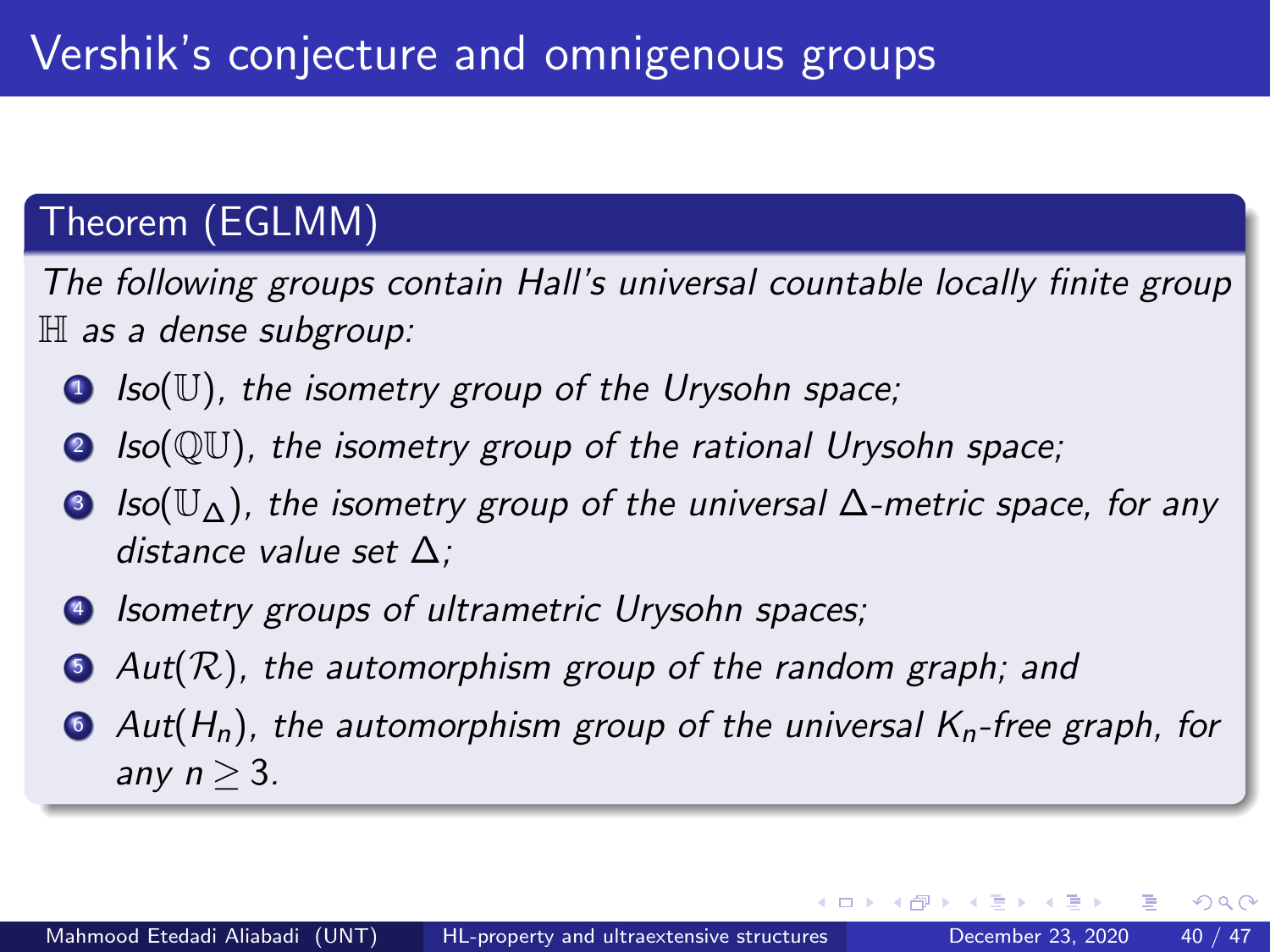# Vershik's conjecture and omnigenous groups

**Theorem (EGLMM)**

*The following groups contain Hall's universal countable locally finite group $\mathbb{H}$ as a dense subgroup:*

1. *$Iso(\mathbb{U})$, the isometry group of the Urysohn space;*
2. *$Iso(\mathbb{QU})$, the isometry group of the rational Urysohn space;*
3. *$Iso(\mathbb{U}_\Delta)$, the isometry group of the universal $\Delta$-metric space, for any distance value set $\Delta$;*
4. *Isometry groups of ultrametric Urysohn spaces;*
5. *$Aut(\mathcal{R})$, the automorphism group of the random graph; and*
6. *$Aut(H_n)$, the automorphism group of the universal $K_n$-free graph, for any $n \geq 3$.*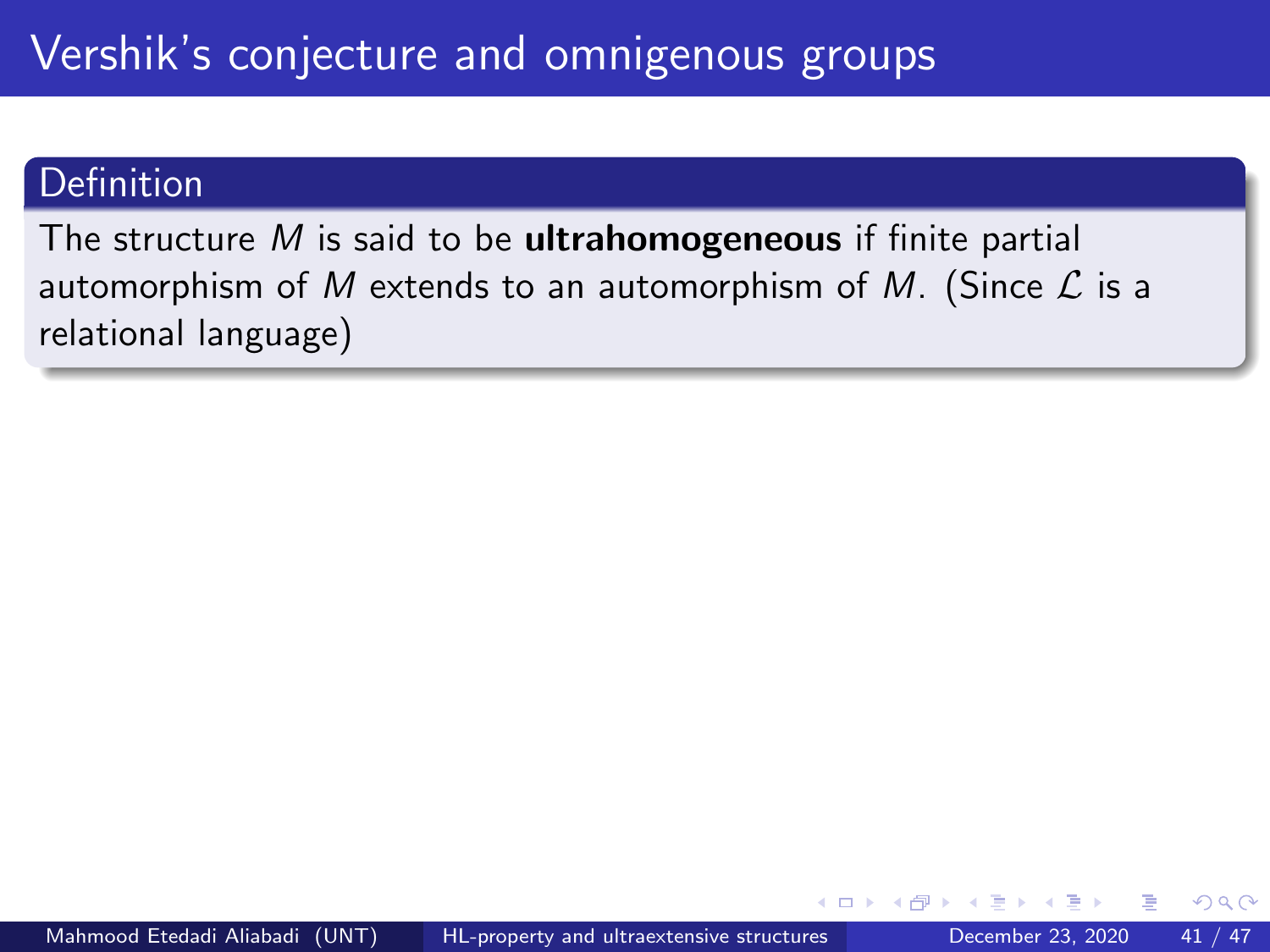# Vershik's conjecture and omnigenous groups

**Definition**

The structure $M$ is said to be **ultrahomogeneous** if finite partial automorphism of $M$ extends to an automorphism of $M$. (Since $\mathcal{L}$ is a relational language)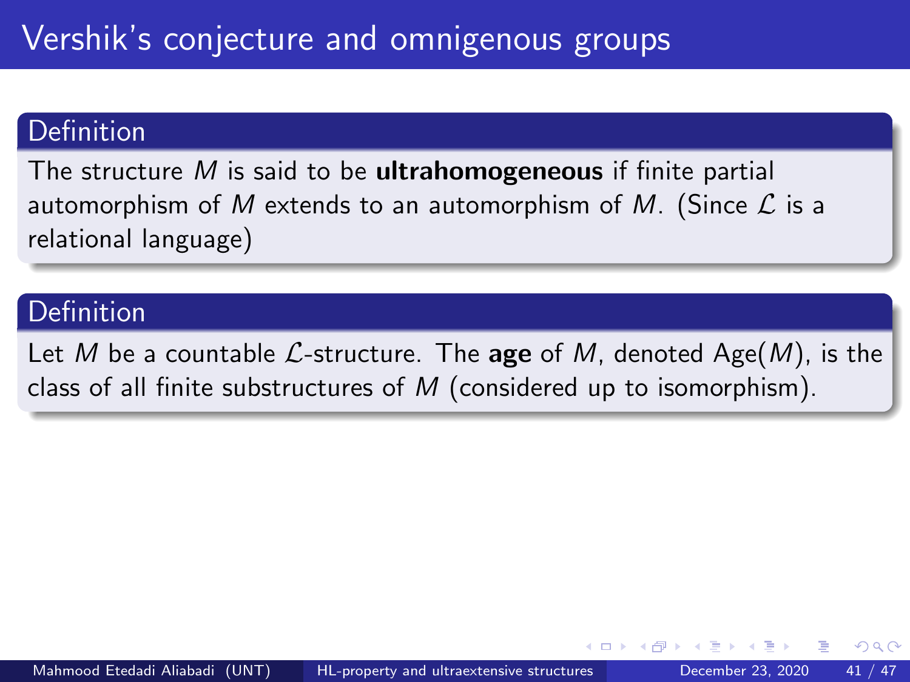# Vershik's conjecture and omnigenous groups

**Definition**

The structure $M$ is said to be **ultrahomogeneous** if finite partial automorphism of $M$ extends to an automorphism of $M$. (Since $\mathcal{L}$ is a relational language)

**Definition**

Let $M$ be a countable $\mathcal{L}$-structure. The **age** of $M$, denoted $\text{Age}(M)$, is the class of all finite substructures of $M$ (considered up to isomorphism).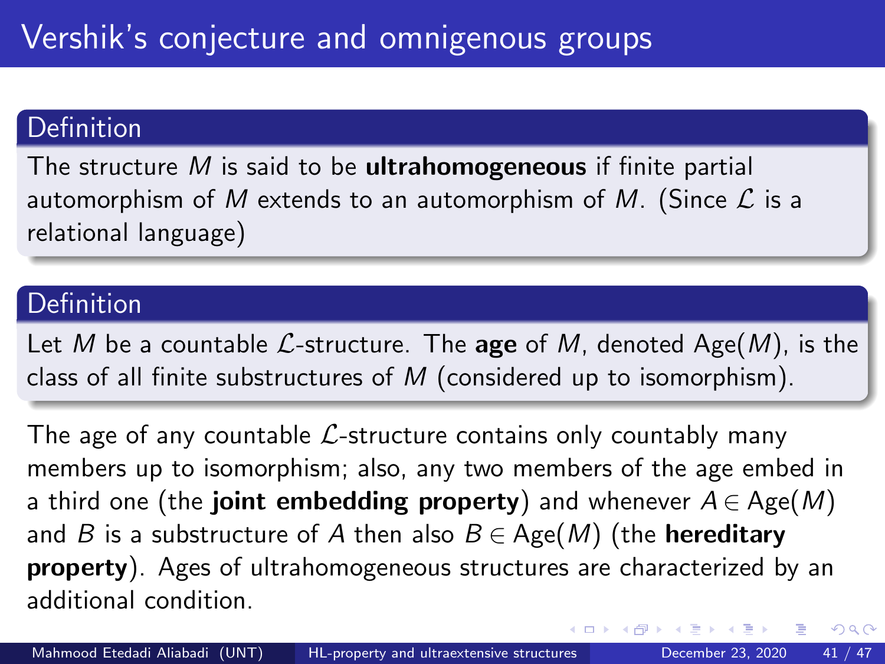# Vershik's conjecture and omnigenous groups

**Definition**

The structure $M$ is said to be **ultrahomogeneous** if finite partial automorphism of $M$ extends to an automorphism of $M$. (Since $\mathcal{L}$ is a relational language)

**Definition**

Let $M$ be a countable $\mathcal{L}$-structure. The **age** of $M$, denoted $\mathrm{Age}(M)$, is the class of all finite substructures of $M$ (considered up to isomorphism).

The age of any countable $\mathcal{L}$-structure contains only countably many members up to isomorphism; also, any two members of the age embed in a third one (the **joint embedding property**) and whenever $A \in \mathrm{Age}(M)$ and $B$ is a substructure of $A$ then also $B \in \mathrm{Age}(M)$ (the **hereditary property**). Ages of ultrahomogeneous structures are characterized by an additional condition.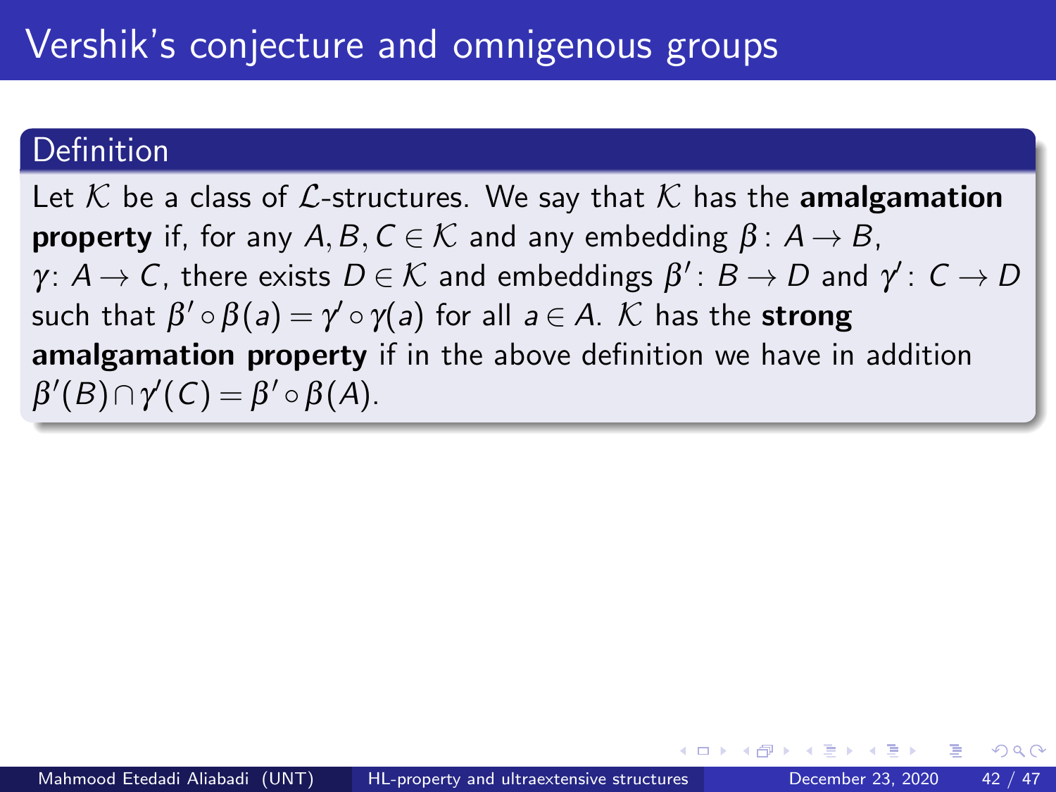# Vershik's conjecture and omnigenous groups

**Definition**

Let $\mathcal{K}$ be a class of $\mathcal{L}$-structures. We say that $\mathcal{K}$ has the **amalgamation property** if, for any $A, B, C \in \mathcal{K}$ and any embedding $\beta \colon A \to B$, $\gamma \colon A \to C$, there exists $D \in \mathcal{K}$ and embeddings $\beta' \colon B \to D$ and $\gamma' \colon C \to D$ such that $\beta' \circ \beta(a) = \gamma' \circ \gamma(a)$ for all $a \in A$. $\mathcal{K}$ has the **strong amalgamation property** if in the above definition we have in addition $\beta'(B) \cap \gamma'(C) = \beta' \circ \beta(A)$.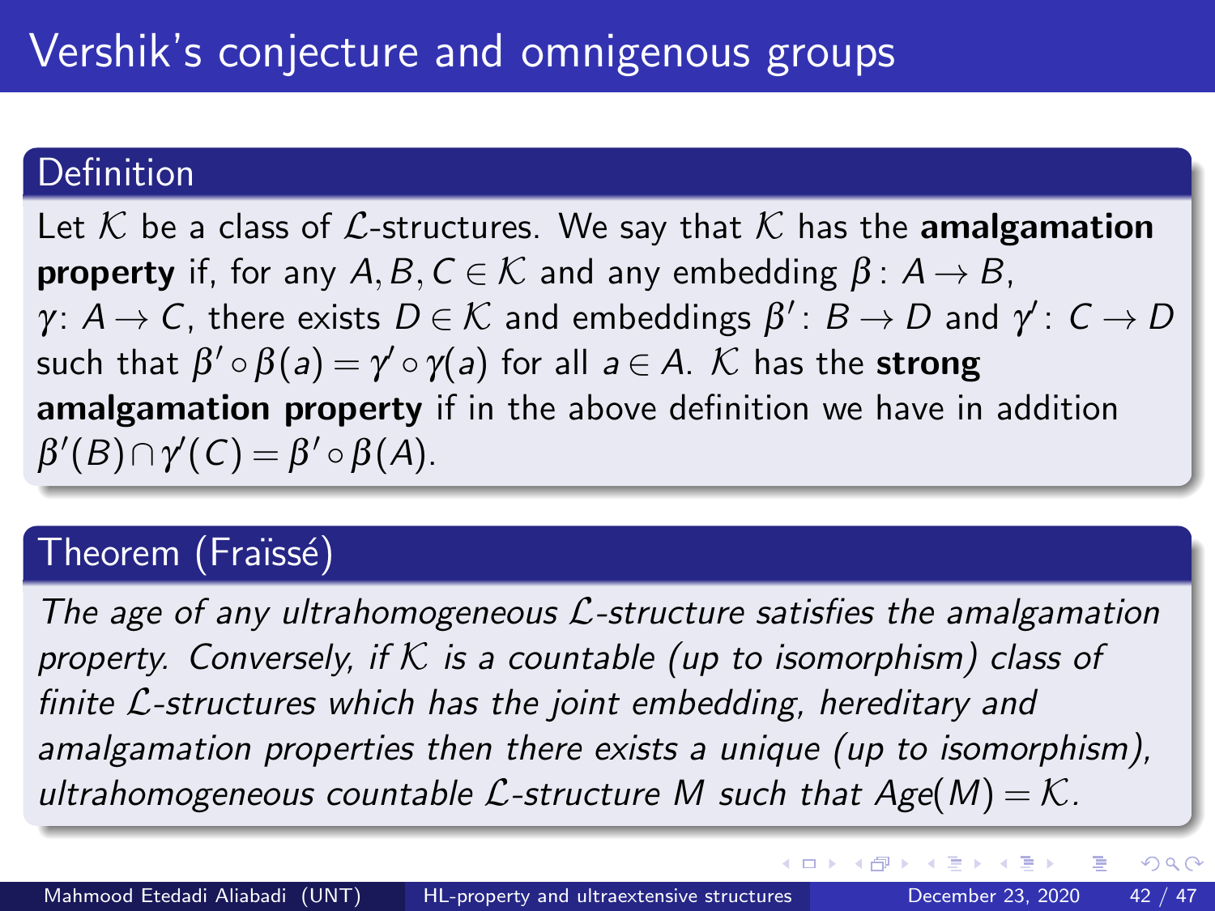# Vershik's conjecture and omnigenous groups

### Definition

Let $\mathcal{K}$ be a class of $\mathcal{L}$-structures. We say that $\mathcal{K}$ has the **amalgamation property** if, for any $A, B, C \in \mathcal{K}$ and any embedding $\beta : A \to B$, $\gamma : A \to C$, there exists $D \in \mathcal{K}$ and embeddings $\beta' : B \to D$ and $\gamma' : C \to D$ such that $\beta' \circ \beta(a) = \gamma' \circ \gamma(a)$ for all $a \in A$. $\mathcal{K}$ has the **strong amalgamation property** if in the above definition we have in addition $\beta'(B) \cap \gamma'(C) = \beta' \circ \beta(A)$.

### Theorem (Fraïssé)

*The age of any ultrahomogeneous $\mathcal{L}$-structure satisfies the amalgamation property. Conversely, if $\mathcal{K}$ is a countable (up to isomorphism) class of finite $\mathcal{L}$-structures which has the joint embedding, hereditary and amalgamation properties then there exists a unique (up to isomorphism), ultrahomogeneous countable $\mathcal{L}$-structure $M$ such that $Age(M) = \mathcal{K}$.*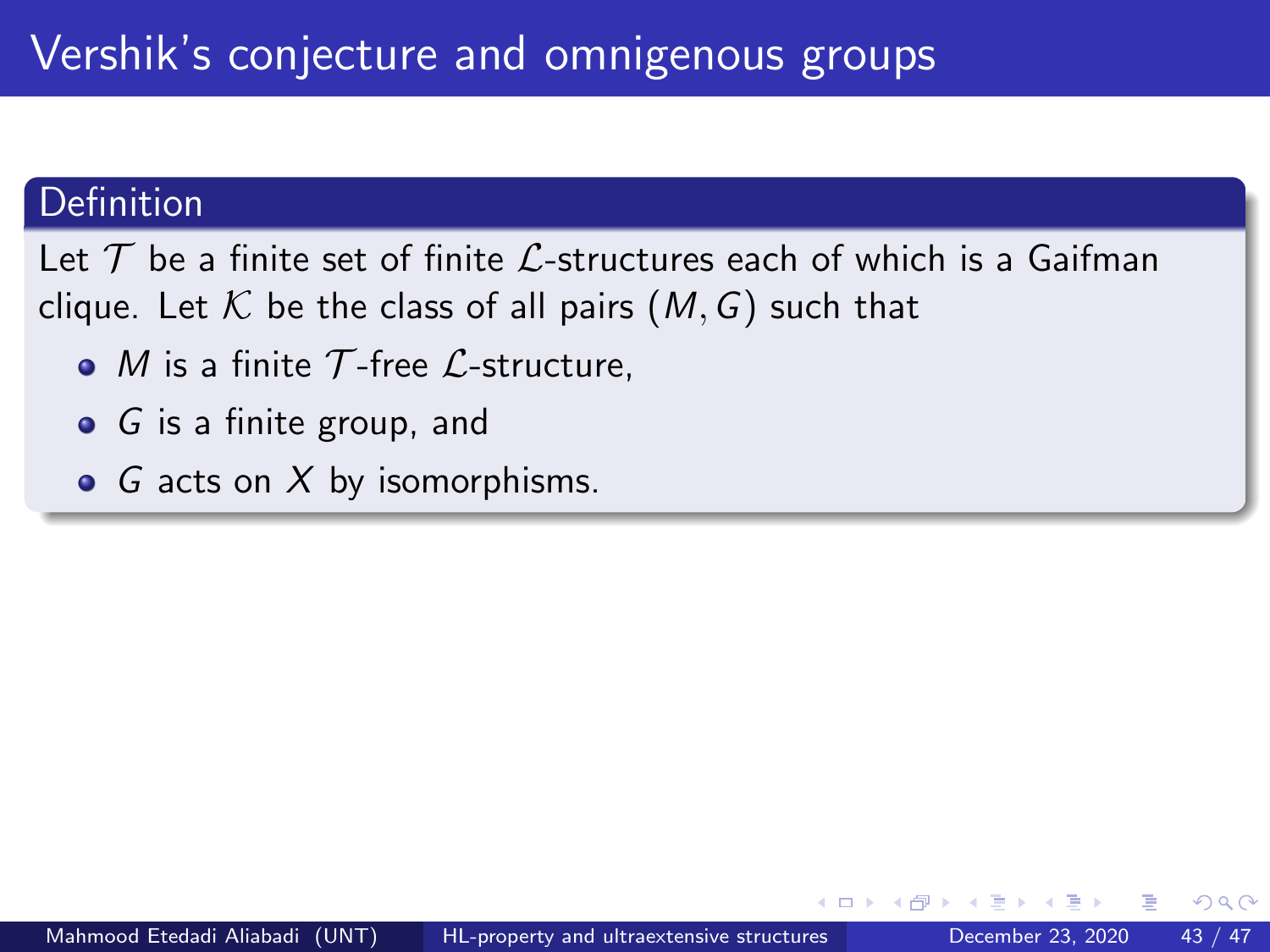# Vershik's conjecture and omnigenous groups

**Definition**

Let $\mathcal{T}$ be a finite set of finite $\mathcal{L}$-structures each of which is a Gaifman clique. Let $\mathcal{K}$ be the class of all pairs $(M, G)$ such that

- $M$ is a finite $\mathcal{T}$-free $\mathcal{L}$-structure,
- $G$ is a finite group, and
- $G$ acts on $X$ by isomorphisms.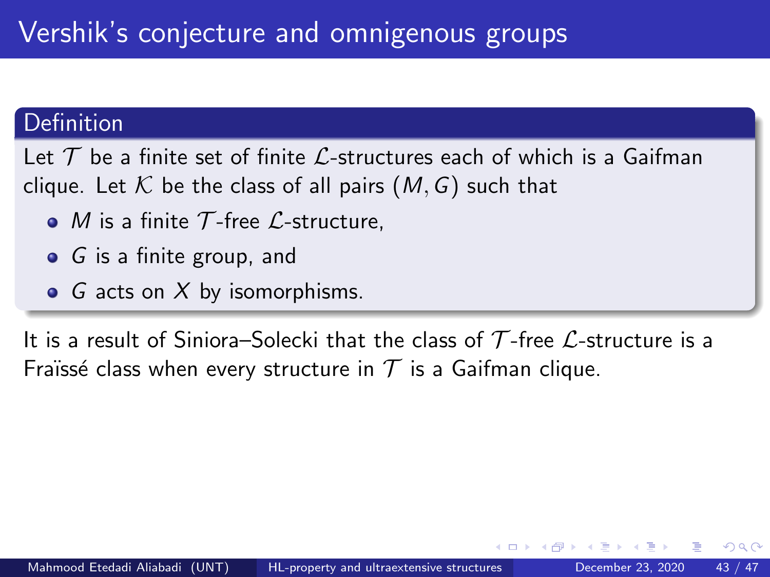# Vershik's conjecture and omnigenous groups

**Definition**

Let $\mathcal{T}$ be a finite set of finite $\mathcal{L}$-structures each of which is a Gaifman clique. Let $\mathcal{K}$ be the class of all pairs $(M, G)$ such that

- $M$ is a finite $\mathcal{T}$-free $\mathcal{L}$-structure,
- $G$ is a finite group, and
- $G$ acts on $X$ by isomorphisms.

It is a result of Siniora–Solecki that the class of $\mathcal{T}$-free $\mathcal{L}$-structure is a Fraïssé class when every structure in $\mathcal{T}$ is a Gaifman clique.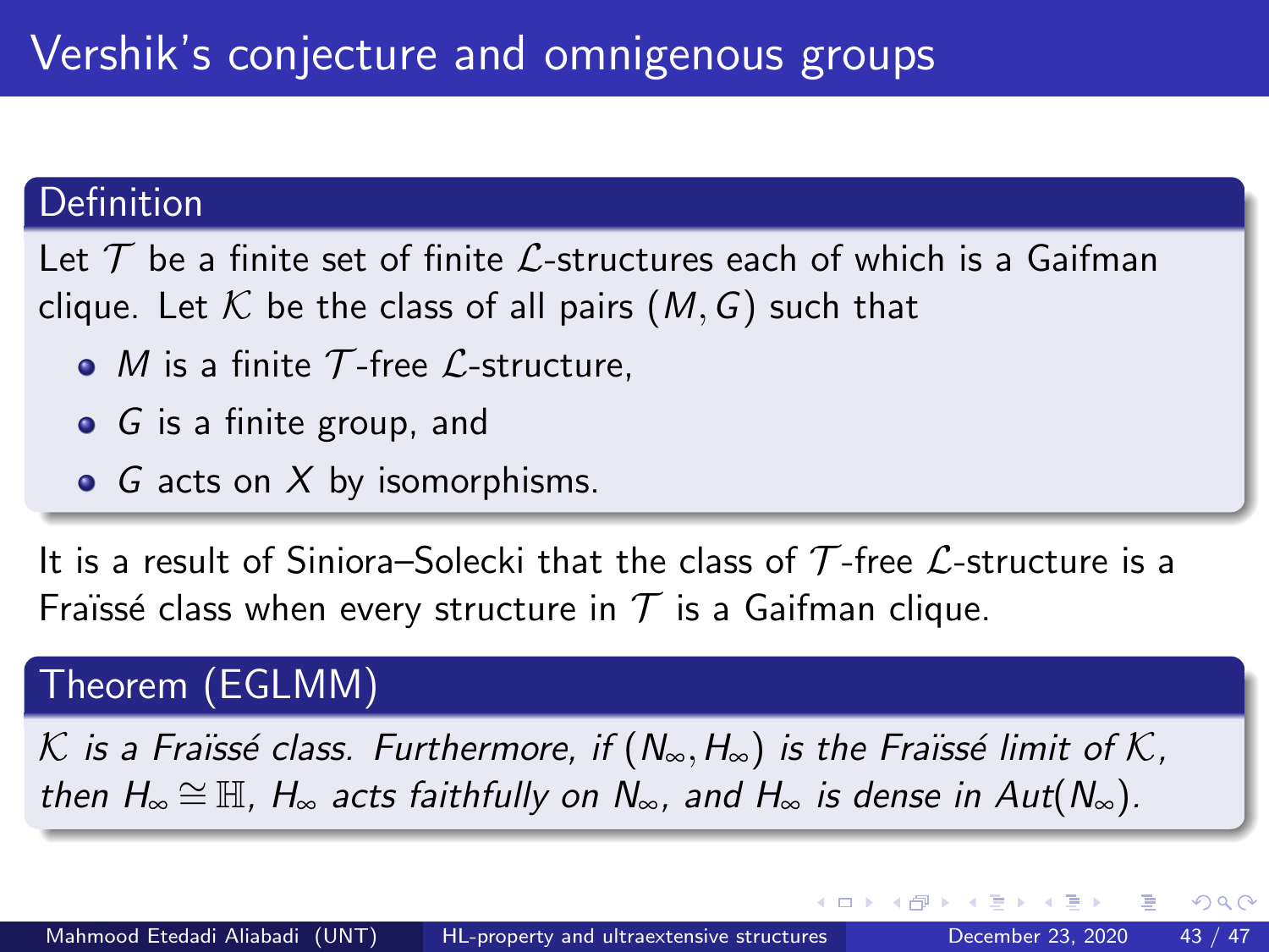# Vershik's conjecture and omnigenous groups

**Definition**

Let $\mathcal{T}$ be a finite set of finite $\mathcal{L}$-structures each of which is a Gaifman clique. Let $\mathcal{K}$ be the class of all pairs $(M, G)$ such that

- $M$ is a finite $\mathcal{T}$-free $\mathcal{L}$-structure,
- $G$ is a finite group, and
- $G$ acts on $X$ by isomorphisms.

It is a result of Siniora–Solecki that the class of $\mathcal{T}$-free $\mathcal{L}$-structure is a Fraïssé class when every structure in $\mathcal{T}$ is a Gaifman clique.

**Theorem (EGLMM)**

*$\mathcal{K}$ is a Fraïssé class. Furthermore, if $(N_\infty, H_\infty)$ is the Fraïssé limit of $\mathcal{K}$, then $H_\infty \cong \mathbb{H}$, $H_\infty$ acts faithfully on $N_\infty$, and $H_\infty$ is dense in $Aut(N_\infty)$.*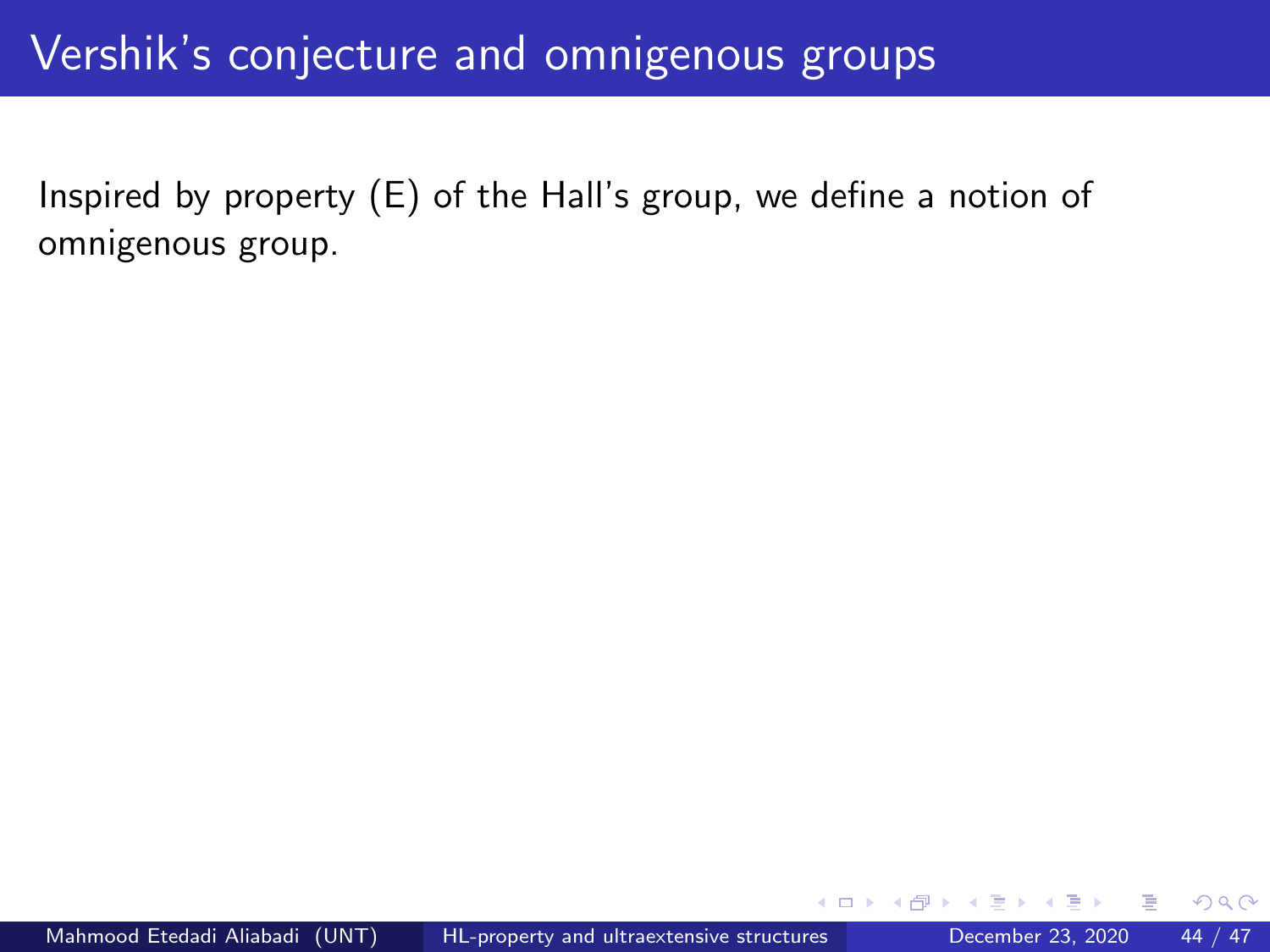# Vershik's conjecture and omnigenous groups

Inspired by property (E) of the Hall's group, we define a notion of omnigenous group.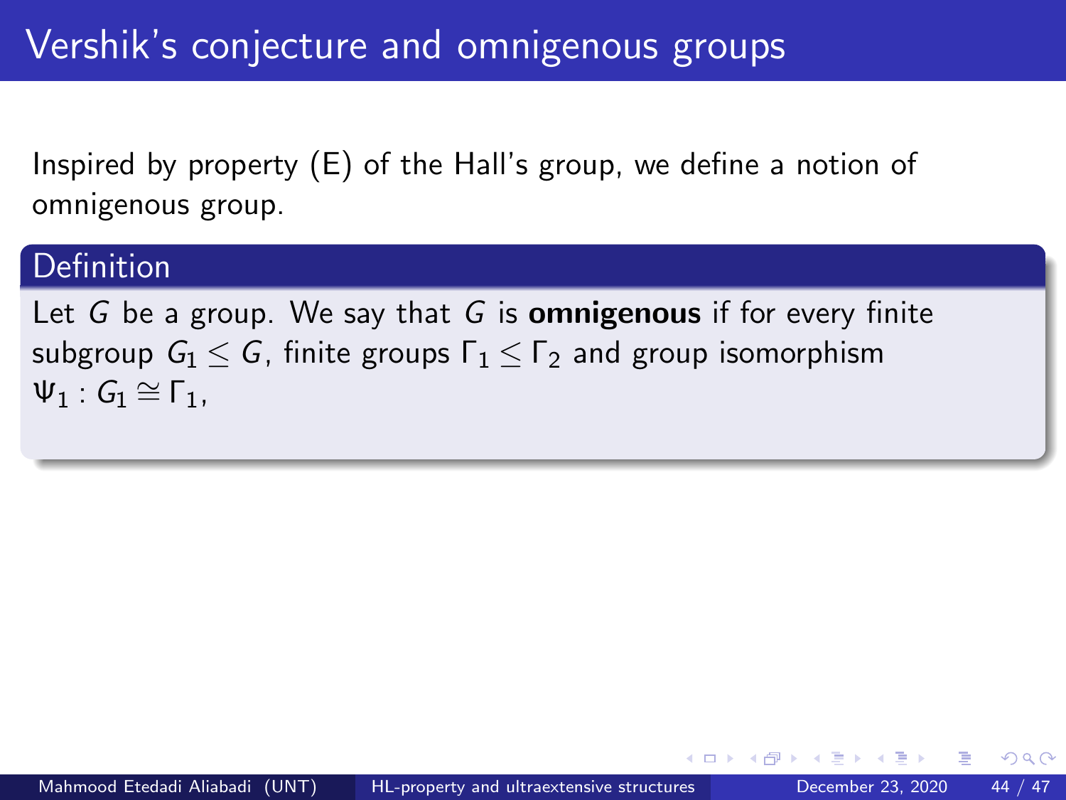# Vershik's conjecture and omnigenous groups

Inspired by property (E) of the Hall's group, we define a notion of omnigenous group.

**Definition**

Let $G$ be a group. We say that $G$ is **omnigenous** if for every finite subgroup $G_1 \leq G$, finite groups $\Gamma_1 \leq \Gamma_2$ and group isomorphism $\Psi_1 : G_1 \cong \Gamma_1$,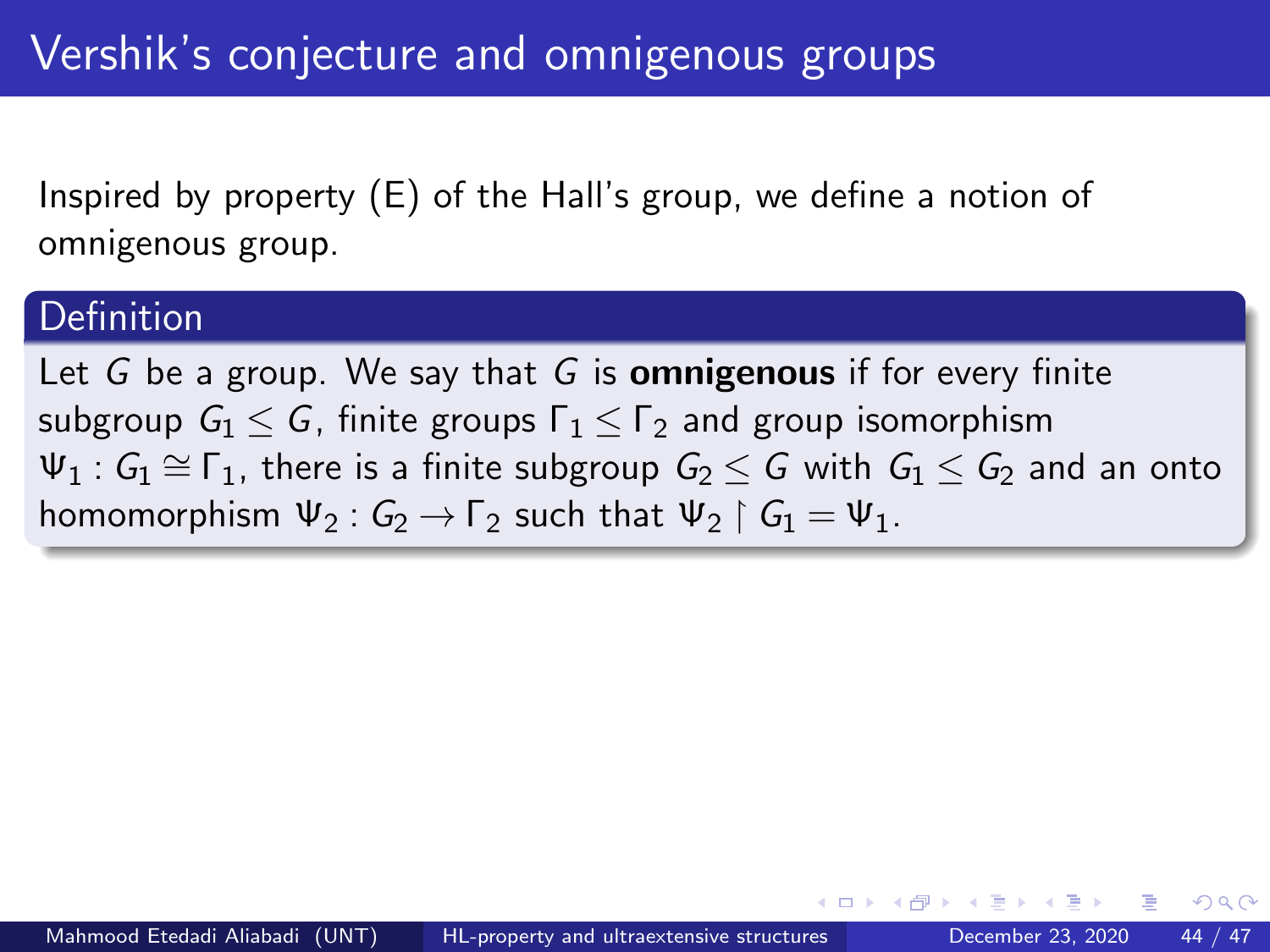# Vershik's conjecture and omnigenous groups

Inspired by property (E) of the Hall's group, we define a notion of omnigenous group.

**Definition**

Let $G$ be a group. We say that $G$ is **omnigenous** if for every finite subgroup $G_1 \leq G$, finite groups $\Gamma_1 \leq \Gamma_2$ and group isomorphism $\Psi_1 : G_1 \cong \Gamma_1$, there is a finite subgroup $G_2 \leq G$ with $G_1 \leq G_2$ and an onto homomorphism $\Psi_2 : G_2 \to \Gamma_2$ such that $\Psi_2 \restriction G_1 = \Psi_1$.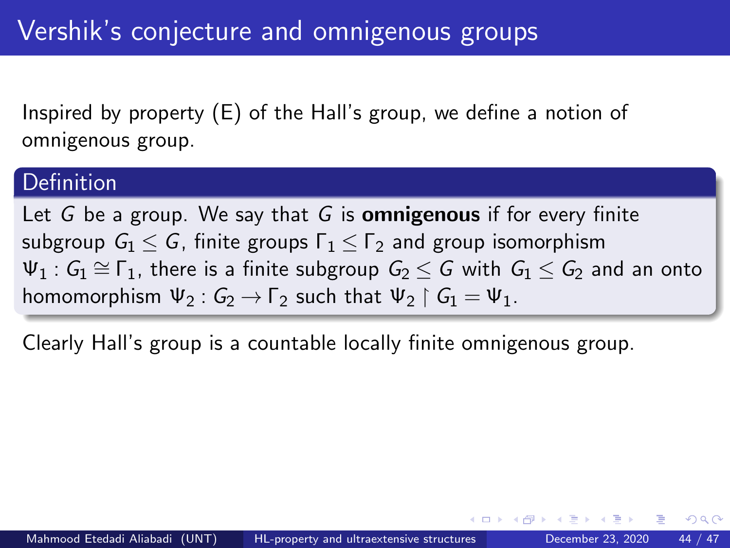# Vershik's conjecture and omnigenous groups

Inspired by property (E) of the Hall's group, we define a notion of omnigenous group.

**Definition**

Let $G$ be a group. We say that $G$ is **omnigenous** if for every finite subgroup $G_1 \leq G$, finite groups $\Gamma_1 \leq \Gamma_2$ and group isomorphism $\Psi_1 : G_1 \cong \Gamma_1$, there is a finite subgroup $G_2 \leq G$ with $G_1 \leq G_2$ and an onto homomorphism $\Psi_2 : G_2 \to \Gamma_2$ such that $\Psi_2 \restriction G_1 = \Psi_1$.

Clearly Hall's group is a countable locally finite omnigenous group.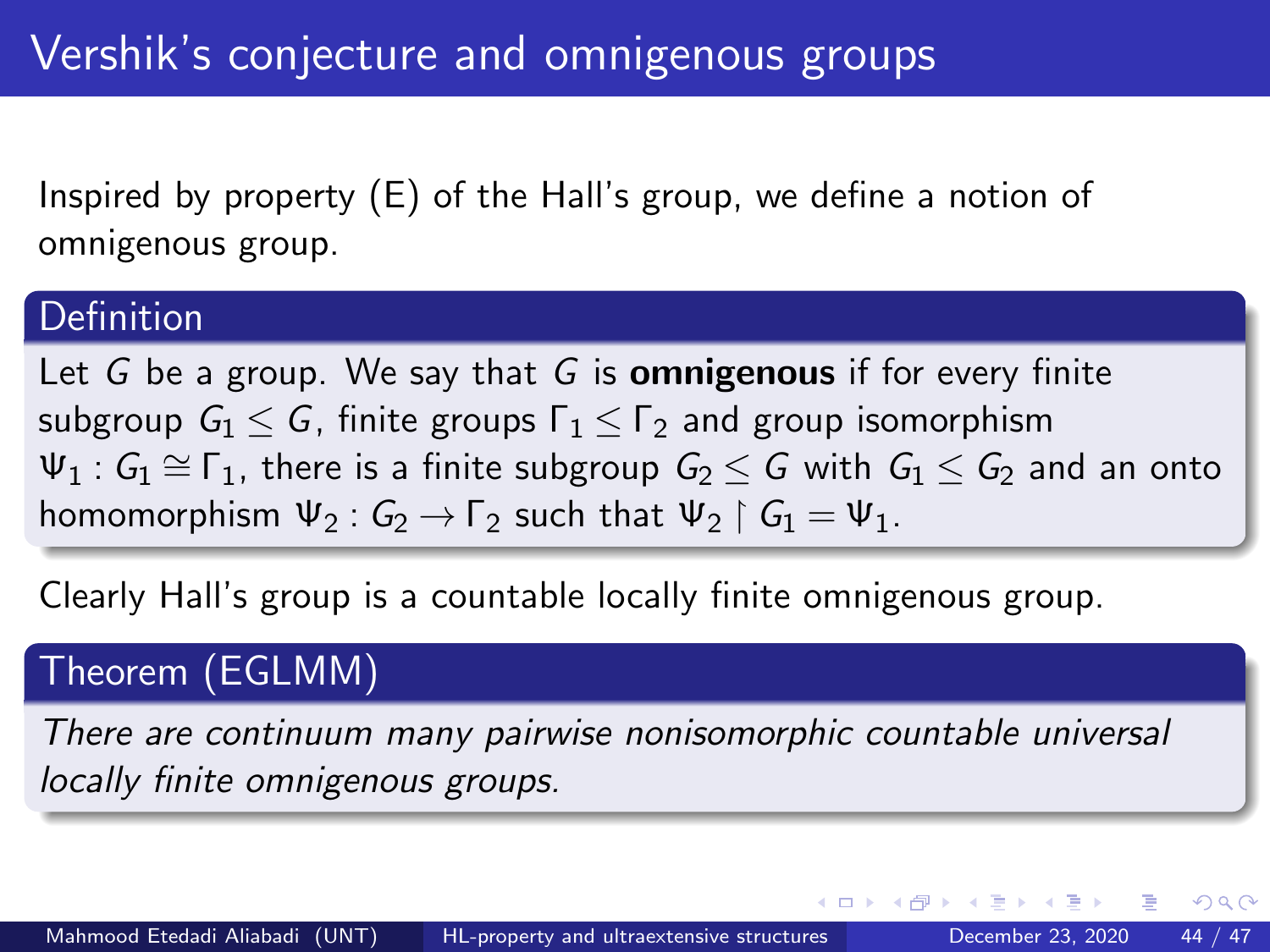# Vershik's conjecture and omnigenous groups

Inspired by property (E) of the Hall's group, we define a notion of omnigenous group.

**Definition**

Let $G$ be a group. We say that $G$ is **omnigenous** if for every finite subgroup $G_1 \leq G$, finite groups $\Gamma_1 \leq \Gamma_2$ and group isomorphism $\Psi_1 : G_1 \cong \Gamma_1$, there is a finite subgroup $G_2 \leq G$ with $G_1 \leq G_2$ and an onto homomorphism $\Psi_2 : G_2 \to \Gamma_2$ such that $\Psi_2 \restriction G_1 = \Psi_1$.

Clearly Hall's group is a countable locally finite omnigenous group.

**Theorem (EGLMM)**

*There are continuum many pairwise nonisomorphic countable universal locally finite omnigenous groups.*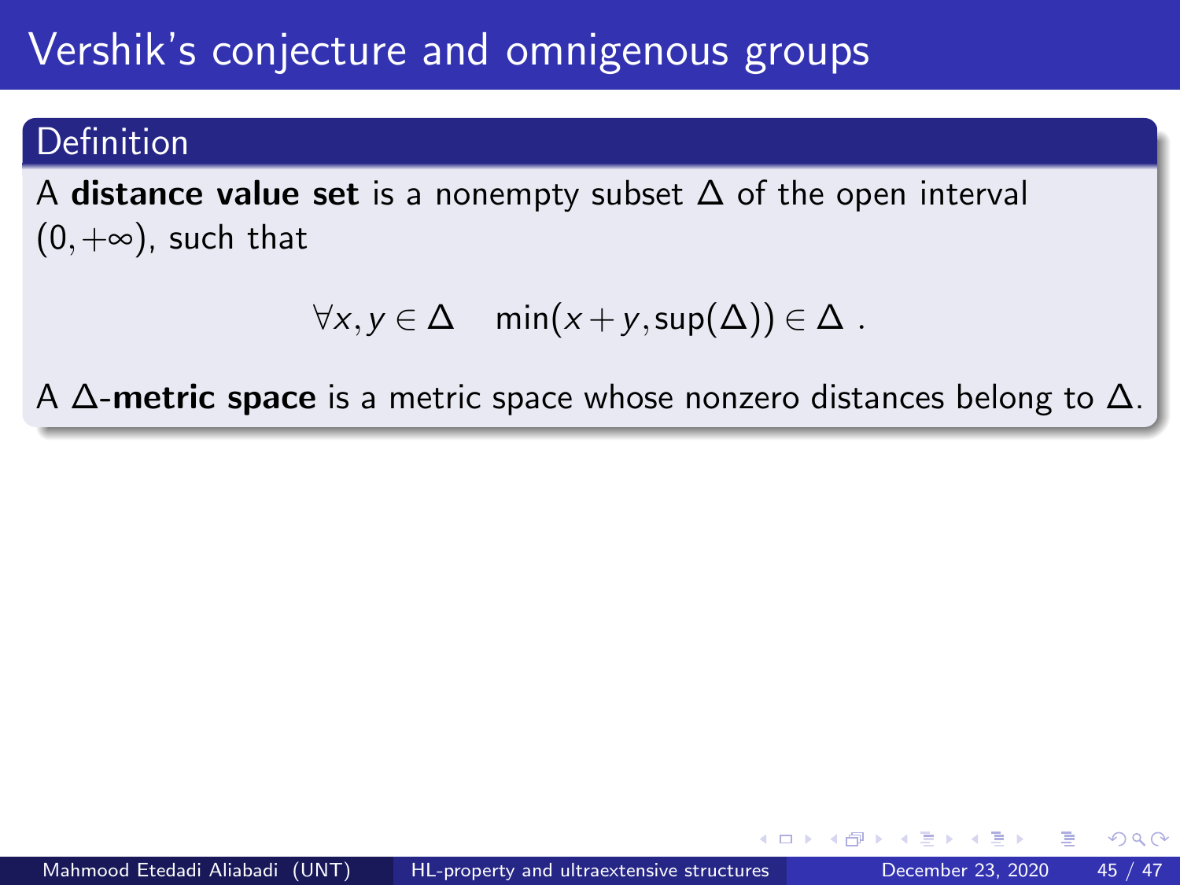# Vershik's conjecture and omnigenous groups

**Definition**

A **distance value set** is a nonempty subset $\Delta$ of the open interval $(0, +\infty)$, such that

$$\forall x, y \in \Delta \quad \min(x + y, \sup(\Delta)) \in \Delta \ .$$

A $\Delta$-**metric space** is a metric space whose nonzero distances belong to $\Delta$.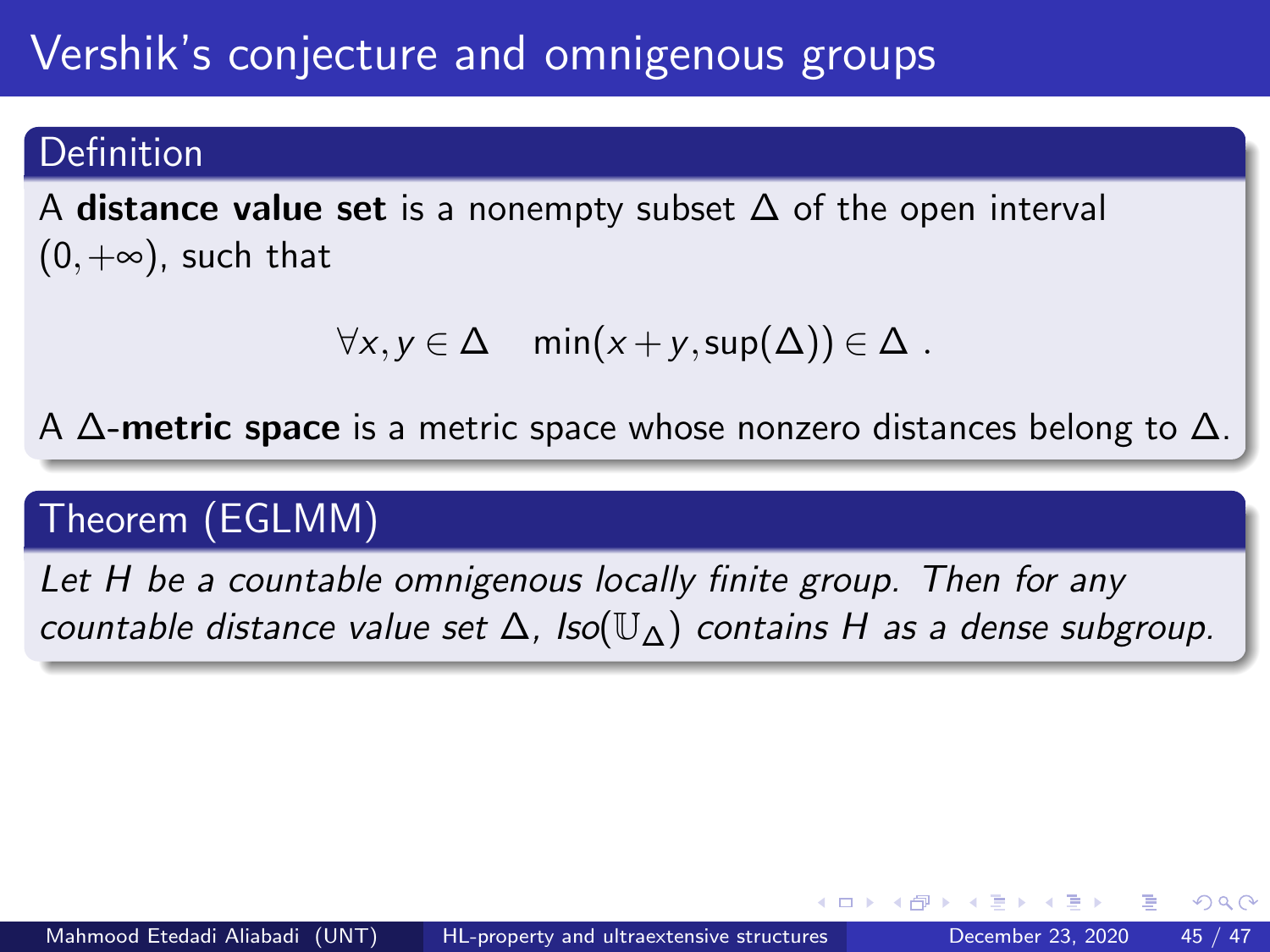# Vershik's conjecture and omnigenous groups

**Definition**

A **distance value set** is a nonempty subset $\Delta$ of the open interval $(0, +\infty)$, such that

$$\forall x, y \in \Delta \quad \min(x + y, \sup(\Delta)) \in \Delta \ .$$

A $\Delta$-**metric space** is a metric space whose nonzero distances belong to $\Delta$.

**Theorem (EGLMM)**

*Let $H$ be a countable omnigenous locally finite group. Then for any countable distance value set $\Delta$, $Iso(\mathbb{U}_\Delta)$ contains $H$ as a dense subgroup.*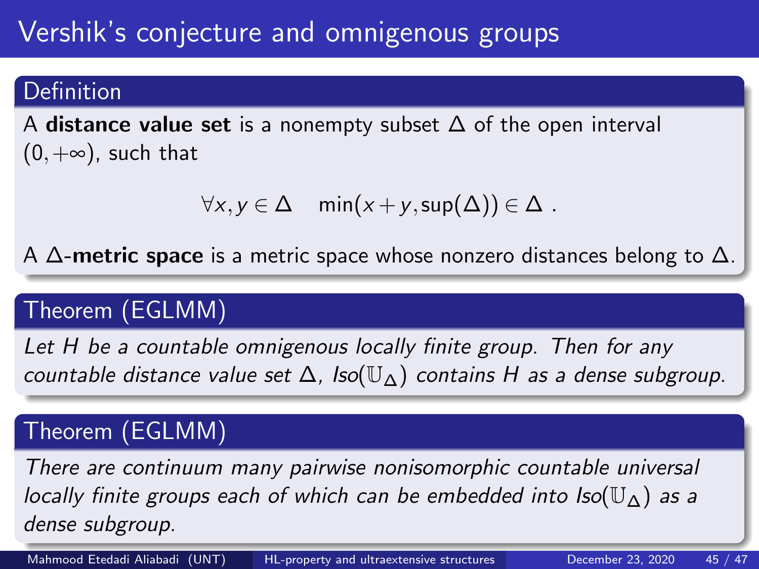# Vershik's conjecture and omnigenous groups

**Definition**

A **distance value set** is a nonempty subset $\Delta$ of the open interval $(0, +\infty)$, such that

$$\forall x, y \in \Delta \quad \min(x + y, \sup(\Delta)) \in \Delta \ .$$

A $\Delta$-**metric space** is a metric space whose nonzero distances belong to $\Delta$.

**Theorem (EGLMM)**

*Let $H$ be a countable omnigenous locally finite group. Then for any countable distance value set $\Delta$, $Iso(\mathbb{U}_\Delta)$ contains $H$ as a dense subgroup.*

**Theorem (EGLMM)**

*There are continuum many pairwise nonisomorphic countable universal locally finite groups each of which can be embedded into $Iso(\mathbb{U}_\Delta)$ as a dense subgroup.*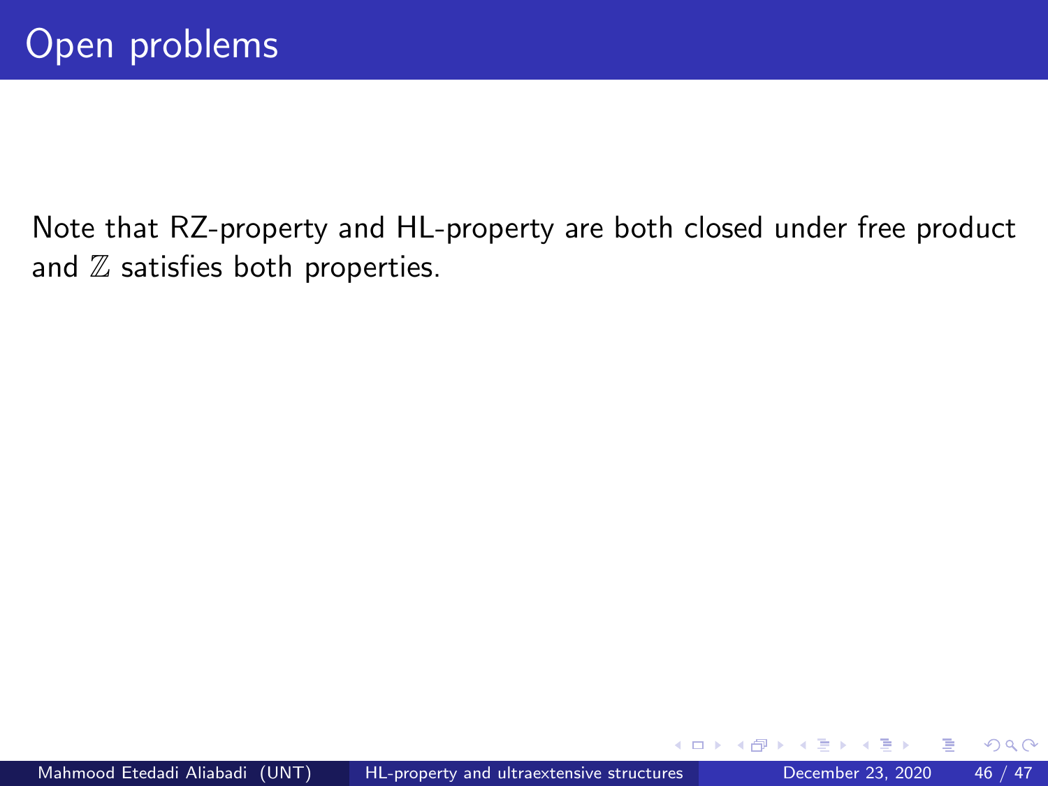# Open problems

Note that RZ-property and HL-property are both closed under free product and $\mathbb{Z}$ satisfies both properties.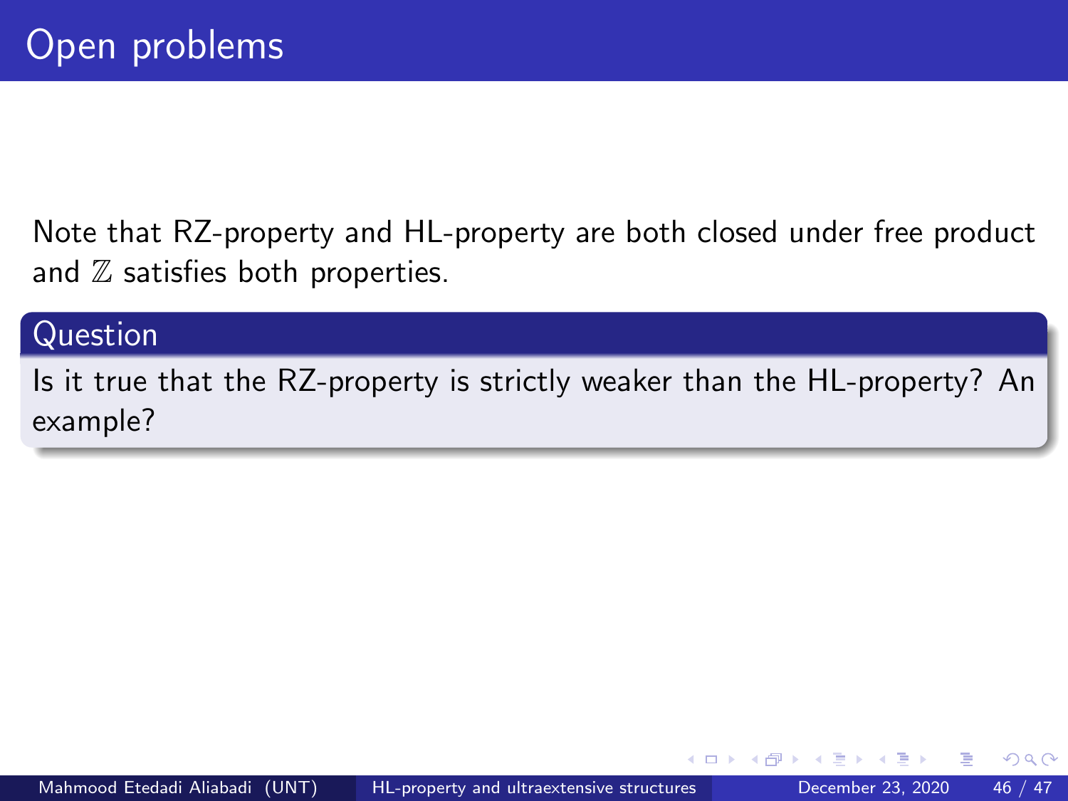# Open problems

Note that RZ-property and HL-property are both closed under free product and $\mathbb{Z}$ satisfies both properties.

**Question**

Is it true that the RZ-property is strictly weaker than the HL-property? An example?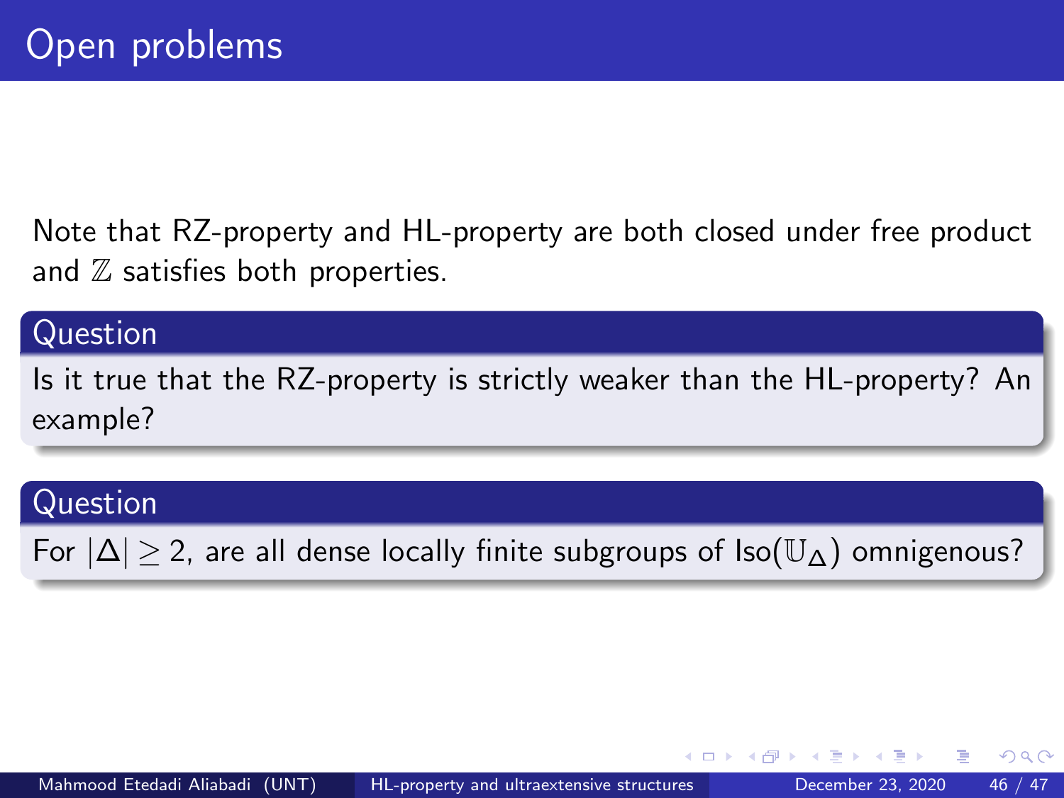# Open problems

Note that RZ-property and HL-property are both closed under free product and $\mathbb{Z}$ satisfies both properties.

**Question**

Is it true that the RZ-property is strictly weaker than the HL-property? An example?

**Question**

For $|\Delta| \geq 2$, are all dense locally finite subgroups of $\text{Iso}(\mathbb{U}_\Delta)$ omnigenous?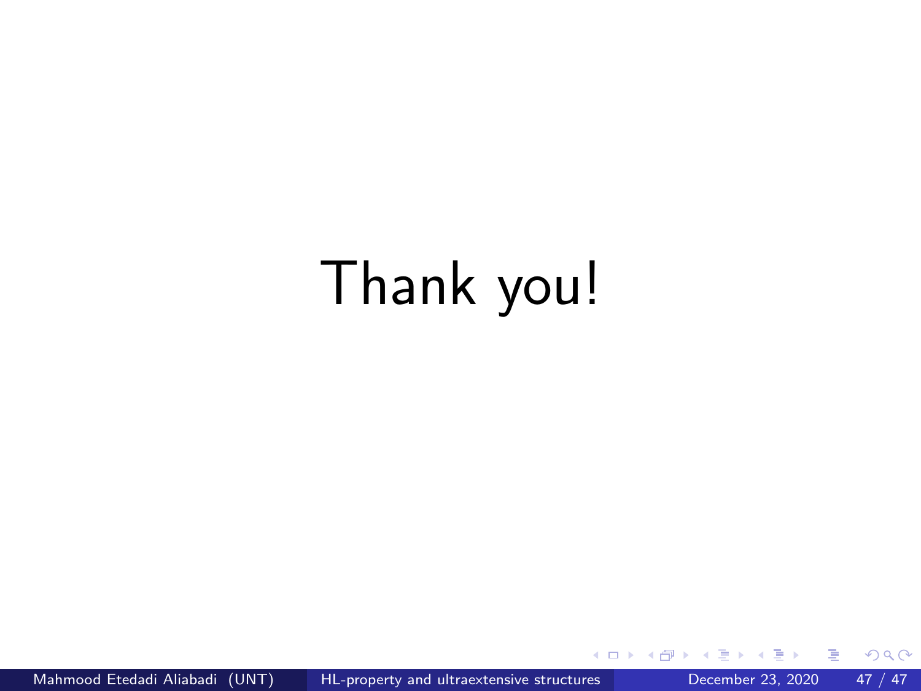Thank you!